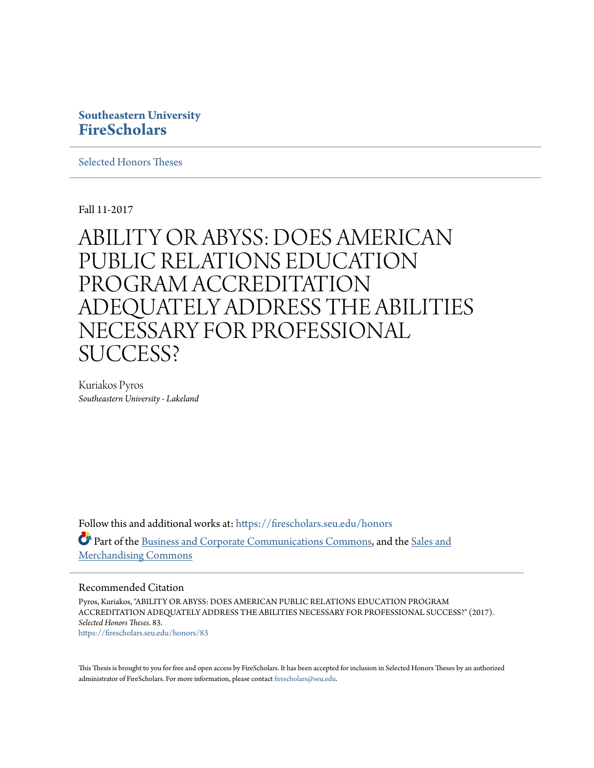Southeastern University
**FireScholars**

Selected Honors Theses

Fall 11-2017

# ABILITY OR ABYSS: DOES AMERICAN PUBLIC RELATIONS EDUCATION PROGRAM ACCREDITATION ADEQUATELY ADDRESS THE ABILITIES NECESSARY FOR PROFESSIONAL SUCCESS?

Kuriakos Pyros
*Southeastern University - Lakeland*

Follow this and additional works at: https://firescholars.seu.edu/honors

Part of the Business and Corporate Communications Commons, and the Sales and Merchandising Commons

## Recommended Citation

Pyros, Kuriakos, "ABILITY OR ABYSS: DOES AMERICAN PUBLIC RELATIONS EDUCATION PROGRAM ACCREDITATION ADEQUATELY ADDRESS THE ABILITIES NECESSARY FOR PROFESSIONAL SUCCESS?" (2017). *Selected Honors Theses*. 83.
https://firescholars.seu.edu/honors/83

This Thesis is brought to you for free and open access by FireScholars. It has been accepted for inclusion in Selected Honors Theses by an authorized administrator of FireScholars. For more information, please contact firescholars@seu.edu.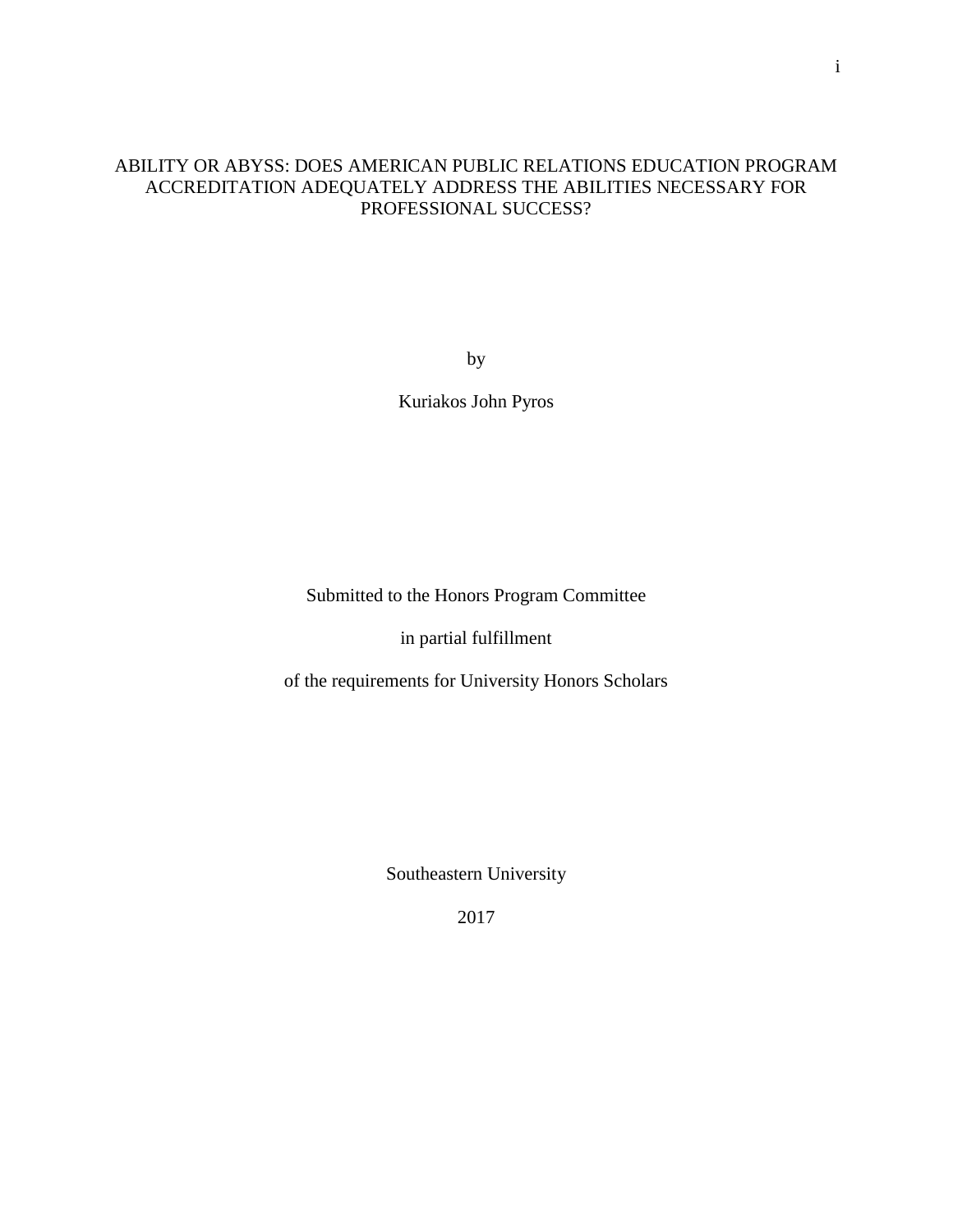# ABILITY OR ABYSS: DOES AMERICAN PUBLIC RELATIONS EDUCATION PROGRAM ACCREDITATION ADEQUATELY ADDRESS THE ABILITIES NECESSARY FOR PROFESSIONAL SUCCESS?

by

Kuriakos John Pyros

Submitted to the Honors Program Committee

in partial fulfillment

of the requirements for University Honors Scholars

Southeastern University

2017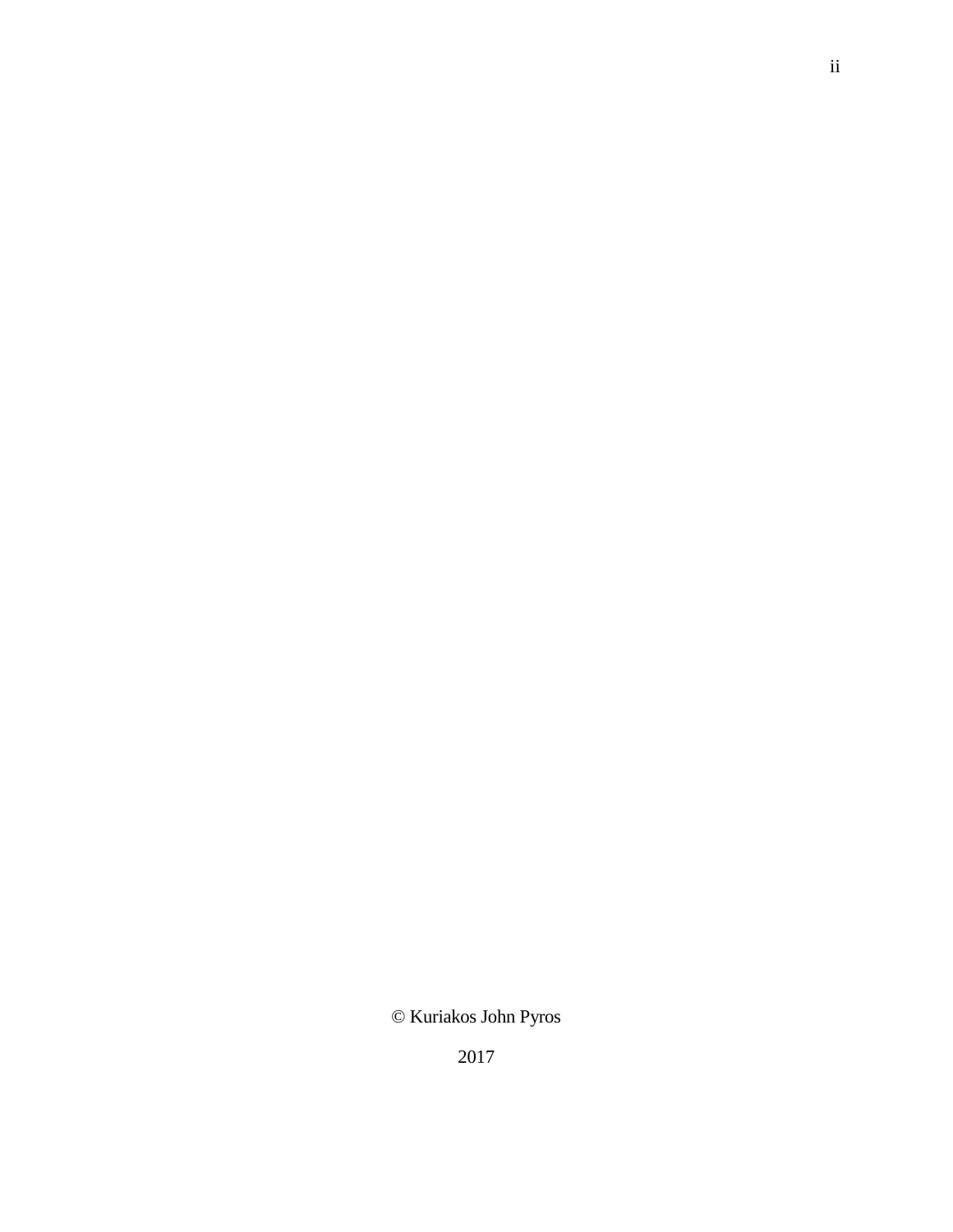© Kuriakos John Pyros

2017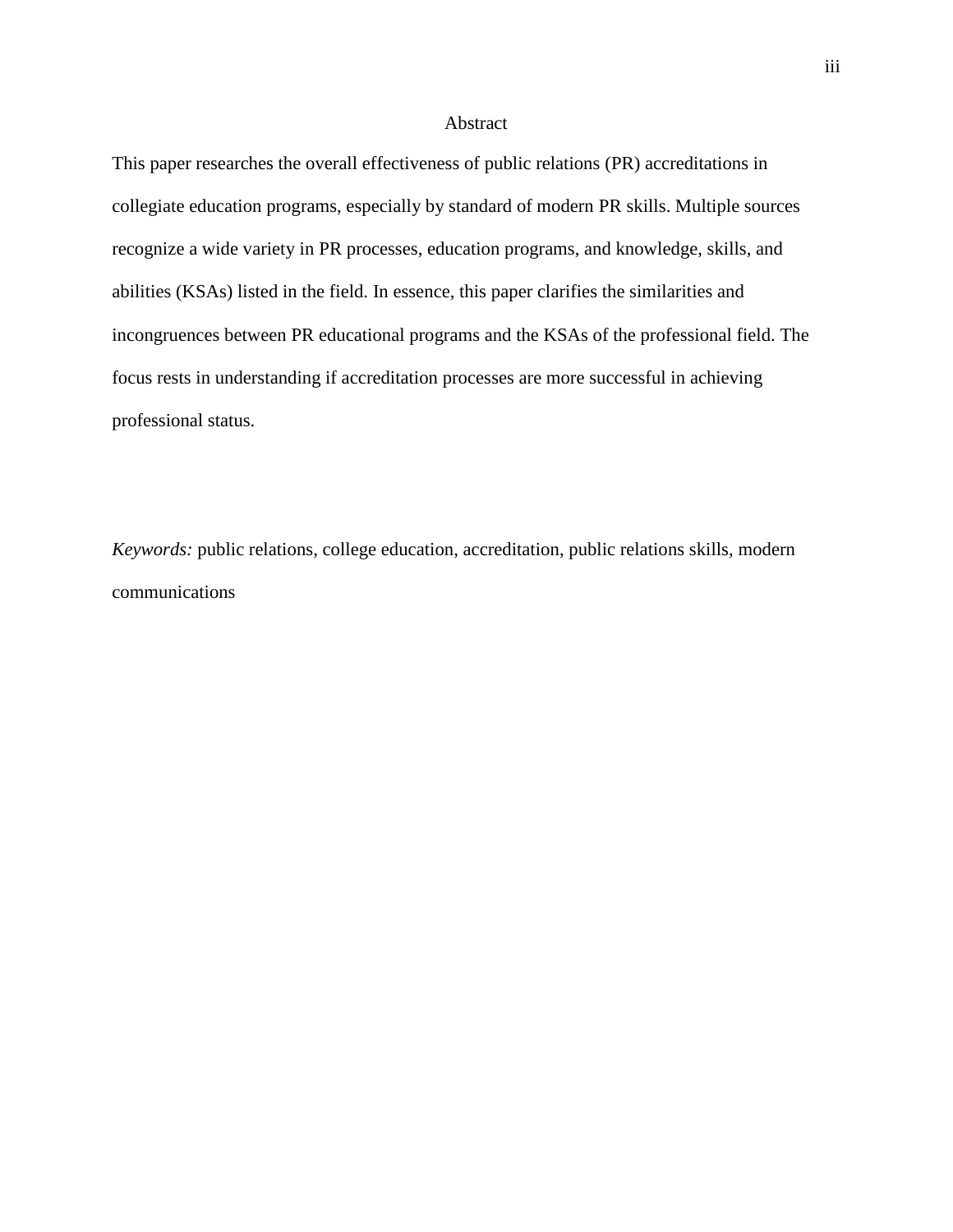# Abstract

This paper researches the overall effectiveness of public relations (PR) accreditations in collegiate education programs, especially by standard of modern PR skills. Multiple sources recognize a wide variety in PR processes, education programs, and knowledge, skills, and abilities (KSAs) listed in the field. In essence, this paper clarifies the similarities and incongruences between PR educational programs and the KSAs of the professional field. The focus rests in understanding if accreditation processes are more successful in achieving professional status.

*Keywords:* public relations, college education, accreditation, public relations skills, modern communications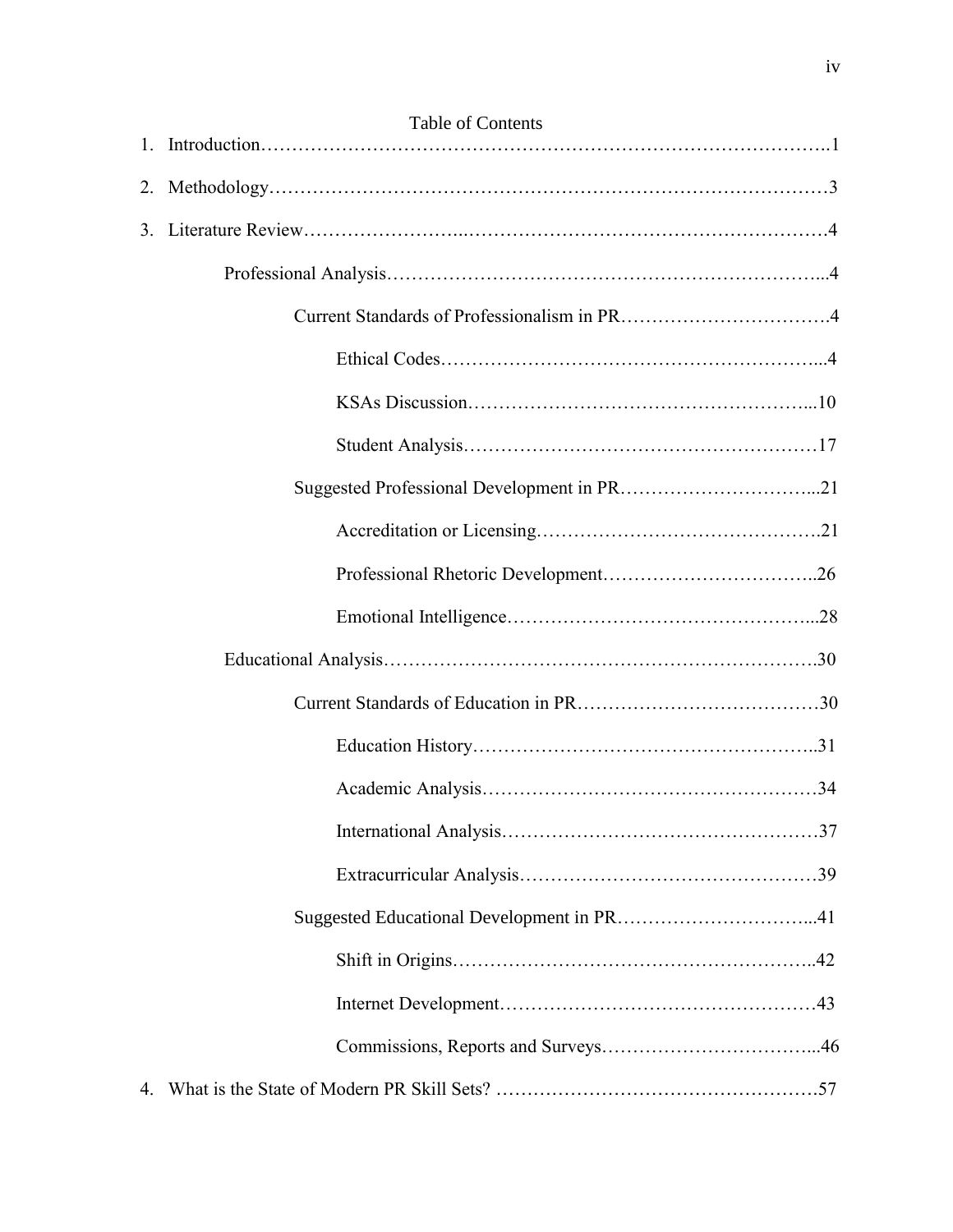Table of Contents

1. Introduction……………………………………………………………………………….1
2. Methodology……………………………………………………………………………3
3. Literature Review……………………..………………………………………………4
    - Professional Analysis…………………………………………………………...4
        - Current Standards of Professionalism in PR…………………………….4
            - Ethical Codes…………………………………………………...4
            - KSAs Discussion……………………………………………...10
            - Student Analysis………………………………………………17
        - Suggested Professional Development in PR…………………………...21
            - Accreditation or Licensing…………………………………….21
            - Professional Rhetoric Development…………………………..26
            - Emotional Intelligence…………………………………………...28
    - Educational Analysis……………………………………………………………30
        - Current Standards of Education in PR…………………………………30
            - Education History……………………………………………..31
            - Academic Analysis……………………………………………34
            - International Analysis…………………………………………37
            - Extracurricular Analysis………………………………………39
        - Suggested Educational Development in PR…………………………...41
            - Shift in Origins………………………………………………..42
            - Internet Development…………………………………………43
            - Commissions, Reports and Surveys…………………………...46
4. What is the State of Modern PR Skill Sets? ……………………………………………57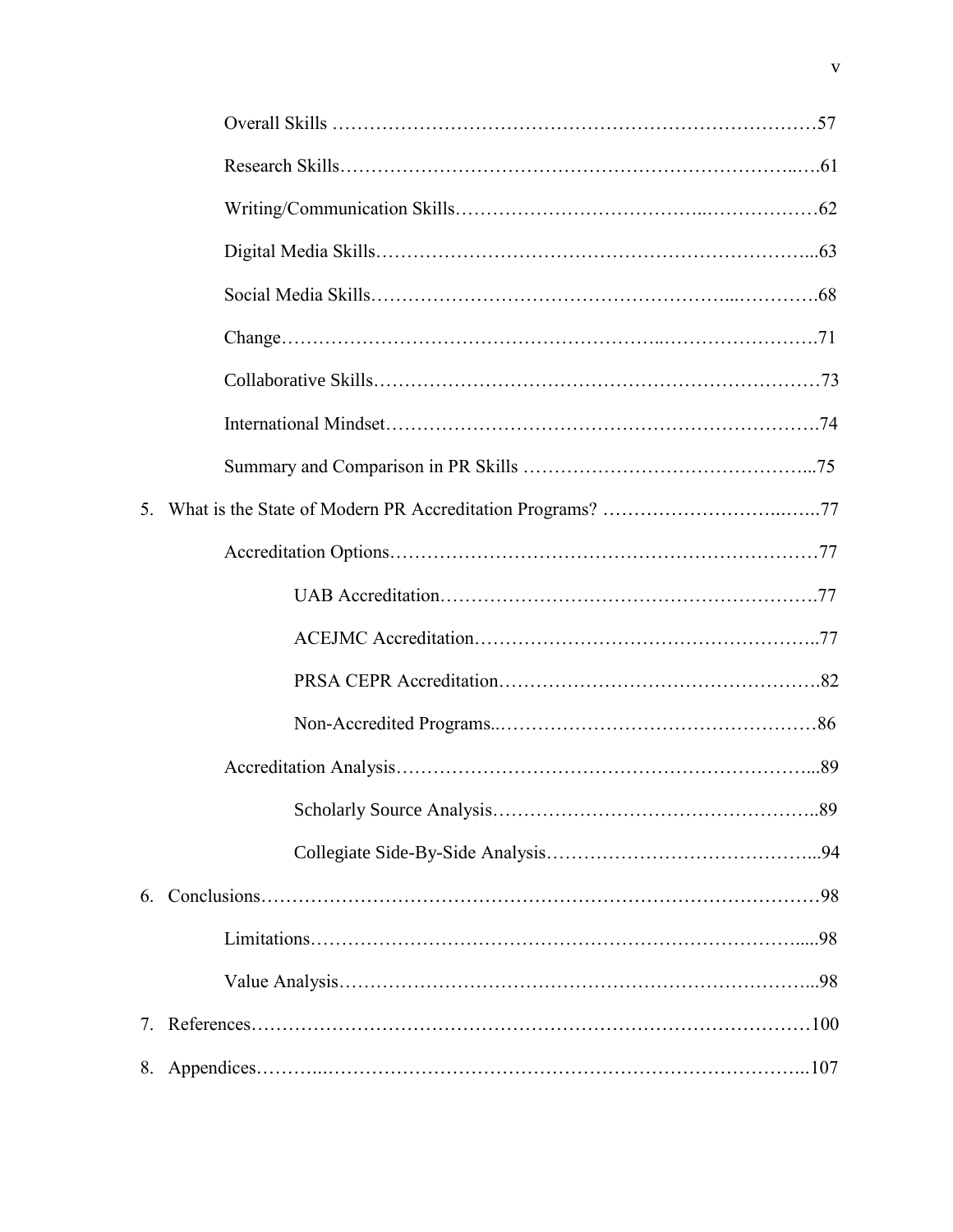Overall Skills …………………………………………………………………57

Research Skills………………………………………………………………..….61

Writing/Communication Skills…………………………………..………………62

Digital Media Skills……………………………………………………………...63

Social Media Skills………………………………………………...…………..68

Change……………………………………………..…………………….71

Collaborative Skills……………………………………………………………73

International Mindset………………………………………………………….74

Summary and Comparison in PR Skills ……………………………………...75

5. What is the State of Modern PR Accreditation Programs? ……………………..…..77

Accreditation Options…………………………………………………………77

UAB Accreditation……………………………………………………….77

ACEJMC Accreditation……………………………………………..77

PRSA CEPR Accreditation…………………………………………….82

Non-Accredited Programs..……………………………………………86

Accreditation Analysis………………………………………………………...89

Scholarly Source Analysis…………………………………………..89

Collegiate Side-By-Side Analysis…………………………………...94

6. Conclusions…………………………………………………………………………98

Limitations……………………………………………………………….....98

Value Analysis…………………………………………………………...98

7. References……………………………………………………………………………100

8. Appendices………..…………………………………………………………………..107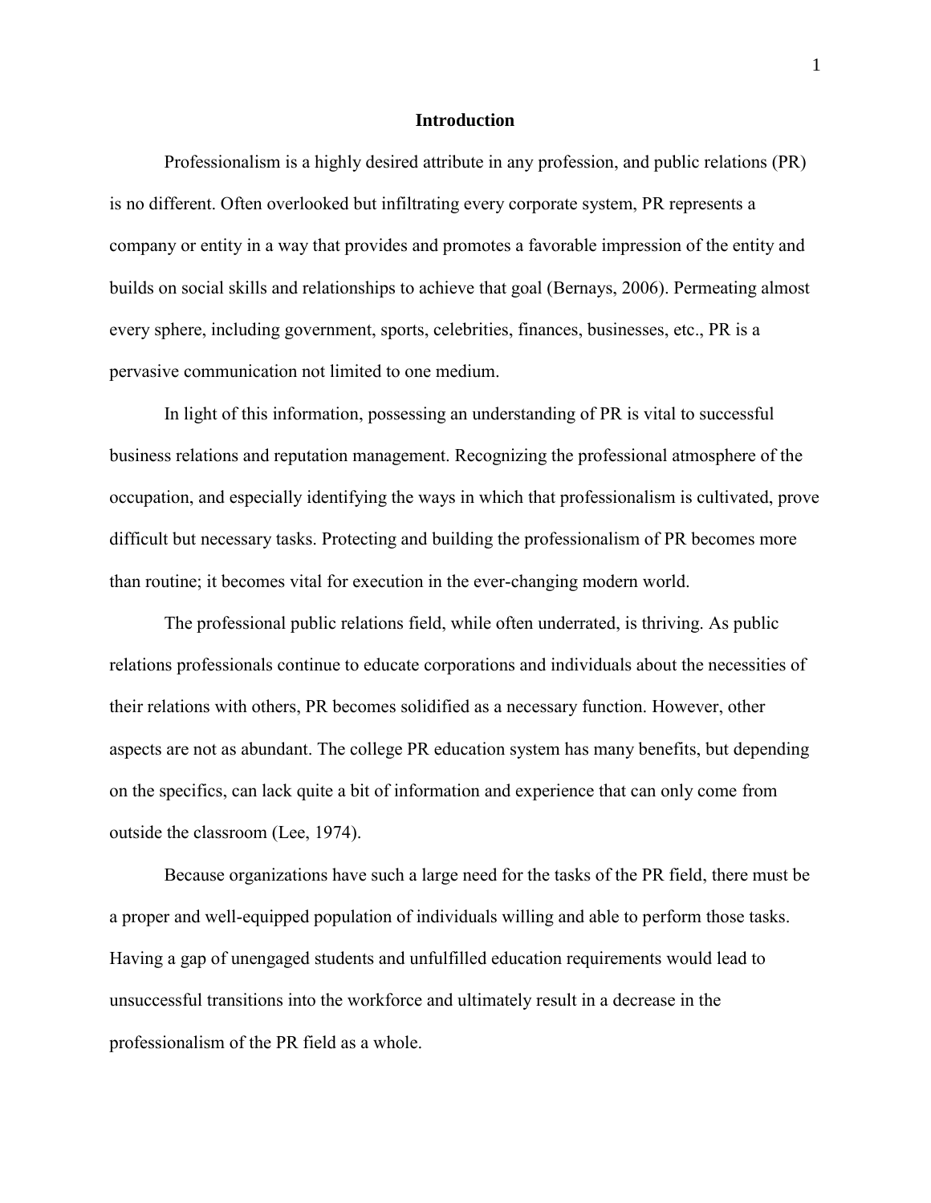# Introduction

Professionalism is a highly desired attribute in any profession, and public relations (PR) is no different. Often overlooked but infiltrating every corporate system, PR represents a company or entity in a way that provides and promotes a favorable impression of the entity and builds on social skills and relationships to achieve that goal (Bernays, 2006). Permeating almost every sphere, including government, sports, celebrities, finances, businesses, etc., PR is a pervasive communication not limited to one medium.

In light of this information, possessing an understanding of PR is vital to successful business relations and reputation management. Recognizing the professional atmosphere of the occupation, and especially identifying the ways in which that professionalism is cultivated, prove difficult but necessary tasks. Protecting and building the professionalism of PR becomes more than routine; it becomes vital for execution in the ever-changing modern world.

The professional public relations field, while often underrated, is thriving. As public relations professionals continue to educate corporations and individuals about the necessities of their relations with others, PR becomes solidified as a necessary function. However, other aspects are not as abundant. The college PR education system has many benefits, but depending on the specifics, can lack quite a bit of information and experience that can only come from outside the classroom (Lee, 1974).

Because organizations have such a large need for the tasks of the PR field, there must be a proper and well-equipped population of individuals willing and able to perform those tasks. Having a gap of unengaged students and unfulfilled education requirements would lead to unsuccessful transitions into the workforce and ultimately result in a decrease in the professionalism of the PR field as a whole.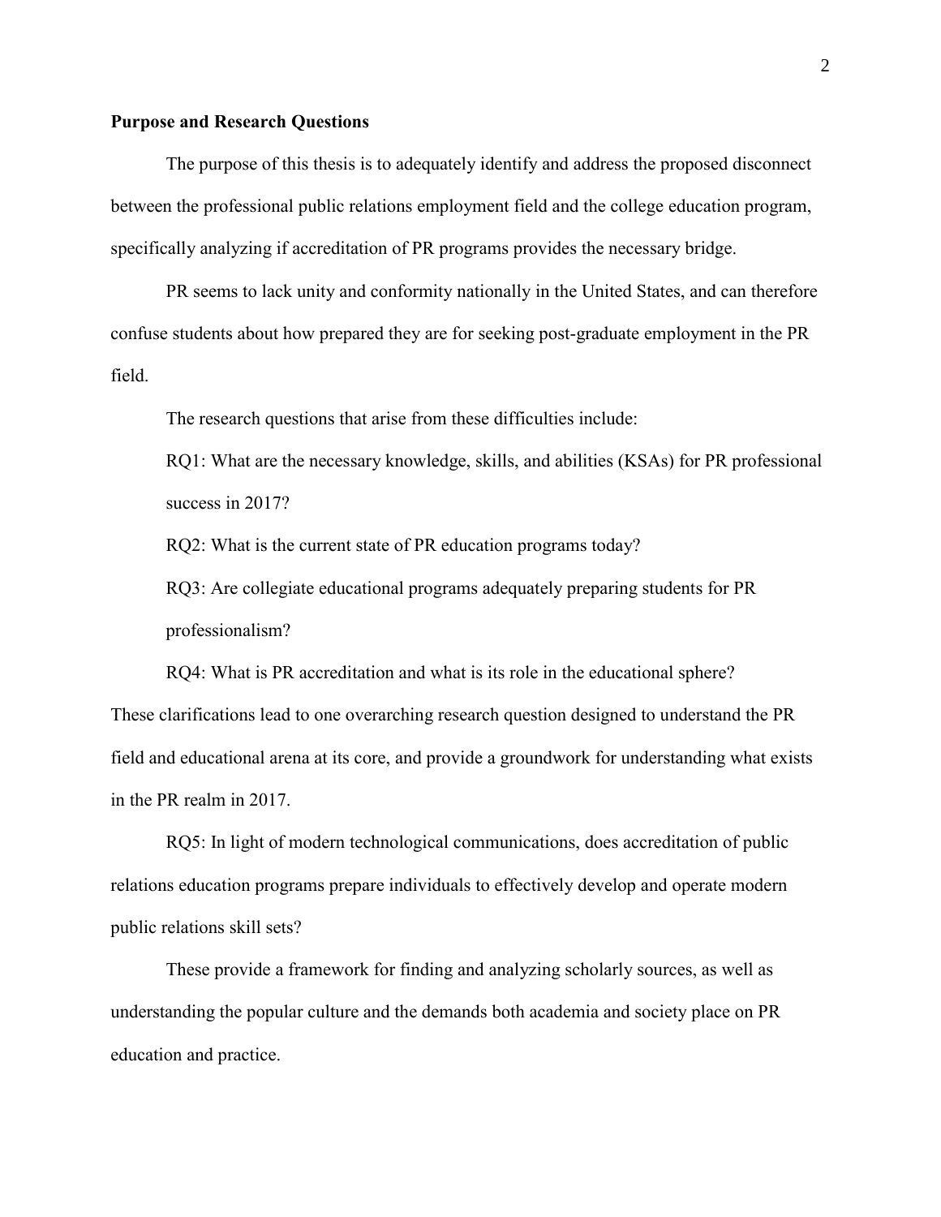**Purpose and Research Questions**

The purpose of this thesis is to adequately identify and address the proposed disconnect between the professional public relations employment field and the college education program, specifically analyzing if accreditation of PR programs provides the necessary bridge.

PR seems to lack unity and conformity nationally in the United States, and can therefore confuse students about how prepared they are for seeking post-graduate employment in the PR field.

The research questions that arise from these difficulties include:

RQ1: What are the necessary knowledge, skills, and abilities (KSAs) for PR professional success in 2017?

RQ2: What is the current state of PR education programs today?

RQ3: Are collegiate educational programs adequately preparing students for PR professionalism?

RQ4: What is PR accreditation and what is its role in the educational sphere?

These clarifications lead to one overarching research question designed to understand the PR field and educational arena at its core, and provide a groundwork for understanding what exists in the PR realm in 2017.

RQ5: In light of modern technological communications, does accreditation of public relations education programs prepare individuals to effectively develop and operate modern public relations skill sets?

These provide a framework for finding and analyzing scholarly sources, as well as understanding the popular culture and the demands both academia and society place on PR education and practice.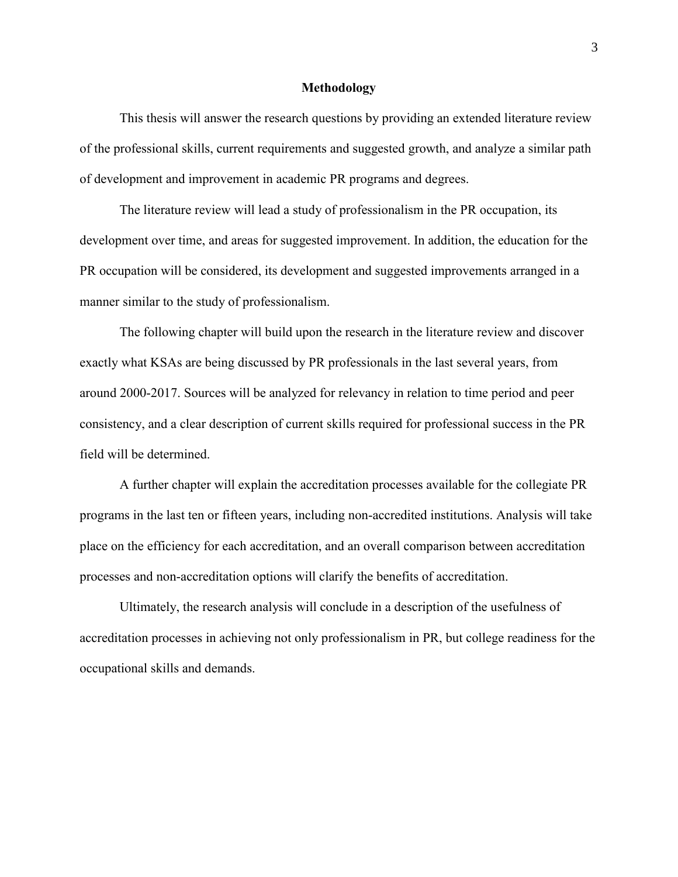## Methodology

This thesis will answer the research questions by providing an extended literature review of the professional skills, current requirements and suggested growth, and analyze a similar path of development and improvement in academic PR programs and degrees.

The literature review will lead a study of professionalism in the PR occupation, its development over time, and areas for suggested improvement. In addition, the education for the PR occupation will be considered, its development and suggested improvements arranged in a manner similar to the study of professionalism.

The following chapter will build upon the research in the literature review and discover exactly what KSAs are being discussed by PR professionals in the last several years, from around 2000-2017. Sources will be analyzed for relevancy in relation to time period and peer consistency, and a clear description of current skills required for professional success in the PR field will be determined.

A further chapter will explain the accreditation processes available for the collegiate PR programs in the last ten or fifteen years, including non-accredited institutions. Analysis will take place on the efficiency for each accreditation, and an overall comparison between accreditation processes and non-accreditation options will clarify the benefits of accreditation.

Ultimately, the research analysis will conclude in a description of the usefulness of accreditation processes in achieving not only professionalism in PR, but college readiness for the occupational skills and demands.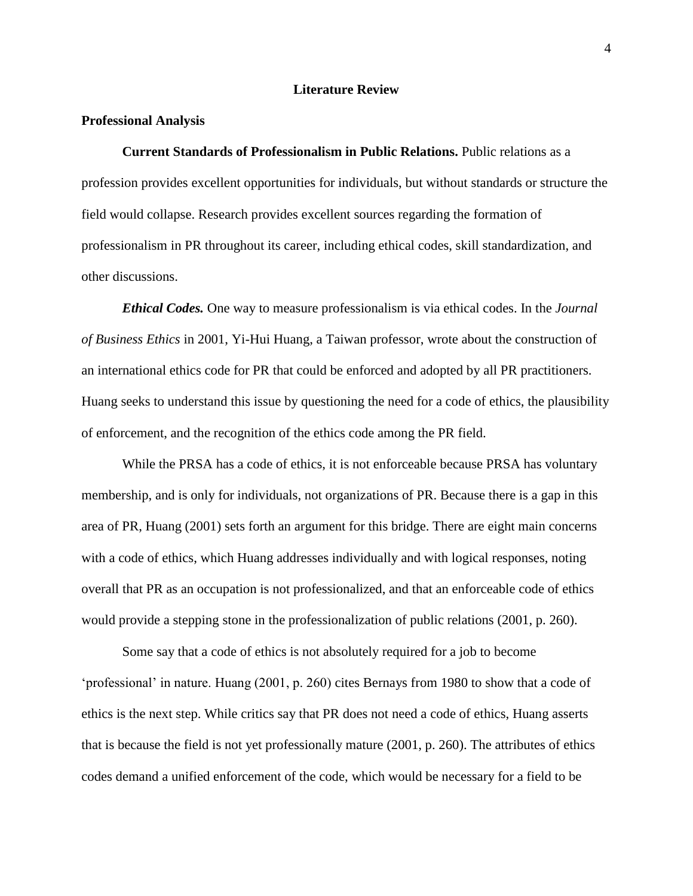# Literature Review

## Professional Analysis

**Current Standards of Professionalism in Public Relations.** Public relations as a profession provides excellent opportunities for individuals, but without standards or structure the field would collapse. Research provides excellent sources regarding the formation of professionalism in PR throughout its career, including ethical codes, skill standardization, and other discussions.

***Ethical Codes.*** One way to measure professionalism is via ethical codes. In the *Journal of Business Ethics* in 2001, Yi-Hui Huang, a Taiwan professor, wrote about the construction of an international ethics code for PR that could be enforced and adopted by all PR practitioners. Huang seeks to understand this issue by questioning the need for a code of ethics, the plausibility of enforcement, and the recognition of the ethics code among the PR field.

While the PRSA has a code of ethics, it is not enforceable because PRSA has voluntary membership, and is only for individuals, not organizations of PR. Because there is a gap in this area of PR, Huang (2001) sets forth an argument for this bridge. There are eight main concerns with a code of ethics, which Huang addresses individually and with logical responses, noting overall that PR as an occupation is not professionalized, and that an enforceable code of ethics would provide a stepping stone in the professionalization of public relations (2001, p. 260).

Some say that a code of ethics is not absolutely required for a job to become 'professional' in nature. Huang (2001, p. 260) cites Bernays from 1980 to show that a code of ethics is the next step. While critics say that PR does not need a code of ethics, Huang asserts that is because the field is not yet professionally mature (2001, p. 260). The attributes of ethics codes demand a unified enforcement of the code, which would be necessary for a field to be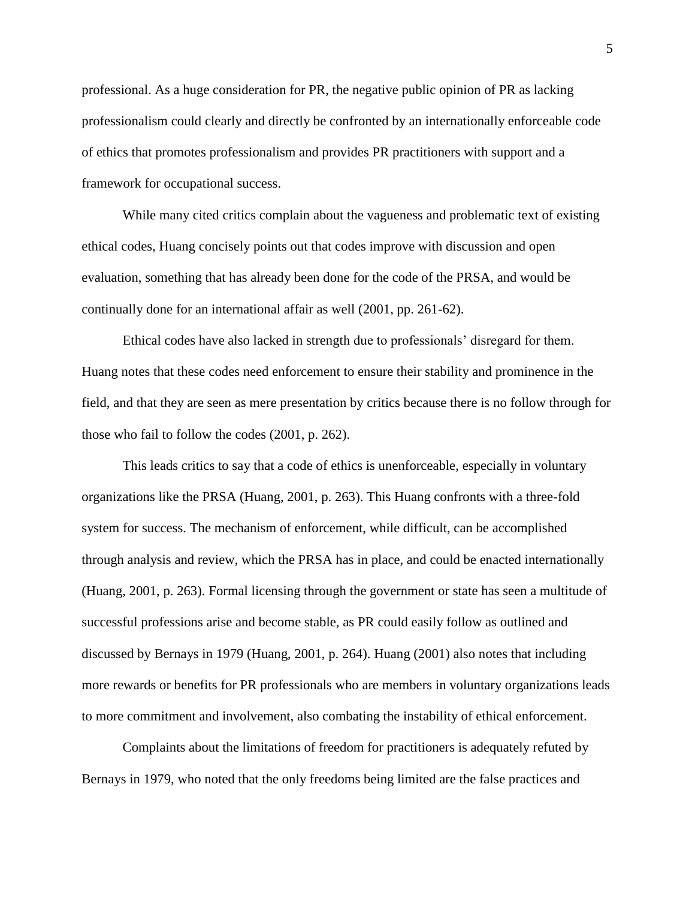professional. As a huge consideration for PR, the negative public opinion of PR as lacking professionalism could clearly and directly be confronted by an internationally enforceable code of ethics that promotes professionalism and provides PR practitioners with support and a framework for occupational success.

While many cited critics complain about the vagueness and problematic text of existing ethical codes, Huang concisely points out that codes improve with discussion and open evaluation, something that has already been done for the code of the PRSA, and would be continually done for an international affair as well (2001, pp. 261-62).

Ethical codes have also lacked in strength due to professionals' disregard for them. Huang notes that these codes need enforcement to ensure their stability and prominence in the field, and that they are seen as mere presentation by critics because there is no follow through for those who fail to follow the codes (2001, p. 262).

This leads critics to say that a code of ethics is unenforceable, especially in voluntary organizations like the PRSA (Huang, 2001, p. 263). This Huang confronts with a three-fold system for success. The mechanism of enforcement, while difficult, can be accomplished through analysis and review, which the PRSA has in place, and could be enacted internationally (Huang, 2001, p. 263). Formal licensing through the government or state has seen a multitude of successful professions arise and become stable, as PR could easily follow as outlined and discussed by Bernays in 1979 (Huang, 2001, p. 264). Huang (2001) also notes that including more rewards or benefits for PR professionals who are members in voluntary organizations leads to more commitment and involvement, also combating the instability of ethical enforcement.

Complaints about the limitations of freedom for practitioners is adequately refuted by Bernays in 1979, who noted that the only freedoms being limited are the false practices and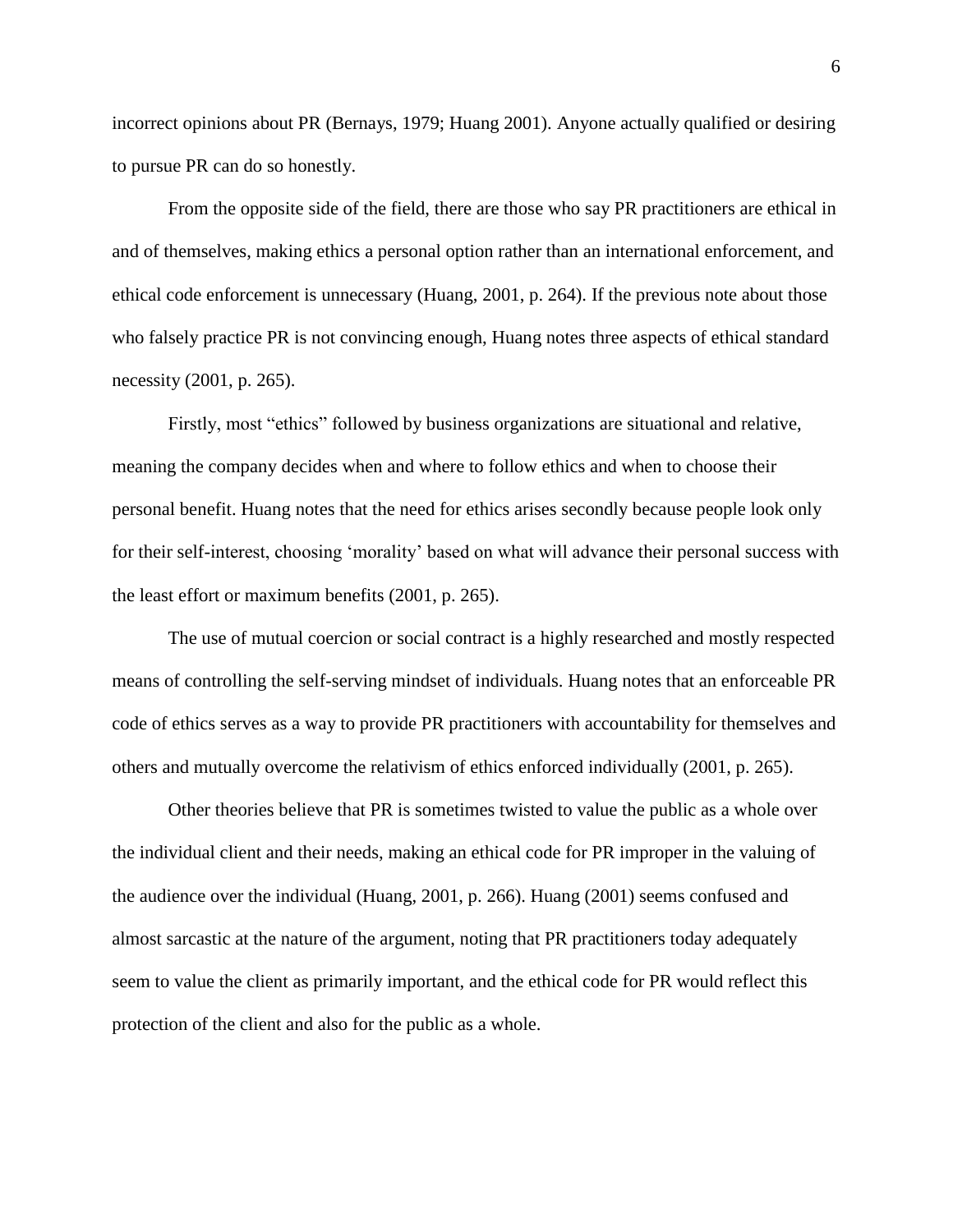incorrect opinions about PR (Bernays, 1979; Huang 2001). Anyone actually qualified or desiring to pursue PR can do so honestly.

From the opposite side of the field, there are those who say PR practitioners are ethical in and of themselves, making ethics a personal option rather than an international enforcement, and ethical code enforcement is unnecessary (Huang, 2001, p. 264). If the previous note about those who falsely practice PR is not convincing enough, Huang notes three aspects of ethical standard necessity (2001, p. 265).

Firstly, most "ethics" followed by business organizations are situational and relative, meaning the company decides when and where to follow ethics and when to choose their personal benefit. Huang notes that the need for ethics arises secondly because people look only for their self-interest, choosing 'morality' based on what will advance their personal success with the least effort or maximum benefits (2001, p. 265).

The use of mutual coercion or social contract is a highly researched and mostly respected means of controlling the self-serving mindset of individuals. Huang notes that an enforceable PR code of ethics serves as a way to provide PR practitioners with accountability for themselves and others and mutually overcome the relativism of ethics enforced individually (2001, p. 265).

Other theories believe that PR is sometimes twisted to value the public as a whole over the individual client and their needs, making an ethical code for PR improper in the valuing of the audience over the individual (Huang, 2001, p. 266). Huang (2001) seems confused and almost sarcastic at the nature of the argument, noting that PR practitioners today adequately seem to value the client as primarily important, and the ethical code for PR would reflect this protection of the client and also for the public as a whole.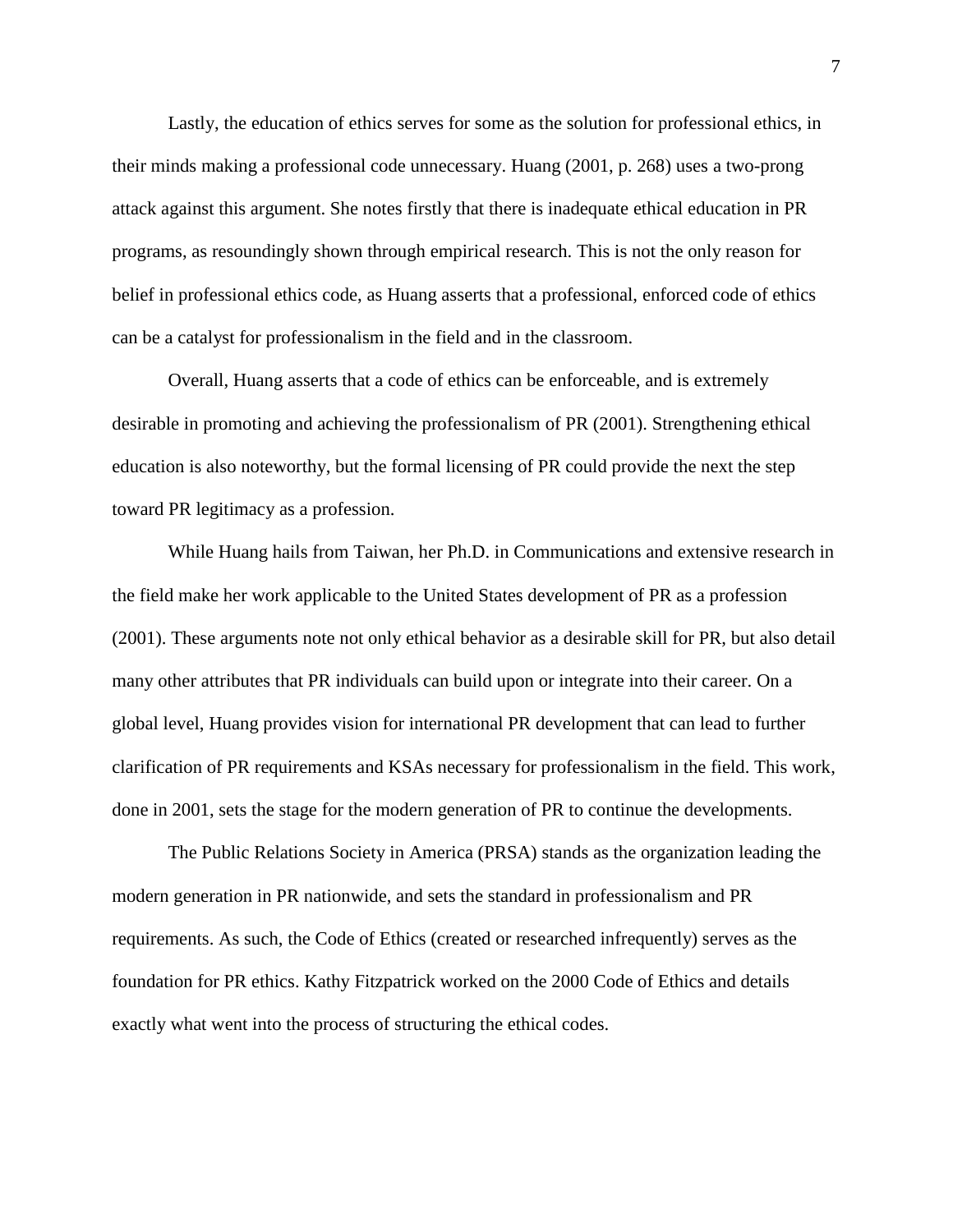Lastly, the education of ethics serves for some as the solution for professional ethics, in their minds making a professional code unnecessary. Huang (2001, p. 268) uses a two-prong attack against this argument. She notes firstly that there is inadequate ethical education in PR programs, as resoundingly shown through empirical research. This is not the only reason for belief in professional ethics code, as Huang asserts that a professional, enforced code of ethics can be a catalyst for professionalism in the field and in the classroom.

Overall, Huang asserts that a code of ethics can be enforceable, and is extremely desirable in promoting and achieving the professionalism of PR (2001). Strengthening ethical education is also noteworthy, but the formal licensing of PR could provide the next the step toward PR legitimacy as a profession.

While Huang hails from Taiwan, her Ph.D. in Communications and extensive research in the field make her work applicable to the United States development of PR as a profession (2001). These arguments note not only ethical behavior as a desirable skill for PR, but also detail many other attributes that PR individuals can build upon or integrate into their career. On a global level, Huang provides vision for international PR development that can lead to further clarification of PR requirements and KSAs necessary for professionalism in the field. This work, done in 2001, sets the stage for the modern generation of PR to continue the developments.

The Public Relations Society in America (PRSA) stands as the organization leading the modern generation in PR nationwide, and sets the standard in professionalism and PR requirements. As such, the Code of Ethics (created or researched infrequently) serves as the foundation for PR ethics. Kathy Fitzpatrick worked on the 2000 Code of Ethics and details exactly what went into the process of structuring the ethical codes.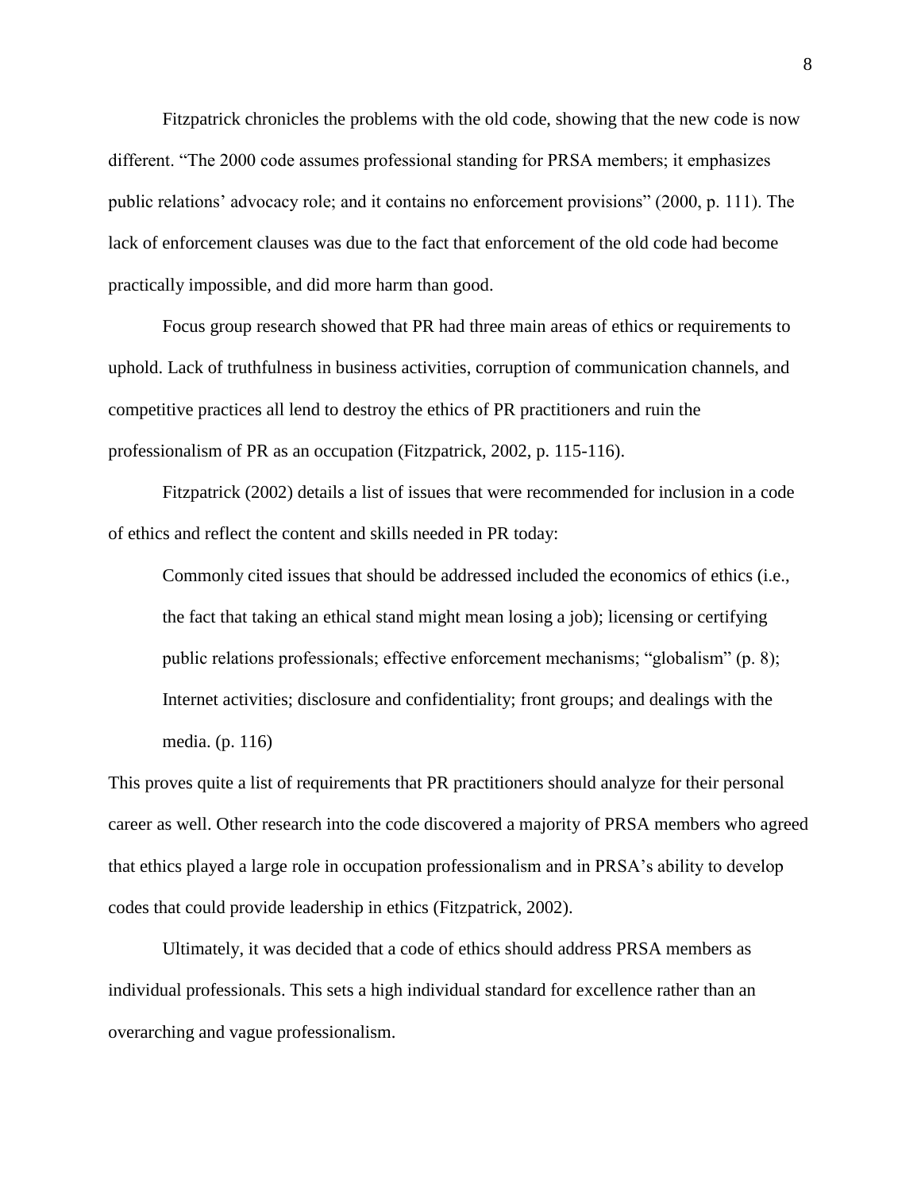Fitzpatrick chronicles the problems with the old code, showing that the new code is now different. "The 2000 code assumes professional standing for PRSA members; it emphasizes public relations' advocacy role; and it contains no enforcement provisions" (2000, p. 111). The lack of enforcement clauses was due to the fact that enforcement of the old code had become practically impossible, and did more harm than good.

Focus group research showed that PR had three main areas of ethics or requirements to uphold. Lack of truthfulness in business activities, corruption of communication channels, and competitive practices all lend to destroy the ethics of PR practitioners and ruin the professionalism of PR as an occupation (Fitzpatrick, 2002, p. 115-116).

Fitzpatrick (2002) details a list of issues that were recommended for inclusion in a code of ethics and reflect the content and skills needed in PR today:

> Commonly cited issues that should be addressed included the economics of ethics (i.e., the fact that taking an ethical stand might mean losing a job); licensing or certifying public relations professionals; effective enforcement mechanisms; "globalism" (p. 8); Internet activities; disclosure and confidentiality; front groups; and dealings with the media. (p. 116)

This proves quite a list of requirements that PR practitioners should analyze for their personal career as well. Other research into the code discovered a majority of PRSA members who agreed that ethics played a large role in occupation professionalism and in PRSA's ability to develop codes that could provide leadership in ethics (Fitzpatrick, 2002).

Ultimately, it was decided that a code of ethics should address PRSA members as individual professionals. This sets a high individual standard for excellence rather than an overarching and vague professionalism.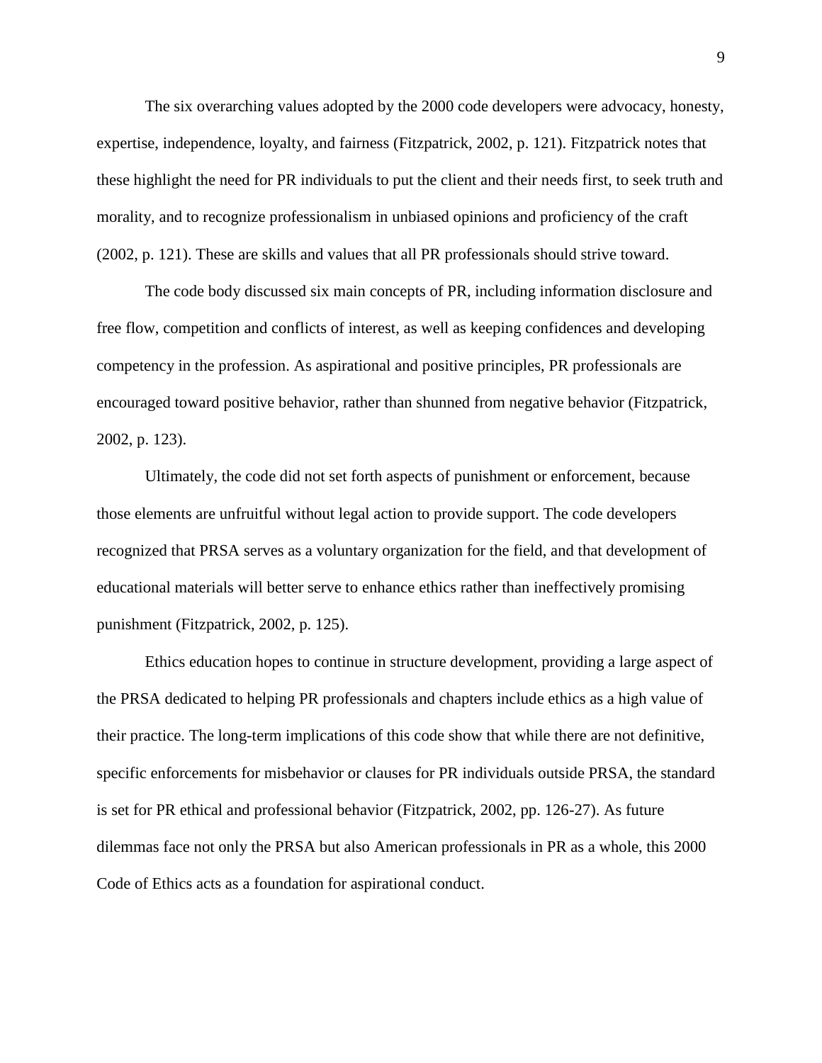The six overarching values adopted by the 2000 code developers were advocacy, honesty, expertise, independence, loyalty, and fairness (Fitzpatrick, 2002, p. 121). Fitzpatrick notes that these highlight the need for PR individuals to put the client and their needs first, to seek truth and morality, and to recognize professionalism in unbiased opinions and proficiency of the craft (2002, p. 121). These are skills and values that all PR professionals should strive toward.

The code body discussed six main concepts of PR, including information disclosure and free flow, competition and conflicts of interest, as well as keeping confidences and developing competency in the profession. As aspirational and positive principles, PR professionals are encouraged toward positive behavior, rather than shunned from negative behavior (Fitzpatrick, 2002, p. 123).

Ultimately, the code did not set forth aspects of punishment or enforcement, because those elements are unfruitful without legal action to provide support. The code developers recognized that PRSA serves as a voluntary organization for the field, and that development of educational materials will better serve to enhance ethics rather than ineffectively promising punishment (Fitzpatrick, 2002, p. 125).

Ethics education hopes to continue in structure development, providing a large aspect of the PRSA dedicated to helping PR professionals and chapters include ethics as a high value of their practice. The long-term implications of this code show that while there are not definitive, specific enforcements for misbehavior or clauses for PR individuals outside PRSA, the standard is set for PR ethical and professional behavior (Fitzpatrick, 2002, pp. 126-27). As future dilemmas face not only the PRSA but also American professionals in PR as a whole, this 2000 Code of Ethics acts as a foundation for aspirational conduct.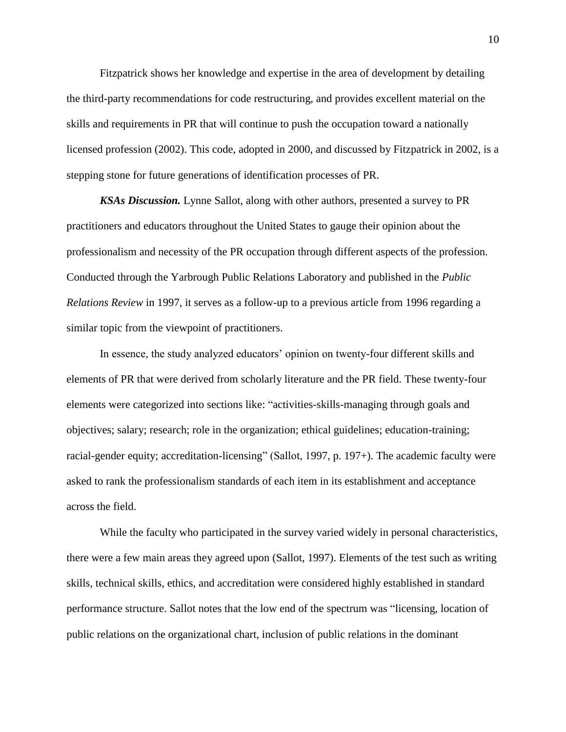Fitzpatrick shows her knowledge and expertise in the area of development by detailing the third-party recommendations for code restructuring, and provides excellent material on the skills and requirements in PR that will continue to push the occupation toward a nationally licensed profession (2002). This code, adopted in 2000, and discussed by Fitzpatrick in 2002, is a stepping stone for future generations of identification processes of PR.

***KSAs Discussion.*** Lynne Sallot, along with other authors, presented a survey to PR practitioners and educators throughout the United States to gauge their opinion about the professionalism and necessity of the PR occupation through different aspects of the profession. Conducted through the Yarbrough Public Relations Laboratory and published in the *Public Relations Review* in 1997, it serves as a follow-up to a previous article from 1996 regarding a similar topic from the viewpoint of practitioners.

In essence, the study analyzed educators' opinion on twenty-four different skills and elements of PR that were derived from scholarly literature and the PR field. These twenty-four elements were categorized into sections like: "activities-skills-managing through goals and objectives; salary; research; role in the organization; ethical guidelines; education-training; racial-gender equity; accreditation-licensing" (Sallot, 1997, p. 197+). The academic faculty were asked to rank the professionalism standards of each item in its establishment and acceptance across the field.

While the faculty who participated in the survey varied widely in personal characteristics, there were a few main areas they agreed upon (Sallot, 1997). Elements of the test such as writing skills, technical skills, ethics, and accreditation were considered highly established in standard performance structure. Sallot notes that the low end of the spectrum was "licensing, location of public relations on the organizational chart, inclusion of public relations in the dominant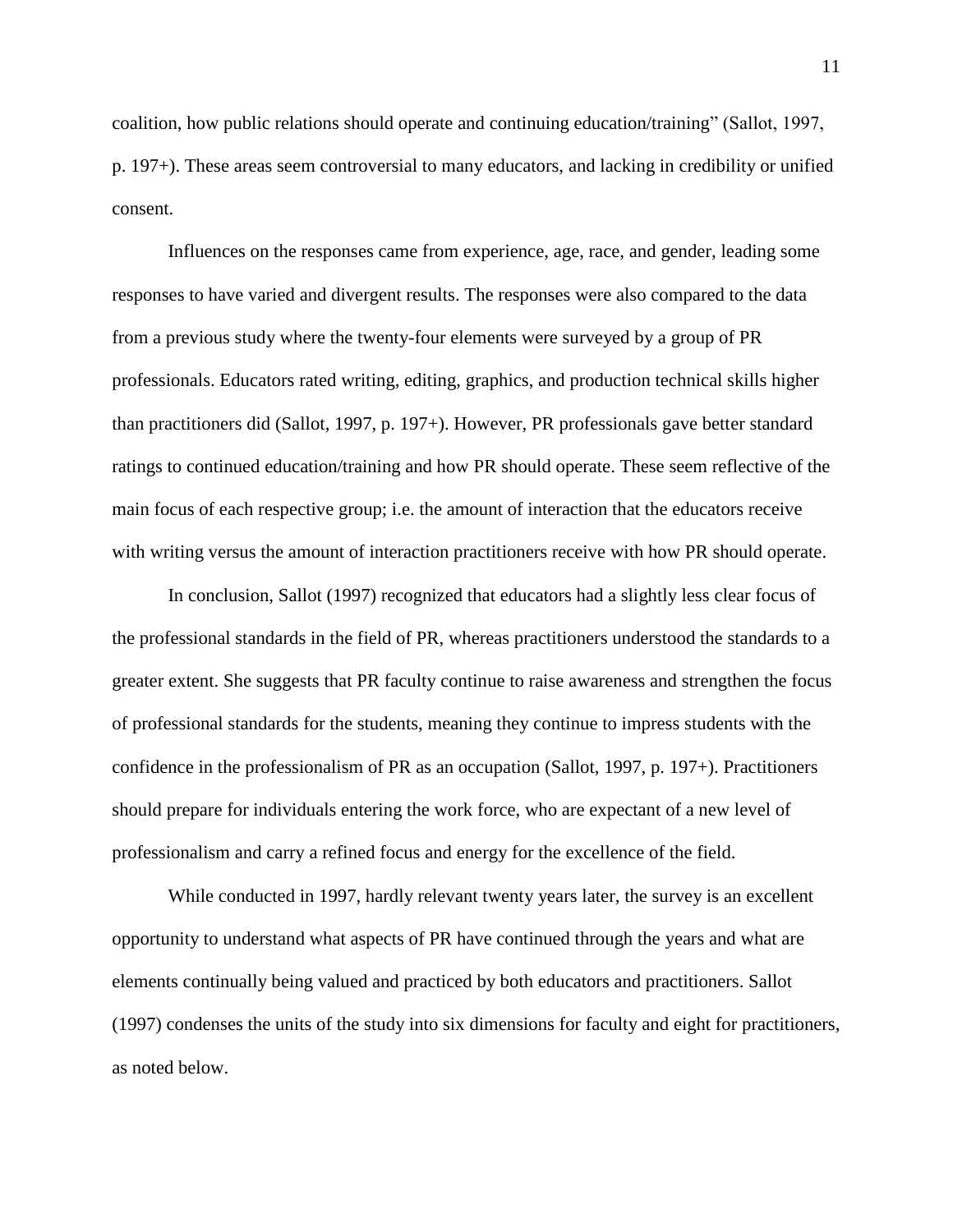coalition, how public relations should operate and continuing education/training" (Sallot, 1997, p. 197+). These areas seem controversial to many educators, and lacking in credibility or unified consent.

Influences on the responses came from experience, age, race, and gender, leading some responses to have varied and divergent results. The responses were also compared to the data from a previous study where the twenty-four elements were surveyed by a group of PR professionals. Educators rated writing, editing, graphics, and production technical skills higher than practitioners did (Sallot, 1997, p. 197+). However, PR professionals gave better standard ratings to continued education/training and how PR should operate. These seem reflective of the main focus of each respective group; i.e. the amount of interaction that the educators receive with writing versus the amount of interaction practitioners receive with how PR should operate.

In conclusion, Sallot (1997) recognized that educators had a slightly less clear focus of the professional standards in the field of PR, whereas practitioners understood the standards to a greater extent. She suggests that PR faculty continue to raise awareness and strengthen the focus of professional standards for the students, meaning they continue to impress students with the confidence in the professionalism of PR as an occupation (Sallot, 1997, p. 197+). Practitioners should prepare for individuals entering the work force, who are expectant of a new level of professionalism and carry a refined focus and energy for the excellence of the field.

While conducted in 1997, hardly relevant twenty years later, the survey is an excellent opportunity to understand what aspects of PR have continued through the years and what are elements continually being valued and practiced by both educators and practitioners. Sallot (1997) condenses the units of the study into six dimensions for faculty and eight for practitioners, as noted below.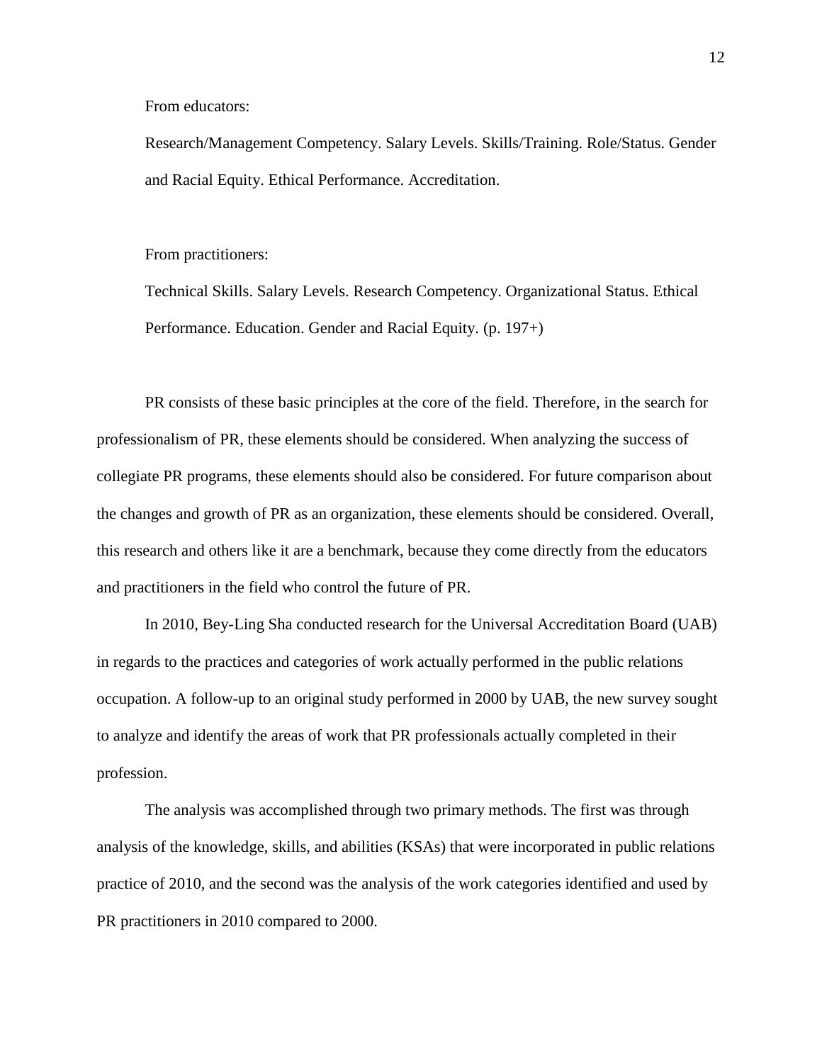From educators:

Research/Management Competency. Salary Levels. Skills/Training. Role/Status. Gender and Racial Equity. Ethical Performance. Accreditation.

From practitioners:

Technical Skills. Salary Levels. Research Competency. Organizational Status. Ethical Performance. Education. Gender and Racial Equity. (p. 197+)

PR consists of these basic principles at the core of the field. Therefore, in the search for professionalism of PR, these elements should be considered. When analyzing the success of collegiate PR programs, these elements should also be considered. For future comparison about the changes and growth of PR as an organization, these elements should be considered. Overall, this research and others like it are a benchmark, because they come directly from the educators and practitioners in the field who control the future of PR.

In 2010, Bey-Ling Sha conducted research for the Universal Accreditation Board (UAB) in regards to the practices and categories of work actually performed in the public relations occupation. A follow-up to an original study performed in 2000 by UAB, the new survey sought to analyze and identify the areas of work that PR professionals actually completed in their profession.

The analysis was accomplished through two primary methods. The first was through analysis of the knowledge, skills, and abilities (KSAs) that were incorporated in public relations practice of 2010, and the second was the analysis of the work categories identified and used by PR practitioners in 2010 compared to 2000.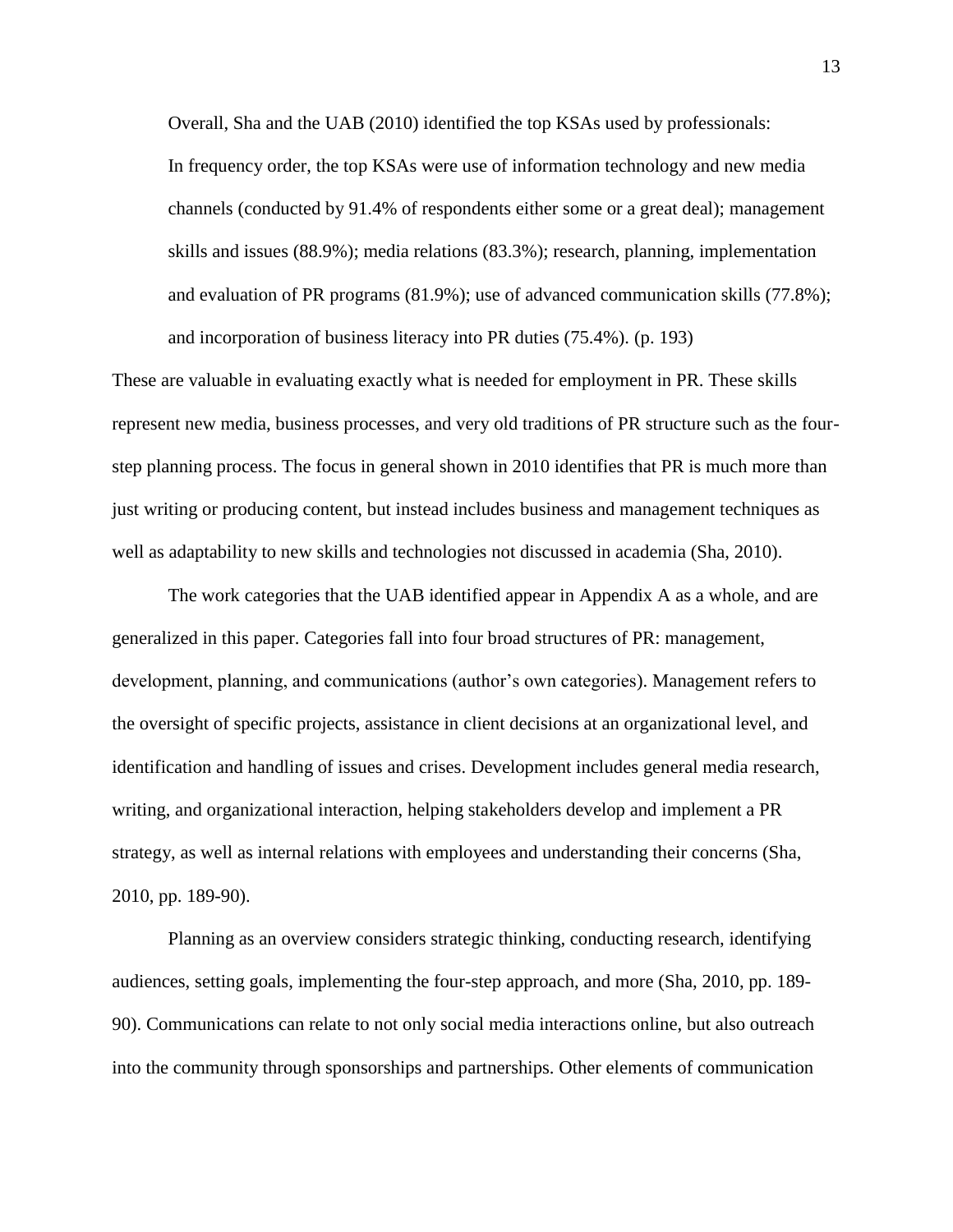Overall, Sha and the UAB (2010) identified the top KSAs used by professionals:

> In frequency order, the top KSAs were use of information technology and new media channels (conducted by 91.4% of respondents either some or a great deal); management skills and issues (88.9%); media relations (83.3%); research, planning, implementation and evaluation of PR programs (81.9%); use of advanced communication skills (77.8%); and incorporation of business literacy into PR duties (75.4%). (p. 193)

These are valuable in evaluating exactly what is needed for employment in PR. These skills represent new media, business processes, and very old traditions of PR structure such as the four-step planning process. The focus in general shown in 2010 identifies that PR is much more than just writing or producing content, but instead includes business and management techniques as well as adaptability to new skills and technologies not discussed in academia (Sha, 2010).

The work categories that the UAB identified appear in Appendix A as a whole, and are generalized in this paper. Categories fall into four broad structures of PR: management, development, planning, and communications (author's own categories). Management refers to the oversight of specific projects, assistance in client decisions at an organizational level, and identification and handling of issues and crises. Development includes general media research, writing, and organizational interaction, helping stakeholders develop and implement a PR strategy, as well as internal relations with employees and understanding their concerns (Sha, 2010, pp. 189-90).

Planning as an overview considers strategic thinking, conducting research, identifying audiences, setting goals, implementing the four-step approach, and more (Sha, 2010, pp. 189-90). Communications can relate to not only social media interactions online, but also outreach into the community through sponsorships and partnerships. Other elements of communication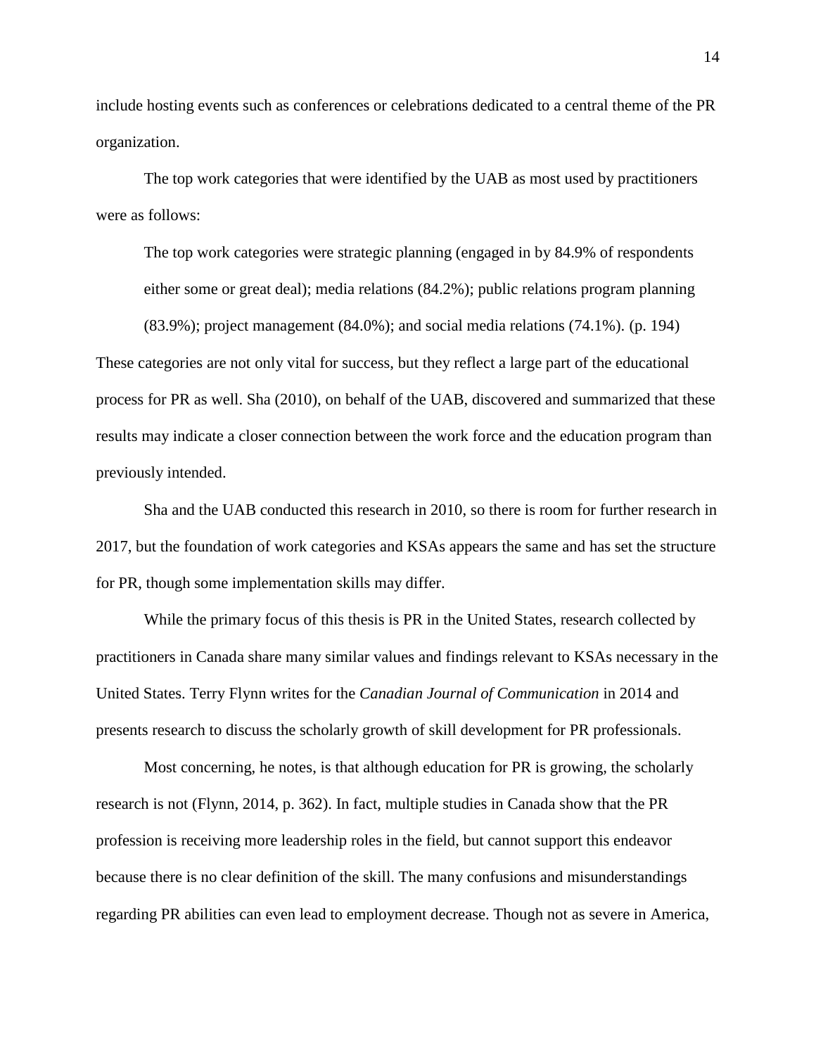include hosting events such as conferences or celebrations dedicated to a central theme of the PR organization.

The top work categories that were identified by the UAB as most used by practitioners were as follows:

> The top work categories were strategic planning (engaged in by 84.9% of respondents either some or great deal); media relations (84.2%); public relations program planning (83.9%); project management (84.0%); and social media relations (74.1%). (p. 194)

These categories are not only vital for success, but they reflect a large part of the educational process for PR as well. Sha (2010), on behalf of the UAB, discovered and summarized that these results may indicate a closer connection between the work force and the education program than previously intended.

Sha and the UAB conducted this research in 2010, so there is room for further research in 2017, but the foundation of work categories and KSAs appears the same and has set the structure for PR, though some implementation skills may differ.

While the primary focus of this thesis is PR in the United States, research collected by practitioners in Canada share many similar values and findings relevant to KSAs necessary in the United States. Terry Flynn writes for the *Canadian Journal of Communication* in 2014 and presents research to discuss the scholarly growth of skill development for PR professionals.

Most concerning, he notes, is that although education for PR is growing, the scholarly research is not (Flynn, 2014, p. 362). In fact, multiple studies in Canada show that the PR profession is receiving more leadership roles in the field, but cannot support this endeavor because there is no clear definition of the skill. The many confusions and misunderstandings regarding PR abilities can even lead to employment decrease. Though not as severe in America,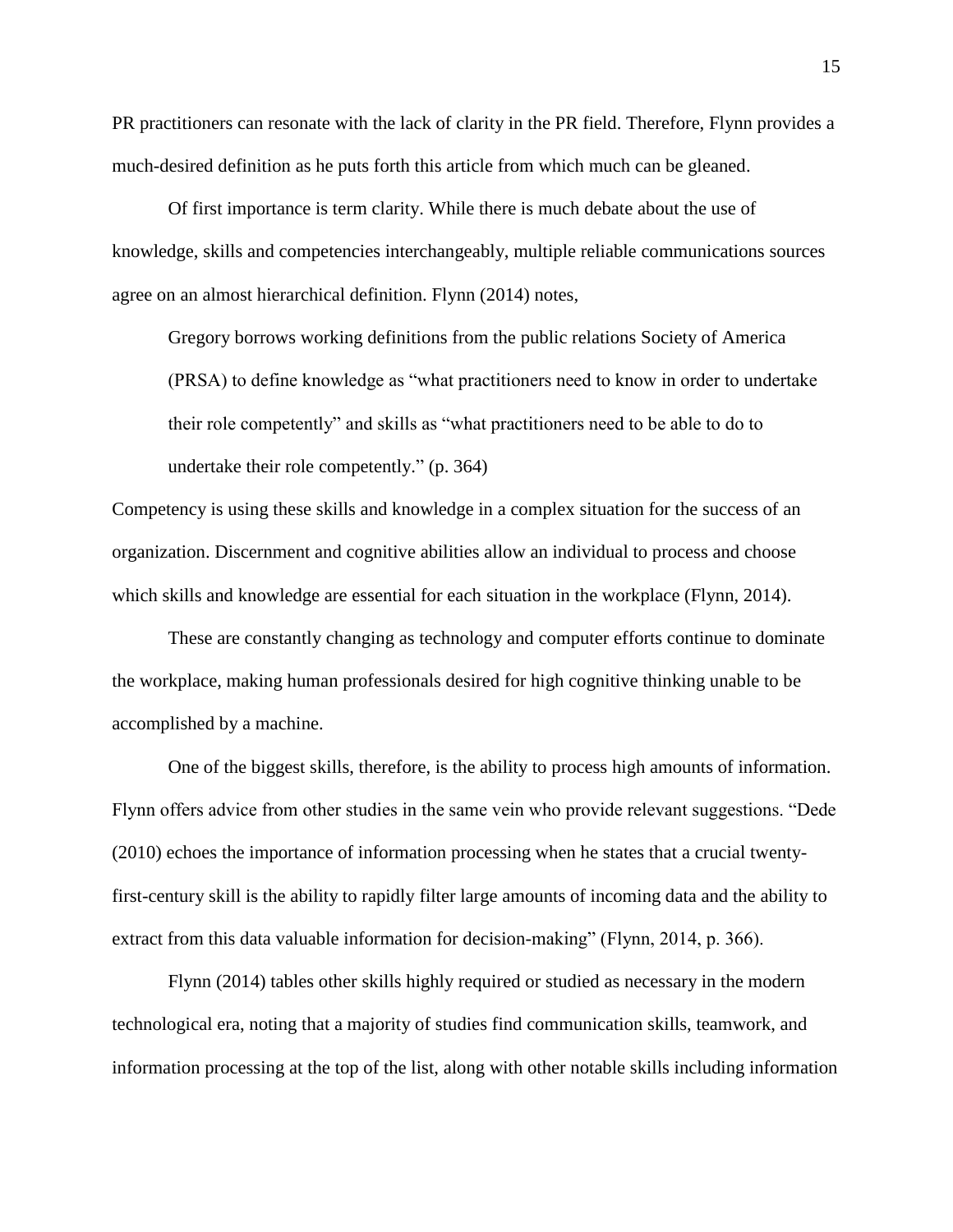PR practitioners can resonate with the lack of clarity in the PR field. Therefore, Flynn provides a much-desired definition as he puts forth this article from which much can be gleaned.

Of first importance is term clarity. While there is much debate about the use of knowledge, skills and competencies interchangeably, multiple reliable communications sources agree on an almost hierarchical definition. Flynn (2014) notes,

> Gregory borrows working definitions from the public relations Society of America (PRSA) to define knowledge as "what practitioners need to know in order to undertake their role competently" and skills as "what practitioners need to be able to do to undertake their role competently." (p. 364)

Competency is using these skills and knowledge in a complex situation for the success of an organization. Discernment and cognitive abilities allow an individual to process and choose which skills and knowledge are essential for each situation in the workplace (Flynn, 2014).

These are constantly changing as technology and computer efforts continue to dominate the workplace, making human professionals desired for high cognitive thinking unable to be accomplished by a machine.

One of the biggest skills, therefore, is the ability to process high amounts of information. Flynn offers advice from other studies in the same vein who provide relevant suggestions. "Dede (2010) echoes the importance of information processing when he states that a crucial twenty-first-century skill is the ability to rapidly filter large amounts of incoming data and the ability to extract from this data valuable information for decision-making" (Flynn, 2014, p. 366).

Flynn (2014) tables other skills highly required or studied as necessary in the modern technological era, noting that a majority of studies find communication skills, teamwork, and information processing at the top of the list, along with other notable skills including information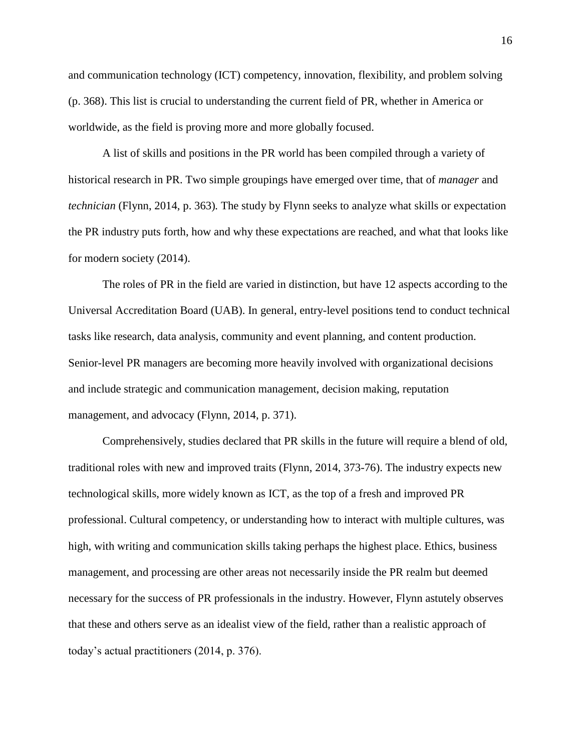and communication technology (ICT) competency, innovation, flexibility, and problem solving (p. 368). This list is crucial to understanding the current field of PR, whether in America or worldwide, as the field is proving more and more globally focused.

A list of skills and positions in the PR world has been compiled through a variety of historical research in PR. Two simple groupings have emerged over time, that of *manager* and *technician* (Flynn, 2014, p. 363). The study by Flynn seeks to analyze what skills or expectation the PR industry puts forth, how and why these expectations are reached, and what that looks like for modern society (2014).

The roles of PR in the field are varied in distinction, but have 12 aspects according to the Universal Accreditation Board (UAB). In general, entry-level positions tend to conduct technical tasks like research, data analysis, community and event planning, and content production. Senior-level PR managers are becoming more heavily involved with organizational decisions and include strategic and communication management, decision making, reputation management, and advocacy (Flynn, 2014, p. 371).

Comprehensively, studies declared that PR skills in the future will require a blend of old, traditional roles with new and improved traits (Flynn, 2014, 373-76). The industry expects new technological skills, more widely known as ICT, as the top of a fresh and improved PR professional. Cultural competency, or understanding how to interact with multiple cultures, was high, with writing and communication skills taking perhaps the highest place. Ethics, business management, and processing are other areas not necessarily inside the PR realm but deemed necessary for the success of PR professionals in the industry. However, Flynn astutely observes that these and others serve as an idealist view of the field, rather than a realistic approach of today's actual practitioners (2014, p. 376).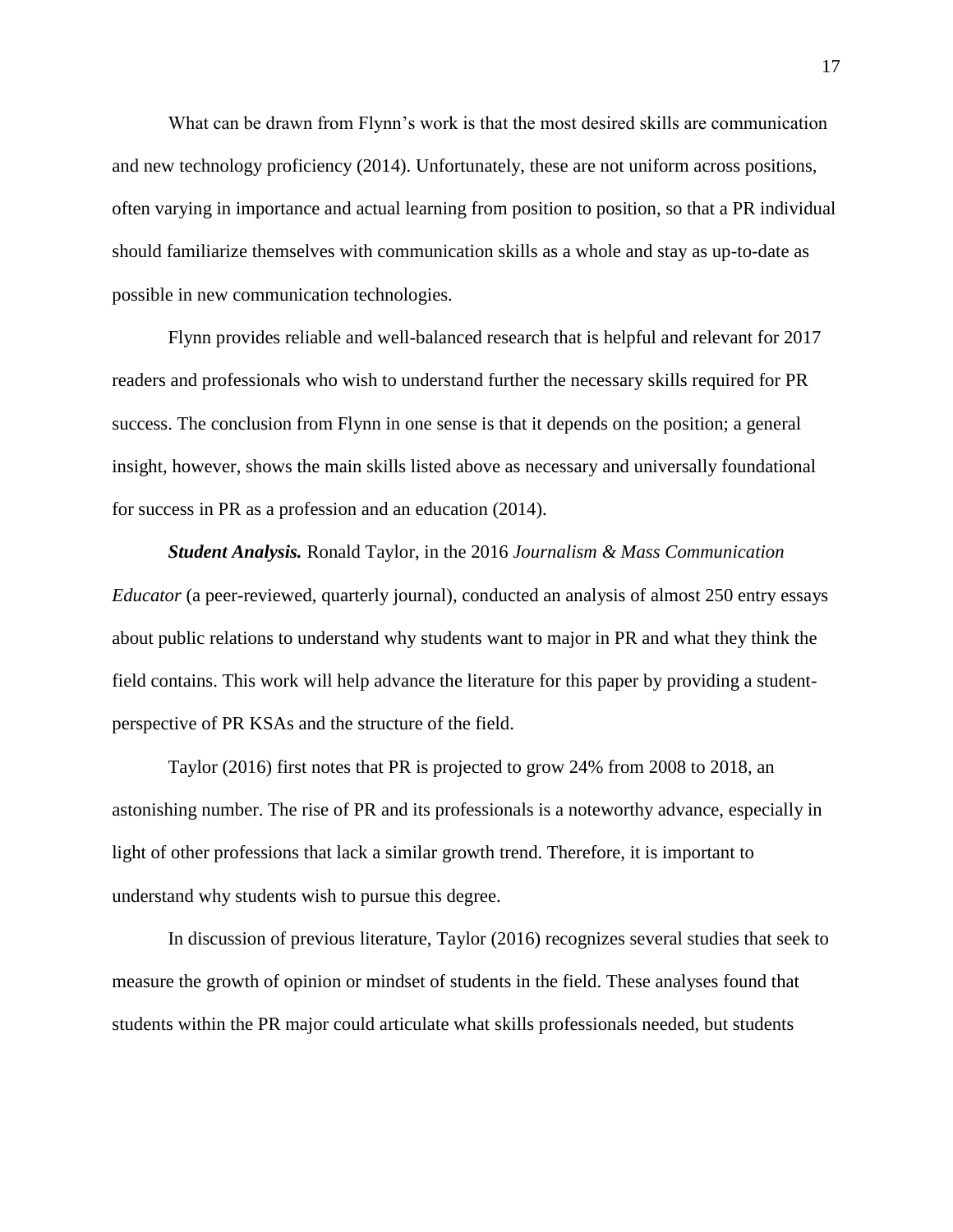What can be drawn from Flynn's work is that the most desired skills are communication and new technology proficiency (2014). Unfortunately, these are not uniform across positions, often varying in importance and actual learning from position to position, so that a PR individual should familiarize themselves with communication skills as a whole and stay as up-to-date as possible in new communication technologies.

Flynn provides reliable and well-balanced research that is helpful and relevant for 2017 readers and professionals who wish to understand further the necessary skills required for PR success. The conclusion from Flynn in one sense is that it depends on the position; a general insight, however, shows the main skills listed above as necessary and universally foundational for success in PR as a profession and an education (2014).

***Student Analysis.*** Ronald Taylor, in the 2016 *Journalism & Mass Communication Educator* (a peer-reviewed, quarterly journal), conducted an analysis of almost 250 entry essays about public relations to understand why students want to major in PR and what they think the field contains. This work will help advance the literature for this paper by providing a student-perspective of PR KSAs and the structure of the field.

Taylor (2016) first notes that PR is projected to grow 24% from 2008 to 2018, an astonishing number. The rise of PR and its professionals is a noteworthy advance, especially in light of other professions that lack a similar growth trend. Therefore, it is important to understand why students wish to pursue this degree.

In discussion of previous literature, Taylor (2016) recognizes several studies that seek to measure the growth of opinion or mindset of students in the field. These analyses found that students within the PR major could articulate what skills professionals needed, but students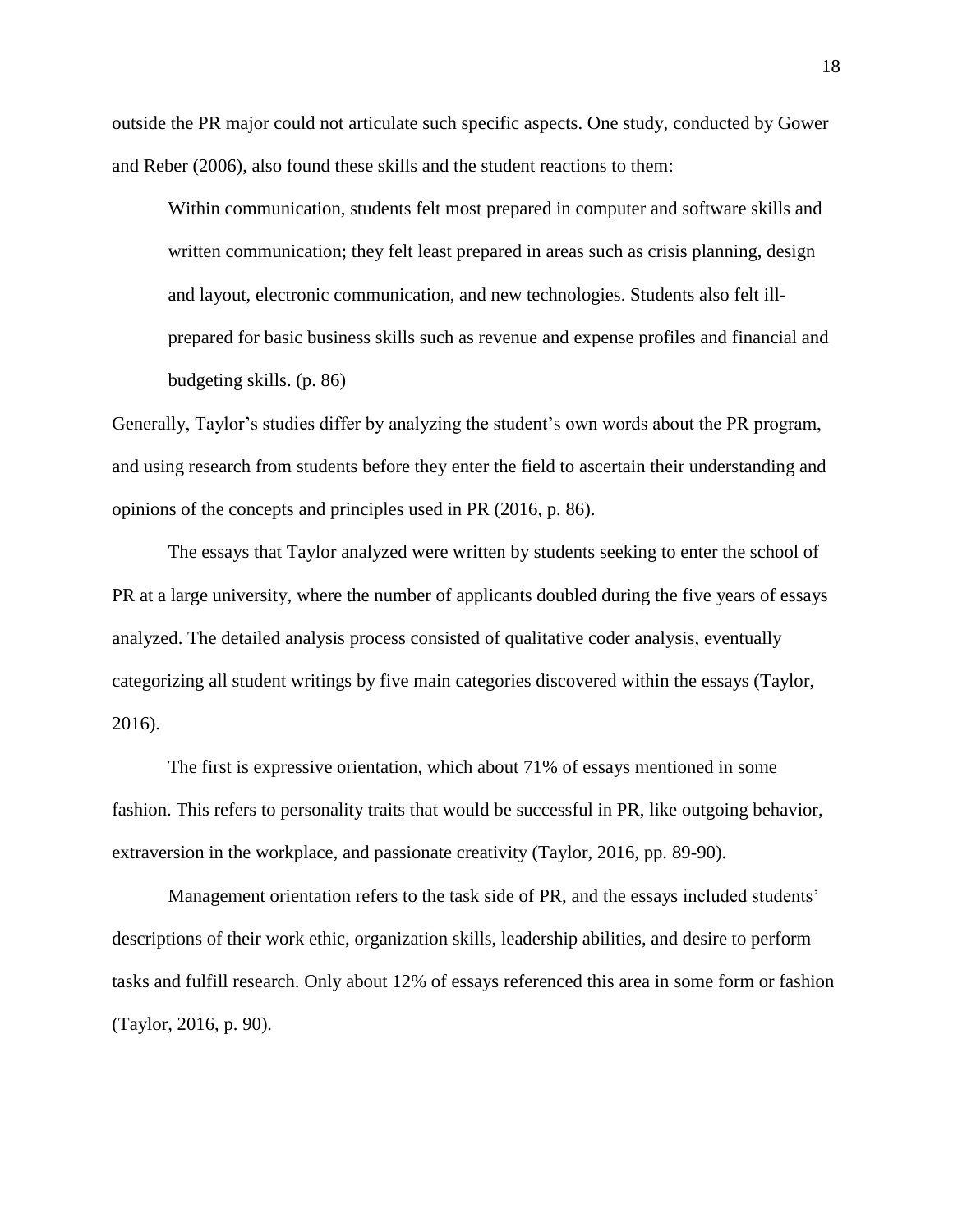outside the PR major could not articulate such specific aspects. One study, conducted by Gower and Reber (2006), also found these skills and the student reactions to them:

> Within communication, students felt most prepared in computer and software skills and written communication; they felt least prepared in areas such as crisis planning, design and layout, electronic communication, and new technologies. Students also felt ill-prepared for basic business skills such as revenue and expense profiles and financial and budgeting skills. (p. 86)

Generally, Taylor's studies differ by analyzing the student's own words about the PR program, and using research from students before they enter the field to ascertain their understanding and opinions of the concepts and principles used in PR (2016, p. 86).

The essays that Taylor analyzed were written by students seeking to enter the school of PR at a large university, where the number of applicants doubled during the five years of essays analyzed. The detailed analysis process consisted of qualitative coder analysis, eventually categorizing all student writings by five main categories discovered within the essays (Taylor, 2016).

The first is expressive orientation, which about 71% of essays mentioned in some fashion. This refers to personality traits that would be successful in PR, like outgoing behavior, extraversion in the workplace, and passionate creativity (Taylor, 2016, pp. 89-90).

Management orientation refers to the task side of PR, and the essays included students' descriptions of their work ethic, organization skills, leadership abilities, and desire to perform tasks and fulfill research. Only about 12% of essays referenced this area in some form or fashion (Taylor, 2016, p. 90).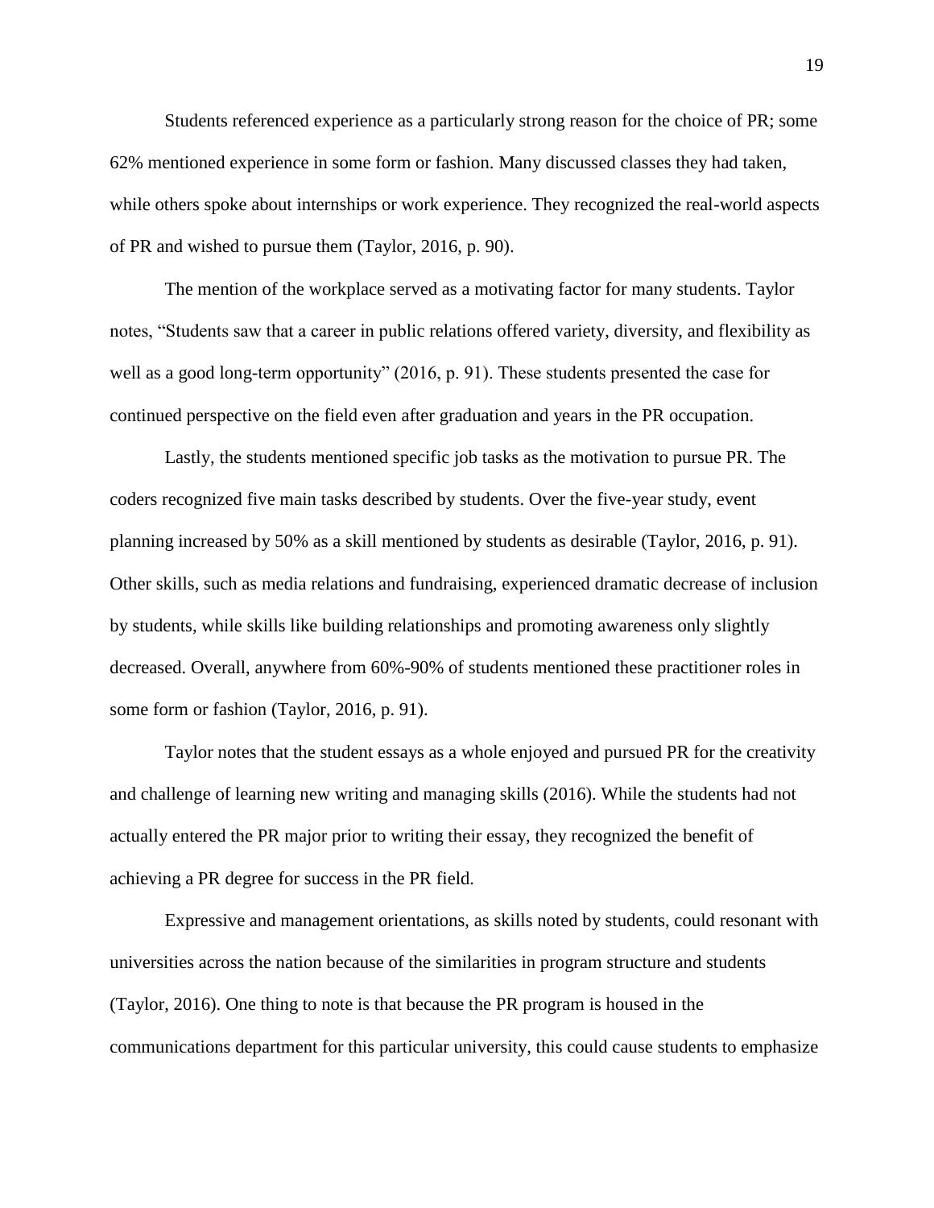Students referenced experience as a particularly strong reason for the choice of PR; some 62% mentioned experience in some form or fashion. Many discussed classes they had taken, while others spoke about internships or work experience. They recognized the real-world aspects of PR and wished to pursue them (Taylor, 2016, p. 90).

The mention of the workplace served as a motivating factor for many students. Taylor notes, "Students saw that a career in public relations offered variety, diversity, and flexibility as well as a good long-term opportunity" (2016, p. 91). These students presented the case for continued perspective on the field even after graduation and years in the PR occupation.

Lastly, the students mentioned specific job tasks as the motivation to pursue PR. The coders recognized five main tasks described by students. Over the five-year study, event planning increased by 50% as a skill mentioned by students as desirable (Taylor, 2016, p. 91). Other skills, such as media relations and fundraising, experienced dramatic decrease of inclusion by students, while skills like building relationships and promoting awareness only slightly decreased. Overall, anywhere from 60%-90% of students mentioned these practitioner roles in some form or fashion (Taylor, 2016, p. 91).

Taylor notes that the student essays as a whole enjoyed and pursued PR for the creativity and challenge of learning new writing and managing skills (2016). While the students had not actually entered the PR major prior to writing their essay, they recognized the benefit of achieving a PR degree for success in the PR field.

Expressive and management orientations, as skills noted by students, could resonant with universities across the nation because of the similarities in program structure and students (Taylor, 2016). One thing to note is that because the PR program is housed in the communications department for this particular university, this could cause students to emphasize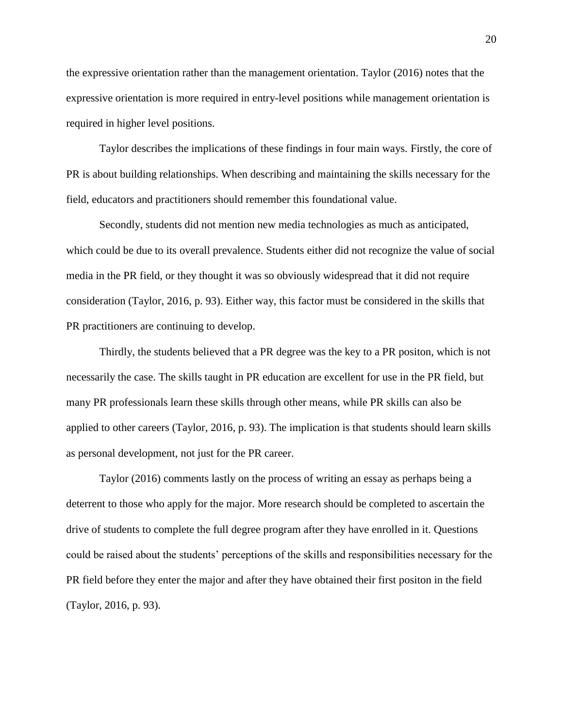the expressive orientation rather than the management orientation. Taylor (2016) notes that the expressive orientation is more required in entry-level positions while management orientation is required in higher level positions.

Taylor describes the implications of these findings in four main ways. Firstly, the core of PR is about building relationships. When describing and maintaining the skills necessary for the field, educators and practitioners should remember this foundational value.

Secondly, students did not mention new media technologies as much as anticipated, which could be due to its overall prevalence. Students either did not recognize the value of social media in the PR field, or they thought it was so obviously widespread that it did not require consideration (Taylor, 2016, p. 93). Either way, this factor must be considered in the skills that PR practitioners are continuing to develop.

Thirdly, the students believed that a PR degree was the key to a PR positon, which is not necessarily the case. The skills taught in PR education are excellent for use in the PR field, but many PR professionals learn these skills through other means, while PR skills can also be applied to other careers (Taylor, 2016, p. 93). The implication is that students should learn skills as personal development, not just for the PR career.

Taylor (2016) comments lastly on the process of writing an essay as perhaps being a deterrent to those who apply for the major. More research should be completed to ascertain the drive of students to complete the full degree program after they have enrolled in it. Questions could be raised about the students' perceptions of the skills and responsibilities necessary for the PR field before they enter the major and after they have obtained their first positon in the field (Taylor, 2016, p. 93).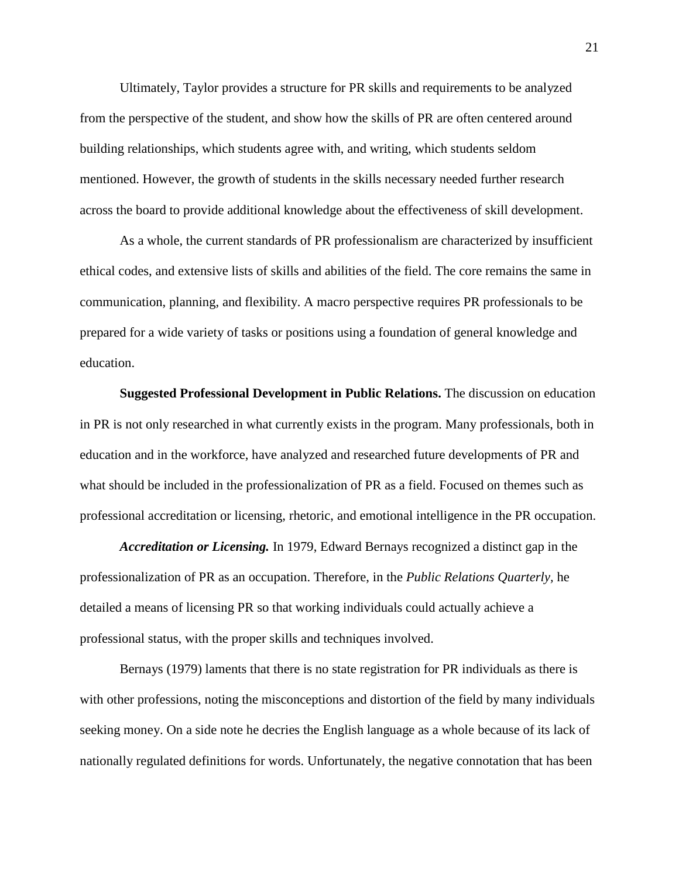Ultimately, Taylor provides a structure for PR skills and requirements to be analyzed from the perspective of the student, and show how the skills of PR are often centered around building relationships, which students agree with, and writing, which students seldom mentioned. However, the growth of students in the skills necessary needed further research across the board to provide additional knowledge about the effectiveness of skill development.

As a whole, the current standards of PR professionalism are characterized by insufficient ethical codes, and extensive lists of skills and abilities of the field. The core remains the same in communication, planning, and flexibility. A macro perspective requires PR professionals to be prepared for a wide variety of tasks or positions using a foundation of general knowledge and education.

**Suggested Professional Development in Public Relations.** The discussion on education in PR is not only researched in what currently exists in the program. Many professionals, both in education and in the workforce, have analyzed and researched future developments of PR and what should be included in the professionalization of PR as a field. Focused on themes such as professional accreditation or licensing, rhetoric, and emotional intelligence in the PR occupation.

***Accreditation or Licensing.*** In 1979, Edward Bernays recognized a distinct gap in the professionalization of PR as an occupation. Therefore, in the *Public Relations Quarterly*, he detailed a means of licensing PR so that working individuals could actually achieve a professional status, with the proper skills and techniques involved.

Bernays (1979) laments that there is no state registration for PR individuals as there is with other professions, noting the misconceptions and distortion of the field by many individuals seeking money. On a side note he decries the English language as a whole because of its lack of nationally regulated definitions for words. Unfortunately, the negative connotation that has been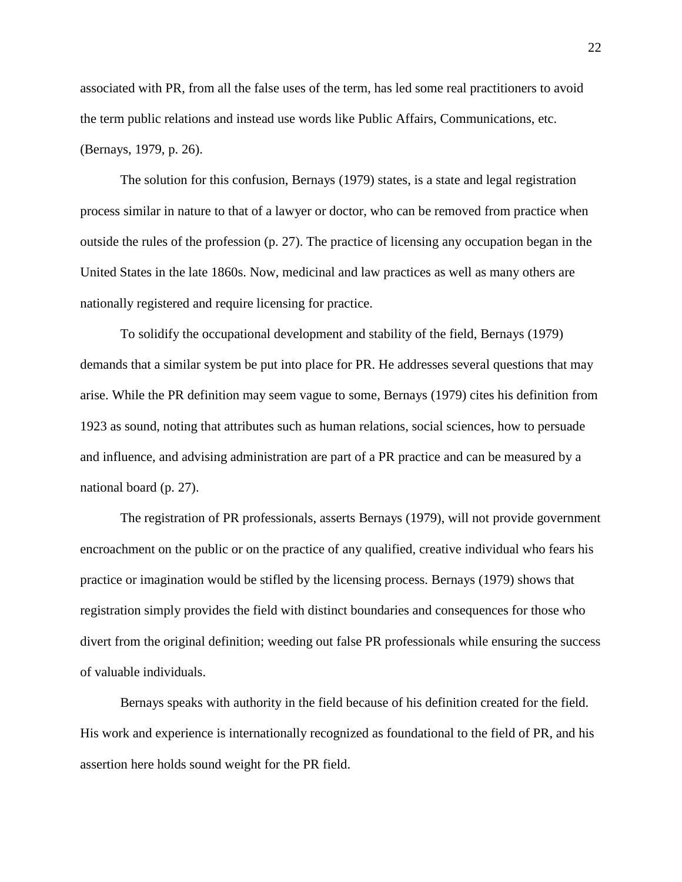associated with PR, from all the false uses of the term, has led some real practitioners to avoid the term public relations and instead use words like Public Affairs, Communications, etc. (Bernays, 1979, p. 26).

The solution for this confusion, Bernays (1979) states, is a state and legal registration process similar in nature to that of a lawyer or doctor, who can be removed from practice when outside the rules of the profession (p. 27). The practice of licensing any occupation began in the United States in the late 1860s. Now, medicinal and law practices as well as many others are nationally registered and require licensing for practice.

To solidify the occupational development and stability of the field, Bernays (1979) demands that a similar system be put into place for PR. He addresses several questions that may arise. While the PR definition may seem vague to some, Bernays (1979) cites his definition from 1923 as sound, noting that attributes such as human relations, social sciences, how to persuade and influence, and advising administration are part of a PR practice and can be measured by a national board (p. 27).

The registration of PR professionals, asserts Bernays (1979), will not provide government encroachment on the public or on the practice of any qualified, creative individual who fears his practice or imagination would be stifled by the licensing process. Bernays (1979) shows that registration simply provides the field with distinct boundaries and consequences for those who divert from the original definition; weeding out false PR professionals while ensuring the success of valuable individuals.

Bernays speaks with authority in the field because of his definition created for the field. His work and experience is internationally recognized as foundational to the field of PR, and his assertion here holds sound weight for the PR field.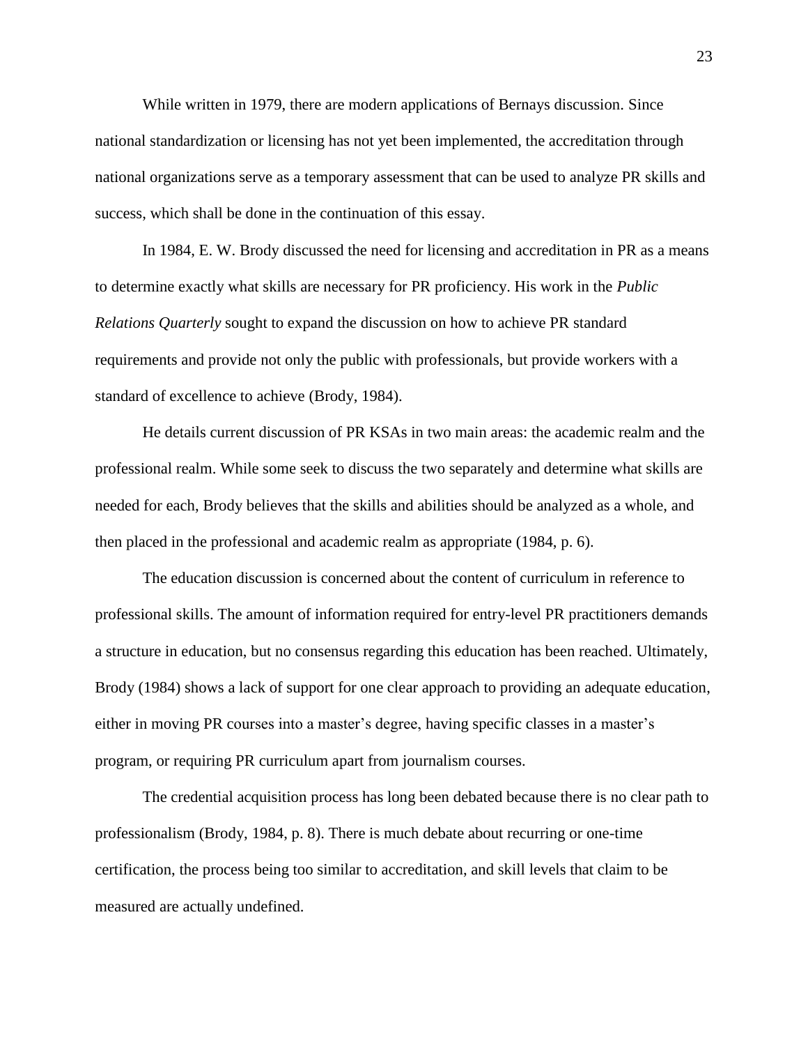While written in 1979, there are modern applications of Bernays discussion. Since national standardization or licensing has not yet been implemented, the accreditation through national organizations serve as a temporary assessment that can be used to analyze PR skills and success, which shall be done in the continuation of this essay.

In 1984, E. W. Brody discussed the need for licensing and accreditation in PR as a means to determine exactly what skills are necessary for PR proficiency. His work in the *Public Relations Quarterly* sought to expand the discussion on how to achieve PR standard requirements and provide not only the public with professionals, but provide workers with a standard of excellence to achieve (Brody, 1984).

He details current discussion of PR KSAs in two main areas: the academic realm and the professional realm. While some seek to discuss the two separately and determine what skills are needed for each, Brody believes that the skills and abilities should be analyzed as a whole, and then placed in the professional and academic realm as appropriate (1984, p. 6).

The education discussion is concerned about the content of curriculum in reference to professional skills. The amount of information required for entry-level PR practitioners demands a structure in education, but no consensus regarding this education has been reached. Ultimately, Brody (1984) shows a lack of support for one clear approach to providing an adequate education, either in moving PR courses into a master's degree, having specific classes in a master's program, or requiring PR curriculum apart from journalism courses.

The credential acquisition process has long been debated because there is no clear path to professionalism (Brody, 1984, p. 8). There is much debate about recurring or one-time certification, the process being too similar to accreditation, and skill levels that claim to be measured are actually undefined.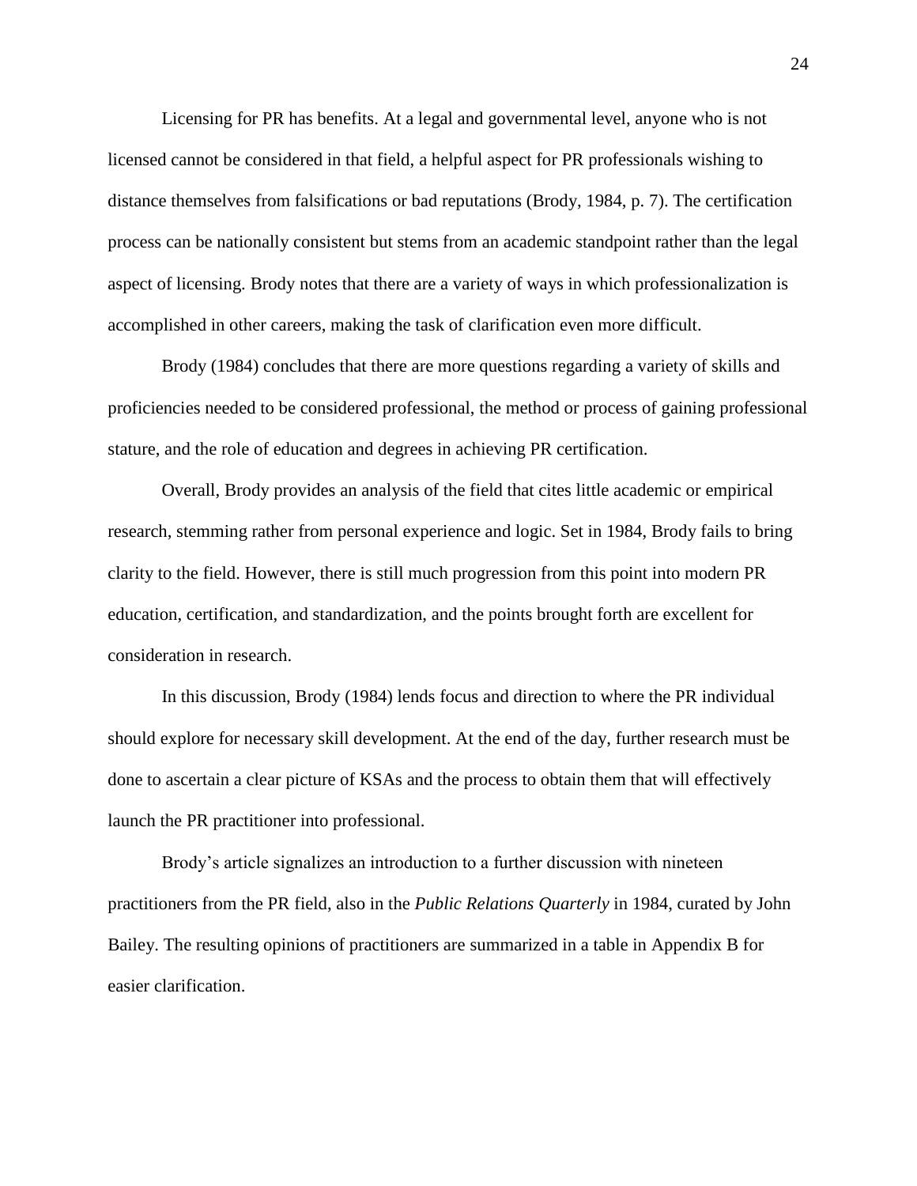Licensing for PR has benefits. At a legal and governmental level, anyone who is not licensed cannot be considered in that field, a helpful aspect for PR professionals wishing to distance themselves from falsifications or bad reputations (Brody, 1984, p. 7). The certification process can be nationally consistent but stems from an academic standpoint rather than the legal aspect of licensing. Brody notes that there are a variety of ways in which professionalization is accomplished in other careers, making the task of clarification even more difficult.

Brody (1984) concludes that there are more questions regarding a variety of skills and proficiencies needed to be considered professional, the method or process of gaining professional stature, and the role of education and degrees in achieving PR certification.

Overall, Brody provides an analysis of the field that cites little academic or empirical research, stemming rather from personal experience and logic. Set in 1984, Brody fails to bring clarity to the field. However, there is still much progression from this point into modern PR education, certification, and standardization, and the points brought forth are excellent for consideration in research.

In this discussion, Brody (1984) lends focus and direction to where the PR individual should explore for necessary skill development. At the end of the day, further research must be done to ascertain a clear picture of KSAs and the process to obtain them that will effectively launch the PR practitioner into professional.

Brody's article signalizes an introduction to a further discussion with nineteen practitioners from the PR field, also in the *Public Relations Quarterly* in 1984, curated by John Bailey. The resulting opinions of practitioners are summarized in a table in Appendix B for easier clarification.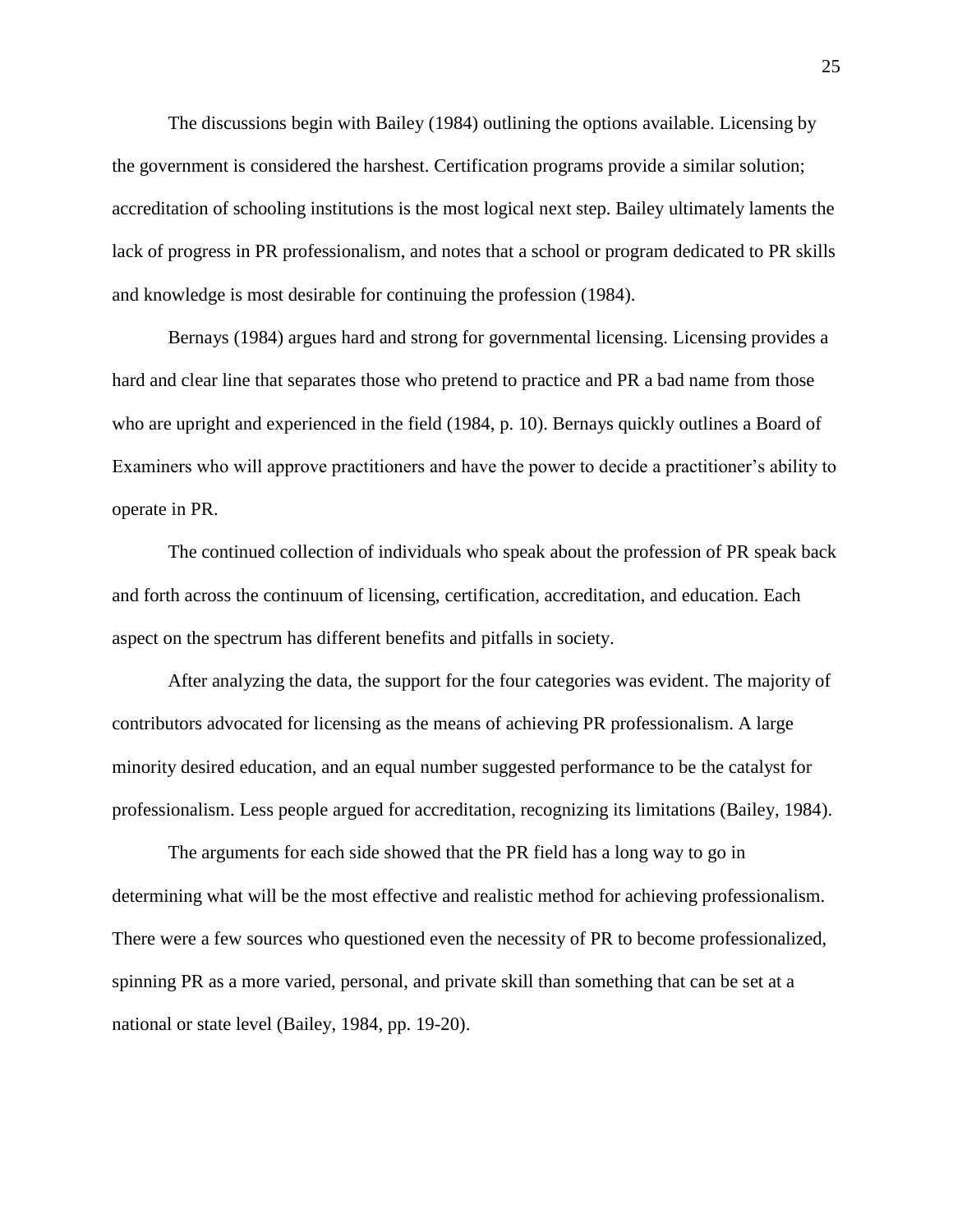The discussions begin with Bailey (1984) outlining the options available. Licensing by the government is considered the harshest. Certification programs provide a similar solution; accreditation of schooling institutions is the most logical next step. Bailey ultimately laments the lack of progress in PR professionalism, and notes that a school or program dedicated to PR skills and knowledge is most desirable for continuing the profession (1984).

Bernays (1984) argues hard and strong for governmental licensing. Licensing provides a hard and clear line that separates those who pretend to practice and PR a bad name from those who are upright and experienced in the field (1984, p. 10). Bernays quickly outlines a Board of Examiners who will approve practitioners and have the power to decide a practitioner's ability to operate in PR.

The continued collection of individuals who speak about the profession of PR speak back and forth across the continuum of licensing, certification, accreditation, and education. Each aspect on the spectrum has different benefits and pitfalls in society.

After analyzing the data, the support for the four categories was evident. The majority of contributors advocated for licensing as the means of achieving PR professionalism. A large minority desired education, and an equal number suggested performance to be the catalyst for professionalism. Less people argued for accreditation, recognizing its limitations (Bailey, 1984).

The arguments for each side showed that the PR field has a long way to go in determining what will be the most effective and realistic method for achieving professionalism. There were a few sources who questioned even the necessity of PR to become professionalized, spinning PR as a more varied, personal, and private skill than something that can be set at a national or state level (Bailey, 1984, pp. 19-20).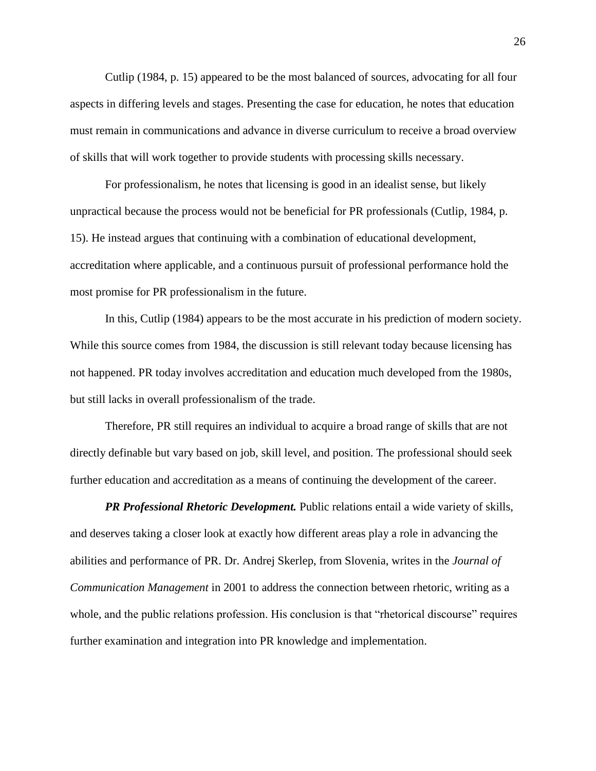Cutlip (1984, p. 15) appeared to be the most balanced of sources, advocating for all four aspects in differing levels and stages. Presenting the case for education, he notes that education must remain in communications and advance in diverse curriculum to receive a broad overview of skills that will work together to provide students with processing skills necessary.

For professionalism, he notes that licensing is good in an idealist sense, but likely unpractical because the process would not be beneficial for PR professionals (Cutlip, 1984, p. 15). He instead argues that continuing with a combination of educational development, accreditation where applicable, and a continuous pursuit of professional performance hold the most promise for PR professionalism in the future.

In this, Cutlip (1984) appears to be the most accurate in his prediction of modern society. While this source comes from 1984, the discussion is still relevant today because licensing has not happened. PR today involves accreditation and education much developed from the 1980s, but still lacks in overall professionalism of the trade.

Therefore, PR still requires an individual to acquire a broad range of skills that are not directly definable but vary based on job, skill level, and position. The professional should seek further education and accreditation as a means of continuing the development of the career.

***PR Professional Rhetoric Development.*** Public relations entail a wide variety of skills, and deserves taking a closer look at exactly how different areas play a role in advancing the abilities and performance of PR. Dr. Andrej Skerlep, from Slovenia, writes in the *Journal of Communication Management* in 2001 to address the connection between rhetoric, writing as a whole, and the public relations profession. His conclusion is that "rhetorical discourse" requires further examination and integration into PR knowledge and implementation.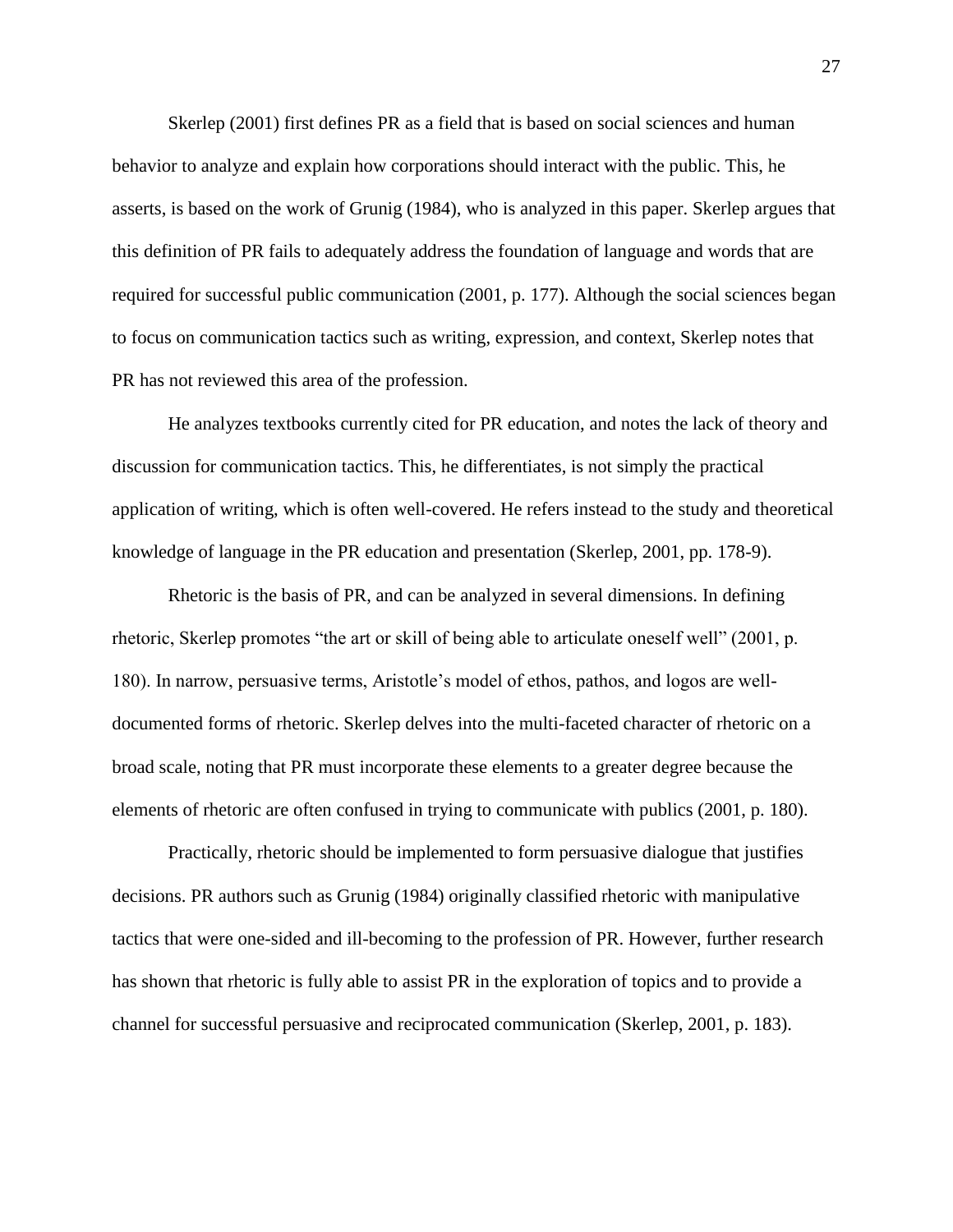Skerlep (2001) first defines PR as a field that is based on social sciences and human behavior to analyze and explain how corporations should interact with the public. This, he asserts, is based on the work of Grunig (1984), who is analyzed in this paper. Skerlep argues that this definition of PR fails to adequately address the foundation of language and words that are required for successful public communication (2001, p. 177). Although the social sciences began to focus on communication tactics such as writing, expression, and context, Skerlep notes that PR has not reviewed this area of the profession.

He analyzes textbooks currently cited for PR education, and notes the lack of theory and discussion for communication tactics. This, he differentiates, is not simply the practical application of writing, which is often well-covered. He refers instead to the study and theoretical knowledge of language in the PR education and presentation (Skerlep, 2001, pp. 178-9).

Rhetoric is the basis of PR, and can be analyzed in several dimensions. In defining rhetoric, Skerlep promotes "the art or skill of being able to articulate oneself well" (2001, p. 180). In narrow, persuasive terms, Aristotle's model of ethos, pathos, and logos are well-documented forms of rhetoric. Skerlep delves into the multi-faceted character of rhetoric on a broad scale, noting that PR must incorporate these elements to a greater degree because the elements of rhetoric are often confused in trying to communicate with publics (2001, p. 180).

Practically, rhetoric should be implemented to form persuasive dialogue that justifies decisions. PR authors such as Grunig (1984) originally classified rhetoric with manipulative tactics that were one-sided and ill-becoming to the profession of PR. However, further research has shown that rhetoric is fully able to assist PR in the exploration of topics and to provide a channel for successful persuasive and reciprocated communication (Skerlep, 2001, p. 183).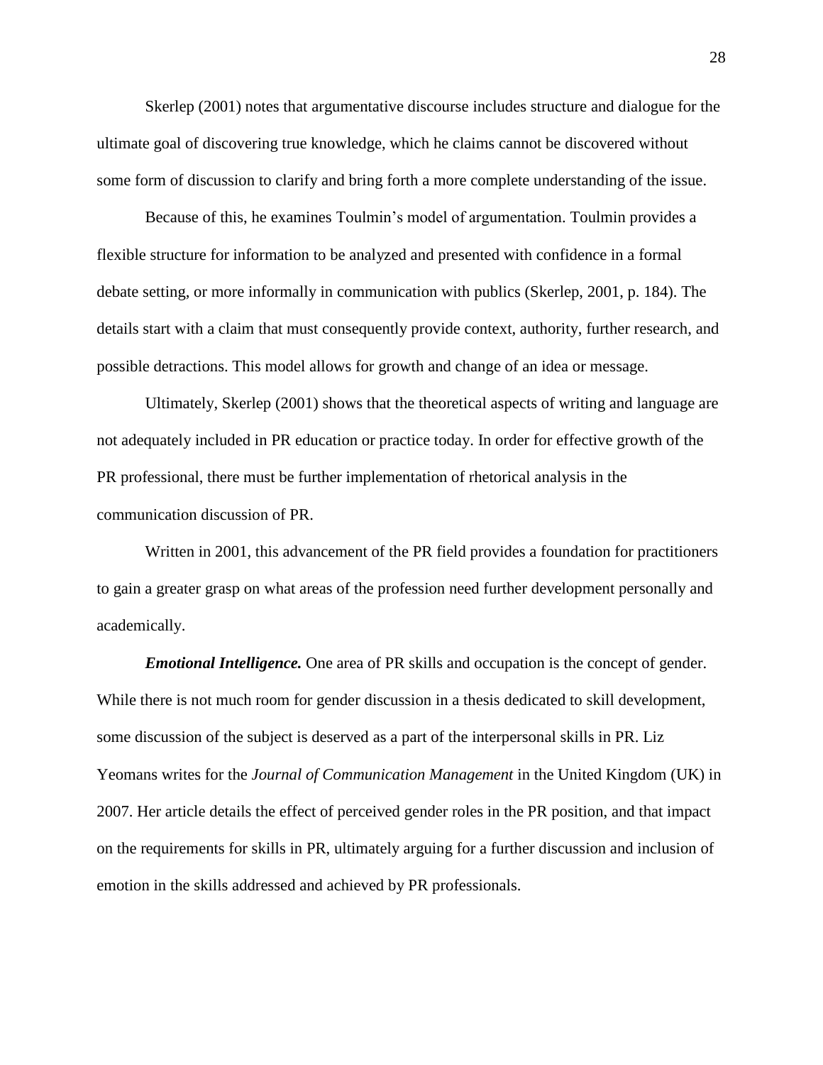Skerlep (2001) notes that argumentative discourse includes structure and dialogue for the ultimate goal of discovering true knowledge, which he claims cannot be discovered without some form of discussion to clarify and bring forth a more complete understanding of the issue.

Because of this, he examines Toulmin's model of argumentation. Toulmin provides a flexible structure for information to be analyzed and presented with confidence in a formal debate setting, or more informally in communication with publics (Skerlep, 2001, p. 184). The details start with a claim that must consequently provide context, authority, further research, and possible detractions. This model allows for growth and change of an idea or message.

Ultimately, Skerlep (2001) shows that the theoretical aspects of writing and language are not adequately included in PR education or practice today. In order for effective growth of the PR professional, there must be further implementation of rhetorical analysis in the communication discussion of PR.

Written in 2001, this advancement of the PR field provides a foundation for practitioners to gain a greater grasp on what areas of the profession need further development personally and academically.

***Emotional Intelligence.*** One area of PR skills and occupation is the concept of gender. While there is not much room for gender discussion in a thesis dedicated to skill development, some discussion of the subject is deserved as a part of the interpersonal skills in PR. Liz Yeomans writes for the *Journal of Communication Management* in the United Kingdom (UK) in 2007. Her article details the effect of perceived gender roles in the PR position, and that impact on the requirements for skills in PR, ultimately arguing for a further discussion and inclusion of emotion in the skills addressed and achieved by PR professionals.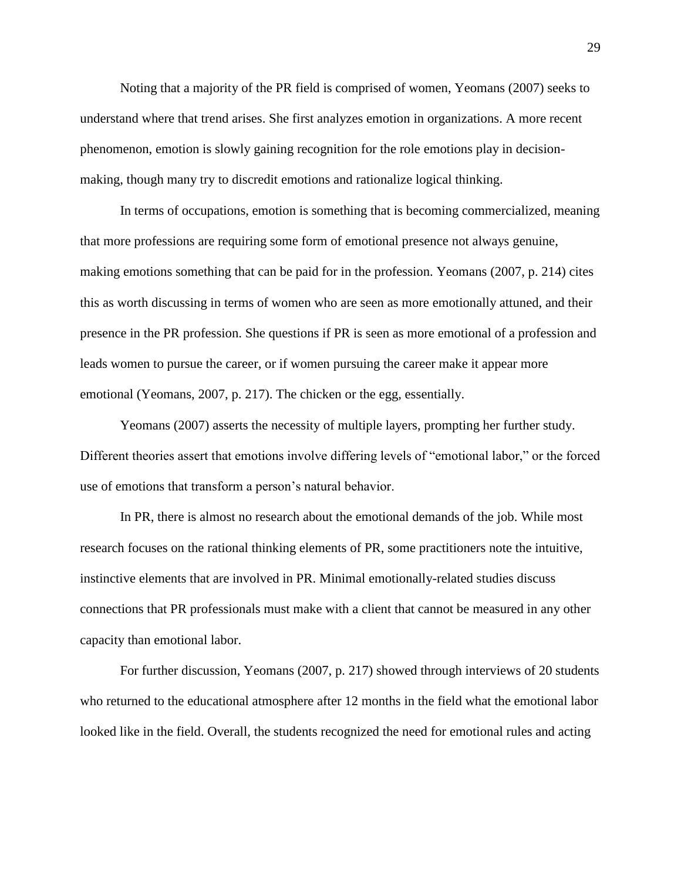Noting that a majority of the PR field is comprised of women, Yeomans (2007) seeks to understand where that trend arises. She first analyzes emotion in organizations. A more recent phenomenon, emotion is slowly gaining recognition for the role emotions play in decision-making, though many try to discredit emotions and rationalize logical thinking.

In terms of occupations, emotion is something that is becoming commercialized, meaning that more professions are requiring some form of emotional presence not always genuine, making emotions something that can be paid for in the profession. Yeomans (2007, p. 214) cites this as worth discussing in terms of women who are seen as more emotionally attuned, and their presence in the PR profession. She questions if PR is seen as more emotional of a profession and leads women to pursue the career, or if women pursuing the career make it appear more emotional (Yeomans, 2007, p. 217). The chicken or the egg, essentially.

Yeomans (2007) asserts the necessity of multiple layers, prompting her further study. Different theories assert that emotions involve differing levels of "emotional labor," or the forced use of emotions that transform a person's natural behavior.

In PR, there is almost no research about the emotional demands of the job. While most research focuses on the rational thinking elements of PR, some practitioners note the intuitive, instinctive elements that are involved in PR. Minimal emotionally-related studies discuss connections that PR professionals must make with a client that cannot be measured in any other capacity than emotional labor.

For further discussion, Yeomans (2007, p. 217) showed through interviews of 20 students who returned to the educational atmosphere after 12 months in the field what the emotional labor looked like in the field. Overall, the students recognized the need for emotional rules and acting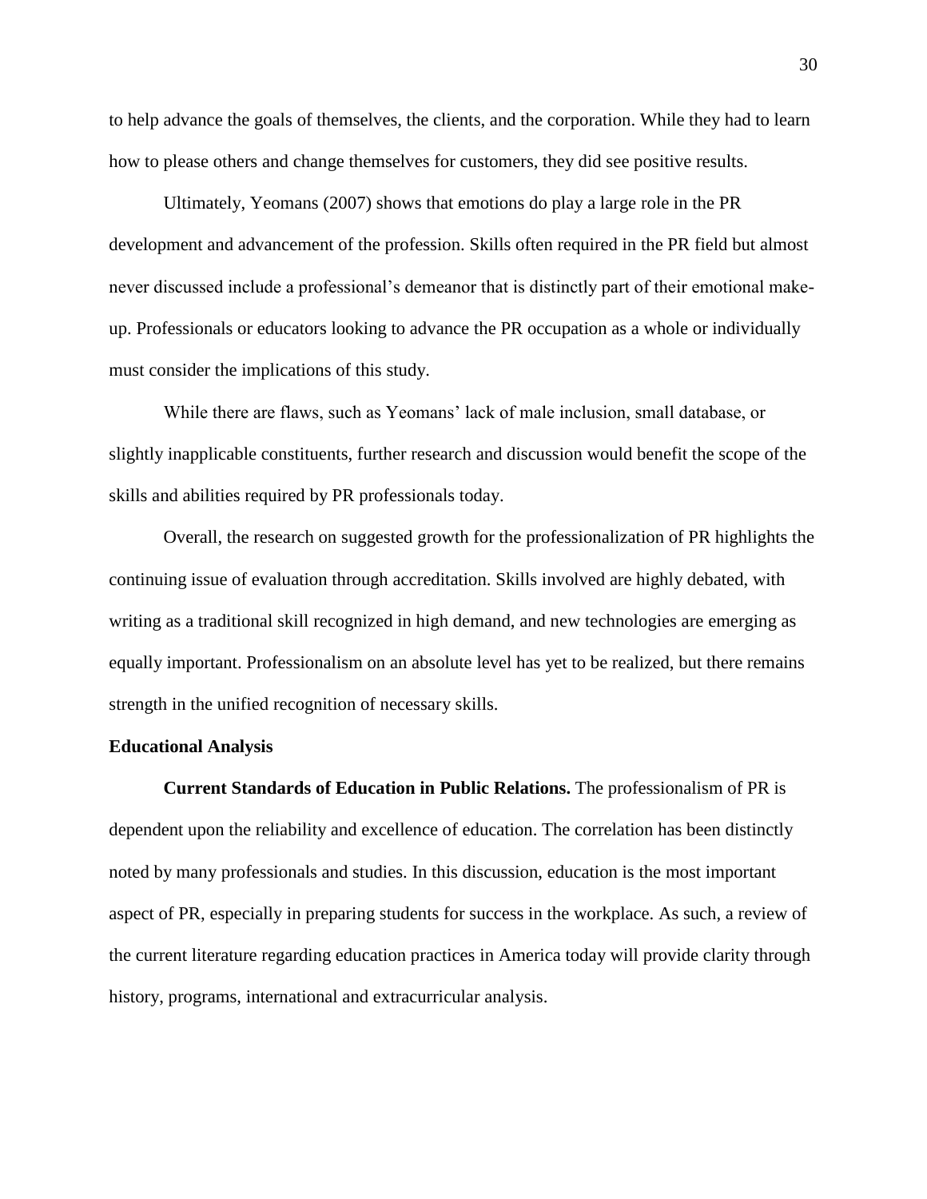to help advance the goals of themselves, the clients, and the corporation. While they had to learn how to please others and change themselves for customers, they did see positive results.

Ultimately, Yeomans (2007) shows that emotions do play a large role in the PR development and advancement of the profession. Skills often required in the PR field but almost never discussed include a professional's demeanor that is distinctly part of their emotional make-up. Professionals or educators looking to advance the PR occupation as a whole or individually must consider the implications of this study.

While there are flaws, such as Yeomans' lack of male inclusion, small database, or slightly inapplicable constituents, further research and discussion would benefit the scope of the skills and abilities required by PR professionals today.

Overall, the research on suggested growth for the professionalization of PR highlights the continuing issue of evaluation through accreditation. Skills involved are highly debated, with writing as a traditional skill recognized in high demand, and new technologies are emerging as equally important. Professionalism on an absolute level has yet to be realized, but there remains strength in the unified recognition of necessary skills.

## Educational Analysis

**Current Standards of Education in Public Relations.** The professionalism of PR is dependent upon the reliability and excellence of education. The correlation has been distinctly noted by many professionals and studies. In this discussion, education is the most important aspect of PR, especially in preparing students for success in the workplace. As such, a review of the current literature regarding education practices in America today will provide clarity through history, programs, international and extracurricular analysis.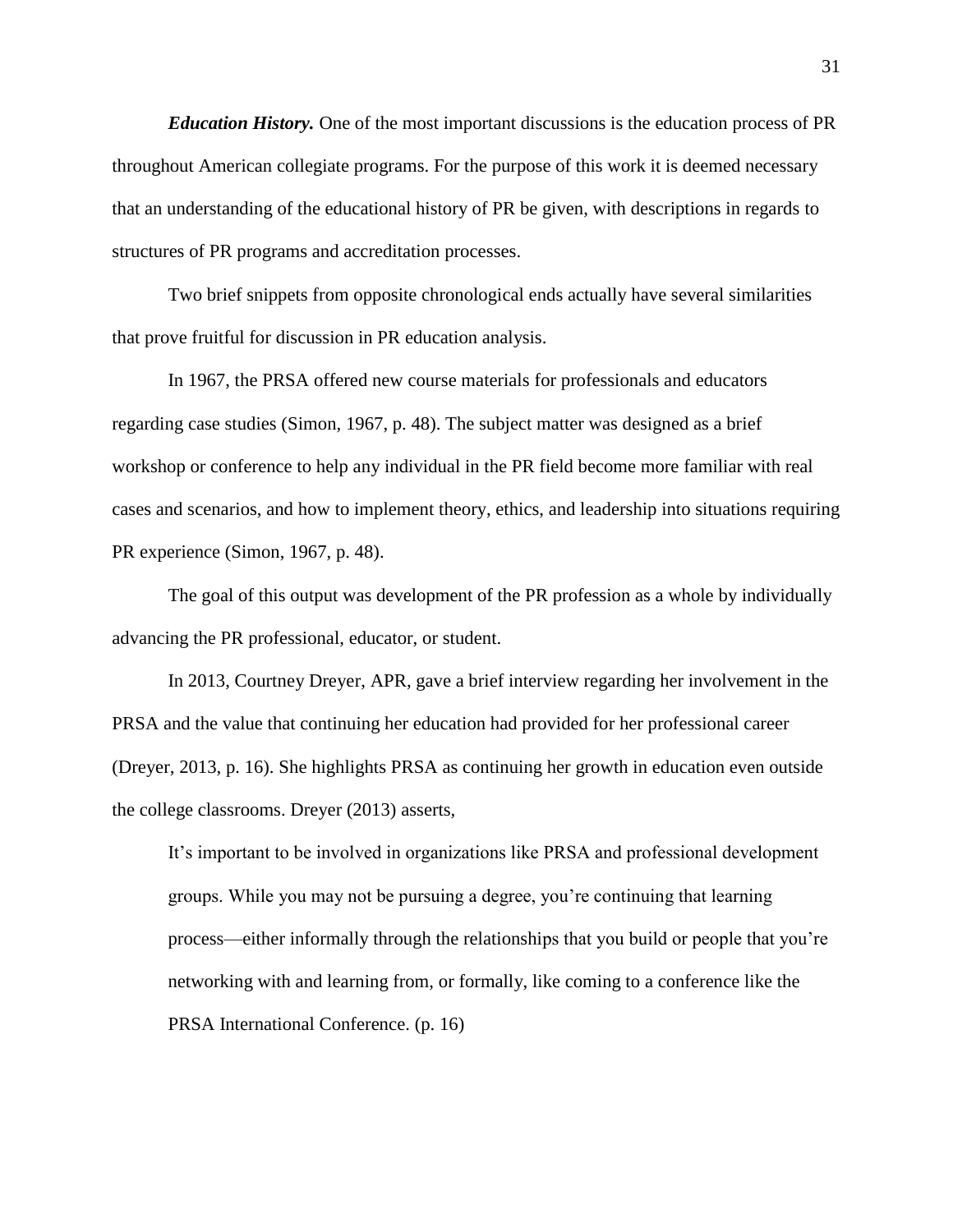***Education History.*** One of the most important discussions is the education process of PR throughout American collegiate programs. For the purpose of this work it is deemed necessary that an understanding of the educational history of PR be given, with descriptions in regards to structures of PR programs and accreditation processes.

Two brief snippets from opposite chronological ends actually have several similarities that prove fruitful for discussion in PR education analysis.

In 1967, the PRSA offered new course materials for professionals and educators regarding case studies (Simon, 1967, p. 48). The subject matter was designed as a brief workshop or conference to help any individual in the PR field become more familiar with real cases and scenarios, and how to implement theory, ethics, and leadership into situations requiring PR experience (Simon, 1967, p. 48).

The goal of this output was development of the PR profession as a whole by individually advancing the PR professional, educator, or student.

In 2013, Courtney Dreyer, APR, gave a brief interview regarding her involvement in the PRSA and the value that continuing her education had provided for her professional career (Dreyer, 2013, p. 16). She highlights PRSA as continuing her growth in education even outside the college classrooms. Dreyer (2013) asserts,

> It's important to be involved in organizations like PRSA and professional development groups. While you may not be pursuing a degree, you're continuing that learning process—either informally through the relationships that you build or people that you're networking with and learning from, or formally, like coming to a conference like the PRSA International Conference. (p. 16)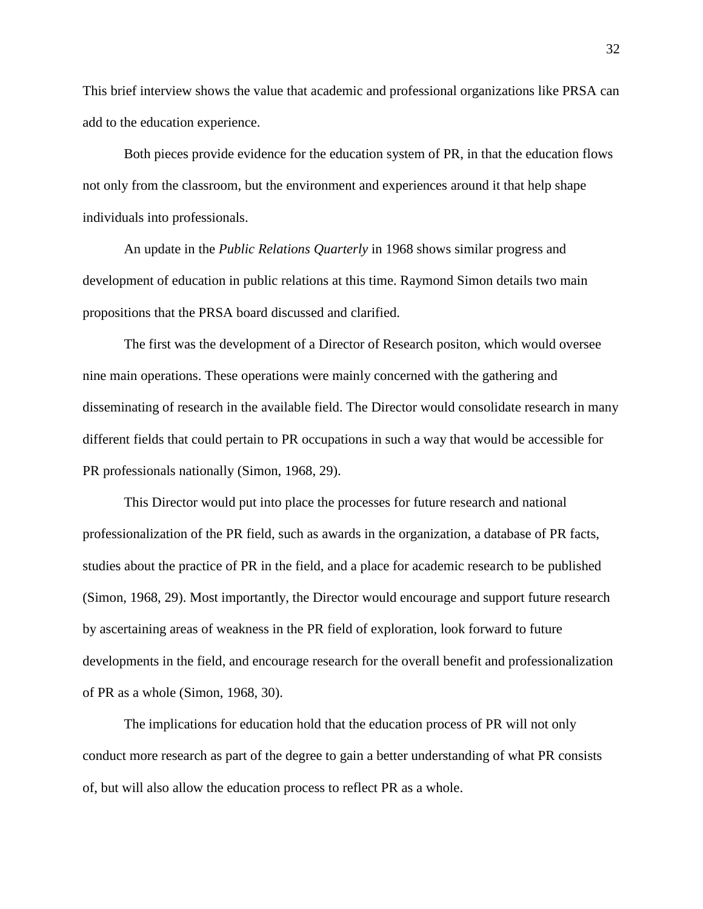This brief interview shows the value that academic and professional organizations like PRSA can add to the education experience.

Both pieces provide evidence for the education system of PR, in that the education flows not only from the classroom, but the environment and experiences around it that help shape individuals into professionals.

An update in the *Public Relations Quarterly* in 1968 shows similar progress and development of education in public relations at this time. Raymond Simon details two main propositions that the PRSA board discussed and clarified.

The first was the development of a Director of Research positon, which would oversee nine main operations. These operations were mainly concerned with the gathering and disseminating of research in the available field. The Director would consolidate research in many different fields that could pertain to PR occupations in such a way that would be accessible for PR professionals nationally (Simon, 1968, 29).

This Director would put into place the processes for future research and national professionalization of the PR field, such as awards in the organization, a database of PR facts, studies about the practice of PR in the field, and a place for academic research to be published (Simon, 1968, 29). Most importantly, the Director would encourage and support future research by ascertaining areas of weakness in the PR field of exploration, look forward to future developments in the field, and encourage research for the overall benefit and professionalization of PR as a whole (Simon, 1968, 30).

The implications for education hold that the education process of PR will not only conduct more research as part of the degree to gain a better understanding of what PR consists of, but will also allow the education process to reflect PR as a whole.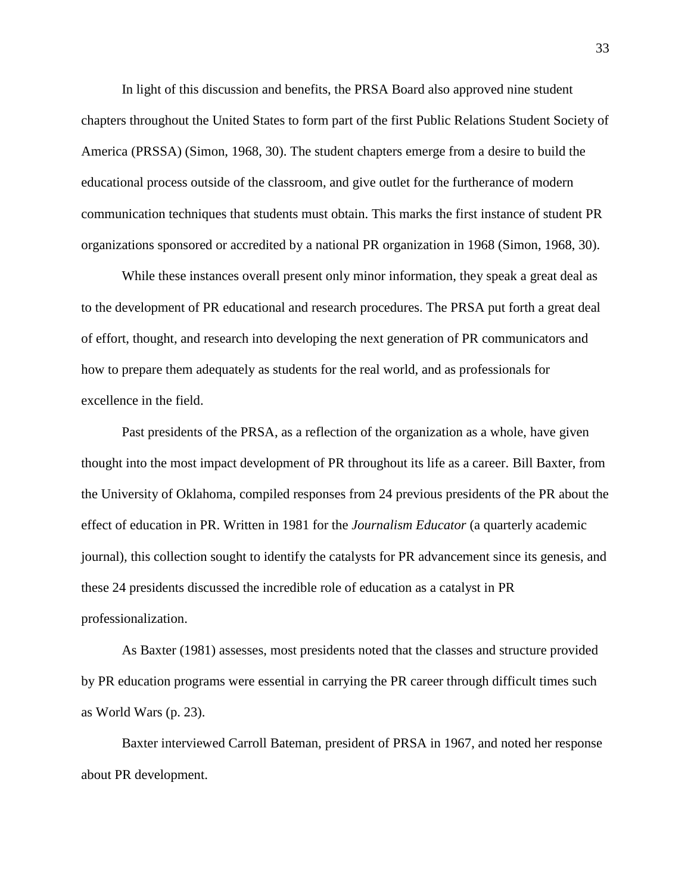In light of this discussion and benefits, the PRSA Board also approved nine student chapters throughout the United States to form part of the first Public Relations Student Society of America (PRSSA) (Simon, 1968, 30). The student chapters emerge from a desire to build the educational process outside of the classroom, and give outlet for the furtherance of modern communication techniques that students must obtain. This marks the first instance of student PR organizations sponsored or accredited by a national PR organization in 1968 (Simon, 1968, 30).

While these instances overall present only minor information, they speak a great deal as to the development of PR educational and research procedures. The PRSA put forth a great deal of effort, thought, and research into developing the next generation of PR communicators and how to prepare them adequately as students for the real world, and as professionals for excellence in the field.

Past presidents of the PRSA, as a reflection of the organization as a whole, have given thought into the most impact development of PR throughout its life as a career. Bill Baxter, from the University of Oklahoma, compiled responses from 24 previous presidents of the PR about the effect of education in PR. Written in 1981 for the *Journalism Educator* (a quarterly academic journal), this collection sought to identify the catalysts for PR advancement since its genesis, and these 24 presidents discussed the incredible role of education as a catalyst in PR professionalization.

As Baxter (1981) assesses, most presidents noted that the classes and structure provided by PR education programs were essential in carrying the PR career through difficult times such as World Wars (p. 23).

Baxter interviewed Carroll Bateman, president of PRSA in 1967, and noted her response about PR development.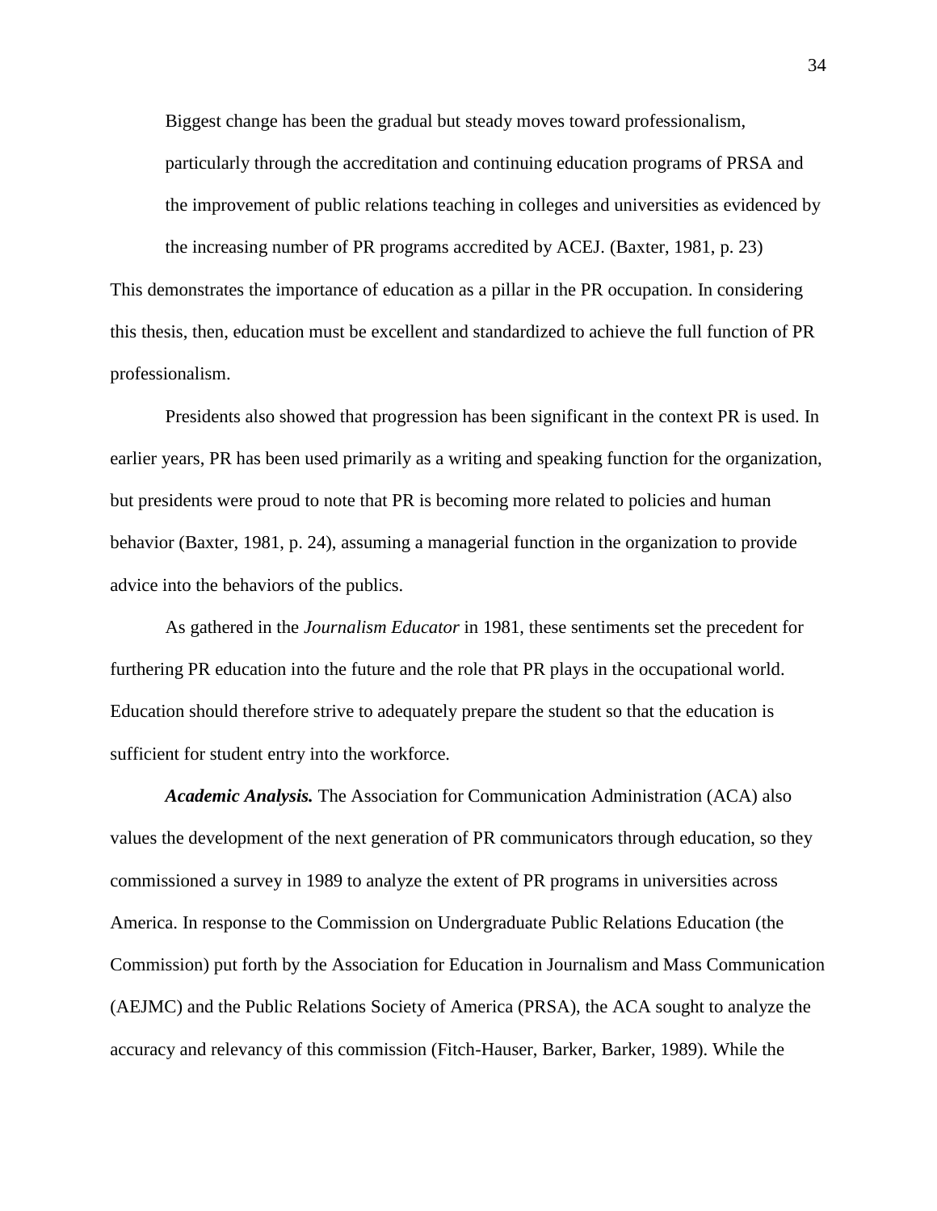> Biggest change has been the gradual but steady moves toward professionalism, particularly through the accreditation and continuing education programs of PRSA and the improvement of public relations teaching in colleges and universities as evidenced by the increasing number of PR programs accredited by ACEJ. (Baxter, 1981, p. 23)

This demonstrates the importance of education as a pillar in the PR occupation. In considering this thesis, then, education must be excellent and standardized to achieve the full function of PR professionalism.

Presidents also showed that progression has been significant in the context PR is used. In earlier years, PR has been used primarily as a writing and speaking function for the organization, but presidents were proud to note that PR is becoming more related to policies and human behavior (Baxter, 1981, p. 24), assuming a managerial function in the organization to provide advice into the behaviors of the publics.

As gathered in the *Journalism Educator* in 1981, these sentiments set the precedent for furthering PR education into the future and the role that PR plays in the occupational world. Education should therefore strive to adequately prepare the student so that the education is sufficient for student entry into the workforce.

***Academic Analysis.*** The Association for Communication Administration (ACA) also values the development of the next generation of PR communicators through education, so they commissioned a survey in 1989 to analyze the extent of PR programs in universities across America. In response to the Commission on Undergraduate Public Relations Education (the Commission) put forth by the Association for Education in Journalism and Mass Communication (AEJMC) and the Public Relations Society of America (PRSA), the ACA sought to analyze the accuracy and relevancy of this commission (Fitch-Hauser, Barker, Barker, 1989). While the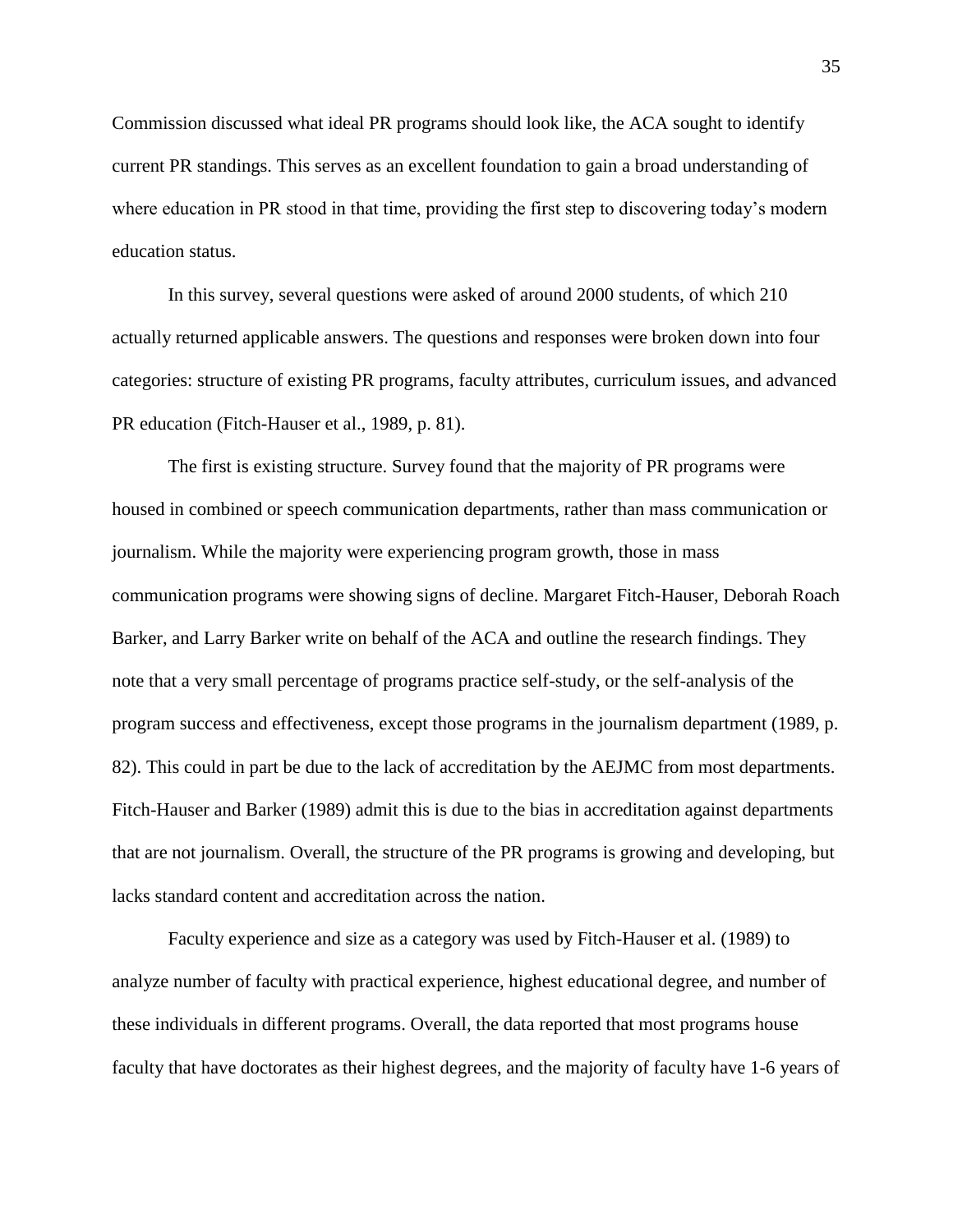Commission discussed what ideal PR programs should look like, the ACA sought to identify current PR standings. This serves as an excellent foundation to gain a broad understanding of where education in PR stood in that time, providing the first step to discovering today's modern education status.

In this survey, several questions were asked of around 2000 students, of which 210 actually returned applicable answers. The questions and responses were broken down into four categories: structure of existing PR programs, faculty attributes, curriculum issues, and advanced PR education (Fitch-Hauser et al., 1989, p. 81).

The first is existing structure. Survey found that the majority of PR programs were housed in combined or speech communication departments, rather than mass communication or journalism. While the majority were experiencing program growth, those in mass communication programs were showing signs of decline. Margaret Fitch-Hauser, Deborah Roach Barker, and Larry Barker write on behalf of the ACA and outline the research findings. They note that a very small percentage of programs practice self-study, or the self-analysis of the program success and effectiveness, except those programs in the journalism department (1989, p. 82). This could in part be due to the lack of accreditation by the AEJMC from most departments. Fitch-Hauser and Barker (1989) admit this is due to the bias in accreditation against departments that are not journalism. Overall, the structure of the PR programs is growing and developing, but lacks standard content and accreditation across the nation.

Faculty experience and size as a category was used by Fitch-Hauser et al. (1989) to analyze number of faculty with practical experience, highest educational degree, and number of these individuals in different programs. Overall, the data reported that most programs house faculty that have doctorates as their highest degrees, and the majority of faculty have 1-6 years of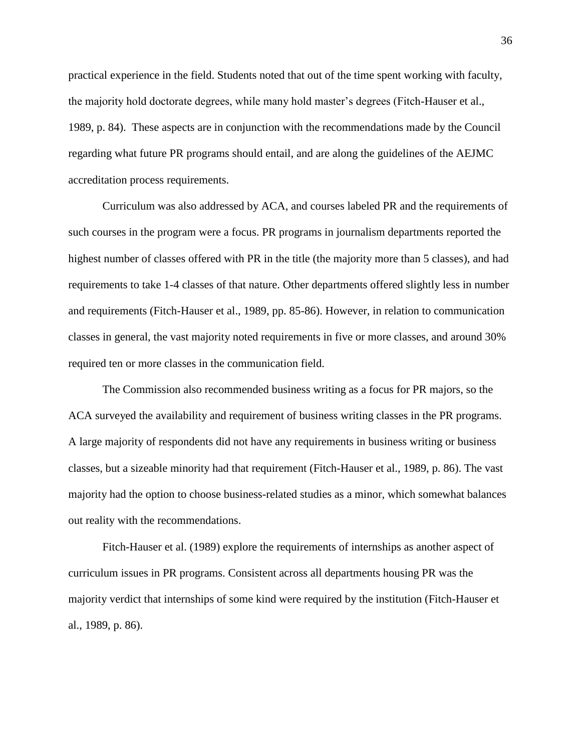practical experience in the field. Students noted that out of the time spent working with faculty, the majority hold doctorate degrees, while many hold master's degrees (Fitch-Hauser et al., 1989, p. 84). These aspects are in conjunction with the recommendations made by the Council regarding what future PR programs should entail, and are along the guidelines of the AEJMC accreditation process requirements.

Curriculum was also addressed by ACA, and courses labeled PR and the requirements of such courses in the program were a focus. PR programs in journalism departments reported the highest number of classes offered with PR in the title (the majority more than 5 classes), and had requirements to take 1-4 classes of that nature. Other departments offered slightly less in number and requirements (Fitch-Hauser et al., 1989, pp. 85-86). However, in relation to communication classes in general, the vast majority noted requirements in five or more classes, and around 30% required ten or more classes in the communication field.

The Commission also recommended business writing as a focus for PR majors, so the ACA surveyed the availability and requirement of business writing classes in the PR programs. A large majority of respondents did not have any requirements in business writing or business classes, but a sizeable minority had that requirement (Fitch-Hauser et al., 1989, p. 86). The vast majority had the option to choose business-related studies as a minor, which somewhat balances out reality with the recommendations.

Fitch-Hauser et al. (1989) explore the requirements of internships as another aspect of curriculum issues in PR programs. Consistent across all departments housing PR was the majority verdict that internships of some kind were required by the institution (Fitch-Hauser et al., 1989, p. 86).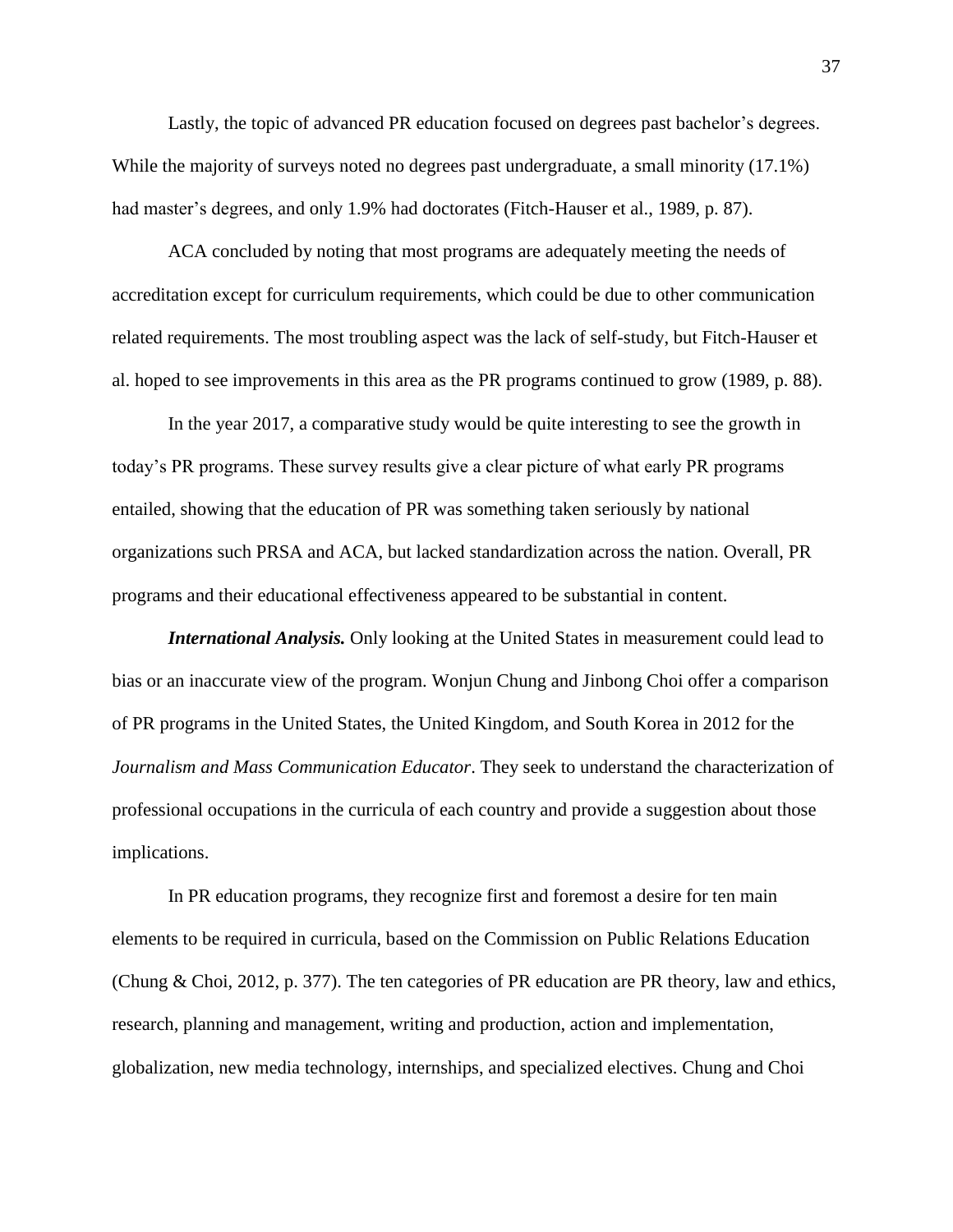Lastly, the topic of advanced PR education focused on degrees past bachelor's degrees. While the majority of surveys noted no degrees past undergraduate, a small minority (17.1%) had master's degrees, and only 1.9% had doctorates (Fitch-Hauser et al., 1989, p. 87).

ACA concluded by noting that most programs are adequately meeting the needs of accreditation except for curriculum requirements, which could be due to other communication related requirements. The most troubling aspect was the lack of self-study, but Fitch-Hauser et al. hoped to see improvements in this area as the PR programs continued to grow (1989, p. 88).

In the year 2017, a comparative study would be quite interesting to see the growth in today's PR programs. These survey results give a clear picture of what early PR programs entailed, showing that the education of PR was something taken seriously by national organizations such PRSA and ACA, but lacked standardization across the nation. Overall, PR programs and their educational effectiveness appeared to be substantial in content.

***International Analysis.*** Only looking at the United States in measurement could lead to bias or an inaccurate view of the program. Wonjun Chung and Jinbong Choi offer a comparison of PR programs in the United States, the United Kingdom, and South Korea in 2012 for the *Journalism and Mass Communication Educator*. They seek to understand the characterization of professional occupations in the curricula of each country and provide a suggestion about those implications.

In PR education programs, they recognize first and foremost a desire for ten main elements to be required in curricula, based on the Commission on Public Relations Education (Chung & Choi, 2012, p. 377). The ten categories of PR education are PR theory, law and ethics, research, planning and management, writing and production, action and implementation, globalization, new media technology, internships, and specialized electives. Chung and Choi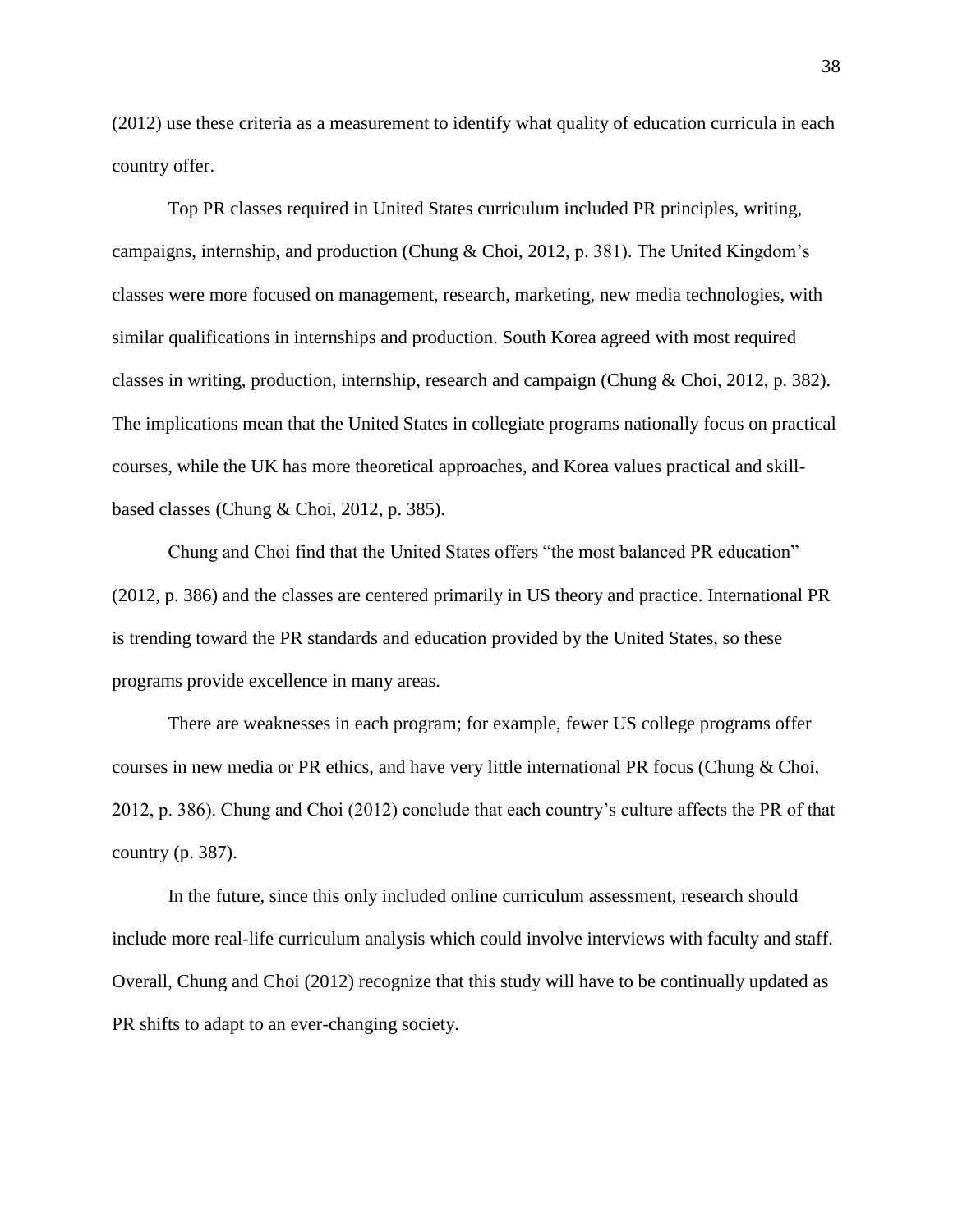(2012) use these criteria as a measurement to identify what quality of education curricula in each country offer.

Top PR classes required in United States curriculum included PR principles, writing, campaigns, internship, and production (Chung & Choi, 2012, p. 381). The United Kingdom's classes were more focused on management, research, marketing, new media technologies, with similar qualifications in internships and production. South Korea agreed with most required classes in writing, production, internship, research and campaign (Chung & Choi, 2012, p. 382). The implications mean that the United States in collegiate programs nationally focus on practical courses, while the UK has more theoretical approaches, and Korea values practical and skill-based classes (Chung & Choi, 2012, p. 385).

Chung and Choi find that the United States offers "the most balanced PR education" (2012, p. 386) and the classes are centered primarily in US theory and practice. International PR is trending toward the PR standards and education provided by the United States, so these programs provide excellence in many areas.

There are weaknesses in each program; for example, fewer US college programs offer courses in new media or PR ethics, and have very little international PR focus (Chung & Choi, 2012, p. 386). Chung and Choi (2012) conclude that each country's culture affects the PR of that country (p. 387).

In the future, since this only included online curriculum assessment, research should include more real-life curriculum analysis which could involve interviews with faculty and staff. Overall, Chung and Choi (2012) recognize that this study will have to be continually updated as PR shifts to adapt to an ever-changing society.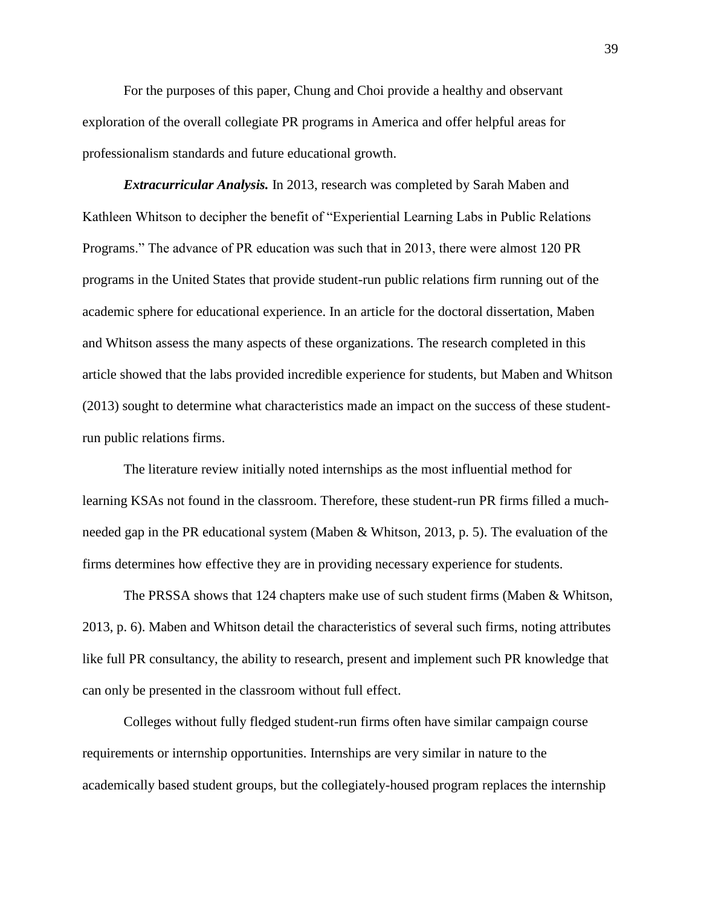For the purposes of this paper, Chung and Choi provide a healthy and observant exploration of the overall collegiate PR programs in America and offer helpful areas for professionalism standards and future educational growth.

***Extracurricular Analysis.*** In 2013, research was completed by Sarah Maben and Kathleen Whitson to decipher the benefit of "Experiential Learning Labs in Public Relations Programs." The advance of PR education was such that in 2013, there were almost 120 PR programs in the United States that provide student-run public relations firm running out of the academic sphere for educational experience. In an article for the doctoral dissertation, Maben and Whitson assess the many aspects of these organizations. The research completed in this article showed that the labs provided incredible experience for students, but Maben and Whitson (2013) sought to determine what characteristics made an impact on the success of these student-run public relations firms.

The literature review initially noted internships as the most influential method for learning KSAs not found in the classroom. Therefore, these student-run PR firms filled a much-needed gap in the PR educational system (Maben & Whitson, 2013, p. 5). The evaluation of the firms determines how effective they are in providing necessary experience for students.

The PRSSA shows that 124 chapters make use of such student firms (Maben & Whitson, 2013, p. 6). Maben and Whitson detail the characteristics of several such firms, noting attributes like full PR consultancy, the ability to research, present and implement such PR knowledge that can only be presented in the classroom without full effect.

Colleges without fully fledged student-run firms often have similar campaign course requirements or internship opportunities. Internships are very similar in nature to the academically based student groups, but the collegiately-housed program replaces the internship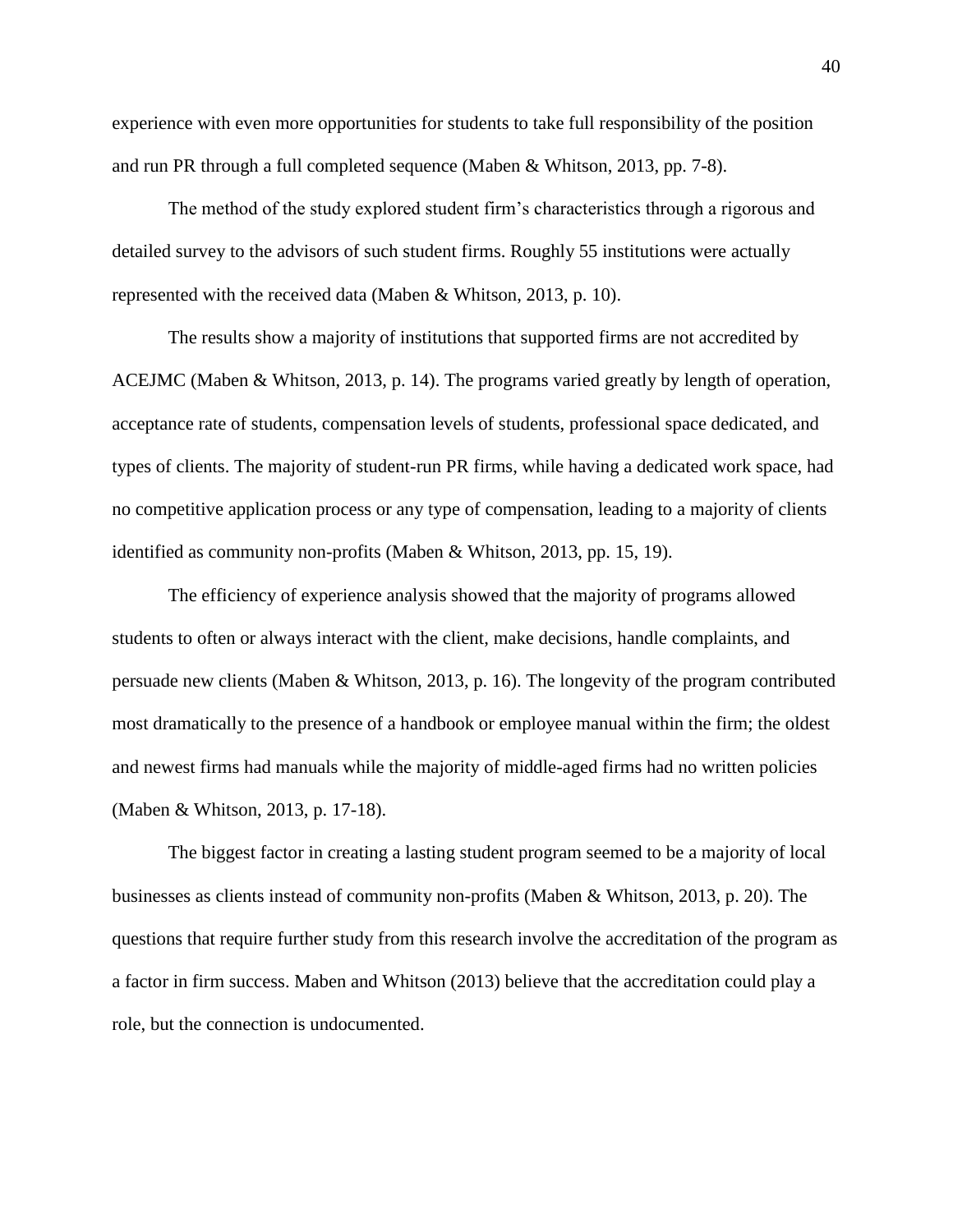experience with even more opportunities for students to take full responsibility of the position and run PR through a full completed sequence (Maben & Whitson, 2013, pp. 7-8).

The method of the study explored student firm's characteristics through a rigorous and detailed survey to the advisors of such student firms. Roughly 55 institutions were actually represented with the received data (Maben & Whitson, 2013, p. 10).

The results show a majority of institutions that supported firms are not accredited by ACEJMC (Maben & Whitson, 2013, p. 14). The programs varied greatly by length of operation, acceptance rate of students, compensation levels of students, professional space dedicated, and types of clients. The majority of student-run PR firms, while having a dedicated work space, had no competitive application process or any type of compensation, leading to a majority of clients identified as community non-profits (Maben & Whitson, 2013, pp. 15, 19).

The efficiency of experience analysis showed that the majority of programs allowed students to often or always interact with the client, make decisions, handle complaints, and persuade new clients (Maben & Whitson, 2013, p. 16). The longevity of the program contributed most dramatically to the presence of a handbook or employee manual within the firm; the oldest and newest firms had manuals while the majority of middle-aged firms had no written policies (Maben & Whitson, 2013, p. 17-18).

The biggest factor in creating a lasting student program seemed to be a majority of local businesses as clients instead of community non-profits (Maben & Whitson, 2013, p. 20). The questions that require further study from this research involve the accreditation of the program as a factor in firm success. Maben and Whitson (2013) believe that the accreditation could play a role, but the connection is undocumented.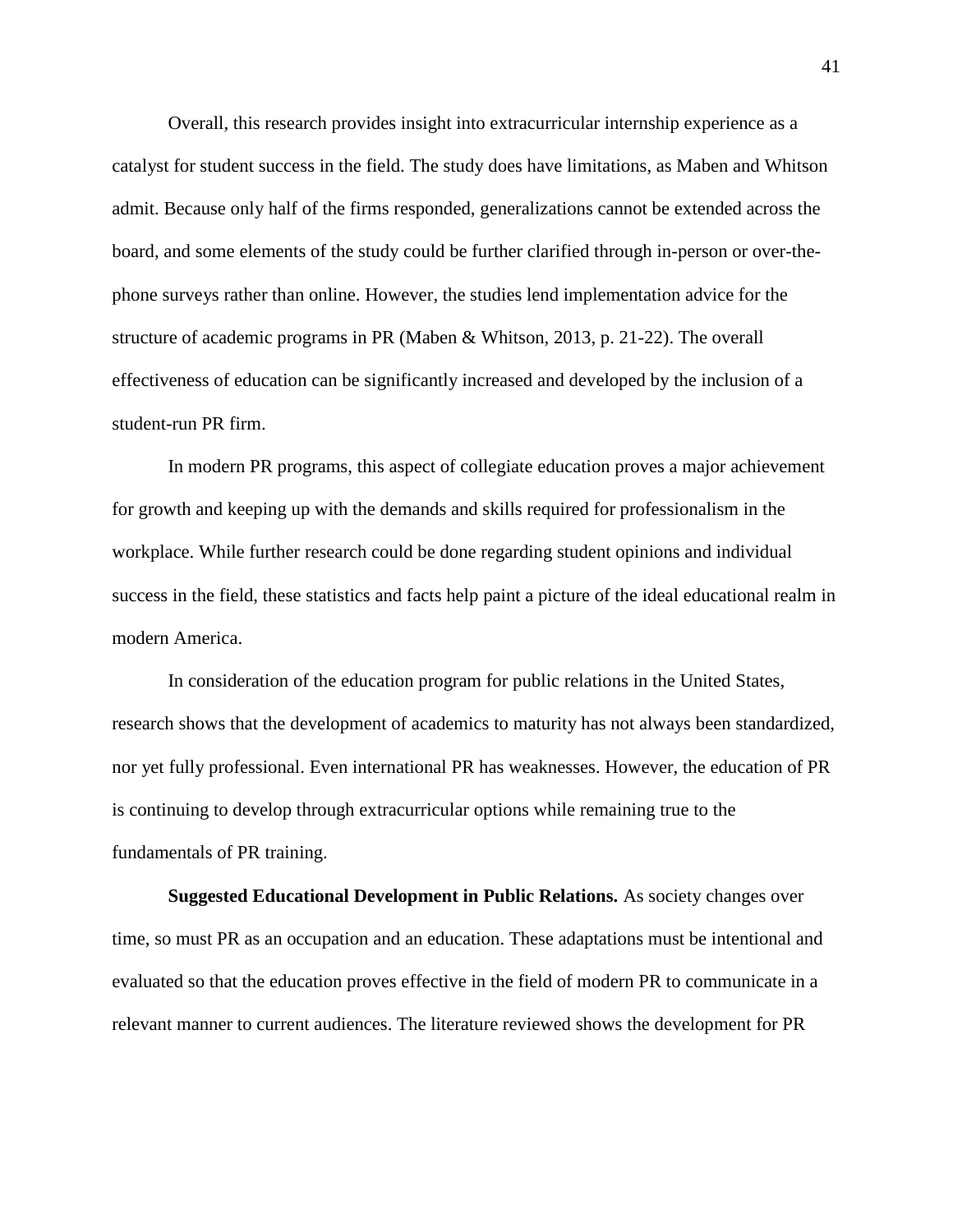Overall, this research provides insight into extracurricular internship experience as a catalyst for student success in the field. The study does have limitations, as Maben and Whitson admit. Because only half of the firms responded, generalizations cannot be extended across the board, and some elements of the study could be further clarified through in-person or over-the-phone surveys rather than online. However, the studies lend implementation advice for the structure of academic programs in PR (Maben & Whitson, 2013, p. 21-22). The overall effectiveness of education can be significantly increased and developed by the inclusion of a student-run PR firm.

In modern PR programs, this aspect of collegiate education proves a major achievement for growth and keeping up with the demands and skills required for professionalism in the workplace. While further research could be done regarding student opinions and individual success in the field, these statistics and facts help paint a picture of the ideal educational realm in modern America.

In consideration of the education program for public relations in the United States, research shows that the development of academics to maturity has not always been standardized, nor yet fully professional. Even international PR has weaknesses. However, the education of PR is continuing to develop through extracurricular options while remaining true to the fundamentals of PR training.

**Suggested Educational Development in Public Relations.** As society changes over time, so must PR as an occupation and an education. These adaptations must be intentional and evaluated so that the education proves effective in the field of modern PR to communicate in a relevant manner to current audiences. The literature reviewed shows the development for PR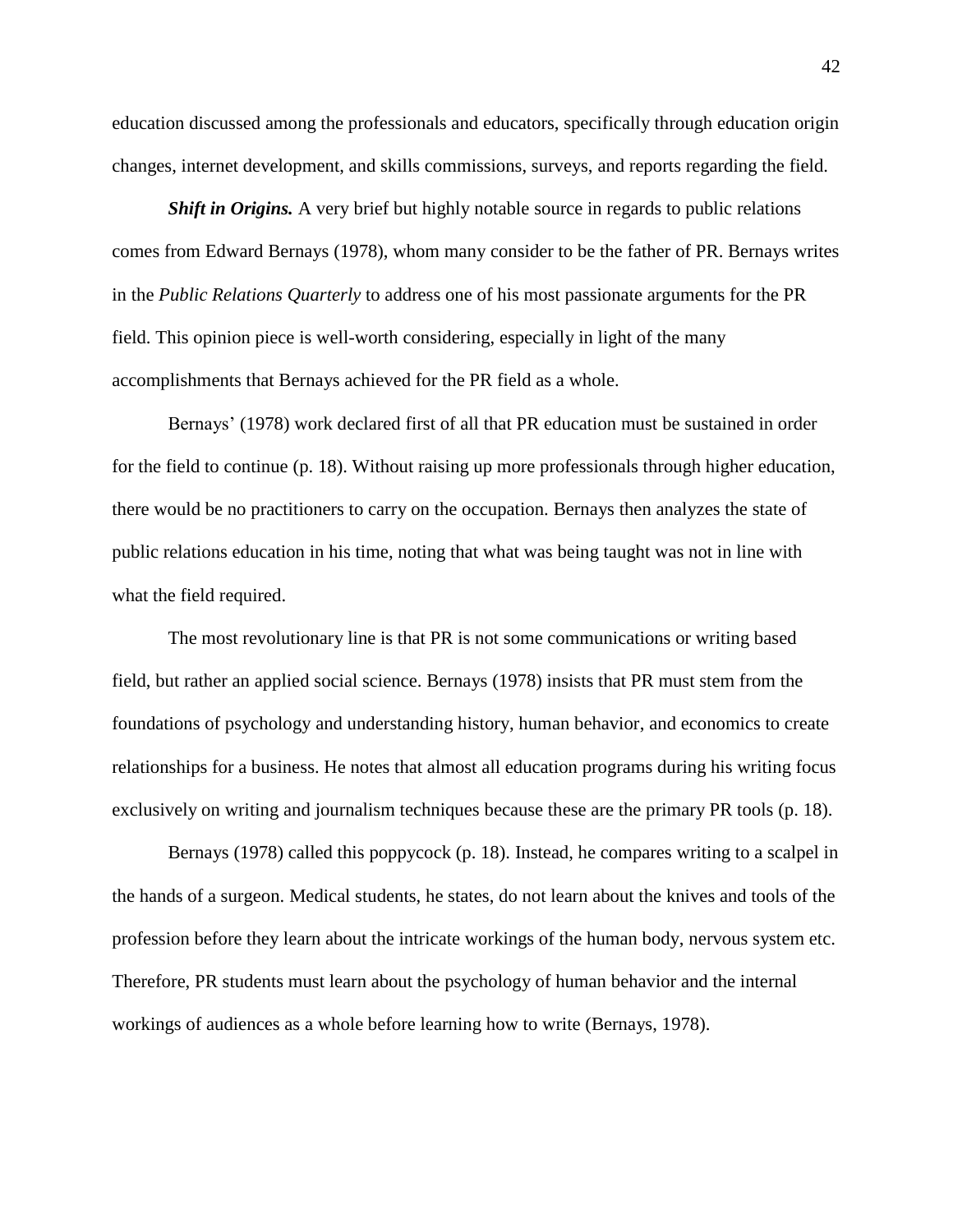education discussed among the professionals and educators, specifically through education origin changes, internet development, and skills commissions, surveys, and reports regarding the field.

***Shift in Origins.*** A very brief but highly notable source in regards to public relations comes from Edward Bernays (1978), whom many consider to be the father of PR. Bernays writes in the *Public Relations Quarterly* to address one of his most passionate arguments for the PR field. This opinion piece is well-worth considering, especially in light of the many accomplishments that Bernays achieved for the PR field as a whole.

Bernays' (1978) work declared first of all that PR education must be sustained in order for the field to continue (p. 18). Without raising up more professionals through higher education, there would be no practitioners to carry on the occupation. Bernays then analyzes the state of public relations education in his time, noting that what was being taught was not in line with what the field required.

The most revolutionary line is that PR is not some communications or writing based field, but rather an applied social science. Bernays (1978) insists that PR must stem from the foundations of psychology and understanding history, human behavior, and economics to create relationships for a business. He notes that almost all education programs during his writing focus exclusively on writing and journalism techniques because these are the primary PR tools (p. 18).

Bernays (1978) called this poppycock (p. 18). Instead, he compares writing to a scalpel in the hands of a surgeon. Medical students, he states, do not learn about the knives and tools of the profession before they learn about the intricate workings of the human body, nervous system etc. Therefore, PR students must learn about the psychology of human behavior and the internal workings of audiences as a whole before learning how to write (Bernays, 1978).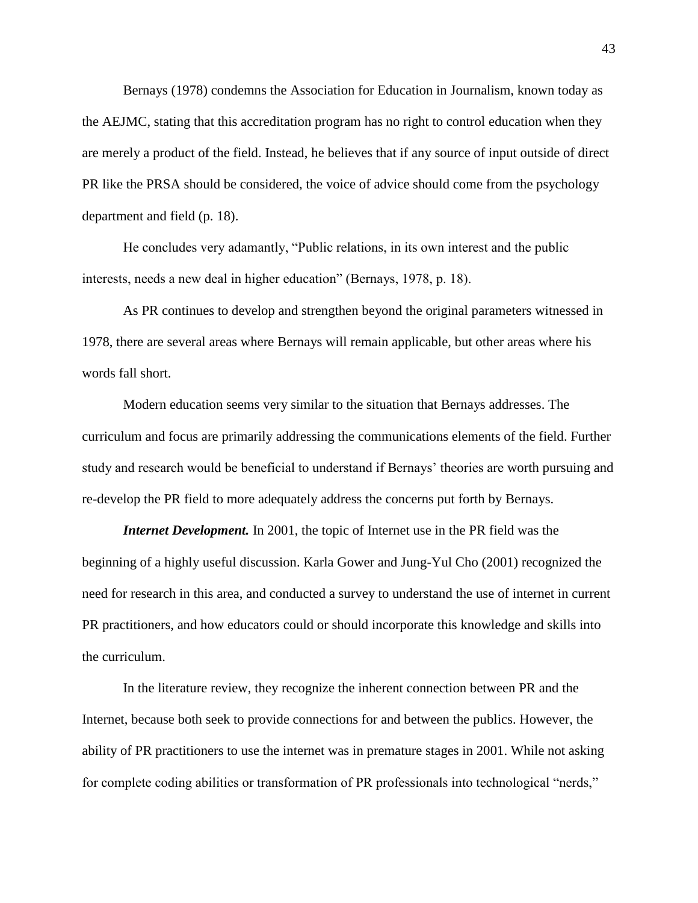Bernays (1978) condemns the Association for Education in Journalism, known today as the AEJMC, stating that this accreditation program has no right to control education when they are merely a product of the field. Instead, he believes that if any source of input outside of direct PR like the PRSA should be considered, the voice of advice should come from the psychology department and field (p. 18).

He concludes very adamantly, "Public relations, in its own interest and the public interests, needs a new deal in higher education" (Bernays, 1978, p. 18).

As PR continues to develop and strengthen beyond the original parameters witnessed in 1978, there are several areas where Bernays will remain applicable, but other areas where his words fall short.

Modern education seems very similar to the situation that Bernays addresses. The curriculum and focus are primarily addressing the communications elements of the field. Further study and research would be beneficial to understand if Bernays' theories are worth pursuing and re-develop the PR field to more adequately address the concerns put forth by Bernays.

***Internet Development.*** In 2001, the topic of Internet use in the PR field was the beginning of a highly useful discussion. Karla Gower and Jung-Yul Cho (2001) recognized the need for research in this area, and conducted a survey to understand the use of internet in current PR practitioners, and how educators could or should incorporate this knowledge and skills into the curriculum.

In the literature review, they recognize the inherent connection between PR and the Internet, because both seek to provide connections for and between the publics. However, the ability of PR practitioners to use the internet was in premature stages in 2001. While not asking for complete coding abilities or transformation of PR professionals into technological "nerds,"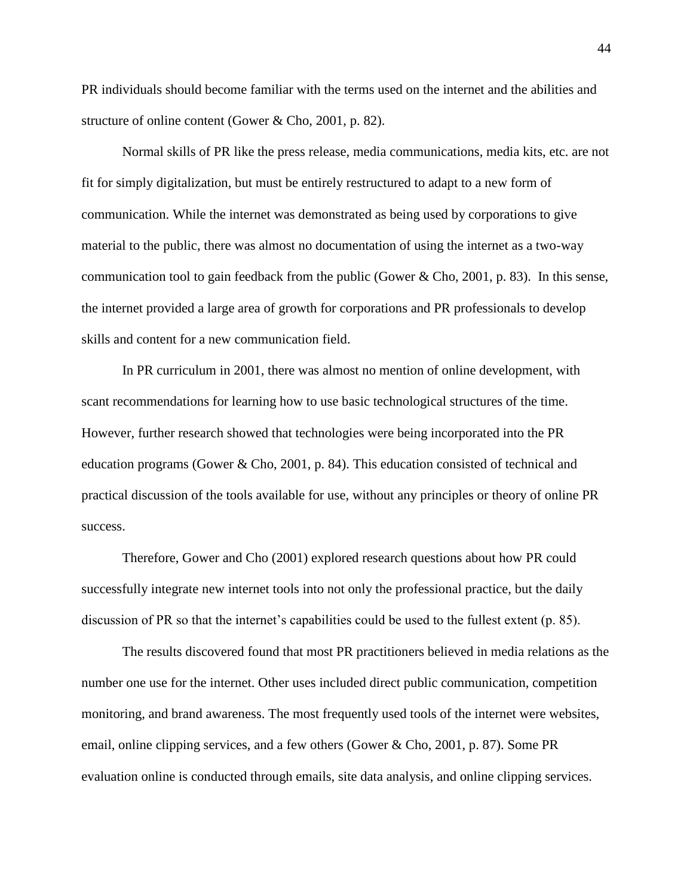PR individuals should become familiar with the terms used on the internet and the abilities and structure of online content (Gower & Cho, 2001, p. 82).

Normal skills of PR like the press release, media communications, media kits, etc. are not fit for simply digitalization, but must be entirely restructured to adapt to a new form of communication. While the internet was demonstrated as being used by corporations to give material to the public, there was almost no documentation of using the internet as a two-way communication tool to gain feedback from the public (Gower & Cho, 2001, p. 83). In this sense, the internet provided a large area of growth for corporations and PR professionals to develop skills and content for a new communication field.

In PR curriculum in 2001, there was almost no mention of online development, with scant recommendations for learning how to use basic technological structures of the time. However, further research showed that technologies were being incorporated into the PR education programs (Gower & Cho, 2001, p. 84). This education consisted of technical and practical discussion of the tools available for use, without any principles or theory of online PR success.

Therefore, Gower and Cho (2001) explored research questions about how PR could successfully integrate new internet tools into not only the professional practice, but the daily discussion of PR so that the internet's capabilities could be used to the fullest extent (p. 85).

The results discovered found that most PR practitioners believed in media relations as the number one use for the internet. Other uses included direct public communication, competition monitoring, and brand awareness. The most frequently used tools of the internet were websites, email, online clipping services, and a few others (Gower & Cho, 2001, p. 87). Some PR evaluation online is conducted through emails, site data analysis, and online clipping services.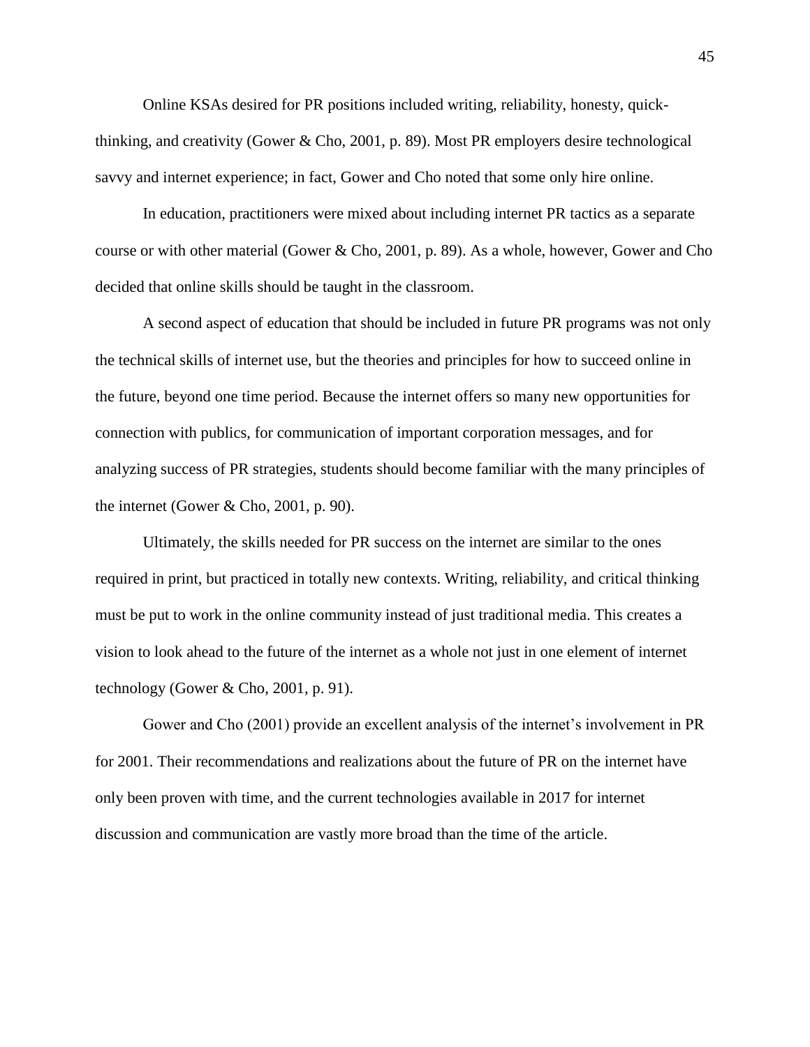Online KSAs desired for PR positions included writing, reliability, honesty, quick-thinking, and creativity (Gower & Cho, 2001, p. 89). Most PR employers desire technological savvy and internet experience; in fact, Gower and Cho noted that some only hire online.

In education, practitioners were mixed about including internet PR tactics as a separate course or with other material (Gower & Cho, 2001, p. 89). As a whole, however, Gower and Cho decided that online skills should be taught in the classroom.

A second aspect of education that should be included in future PR programs was not only the technical skills of internet use, but the theories and principles for how to succeed online in the future, beyond one time period. Because the internet offers so many new opportunities for connection with publics, for communication of important corporation messages, and for analyzing success of PR strategies, students should become familiar with the many principles of the internet (Gower & Cho, 2001, p. 90).

Ultimately, the skills needed for PR success on the internet are similar to the ones required in print, but practiced in totally new contexts. Writing, reliability, and critical thinking must be put to work in the online community instead of just traditional media. This creates a vision to look ahead to the future of the internet as a whole not just in one element of internet technology (Gower & Cho, 2001, p. 91).

Gower and Cho (2001) provide an excellent analysis of the internet's involvement in PR for 2001. Their recommendations and realizations about the future of PR on the internet have only been proven with time, and the current technologies available in 2017 for internet discussion and communication are vastly more broad than the time of the article.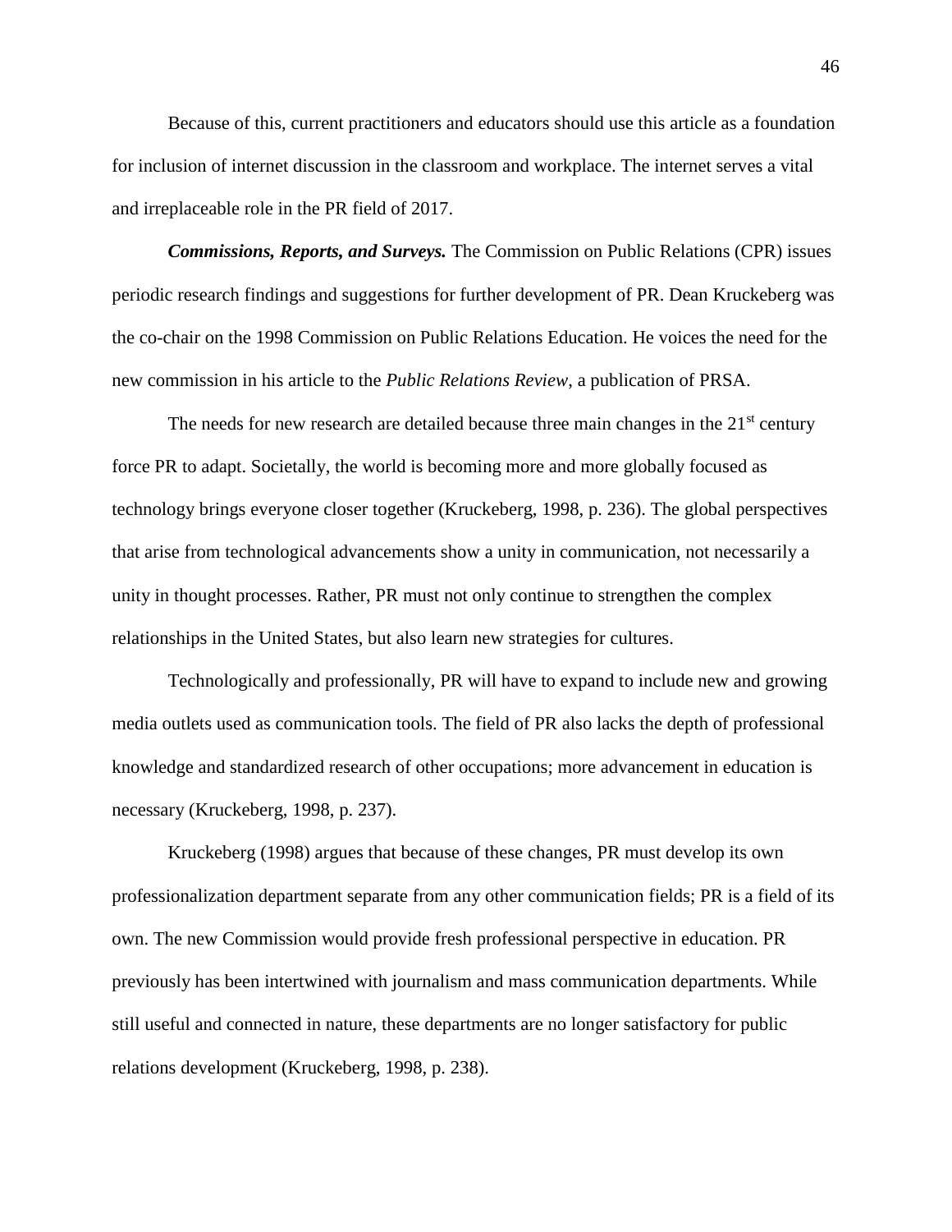Because of this, current practitioners and educators should use this article as a foundation for inclusion of internet discussion in the classroom and workplace. The internet serves a vital and irreplaceable role in the PR field of 2017.

***Commissions, Reports, and Surveys.*** The Commission on Public Relations (CPR) issues periodic research findings and suggestions for further development of PR. Dean Kruckeberg was the co-chair on the 1998 Commission on Public Relations Education. He voices the need for the new commission in his article to the *Public Relations Review*, a publication of PRSA.

The needs for new research are detailed because three main changes in the 21st century force PR to adapt. Societally, the world is becoming more and more globally focused as technology brings everyone closer together (Kruckeberg, 1998, p. 236). The global perspectives that arise from technological advancements show a unity in communication, not necessarily a unity in thought processes. Rather, PR must not only continue to strengthen the complex relationships in the United States, but also learn new strategies for cultures.

Technologically and professionally, PR will have to expand to include new and growing media outlets used as communication tools. The field of PR also lacks the depth of professional knowledge and standardized research of other occupations; more advancement in education is necessary (Kruckeberg, 1998, p. 237).

Kruckeberg (1998) argues that because of these changes, PR must develop its own professionalization department separate from any other communication fields; PR is a field of its own. The new Commission would provide fresh professional perspective in education. PR previously has been intertwined with journalism and mass communication departments. While still useful and connected in nature, these departments are no longer satisfactory for public relations development (Kruckeberg, 1998, p. 238).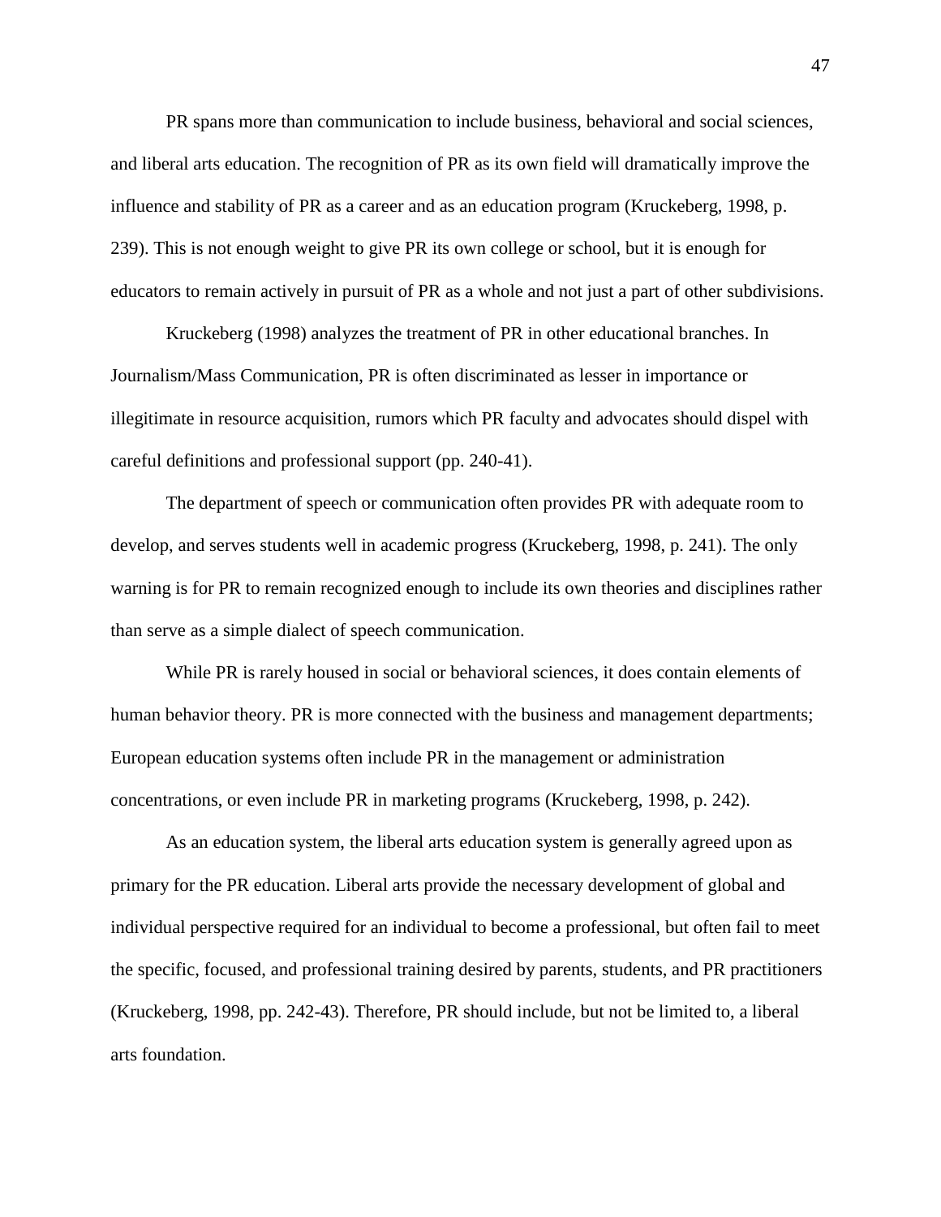PR spans more than communication to include business, behavioral and social sciences, and liberal arts education. The recognition of PR as its own field will dramatically improve the influence and stability of PR as a career and as an education program (Kruckeberg, 1998, p. 239). This is not enough weight to give PR its own college or school, but it is enough for educators to remain actively in pursuit of PR as a whole and not just a part of other subdivisions.

Kruckeberg (1998) analyzes the treatment of PR in other educational branches. In Journalism/Mass Communication, PR is often discriminated as lesser in importance or illegitimate in resource acquisition, rumors which PR faculty and advocates should dispel with careful definitions and professional support (pp. 240-41).

The department of speech or communication often provides PR with adequate room to develop, and serves students well in academic progress (Kruckeberg, 1998, p. 241). The only warning is for PR to remain recognized enough to include its own theories and disciplines rather than serve as a simple dialect of speech communication.

While PR is rarely housed in social or behavioral sciences, it does contain elements of human behavior theory. PR is more connected with the business and management departments; European education systems often include PR in the management or administration concentrations, or even include PR in marketing programs (Kruckeberg, 1998, p. 242).

As an education system, the liberal arts education system is generally agreed upon as primary for the PR education. Liberal arts provide the necessary development of global and individual perspective required for an individual to become a professional, but often fail to meet the specific, focused, and professional training desired by parents, students, and PR practitioners (Kruckeberg, 1998, pp. 242-43). Therefore, PR should include, but not be limited to, a liberal arts foundation.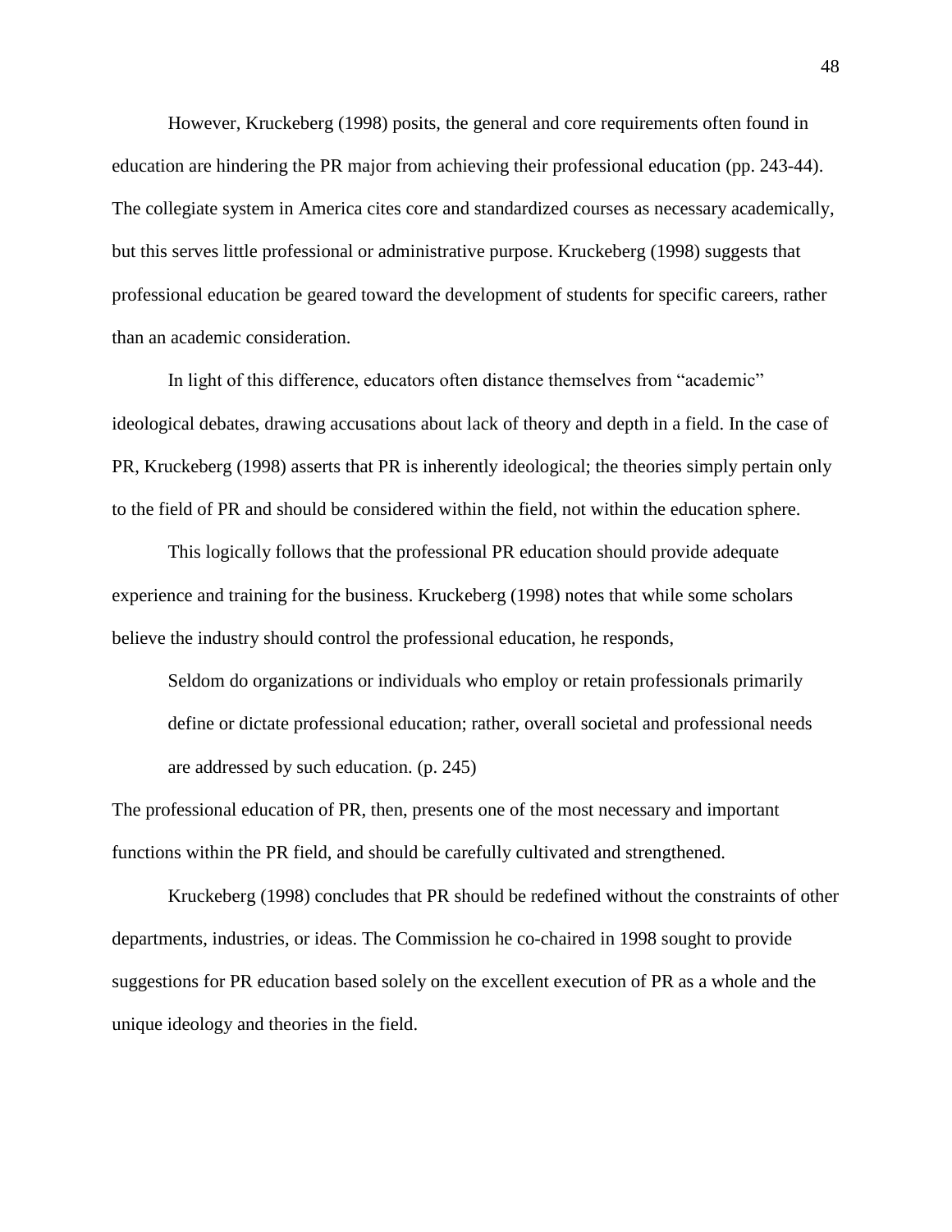However, Kruckeberg (1998) posits, the general and core requirements often found in education are hindering the PR major from achieving their professional education (pp. 243-44). The collegiate system in America cites core and standardized courses as necessary academically, but this serves little professional or administrative purpose. Kruckeberg (1998) suggests that professional education be geared toward the development of students for specific careers, rather than an academic consideration.

In light of this difference, educators often distance themselves from "academic" ideological debates, drawing accusations about lack of theory and depth in a field. In the case of PR, Kruckeberg (1998) asserts that PR is inherently ideological; the theories simply pertain only to the field of PR and should be considered within the field, not within the education sphere.

This logically follows that the professional PR education should provide adequate experience and training for the business. Kruckeberg (1998) notes that while some scholars believe the industry should control the professional education, he responds,

> Seldom do organizations or individuals who employ or retain professionals primarily define or dictate professional education; rather, overall societal and professional needs are addressed by such education. (p. 245)

The professional education of PR, then, presents one of the most necessary and important functions within the PR field, and should be carefully cultivated and strengthened.

Kruckeberg (1998) concludes that PR should be redefined without the constraints of other departments, industries, or ideas. The Commission he co-chaired in 1998 sought to provide suggestions for PR education based solely on the excellent execution of PR as a whole and the unique ideology and theories in the field.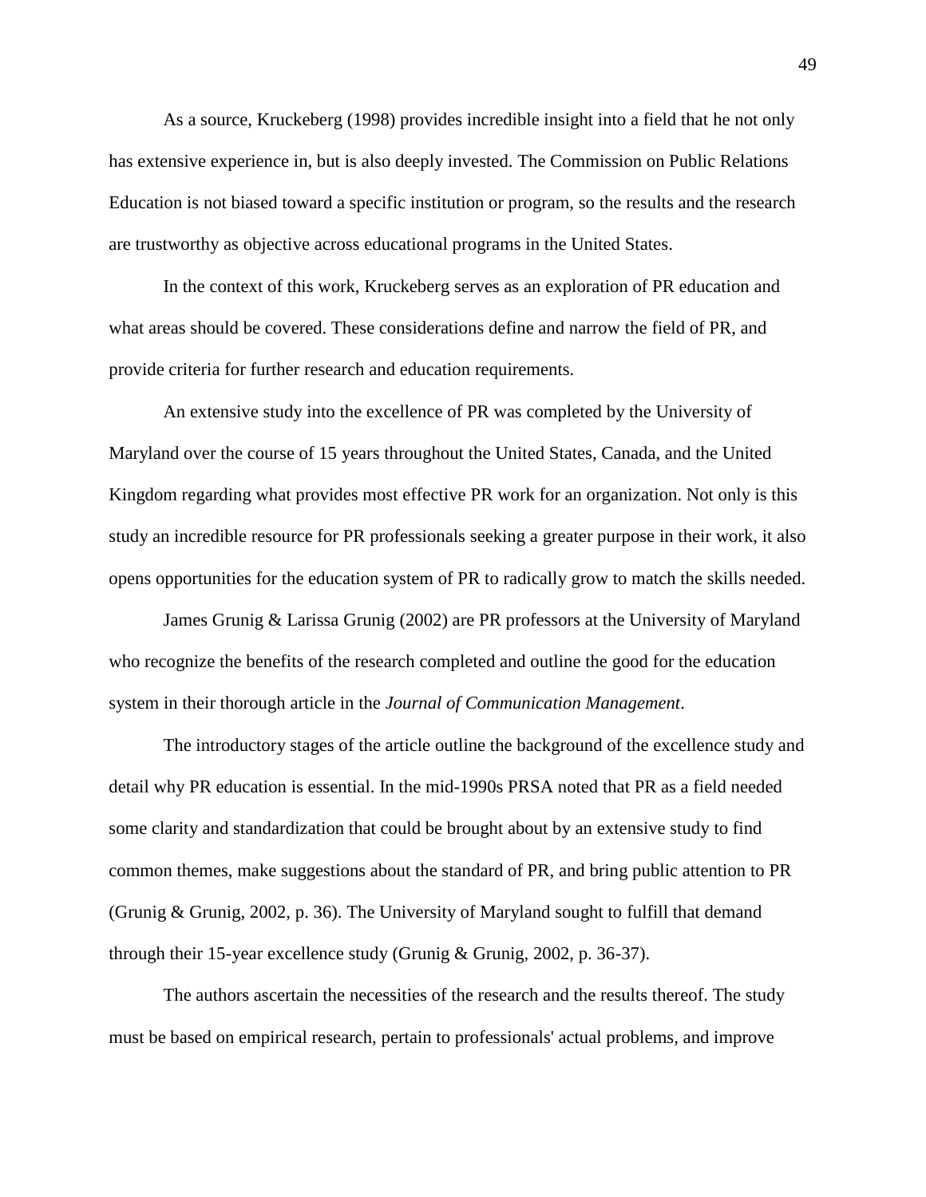As a source, Kruckeberg (1998) provides incredible insight into a field that he not only has extensive experience in, but is also deeply invested. The Commission on Public Relations Education is not biased toward a specific institution or program, so the results and the research are trustworthy as objective across educational programs in the United States.

In the context of this work, Kruckeberg serves as an exploration of PR education and what areas should be covered. These considerations define and narrow the field of PR, and provide criteria for further research and education requirements.

An extensive study into the excellence of PR was completed by the University of Maryland over the course of 15 years throughout the United States, Canada, and the United Kingdom regarding what provides most effective PR work for an organization. Not only is this study an incredible resource for PR professionals seeking a greater purpose in their work, it also opens opportunities for the education system of PR to radically grow to match the skills needed.

James Grunig & Larissa Grunig (2002) are PR professors at the University of Maryland who recognize the benefits of the research completed and outline the good for the education system in their thorough article in the *Journal of Communication Management*.

The introductory stages of the article outline the background of the excellence study and detail why PR education is essential. In the mid-1990s PRSA noted that PR as a field needed some clarity and standardization that could be brought about by an extensive study to find common themes, make suggestions about the standard of PR, and bring public attention to PR (Grunig & Grunig, 2002, p. 36). The University of Maryland sought to fulfill that demand through their 15-year excellence study (Grunig & Grunig, 2002, p. 36-37).

The authors ascertain the necessities of the research and the results thereof. The study must be based on empirical research, pertain to professionals' actual problems, and improve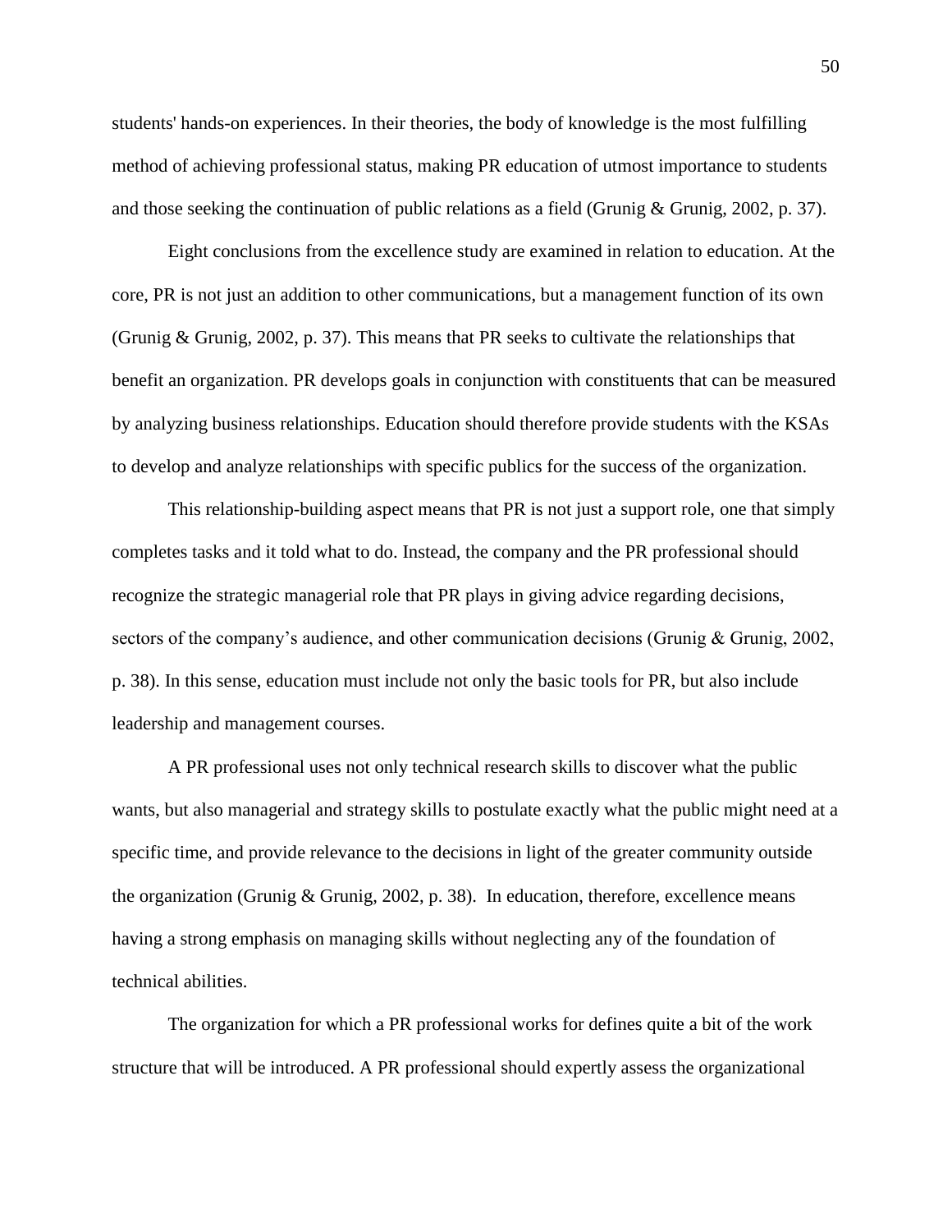students' hands-on experiences. In their theories, the body of knowledge is the most fulfilling method of achieving professional status, making PR education of utmost importance to students and those seeking the continuation of public relations as a field (Grunig & Grunig, 2002, p. 37).

Eight conclusions from the excellence study are examined in relation to education. At the core, PR is not just an addition to other communications, but a management function of its own (Grunig & Grunig, 2002, p. 37). This means that PR seeks to cultivate the relationships that benefit an organization. PR develops goals in conjunction with constituents that can be measured by analyzing business relationships. Education should therefore provide students with the KSAs to develop and analyze relationships with specific publics for the success of the organization.

This relationship-building aspect means that PR is not just a support role, one that simply completes tasks and it told what to do. Instead, the company and the PR professional should recognize the strategic managerial role that PR plays in giving advice regarding decisions, sectors of the company's audience, and other communication decisions (Grunig & Grunig, 2002, p. 38). In this sense, education must include not only the basic tools for PR, but also include leadership and management courses.

A PR professional uses not only technical research skills to discover what the public wants, but also managerial and strategy skills to postulate exactly what the public might need at a specific time, and provide relevance to the decisions in light of the greater community outside the organization (Grunig & Grunig, 2002, p. 38). In education, therefore, excellence means having a strong emphasis on managing skills without neglecting any of the foundation of technical abilities.

The organization for which a PR professional works for defines quite a bit of the work structure that will be introduced. A PR professional should expertly assess the organizational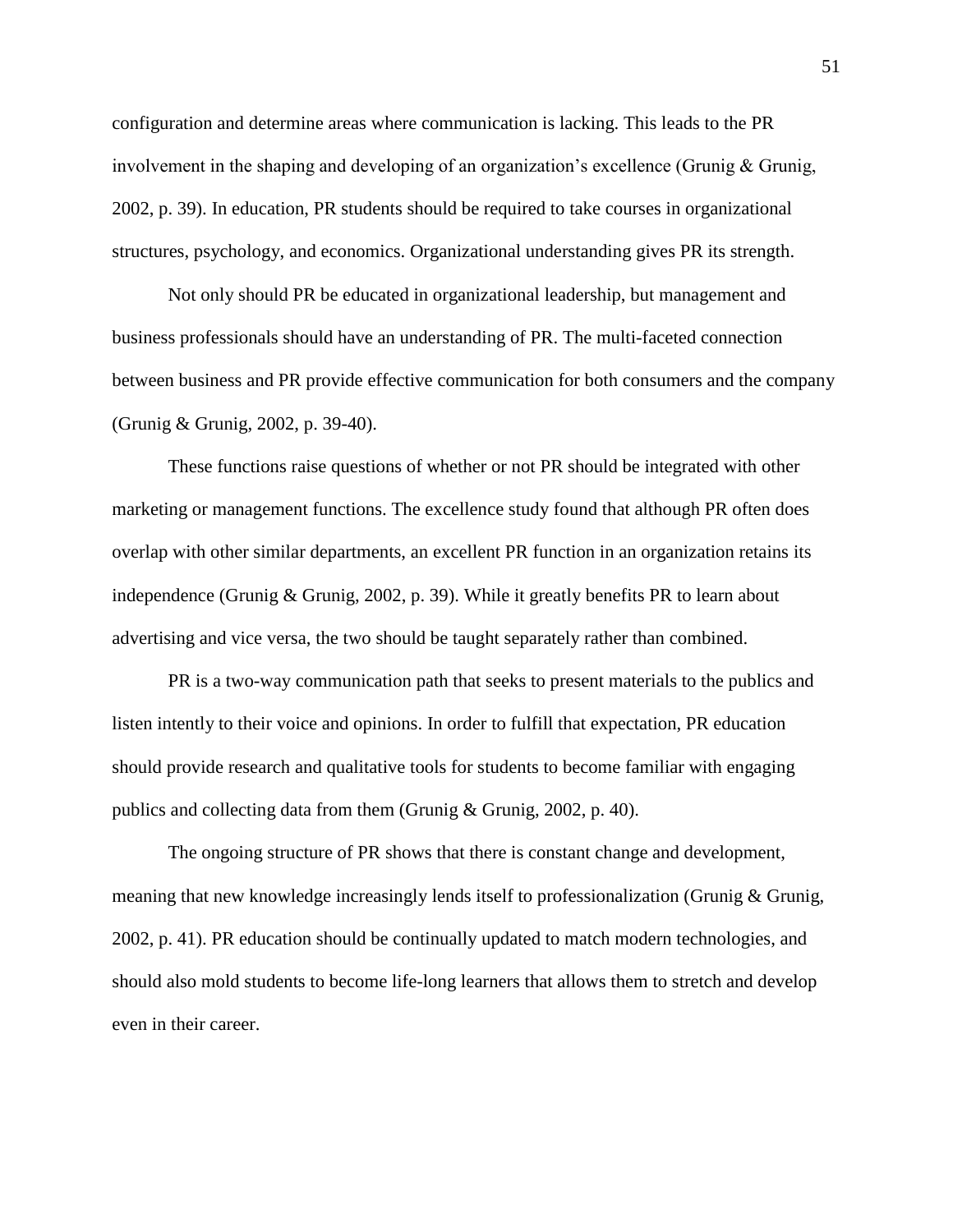configuration and determine areas where communication is lacking. This leads to the PR involvement in the shaping and developing of an organization's excellence (Grunig & Grunig, 2002, p. 39). In education, PR students should be required to take courses in organizational structures, psychology, and economics. Organizational understanding gives PR its strength.

Not only should PR be educated in organizational leadership, but management and business professionals should have an understanding of PR. The multi-faceted connection between business and PR provide effective communication for both consumers and the company (Grunig & Grunig, 2002, p. 39-40).

These functions raise questions of whether or not PR should be integrated with other marketing or management functions. The excellence study found that although PR often does overlap with other similar departments, an excellent PR function in an organization retains its independence (Grunig & Grunig, 2002, p. 39). While it greatly benefits PR to learn about advertising and vice versa, the two should be taught separately rather than combined.

PR is a two-way communication path that seeks to present materials to the publics and listen intently to their voice and opinions. In order to fulfill that expectation, PR education should provide research and qualitative tools for students to become familiar with engaging publics and collecting data from them (Grunig & Grunig, 2002, p. 40).

The ongoing structure of PR shows that there is constant change and development, meaning that new knowledge increasingly lends itself to professionalization (Grunig & Grunig, 2002, p. 41). PR education should be continually updated to match modern technologies, and should also mold students to become life-long learners that allows them to stretch and develop even in their career.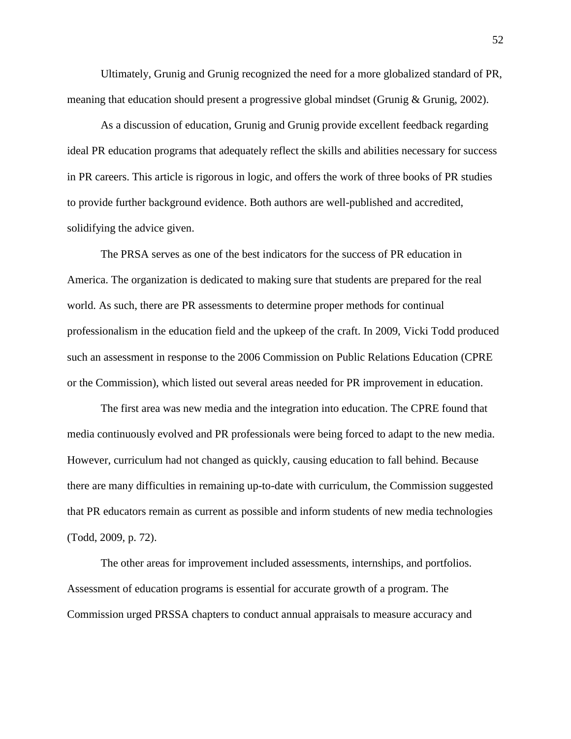Ultimately, Grunig and Grunig recognized the need for a more globalized standard of PR, meaning that education should present a progressive global mindset (Grunig & Grunig, 2002).

As a discussion of education, Grunig and Grunig provide excellent feedback regarding ideal PR education programs that adequately reflect the skills and abilities necessary for success in PR careers. This article is rigorous in logic, and offers the work of three books of PR studies to provide further background evidence. Both authors are well-published and accredited, solidifying the advice given.

The PRSA serves as one of the best indicators for the success of PR education in America. The organization is dedicated to making sure that students are prepared for the real world. As such, there are PR assessments to determine proper methods for continual professionalism in the education field and the upkeep of the craft. In 2009, Vicki Todd produced such an assessment in response to the 2006 Commission on Public Relations Education (CPRE or the Commission), which listed out several areas needed for PR improvement in education.

The first area was new media and the integration into education. The CPRE found that media continuously evolved and PR professionals were being forced to adapt to the new media. However, curriculum had not changed as quickly, causing education to fall behind. Because there are many difficulties in remaining up-to-date with curriculum, the Commission suggested that PR educators remain as current as possible and inform students of new media technologies (Todd, 2009, p. 72).

The other areas for improvement included assessments, internships, and portfolios. Assessment of education programs is essential for accurate growth of a program. The Commission urged PRSSA chapters to conduct annual appraisals to measure accuracy and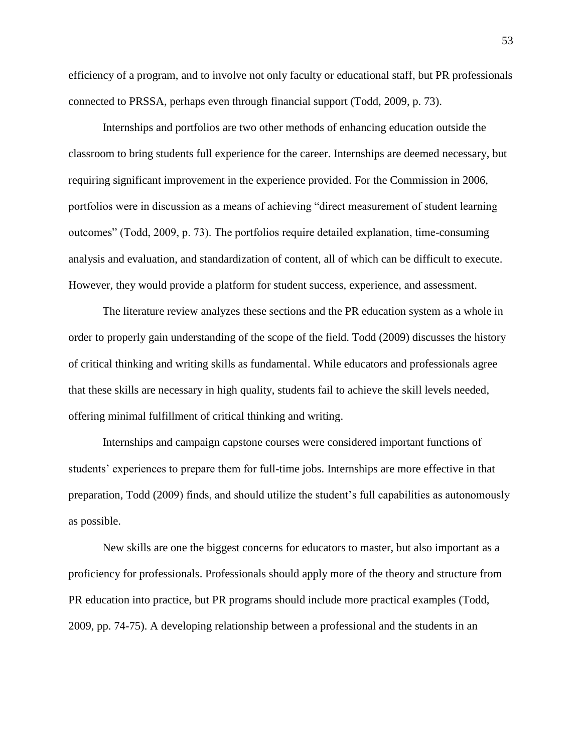efficiency of a program, and to involve not only faculty or educational staff, but PR professionals connected to PRSSA, perhaps even through financial support (Todd, 2009, p. 73).

Internships and portfolios are two other methods of enhancing education outside the classroom to bring students full experience for the career. Internships are deemed necessary, but requiring significant improvement in the experience provided. For the Commission in 2006, portfolios were in discussion as a means of achieving "direct measurement of student learning outcomes" (Todd, 2009, p. 73). The portfolios require detailed explanation, time-consuming analysis and evaluation, and standardization of content, all of which can be difficult to execute. However, they would provide a platform for student success, experience, and assessment.

The literature review analyzes these sections and the PR education system as a whole in order to properly gain understanding of the scope of the field. Todd (2009) discusses the history of critical thinking and writing skills as fundamental. While educators and professionals agree that these skills are necessary in high quality, students fail to achieve the skill levels needed, offering minimal fulfillment of critical thinking and writing.

Internships and campaign capstone courses were considered important functions of students' experiences to prepare them for full-time jobs. Internships are more effective in that preparation, Todd (2009) finds, and should utilize the student's full capabilities as autonomously as possible.

New skills are one the biggest concerns for educators to master, but also important as a proficiency for professionals. Professionals should apply more of the theory and structure from PR education into practice, but PR programs should include more practical examples (Todd, 2009, pp. 74-75). A developing relationship between a professional and the students in an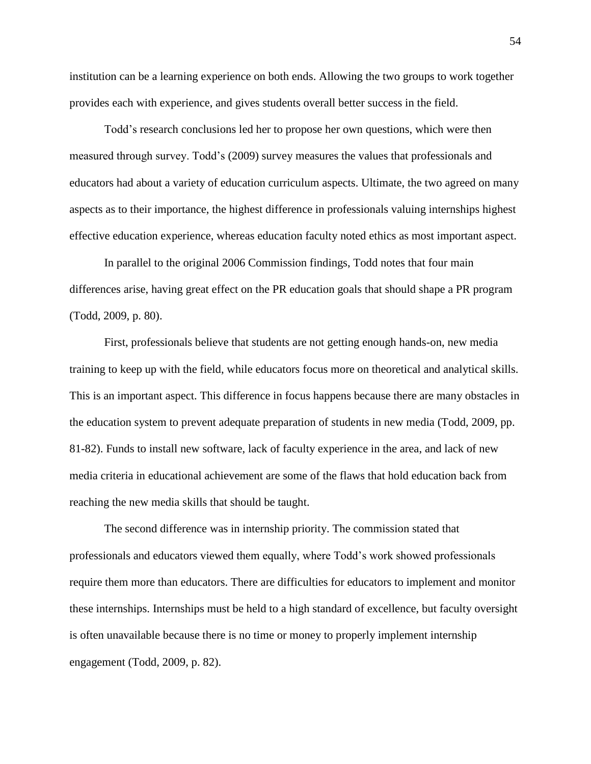institution can be a learning experience on both ends. Allowing the two groups to work together provides each with experience, and gives students overall better success in the field.

Todd's research conclusions led her to propose her own questions, which were then measured through survey. Todd's (2009) survey measures the values that professionals and educators had about a variety of education curriculum aspects. Ultimate, the two agreed on many aspects as to their importance, the highest difference in professionals valuing internships highest effective education experience, whereas education faculty noted ethics as most important aspect.

In parallel to the original 2006 Commission findings, Todd notes that four main differences arise, having great effect on the PR education goals that should shape a PR program (Todd, 2009, p. 80).

First, professionals believe that students are not getting enough hands-on, new media training to keep up with the field, while educators focus more on theoretical and analytical skills. This is an important aspect. This difference in focus happens because there are many obstacles in the education system to prevent adequate preparation of students in new media (Todd, 2009, pp. 81-82). Funds to install new software, lack of faculty experience in the area, and lack of new media criteria in educational achievement are some of the flaws that hold education back from reaching the new media skills that should be taught.

The second difference was in internship priority. The commission stated that professionals and educators viewed them equally, where Todd's work showed professionals require them more than educators. There are difficulties for educators to implement and monitor these internships. Internships must be held to a high standard of excellence, but faculty oversight is often unavailable because there is no time or money to properly implement internship engagement (Todd, 2009, p. 82).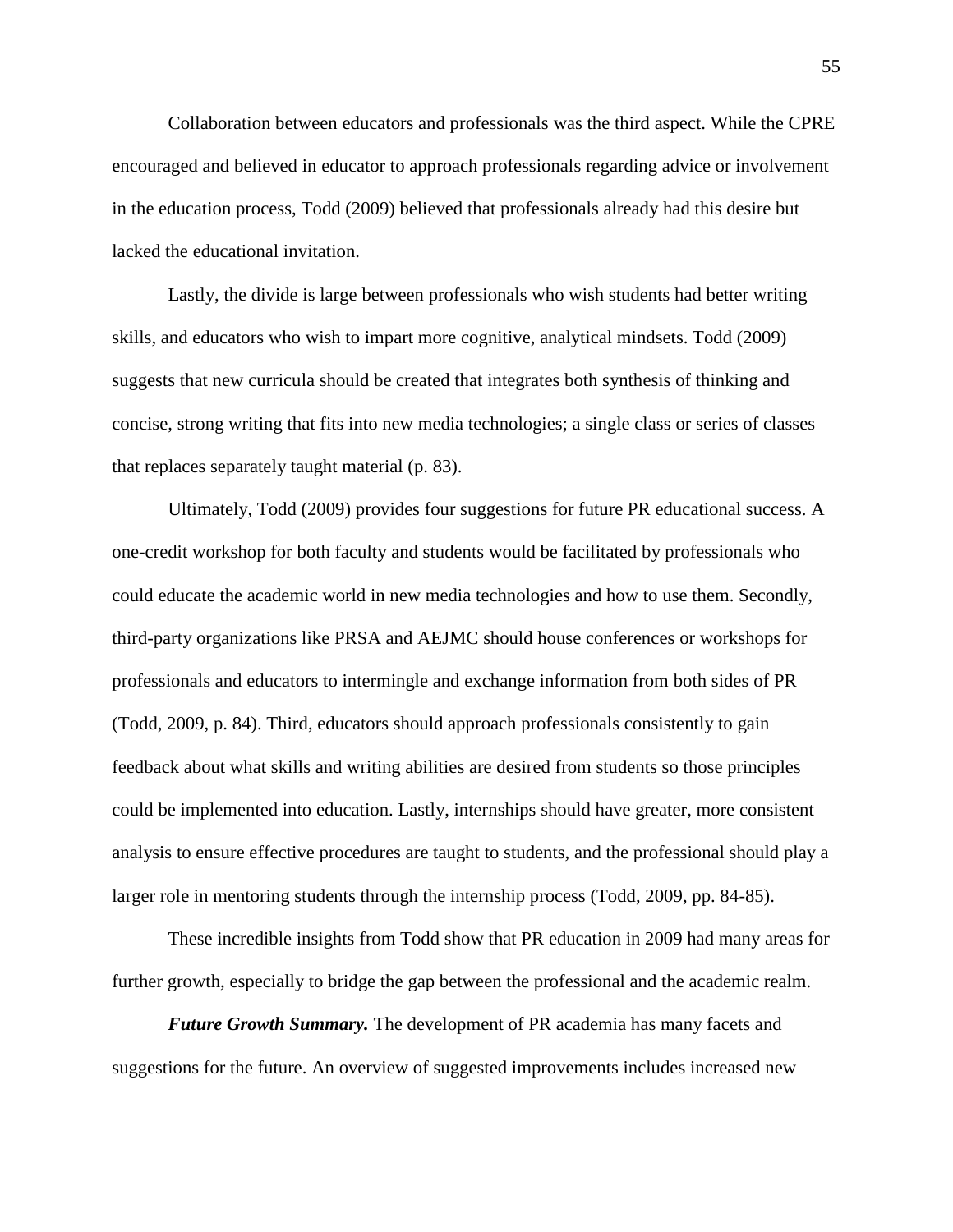Collaboration between educators and professionals was the third aspect. While the CPRE encouraged and believed in educator to approach professionals regarding advice or involvement in the education process, Todd (2009) believed that professionals already had this desire but lacked the educational invitation.

Lastly, the divide is large between professionals who wish students had better writing skills, and educators who wish to impart more cognitive, analytical mindsets. Todd (2009) suggests that new curricula should be created that integrates both synthesis of thinking and concise, strong writing that fits into new media technologies; a single class or series of classes that replaces separately taught material (p. 83).

Ultimately, Todd (2009) provides four suggestions for future PR educational success. A one-credit workshop for both faculty and students would be facilitated by professionals who could educate the academic world in new media technologies and how to use them. Secondly, third-party organizations like PRSA and AEJMC should house conferences or workshops for professionals and educators to intermingle and exchange information from both sides of PR (Todd, 2009, p. 84). Third, educators should approach professionals consistently to gain feedback about what skills and writing abilities are desired from students so those principles could be implemented into education. Lastly, internships should have greater, more consistent analysis to ensure effective procedures are taught to students, and the professional should play a larger role in mentoring students through the internship process (Todd, 2009, pp. 84-85).

These incredible insights from Todd show that PR education in 2009 had many areas for further growth, especially to bridge the gap between the professional and the academic realm.

***Future Growth Summary.*** The development of PR academia has many facets and suggestions for the future. An overview of suggested improvements includes increased new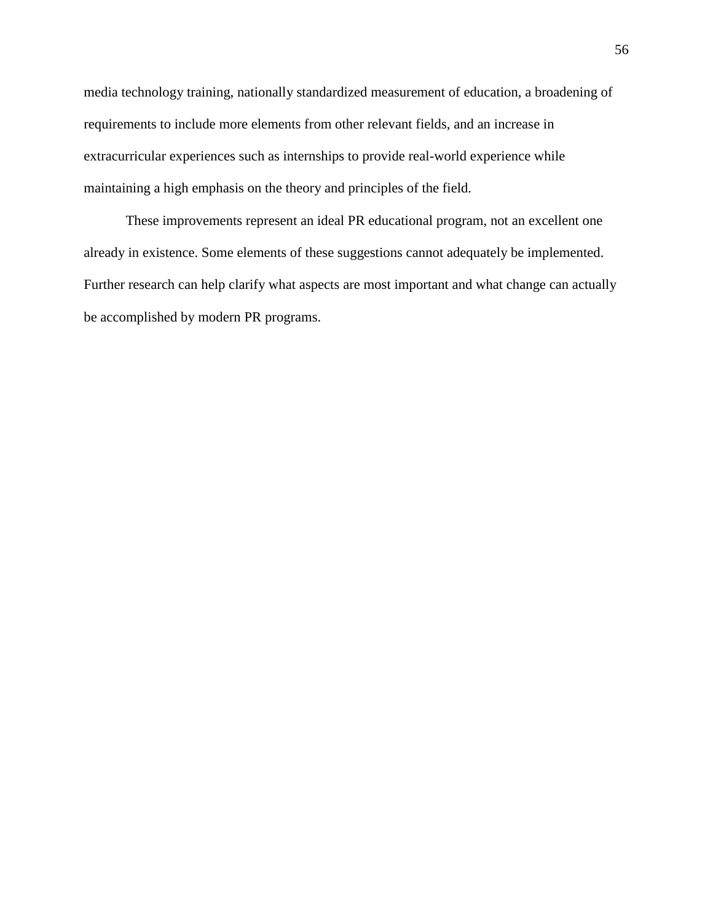media technology training, nationally standardized measurement of education, a broadening of requirements to include more elements from other relevant fields, and an increase in extracurricular experiences such as internships to provide real-world experience while maintaining a high emphasis on the theory and principles of the field.

These improvements represent an ideal PR educational program, not an excellent one already in existence. Some elements of these suggestions cannot adequately be implemented. Further research can help clarify what aspects are most important and what change can actually be accomplished by modern PR programs.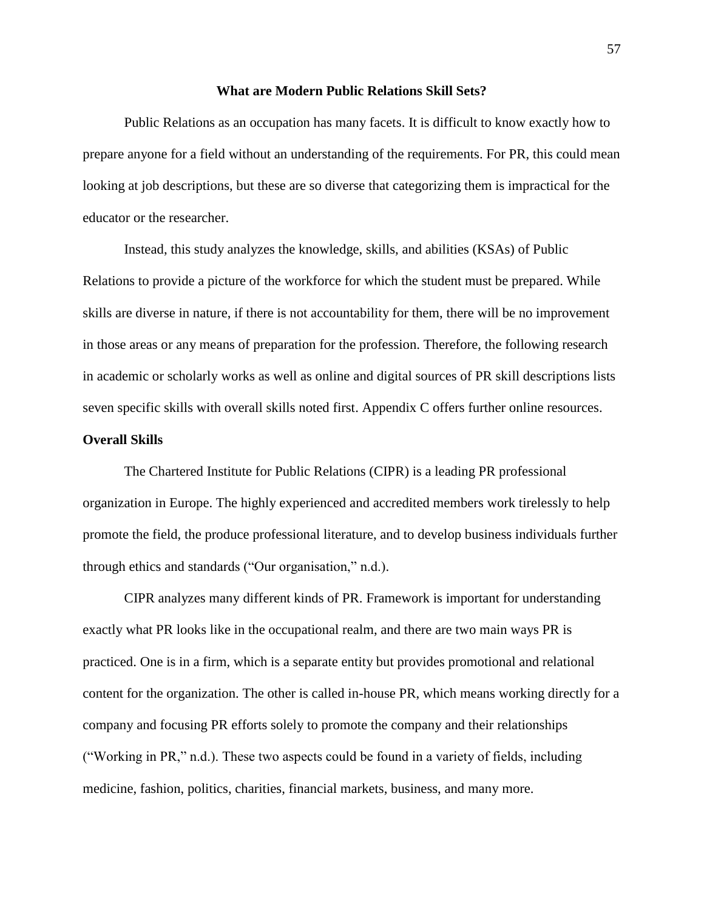# What are Modern Public Relations Skill Sets?

Public Relations as an occupation has many facets. It is difficult to know exactly how to prepare anyone for a field without an understanding of the requirements. For PR, this could mean looking at job descriptions, but these are so diverse that categorizing them is impractical for the educator or the researcher.

Instead, this study analyzes the knowledge, skills, and abilities (KSAs) of Public Relations to provide a picture of the workforce for which the student must be prepared. While skills are diverse in nature, if there is not accountability for them, there will be no improvement in those areas or any means of preparation for the profession. Therefore, the following research in academic or scholarly works as well as online and digital sources of PR skill descriptions lists seven specific skills with overall skills noted first. Appendix C offers further online resources.

## Overall Skills

The Chartered Institute for Public Relations (CIPR) is a leading PR professional organization in Europe. The highly experienced and accredited members work tirelessly to help promote the field, the produce professional literature, and to develop business individuals further through ethics and standards ("Our organisation," n.d.).

CIPR analyzes many different kinds of PR. Framework is important for understanding exactly what PR looks like in the occupational realm, and there are two main ways PR is practiced. One is in a firm, which is a separate entity but provides promotional and relational content for the organization. The other is called in-house PR, which means working directly for a company and focusing PR efforts solely to promote the company and their relationships ("Working in PR," n.d.). These two aspects could be found in a variety of fields, including medicine, fashion, politics, charities, financial markets, business, and many more.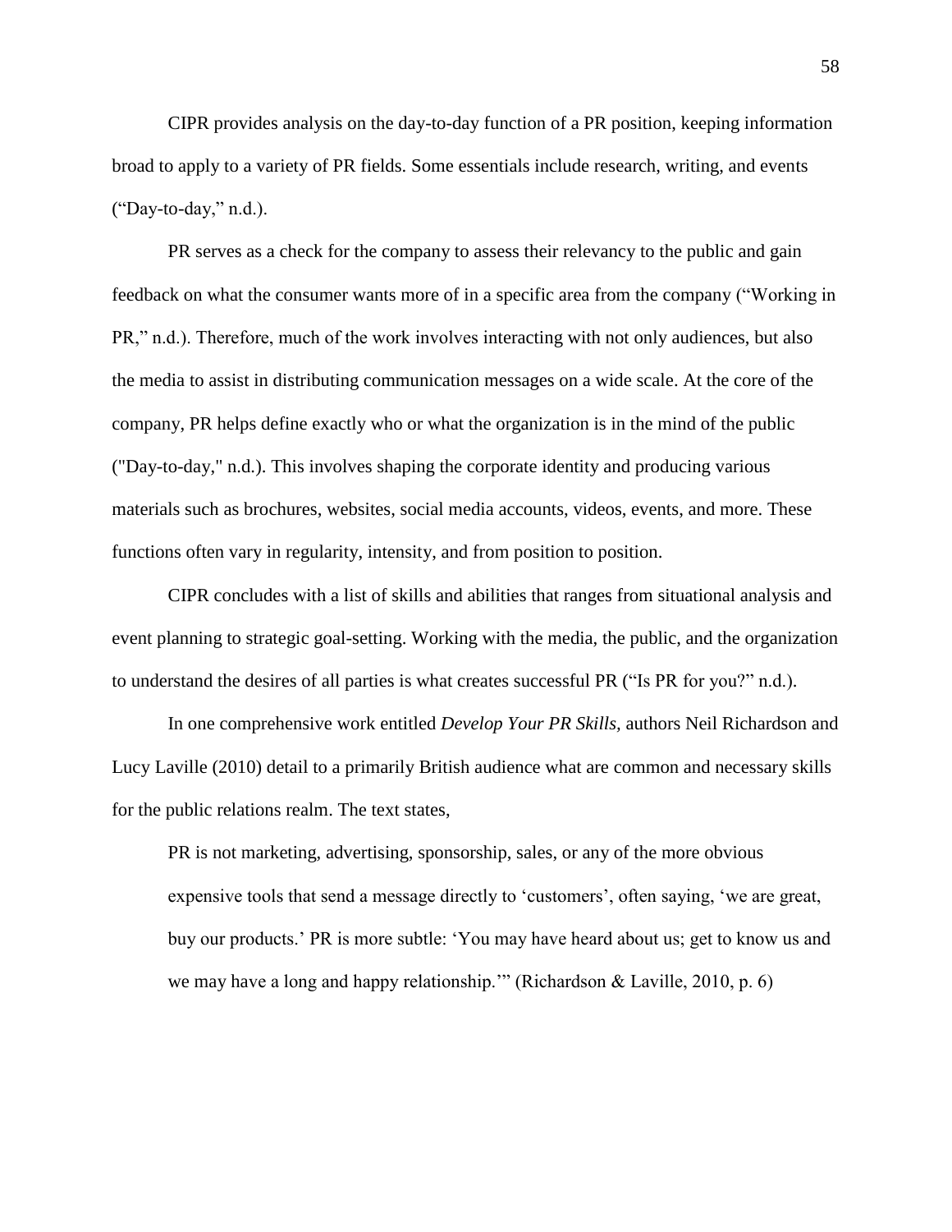CIPR provides analysis on the day-to-day function of a PR position, keeping information broad to apply to a variety of PR fields. Some essentials include research, writing, and events ("Day-to-day," n.d.).

PR serves as a check for the company to assess their relevancy to the public and gain feedback on what the consumer wants more of in a specific area from the company ("Working in PR," n.d.). Therefore, much of the work involves interacting with not only audiences, but also the media to assist in distributing communication messages on a wide scale. At the core of the company, PR helps define exactly who or what the organization is in the mind of the public ("Day-to-day," n.d.). This involves shaping the corporate identity and producing various materials such as brochures, websites, social media accounts, videos, events, and more. These functions often vary in regularity, intensity, and from position to position.

CIPR concludes with a list of skills and abilities that ranges from situational analysis and event planning to strategic goal-setting. Working with the media, the public, and the organization to understand the desires of all parties is what creates successful PR ("Is PR for you?" n.d.).

In one comprehensive work entitled *Develop Your PR Skills,* authors Neil Richardson and Lucy Laville (2010) detail to a primarily British audience what are common and necessary skills for the public relations realm. The text states,

> PR is not marketing, advertising, sponsorship, sales, or any of the more obvious expensive tools that send a message directly to 'customers', often saying, 'we are great, buy our products.' PR is more subtle: 'You may have heard about us; get to know us and we may have a long and happy relationship.'" (Richardson & Laville, 2010, p. 6)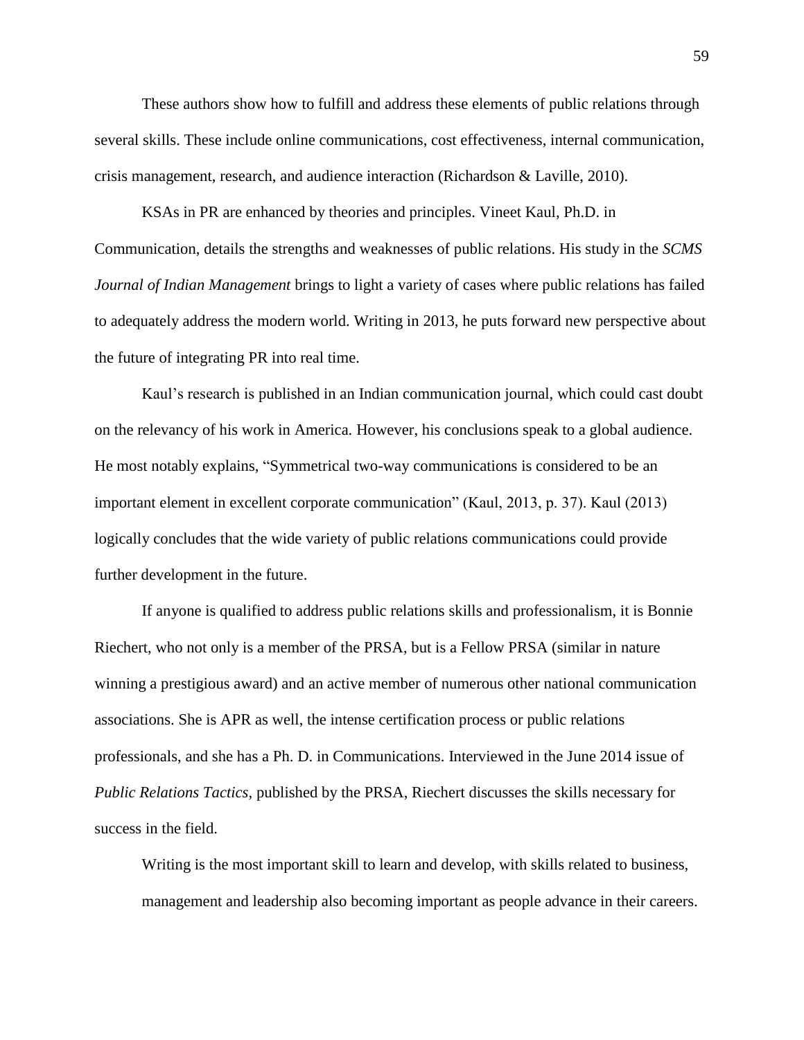These authors show how to fulfill and address these elements of public relations through several skills. These include online communications, cost effectiveness, internal communication, crisis management, research, and audience interaction (Richardson & Laville, 2010).

KSAs in PR are enhanced by theories and principles. Vineet Kaul, Ph.D. in Communication, details the strengths and weaknesses of public relations. His study in the *SCMS Journal of Indian Management* brings to light a variety of cases where public relations has failed to adequately address the modern world. Writing in 2013, he puts forward new perspective about the future of integrating PR into real time.

Kaul's research is published in an Indian communication journal, which could cast doubt on the relevancy of his work in America. However, his conclusions speak to a global audience. He most notably explains, "Symmetrical two-way communications is considered to be an important element in excellent corporate communication" (Kaul, 2013, p. 37). Kaul (2013) logically concludes that the wide variety of public relations communications could provide further development in the future.

If anyone is qualified to address public relations skills and professionalism, it is Bonnie Riechert, who not only is a member of the PRSA, but is a Fellow PRSA (similar in nature winning a prestigious award) and an active member of numerous other national communication associations. She is APR as well, the intense certification process or public relations professionals, and she has a Ph. D. in Communications. Interviewed in the June 2014 issue of *Public Relations Tactics*, published by the PRSA, Riechert discusses the skills necessary for success in the field.

> Writing is the most important skill to learn and develop, with skills related to business, management and leadership also becoming important as people advance in their careers.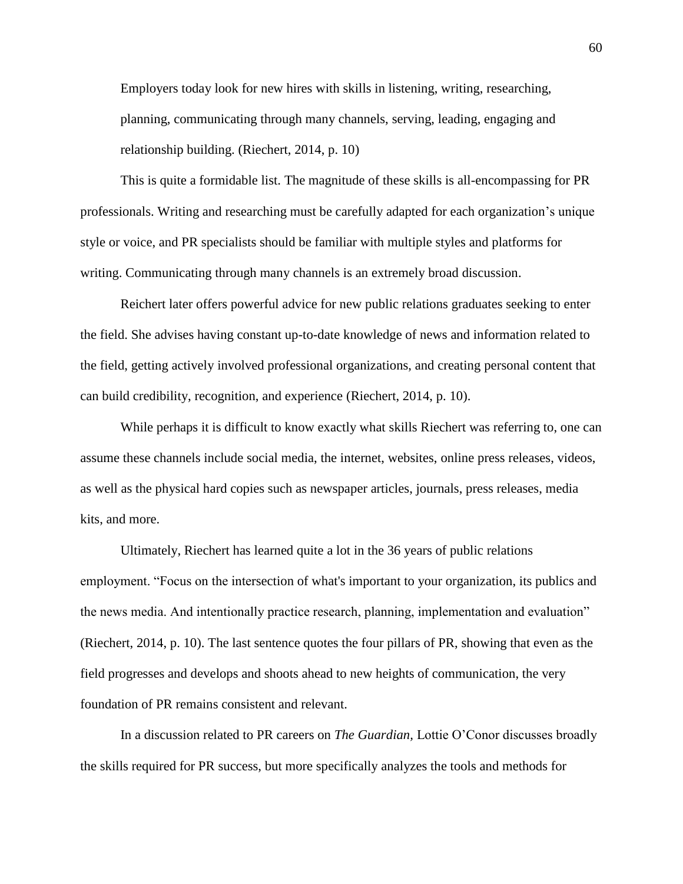> Employers today look for new hires with skills in listening, writing, researching, planning, communicating through many channels, serving, leading, engaging and relationship building. (Riechert, 2014, p. 10)

This is quite a formidable list. The magnitude of these skills is all-encompassing for PR professionals. Writing and researching must be carefully adapted for each organization's unique style or voice, and PR specialists should be familiar with multiple styles and platforms for writing. Communicating through many channels is an extremely broad discussion.

Reichert later offers powerful advice for new public relations graduates seeking to enter the field. She advises having constant up-to-date knowledge of news and information related to the field, getting actively involved professional organizations, and creating personal content that can build credibility, recognition, and experience (Riechert, 2014, p. 10).

While perhaps it is difficult to know exactly what skills Riechert was referring to, one can assume these channels include social media, the internet, websites, online press releases, videos, as well as the physical hard copies such as newspaper articles, journals, press releases, media kits, and more.

Ultimately, Riechert has learned quite a lot in the 36 years of public relations employment. "Focus on the intersection of what's important to your organization, its publics and the news media. And intentionally practice research, planning, implementation and evaluation" (Riechert, 2014, p. 10). The last sentence quotes the four pillars of PR, showing that even as the field progresses and develops and shoots ahead to new heights of communication, the very foundation of PR remains consistent and relevant.

In a discussion related to PR careers on *The Guardian*, Lottie O'Conor discusses broadly the skills required for PR success, but more specifically analyzes the tools and methods for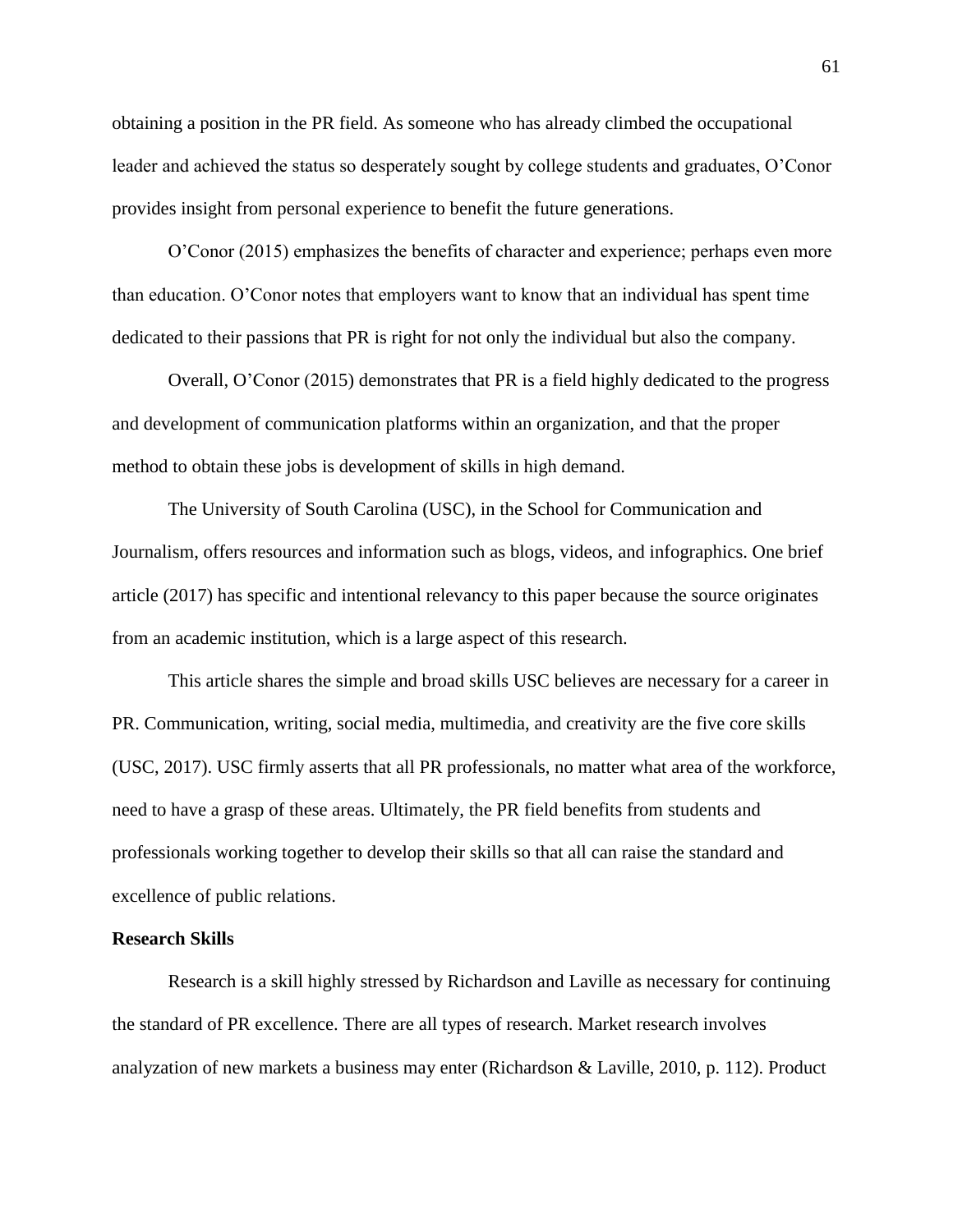obtaining a position in the PR field. As someone who has already climbed the occupational leader and achieved the status so desperately sought by college students and graduates, O'Conor provides insight from personal experience to benefit the future generations.

O'Conor (2015) emphasizes the benefits of character and experience; perhaps even more than education. O'Conor notes that employers want to know that an individual has spent time dedicated to their passions that PR is right for not only the individual but also the company.

Overall, O'Conor (2015) demonstrates that PR is a field highly dedicated to the progress and development of communication platforms within an organization, and that the proper method to obtain these jobs is development of skills in high demand.

The University of South Carolina (USC), in the School for Communication and Journalism, offers resources and information such as blogs, videos, and infographics. One brief article (2017) has specific and intentional relevancy to this paper because the source originates from an academic institution, which is a large aspect of this research.

This article shares the simple and broad skills USC believes are necessary for a career in PR. Communication, writing, social media, multimedia, and creativity are the five core skills (USC, 2017). USC firmly asserts that all PR professionals, no matter what area of the workforce, need to have a grasp of these areas. Ultimately, the PR field benefits from students and professionals working together to develop their skills so that all can raise the standard and excellence of public relations.

**Research Skills**

Research is a skill highly stressed by Richardson and Laville as necessary for continuing the standard of PR excellence. There are all types of research. Market research involves analyzation of new markets a business may enter (Richardson & Laville, 2010, p. 112). Product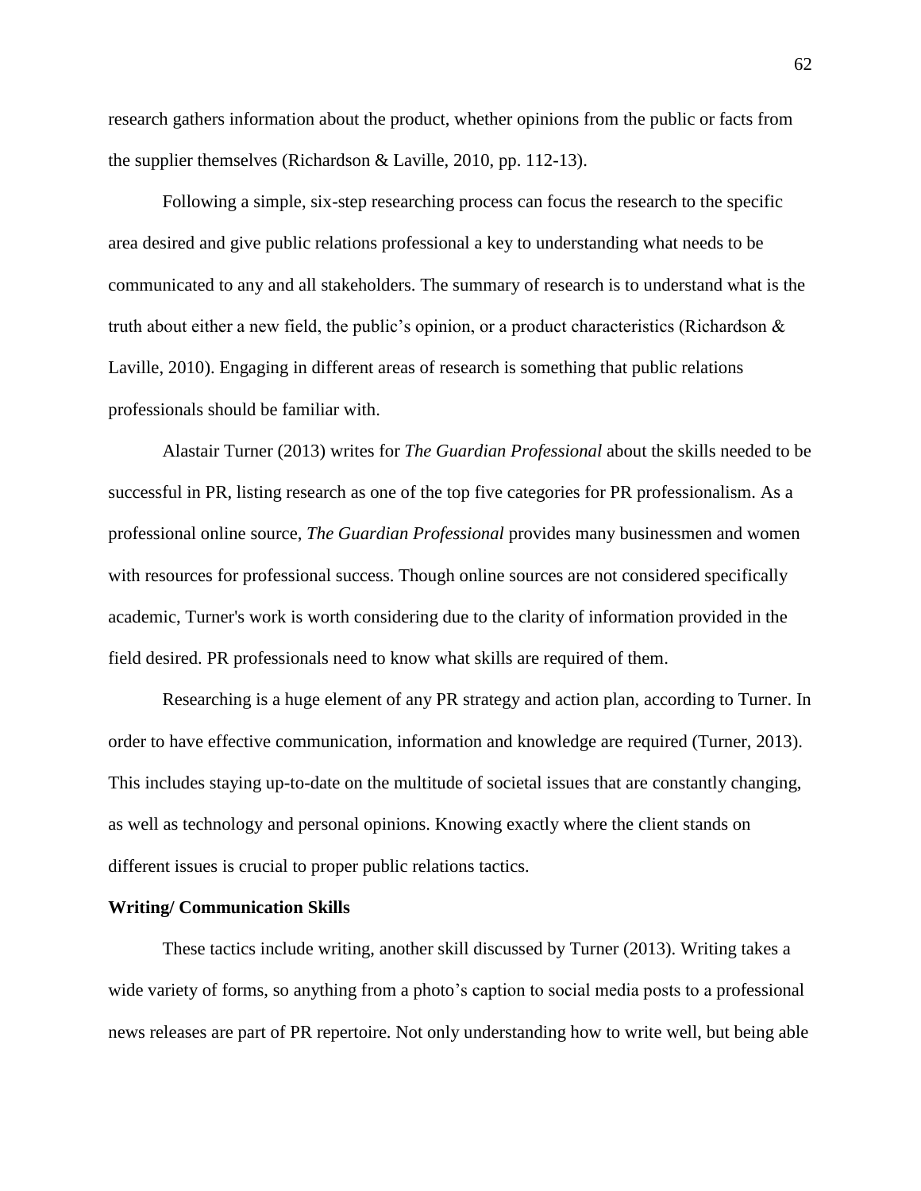research gathers information about the product, whether opinions from the public or facts from the supplier themselves (Richardson & Laville, 2010, pp. 112-13).

Following a simple, six-step researching process can focus the research to the specific area desired and give public relations professional a key to understanding what needs to be communicated to any and all stakeholders. The summary of research is to understand what is the truth about either a new field, the public's opinion, or a product characteristics (Richardson & Laville, 2010). Engaging in different areas of research is something that public relations professionals should be familiar with.

Alastair Turner (2013) writes for *The Guardian Professional* about the skills needed to be successful in PR, listing research as one of the top five categories for PR professionalism. As a professional online source, *The Guardian Professional* provides many businessmen and women with resources for professional success. Though online sources are not considered specifically academic, Turner's work is worth considering due to the clarity of information provided in the field desired. PR professionals need to know what skills are required of them.

Researching is a huge element of any PR strategy and action plan, according to Turner. In order to have effective communication, information and knowledge are required (Turner, 2013). This includes staying up-to-date on the multitude of societal issues that are constantly changing, as well as technology and personal opinions. Knowing exactly where the client stands on different issues is crucial to proper public relations tactics.

**Writing/ Communication Skills**

These tactics include writing, another skill discussed by Turner (2013). Writing takes a wide variety of forms, so anything from a photo's caption to social media posts to a professional news releases are part of PR repertoire. Not only understanding how to write well, but being able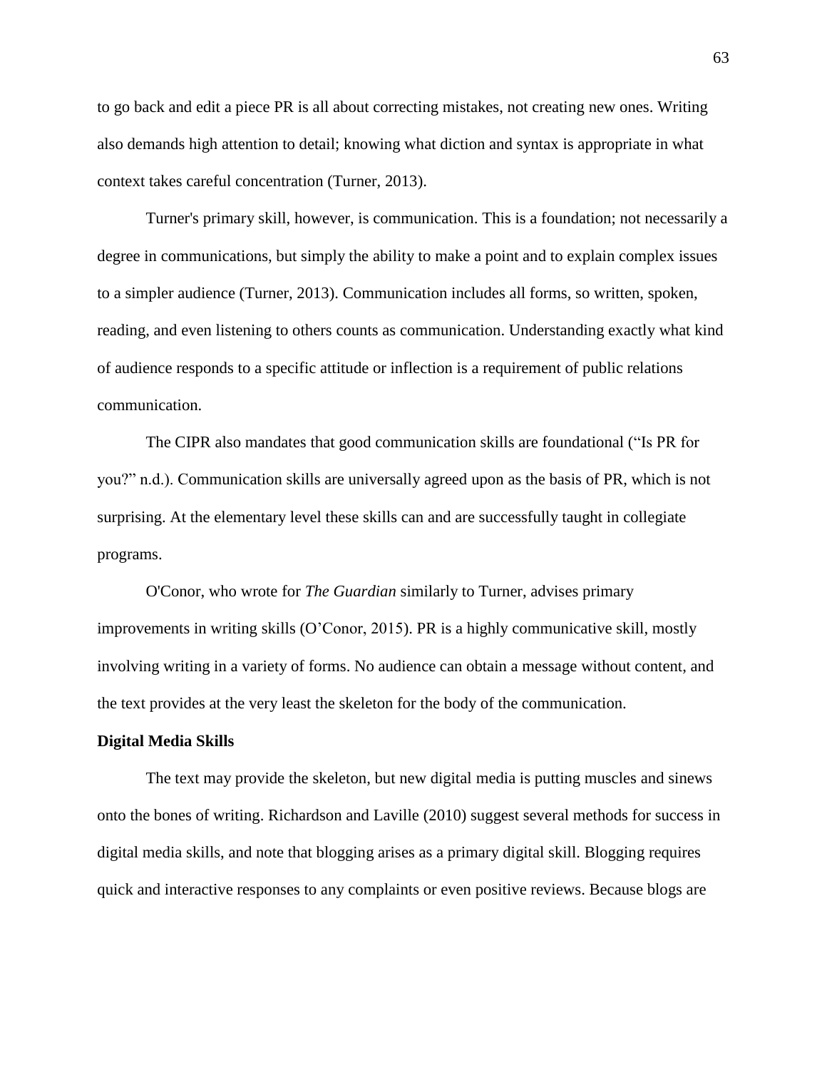to go back and edit a piece PR is all about correcting mistakes, not creating new ones. Writing also demands high attention to detail; knowing what diction and syntax is appropriate in what context takes careful concentration (Turner, 2013).

Turner's primary skill, however, is communication. This is a foundation; not necessarily a degree in communications, but simply the ability to make a point and to explain complex issues to a simpler audience (Turner, 2013). Communication includes all forms, so written, spoken, reading, and even listening to others counts as communication. Understanding exactly what kind of audience responds to a specific attitude or inflection is a requirement of public relations communication.

The CIPR also mandates that good communication skills are foundational (“Is PR for you?” n.d.). Communication skills are universally agreed upon as the basis of PR, which is not surprising. At the elementary level these skills can and are successfully taught in collegiate programs.

O'Conor, who wrote for *The Guardian* similarly to Turner, advises primary improvements in writing skills (O’Conor, 2015). PR is a highly communicative skill, mostly involving writing in a variety of forms. No audience can obtain a message without content, and the text provides at the very least the skeleton for the body of the communication.

**Digital Media Skills**

The text may provide the skeleton, but new digital media is putting muscles and sinews onto the bones of writing. Richardson and Laville (2010) suggest several methods for success in digital media skills, and note that blogging arises as a primary digital skill. Blogging requires quick and interactive responses to any complaints or even positive reviews. Because blogs are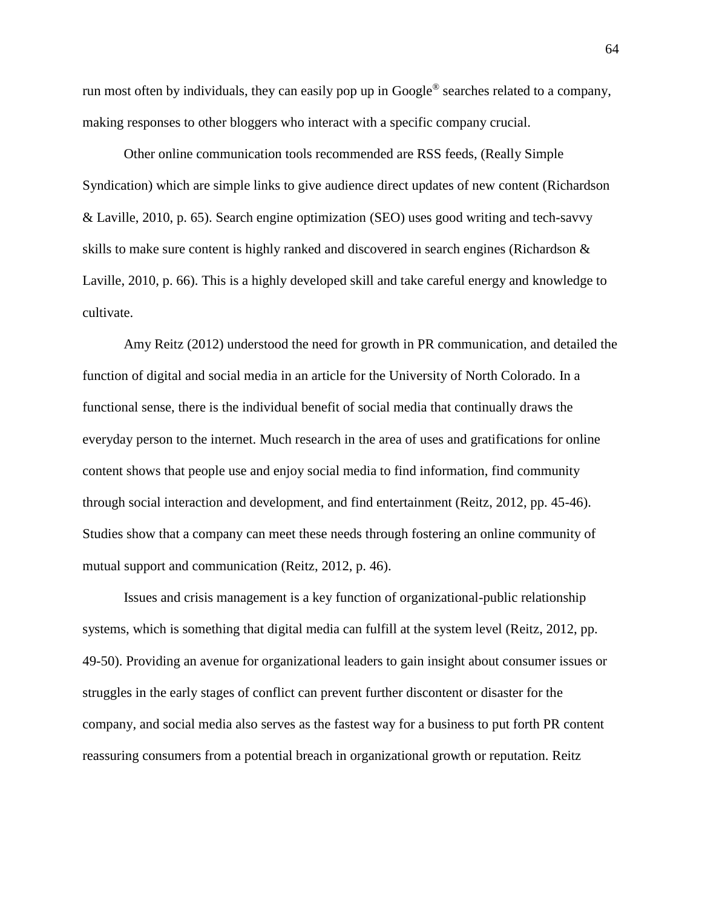run most often by individuals, they can easily pop up in Google® searches related to a company, making responses to other bloggers who interact with a specific company crucial.

Other online communication tools recommended are RSS feeds, (Really Simple Syndication) which are simple links to give audience direct updates of new content (Richardson & Laville, 2010, p. 65). Search engine optimization (SEO) uses good writing and tech-savvy skills to make sure content is highly ranked and discovered in search engines (Richardson & Laville, 2010, p. 66). This is a highly developed skill and take careful energy and knowledge to cultivate.

Amy Reitz (2012) understood the need for growth in PR communication, and detailed the function of digital and social media in an article for the University of North Colorado. In a functional sense, there is the individual benefit of social media that continually draws the everyday person to the internet. Much research in the area of uses and gratifications for online content shows that people use and enjoy social media to find information, find community through social interaction and development, and find entertainment (Reitz, 2012, pp. 45-46). Studies show that a company can meet these needs through fostering an online community of mutual support and communication (Reitz, 2012, p. 46).

Issues and crisis management is a key function of organizational-public relationship systems, which is something that digital media can fulfill at the system level (Reitz, 2012, pp. 49-50). Providing an avenue for organizational leaders to gain insight about consumer issues or struggles in the early stages of conflict can prevent further discontent or disaster for the company, and social media also serves as the fastest way for a business to put forth PR content reassuring consumers from a potential breach in organizational growth or reputation. Reitz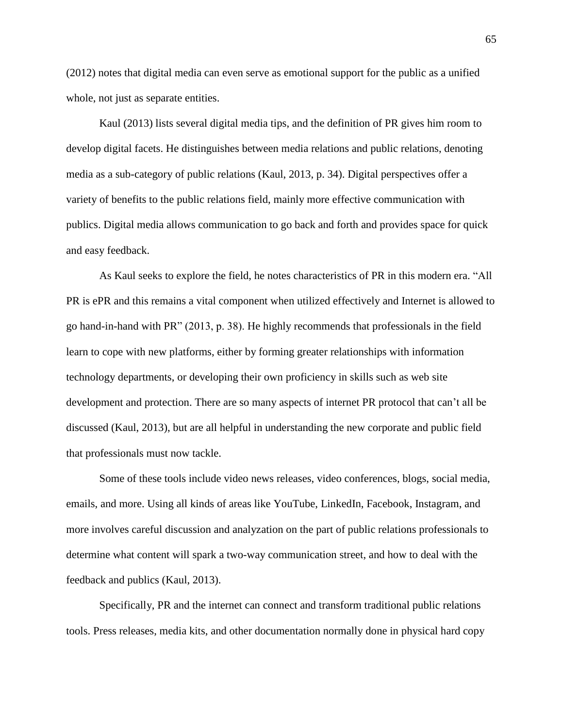(2012) notes that digital media can even serve as emotional support for the public as a unified whole, not just as separate entities.

Kaul (2013) lists several digital media tips, and the definition of PR gives him room to develop digital facets. He distinguishes between media relations and public relations, denoting media as a sub-category of public relations (Kaul, 2013, p. 34). Digital perspectives offer a variety of benefits to the public relations field, mainly more effective communication with publics. Digital media allows communication to go back and forth and provides space for quick and easy feedback.

As Kaul seeks to explore the field, he notes characteristics of PR in this modern era. "All PR is ePR and this remains a vital component when utilized effectively and Internet is allowed to go hand-in-hand with PR" (2013, p. 38). He highly recommends that professionals in the field learn to cope with new platforms, either by forming greater relationships with information technology departments, or developing their own proficiency in skills such as web site development and protection. There are so many aspects of internet PR protocol that can't all be discussed (Kaul, 2013), but are all helpful in understanding the new corporate and public field that professionals must now tackle.

Some of these tools include video news releases, video conferences, blogs, social media, emails, and more. Using all kinds of areas like YouTube, LinkedIn, Facebook, Instagram, and more involves careful discussion and analyzation on the part of public relations professionals to determine what content will spark a two-way communication street, and how to deal with the feedback and publics (Kaul, 2013).

Specifically, PR and the internet can connect and transform traditional public relations tools. Press releases, media kits, and other documentation normally done in physical hard copy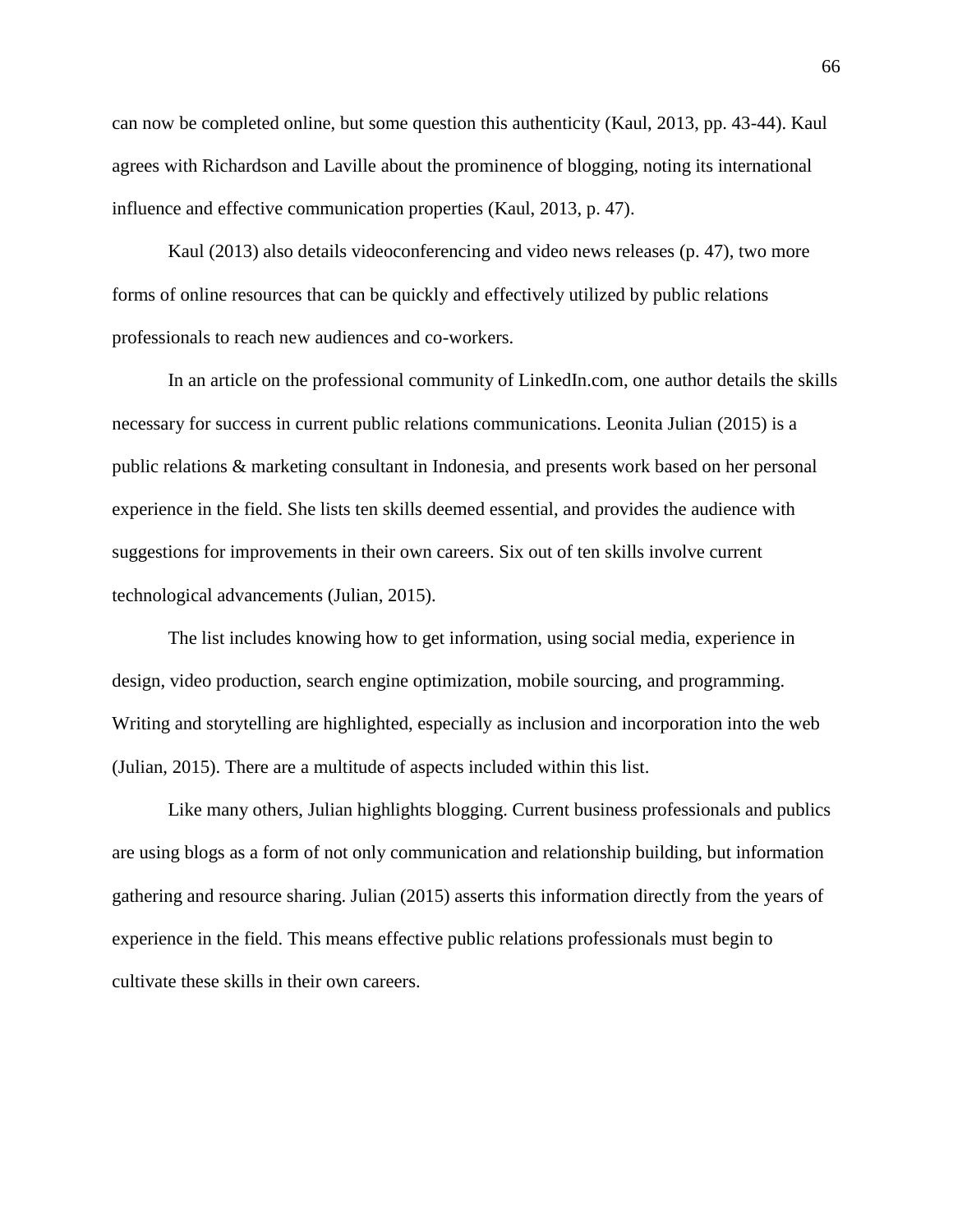can now be completed online, but some question this authenticity (Kaul, 2013, pp. 43-44). Kaul agrees with Richardson and Laville about the prominence of blogging, noting its international influence and effective communication properties (Kaul, 2013, p. 47).

Kaul (2013) also details videoconferencing and video news releases (p. 47), two more forms of online resources that can be quickly and effectively utilized by public relations professionals to reach new audiences and co-workers.

In an article on the professional community of LinkedIn.com, one author details the skills necessary for success in current public relations communications. Leonita Julian (2015) is a public relations & marketing consultant in Indonesia, and presents work based on her personal experience in the field. She lists ten skills deemed essential, and provides the audience with suggestions for improvements in their own careers. Six out of ten skills involve current technological advancements (Julian, 2015).

The list includes knowing how to get information, using social media, experience in design, video production, search engine optimization, mobile sourcing, and programming. Writing and storytelling are highlighted, especially as inclusion and incorporation into the web (Julian, 2015). There are a multitude of aspects included within this list.

Like many others, Julian highlights blogging. Current business professionals and publics are using blogs as a form of not only communication and relationship building, but information gathering and resource sharing. Julian (2015) asserts this information directly from the years of experience in the field. This means effective public relations professionals must begin to cultivate these skills in their own careers.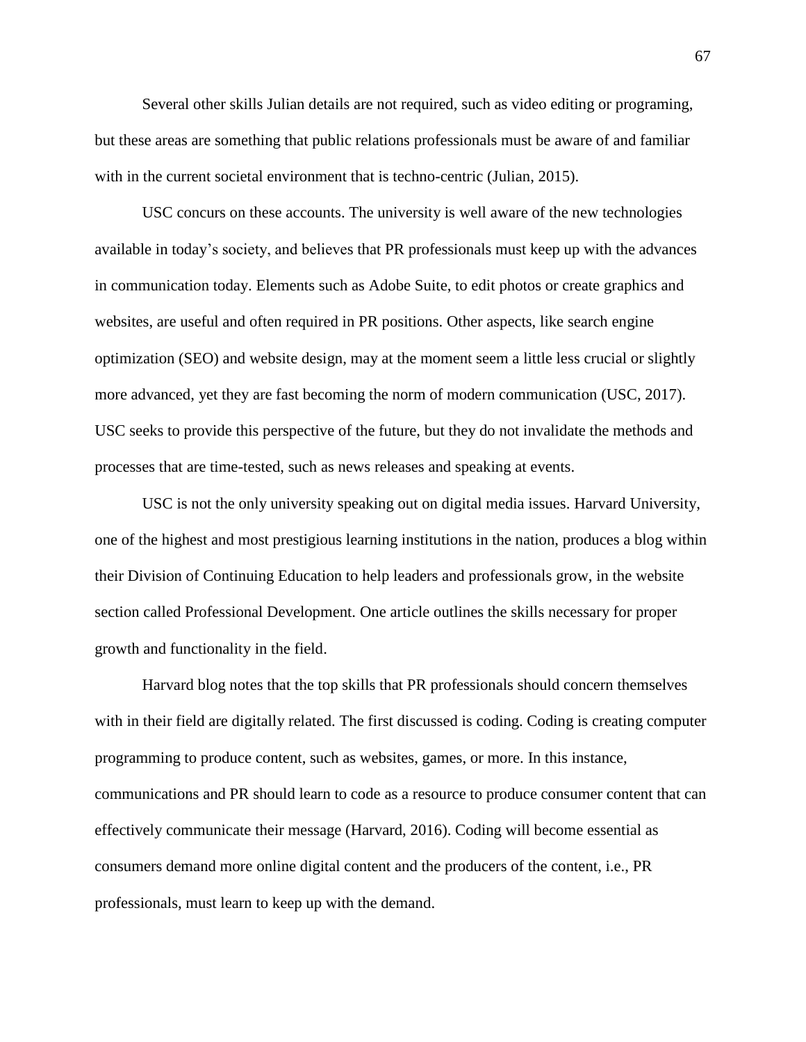Several other skills Julian details are not required, such as video editing or programing, but these areas are something that public relations professionals must be aware of and familiar with in the current societal environment that is techno-centric (Julian, 2015).

USC concurs on these accounts. The university is well aware of the new technologies available in today's society, and believes that PR professionals must keep up with the advances in communication today. Elements such as Adobe Suite, to edit photos or create graphics and websites, are useful and often required in PR positions. Other aspects, like search engine optimization (SEO) and website design, may at the moment seem a little less crucial or slightly more advanced, yet they are fast becoming the norm of modern communication (USC, 2017). USC seeks to provide this perspective of the future, but they do not invalidate the methods and processes that are time-tested, such as news releases and speaking at events.

USC is not the only university speaking out on digital media issues. Harvard University, one of the highest and most prestigious learning institutions in the nation, produces a blog within their Division of Continuing Education to help leaders and professionals grow, in the website section called Professional Development. One article outlines the skills necessary for proper growth and functionality in the field.

Harvard blog notes that the top skills that PR professionals should concern themselves with in their field are digitally related. The first discussed is coding. Coding is creating computer programming to produce content, such as websites, games, or more. In this instance, communications and PR should learn to code as a resource to produce consumer content that can effectively communicate their message (Harvard, 2016). Coding will become essential as consumers demand more online digital content and the producers of the content, i.e., PR professionals, must learn to keep up with the demand.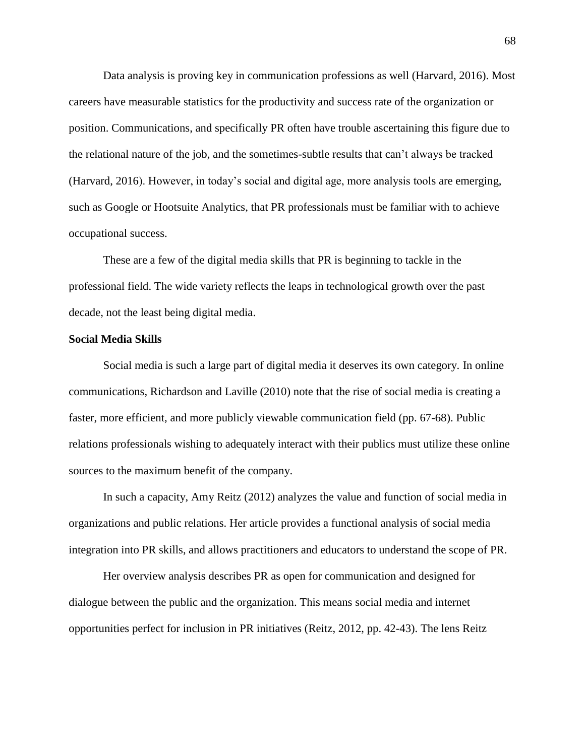Data analysis is proving key in communication professions as well (Harvard, 2016). Most careers have measurable statistics for the productivity and success rate of the organization or position. Communications, and specifically PR often have trouble ascertaining this figure due to the relational nature of the job, and the sometimes-subtle results that can't always be tracked (Harvard, 2016). However, in today's social and digital age, more analysis tools are emerging, such as Google or Hootsuite Analytics, that PR professionals must be familiar with to achieve occupational success.

These are a few of the digital media skills that PR is beginning to tackle in the professional field. The wide variety reflects the leaps in technological growth over the past decade, not the least being digital media.

**Social Media Skills**

Social media is such a large part of digital media it deserves its own category. In online communications, Richardson and Laville (2010) note that the rise of social media is creating a faster, more efficient, and more publicly viewable communication field (pp. 67-68). Public relations professionals wishing to adequately interact with their publics must utilize these online sources to the maximum benefit of the company.

In such a capacity, Amy Reitz (2012) analyzes the value and function of social media in organizations and public relations. Her article provides a functional analysis of social media integration into PR skills, and allows practitioners and educators to understand the scope of PR.

Her overview analysis describes PR as open for communication and designed for dialogue between the public and the organization. This means social media and internet opportunities perfect for inclusion in PR initiatives (Reitz, 2012, pp. 42-43). The lens Reitz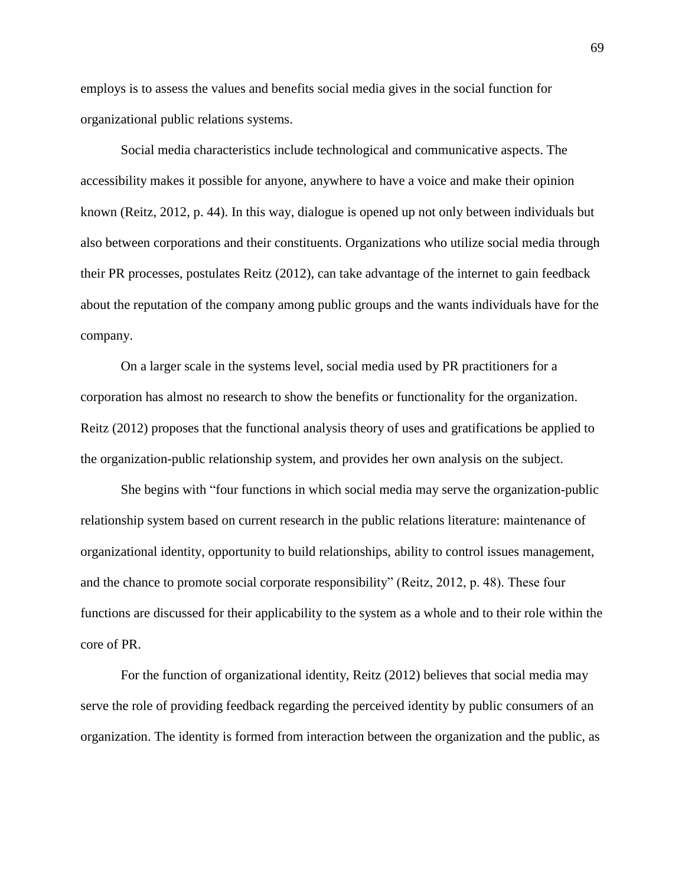employs is to assess the values and benefits social media gives in the social function for organizational public relations systems.

Social media characteristics include technological and communicative aspects. The accessibility makes it possible for anyone, anywhere to have a voice and make their opinion known (Reitz, 2012, p. 44). In this way, dialogue is opened up not only between individuals but also between corporations and their constituents. Organizations who utilize social media through their PR processes, postulates Reitz (2012), can take advantage of the internet to gain feedback about the reputation of the company among public groups and the wants individuals have for the company.

On a larger scale in the systems level, social media used by PR practitioners for a corporation has almost no research to show the benefits or functionality for the organization. Reitz (2012) proposes that the functional analysis theory of uses and gratifications be applied to the organization-public relationship system, and provides her own analysis on the subject.

She begins with "four functions in which social media may serve the organization-public relationship system based on current research in the public relations literature: maintenance of organizational identity, opportunity to build relationships, ability to control issues management, and the chance to promote social corporate responsibility" (Reitz, 2012, p. 48). These four functions are discussed for their applicability to the system as a whole and to their role within the core of PR.

For the function of organizational identity, Reitz (2012) believes that social media may serve the role of providing feedback regarding the perceived identity by public consumers of an organization. The identity is formed from interaction between the organization and the public, as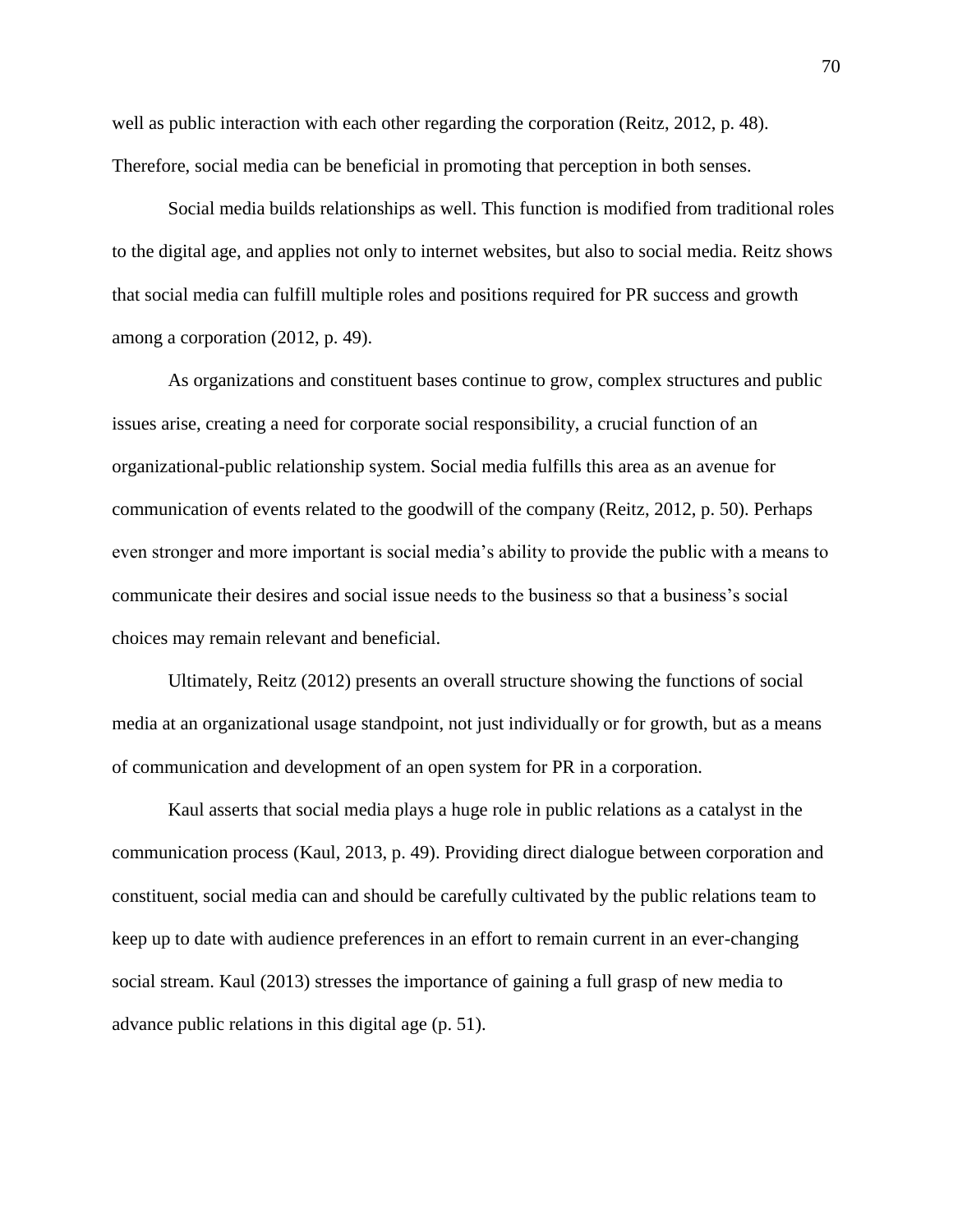well as public interaction with each other regarding the corporation (Reitz, 2012, p. 48). Therefore, social media can be beneficial in promoting that perception in both senses.

Social media builds relationships as well. This function is modified from traditional roles to the digital age, and applies not only to internet websites, but also to social media. Reitz shows that social media can fulfill multiple roles and positions required for PR success and growth among a corporation (2012, p. 49).

As organizations and constituent bases continue to grow, complex structures and public issues arise, creating a need for corporate social responsibility, a crucial function of an organizational-public relationship system. Social media fulfills this area as an avenue for communication of events related to the goodwill of the company (Reitz, 2012, p. 50). Perhaps even stronger and more important is social media's ability to provide the public with a means to communicate their desires and social issue needs to the business so that a business's social choices may remain relevant and beneficial.

Ultimately, Reitz (2012) presents an overall structure showing the functions of social media at an organizational usage standpoint, not just individually or for growth, but as a means of communication and development of an open system for PR in a corporation.

Kaul asserts that social media plays a huge role in public relations as a catalyst in the communication process (Kaul, 2013, p. 49). Providing direct dialogue between corporation and constituent, social media can and should be carefully cultivated by the public relations team to keep up to date with audience preferences in an effort to remain current in an ever-changing social stream. Kaul (2013) stresses the importance of gaining a full grasp of new media to advance public relations in this digital age (p. 51).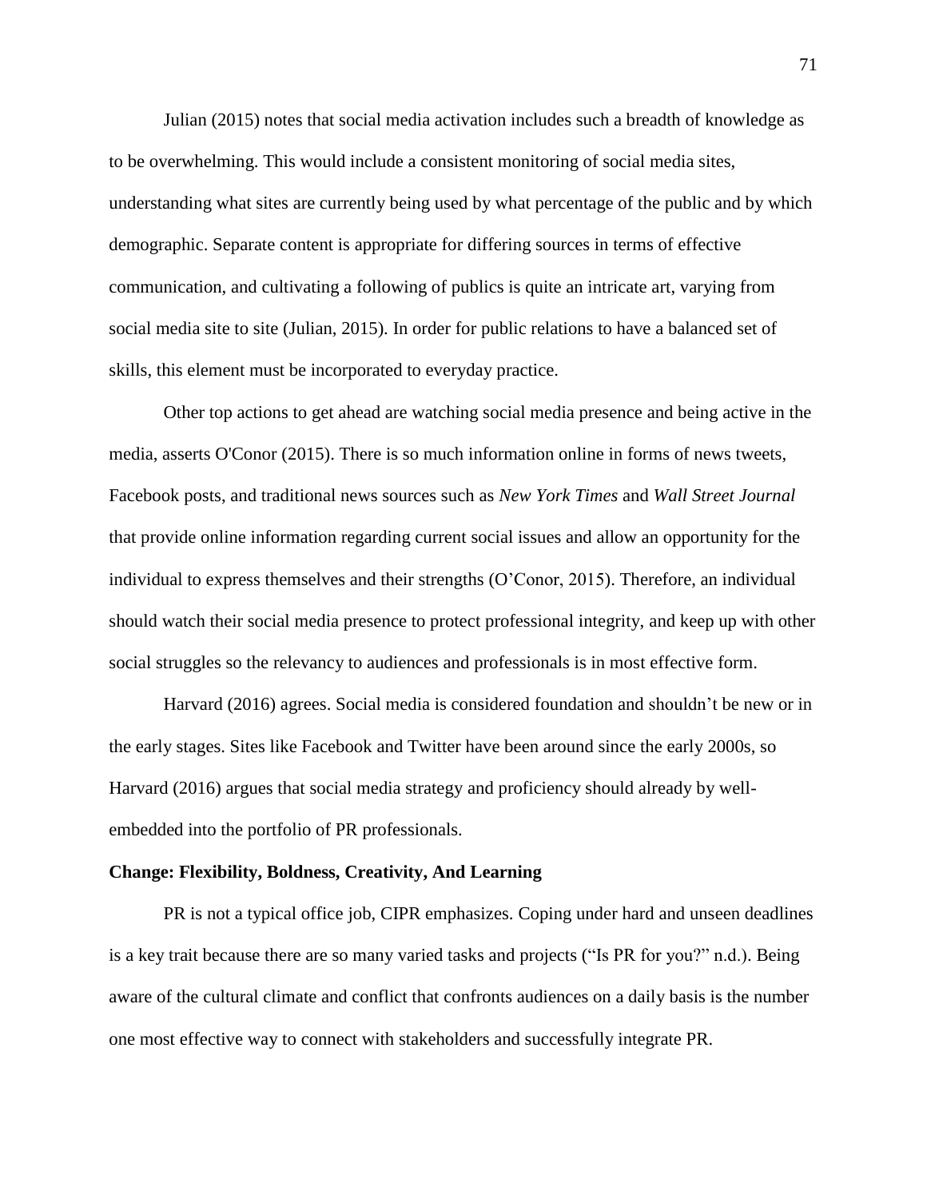Julian (2015) notes that social media activation includes such a breadth of knowledge as to be overwhelming. This would include a consistent monitoring of social media sites, understanding what sites are currently being used by what percentage of the public and by which demographic. Separate content is appropriate for differing sources in terms of effective communication, and cultivating a following of publics is quite an intricate art, varying from social media site to site (Julian, 2015). In order for public relations to have a balanced set of skills, this element must be incorporated to everyday practice.

Other top actions to get ahead are watching social media presence and being active in the media, asserts O'Conor (2015). There is so much information online in forms of news tweets, Facebook posts, and traditional news sources such as *New York Times* and *Wall Street Journal* that provide online information regarding current social issues and allow an opportunity for the individual to express themselves and their strengths (O'Conor, 2015). Therefore, an individual should watch their social media presence to protect professional integrity, and keep up with other social struggles so the relevancy to audiences and professionals is in most effective form.

Harvard (2016) agrees. Social media is considered foundation and shouldn't be new or in the early stages. Sites like Facebook and Twitter have been around since the early 2000s, so Harvard (2016) argues that social media strategy and proficiency should already by well-embedded into the portfolio of PR professionals.

**Change: Flexibility, Boldness, Creativity, And Learning**

PR is not a typical office job, CIPR emphasizes. Coping under hard and unseen deadlines is a key trait because there are so many varied tasks and projects ("Is PR for you?" n.d.). Being aware of the cultural climate and conflict that confronts audiences on a daily basis is the number one most effective way to connect with stakeholders and successfully integrate PR.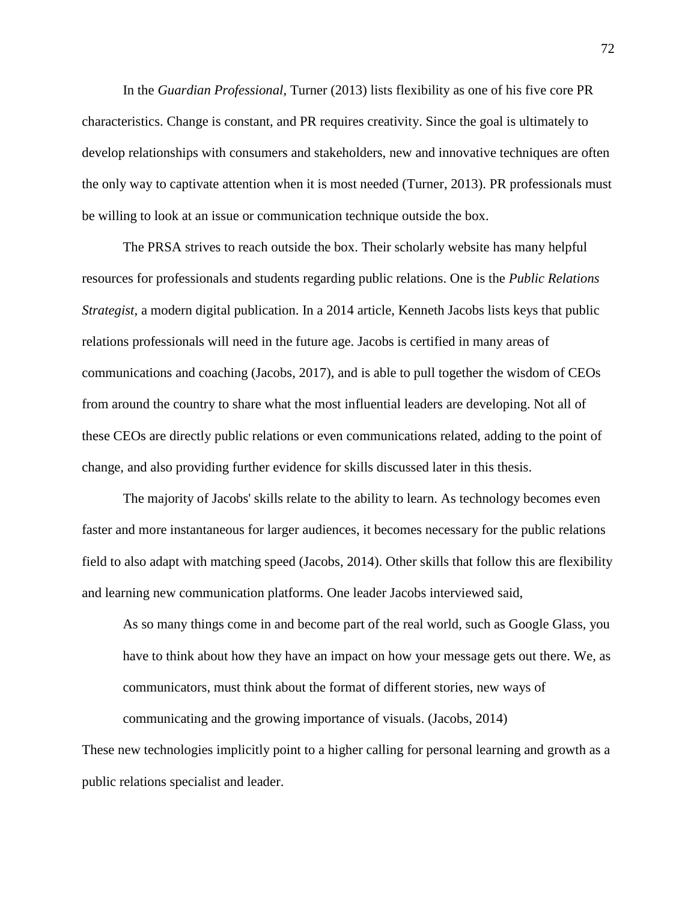In the *Guardian Professional*, Turner (2013) lists flexibility as one of his five core PR characteristics. Change is constant, and PR requires creativity. Since the goal is ultimately to develop relationships with consumers and stakeholders, new and innovative techniques are often the only way to captivate attention when it is most needed (Turner, 2013). PR professionals must be willing to look at an issue or communication technique outside the box.

The PRSA strives to reach outside the box. Their scholarly website has many helpful resources for professionals and students regarding public relations. One is the *Public Relations Strategist*, a modern digital publication. In a 2014 article, Kenneth Jacobs lists keys that public relations professionals will need in the future age. Jacobs is certified in many areas of communications and coaching (Jacobs, 2017), and is able to pull together the wisdom of CEOs from around the country to share what the most influential leaders are developing. Not all of these CEOs are directly public relations or even communications related, adding to the point of change, and also providing further evidence for skills discussed later in this thesis.

The majority of Jacobs' skills relate to the ability to learn. As technology becomes even faster and more instantaneous for larger audiences, it becomes necessary for the public relations field to also adapt with matching speed (Jacobs, 2014). Other skills that follow this are flexibility and learning new communication platforms. One leader Jacobs interviewed said,

> As so many things come in and become part of the real world, such as Google Glass, you have to think about how they have an impact on how your message gets out there. We, as communicators, must think about the format of different stories, new ways of communicating and the growing importance of visuals. (Jacobs, 2014)

These new technologies implicitly point to a higher calling for personal learning and growth as a public relations specialist and leader.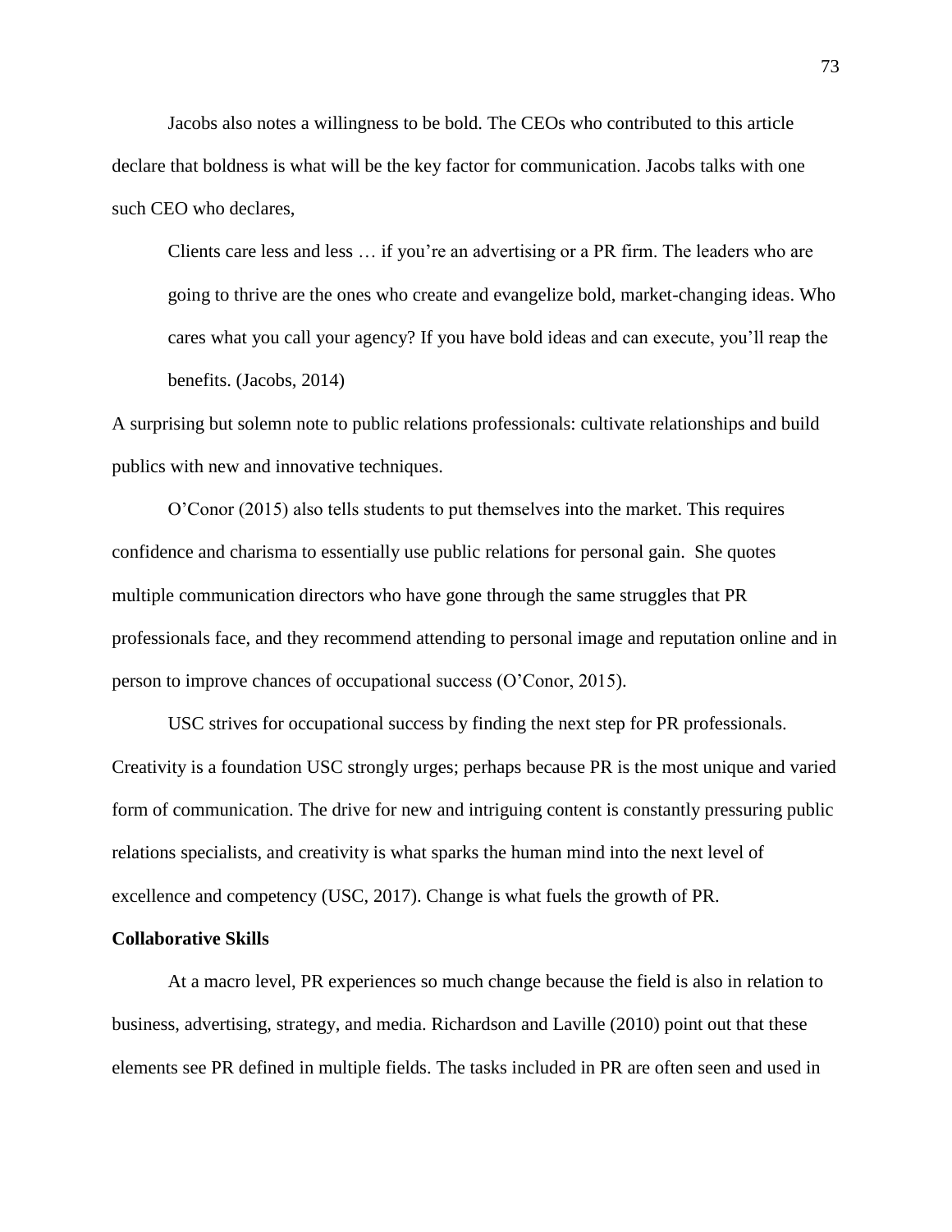Jacobs also notes a willingness to be bold. The CEOs who contributed to this article declare that boldness is what will be the key factor for communication. Jacobs talks with one such CEO who declares,

> Clients care less and less … if you're an advertising or a PR firm. The leaders who are going to thrive are the ones who create and evangelize bold, market-changing ideas. Who cares what you call your agency? If you have bold ideas and can execute, you'll reap the benefits. (Jacobs, 2014)

A surprising but solemn note to public relations professionals: cultivate relationships and build publics with new and innovative techniques.

O'Conor (2015) also tells students to put themselves into the market. This requires confidence and charisma to essentially use public relations for personal gain. She quotes multiple communication directors who have gone through the same struggles that PR professionals face, and they recommend attending to personal image and reputation online and in person to improve chances of occupational success (O'Conor, 2015).

USC strives for occupational success by finding the next step for PR professionals. Creativity is a foundation USC strongly urges; perhaps because PR is the most unique and varied form of communication. The drive for new and intriguing content is constantly pressuring public relations specialists, and creativity is what sparks the human mind into the next level of excellence and competency (USC, 2017). Change is what fuels the growth of PR.

**Collaborative Skills**

At a macro level, PR experiences so much change because the field is also in relation to business, advertising, strategy, and media. Richardson and Laville (2010) point out that these elements see PR defined in multiple fields. The tasks included in PR are often seen and used in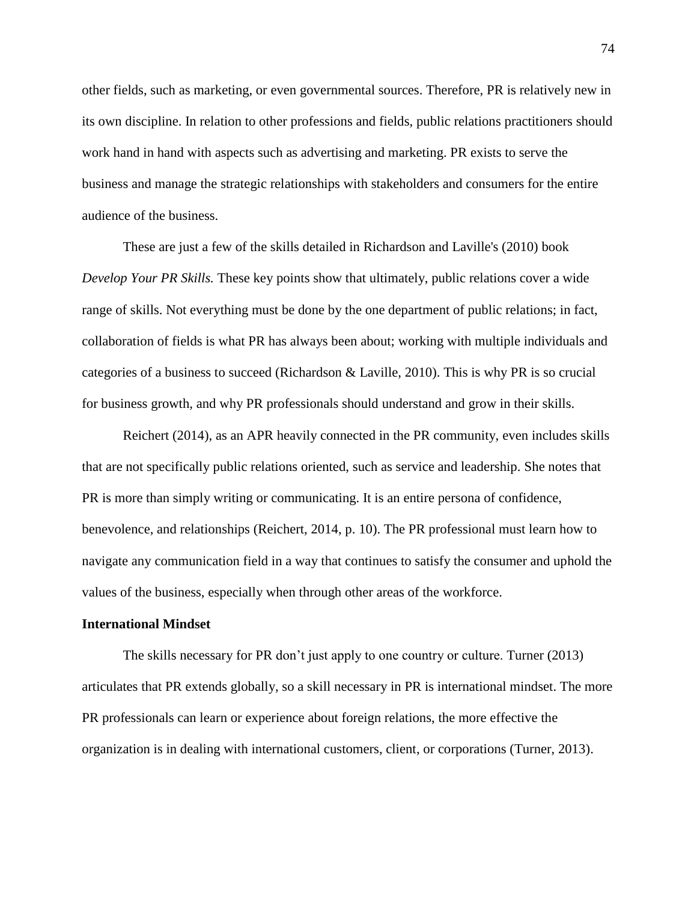other fields, such as marketing, or even governmental sources. Therefore, PR is relatively new in its own discipline. In relation to other professions and fields, public relations practitioners should work hand in hand with aspects such as advertising and marketing. PR exists to serve the business and manage the strategic relationships with stakeholders and consumers for the entire audience of the business.

These are just a few of the skills detailed in Richardson and Laville's (2010) book *Develop Your PR Skills.* These key points show that ultimately, public relations cover a wide range of skills. Not everything must be done by the one department of public relations; in fact, collaboration of fields is what PR has always been about; working with multiple individuals and categories of a business to succeed (Richardson & Laville, 2010). This is why PR is so crucial for business growth, and why PR professionals should understand and grow in their skills.

Reichert (2014), as an APR heavily connected in the PR community, even includes skills that are not specifically public relations oriented, such as service and leadership. She notes that PR is more than simply writing or communicating. It is an entire persona of confidence, benevolence, and relationships (Reichert, 2014, p. 10). The PR professional must learn how to navigate any communication field in a way that continues to satisfy the consumer and uphold the values of the business, especially when through other areas of the workforce.

**International Mindset**

The skills necessary for PR don't just apply to one country or culture. Turner (2013) articulates that PR extends globally, so a skill necessary in PR is international mindset. The more PR professionals can learn or experience about foreign relations, the more effective the organization is in dealing with international customers, client, or corporations (Turner, 2013).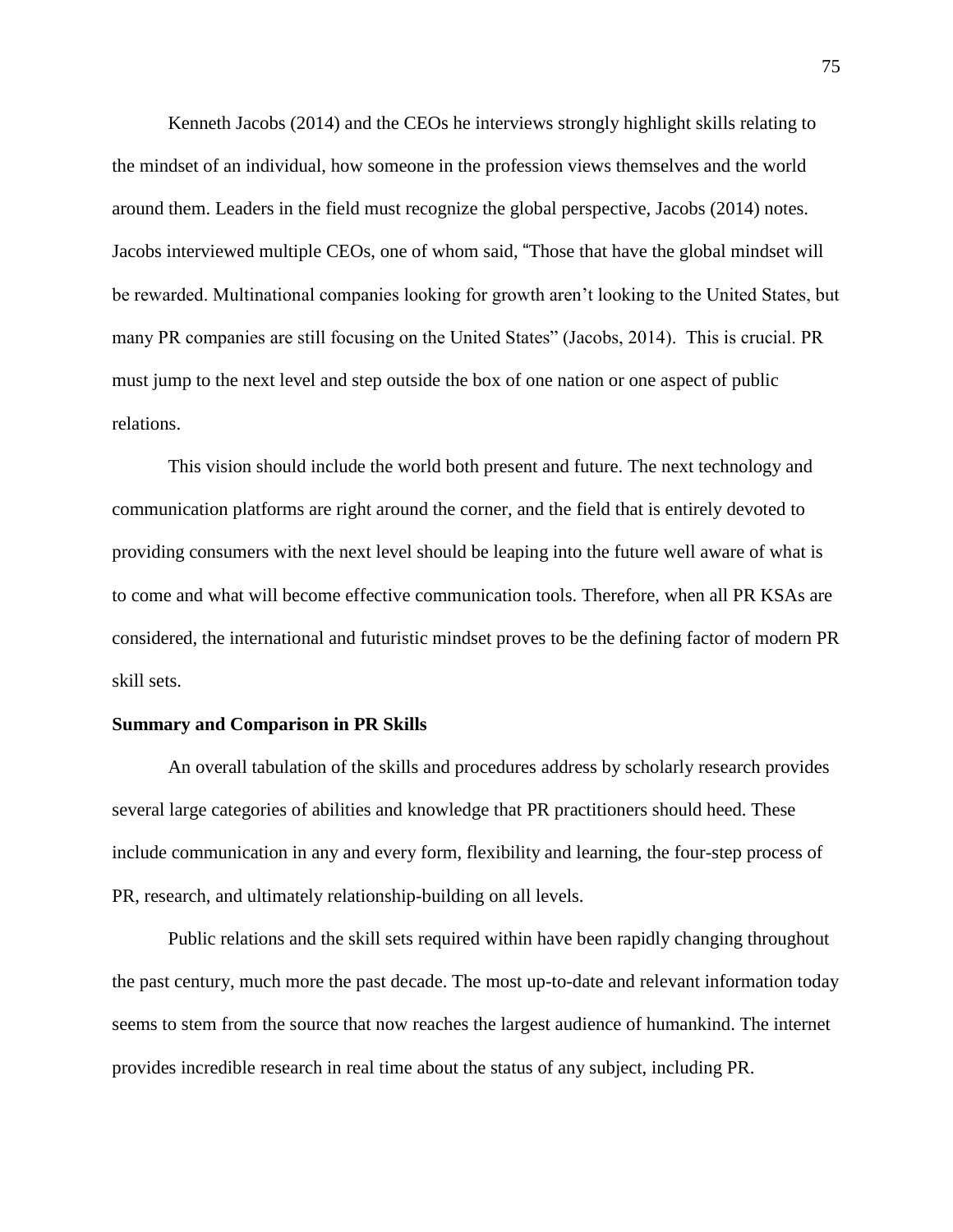Kenneth Jacobs (2014) and the CEOs he interviews strongly highlight skills relating to the mindset of an individual, how someone in the profession views themselves and the world around them. Leaders in the field must recognize the global perspective, Jacobs (2014) notes. Jacobs interviewed multiple CEOs, one of whom said, "Those that have the global mindset will be rewarded. Multinational companies looking for growth aren't looking to the United States, but many PR companies are still focusing on the United States" (Jacobs, 2014). This is crucial. PR must jump to the next level and step outside the box of one nation or one aspect of public relations.

This vision should include the world both present and future. The next technology and communication platforms are right around the corner, and the field that is entirely devoted to providing consumers with the next level should be leaping into the future well aware of what is to come and what will become effective communication tools. Therefore, when all PR KSAs are considered, the international and futuristic mindset proves to be the defining factor of modern PR skill sets.

**Summary and Comparison in PR Skills**

An overall tabulation of the skills and procedures address by scholarly research provides several large categories of abilities and knowledge that PR practitioners should heed. These include communication in any and every form, flexibility and learning, the four-step process of PR, research, and ultimately relationship-building on all levels.

Public relations and the skill sets required within have been rapidly changing throughout the past century, much more the past decade. The most up-to-date and relevant information today seems to stem from the source that now reaches the largest audience of humankind. The internet provides incredible research in real time about the status of any subject, including PR.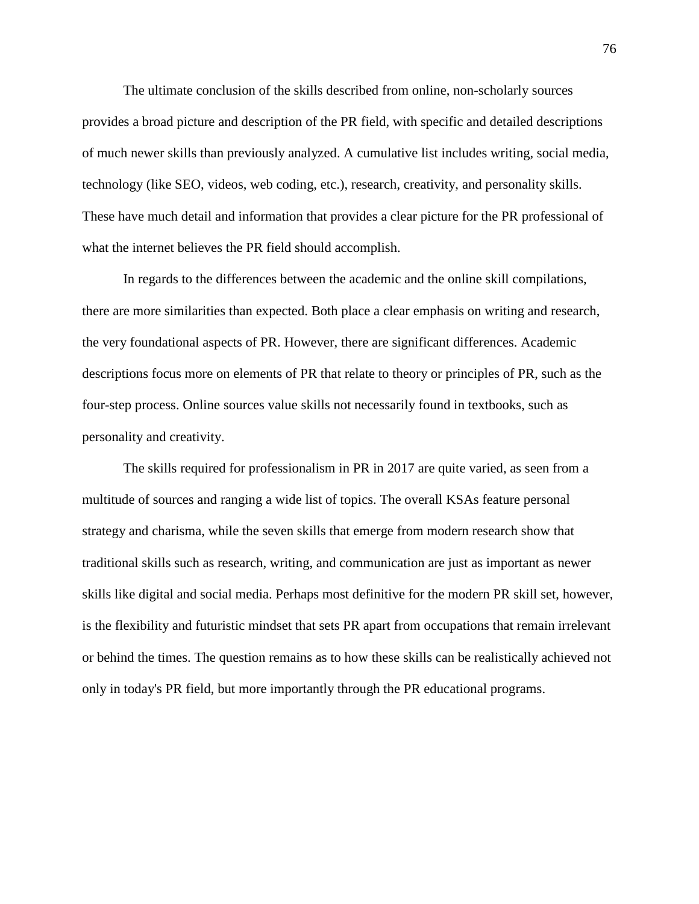The ultimate conclusion of the skills described from online, non-scholarly sources provides a broad picture and description of the PR field, with specific and detailed descriptions of much newer skills than previously analyzed. A cumulative list includes writing, social media, technology (like SEO, videos, web coding, etc.), research, creativity, and personality skills. These have much detail and information that provides a clear picture for the PR professional of what the internet believes the PR field should accomplish.

In regards to the differences between the academic and the online skill compilations, there are more similarities than expected. Both place a clear emphasis on writing and research, the very foundational aspects of PR. However, there are significant differences. Academic descriptions focus more on elements of PR that relate to theory or principles of PR, such as the four-step process. Online sources value skills not necessarily found in textbooks, such as personality and creativity.

The skills required for professionalism in PR in 2017 are quite varied, as seen from a multitude of sources and ranging a wide list of topics. The overall KSAs feature personal strategy and charisma, while the seven skills that emerge from modern research show that traditional skills such as research, writing, and communication are just as important as newer skills like digital and social media. Perhaps most definitive for the modern PR skill set, however, is the flexibility and futuristic mindset that sets PR apart from occupations that remain irrelevant or behind the times. The question remains as to how these skills can be realistically achieved not only in today's PR field, but more importantly through the PR educational programs.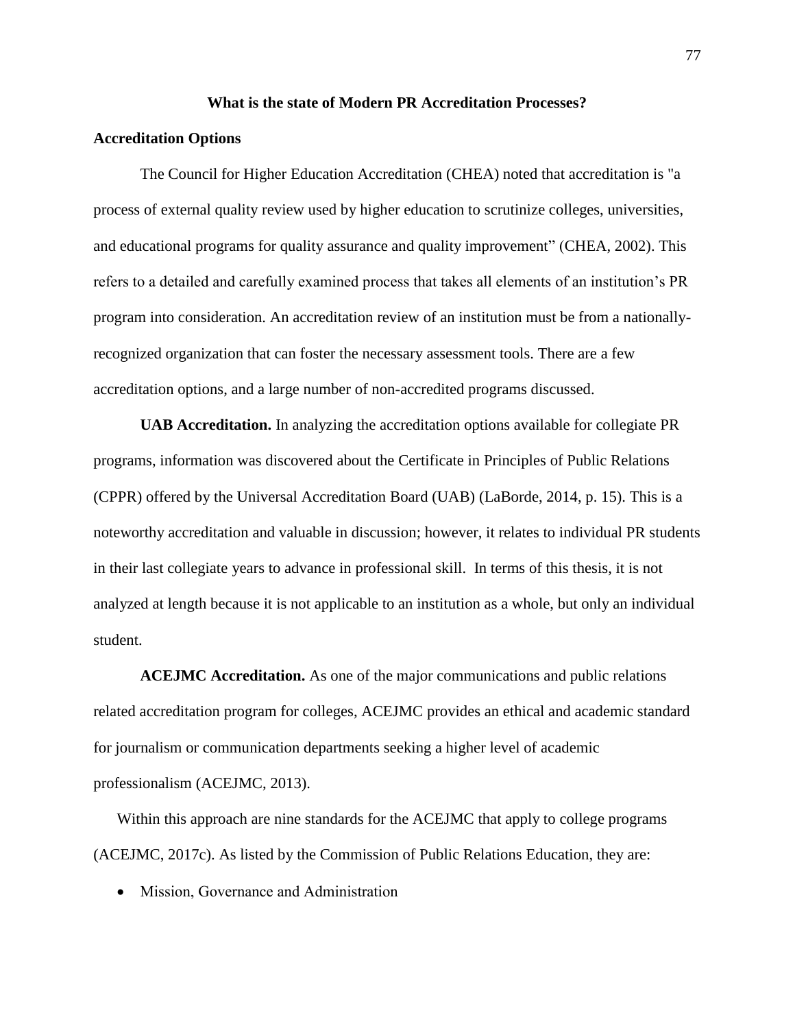## What is the state of Modern PR Accreditation Processes?

### Accreditation Options

The Council for Higher Education Accreditation (CHEA) noted that accreditation is "a process of external quality review used by higher education to scrutinize colleges, universities, and educational programs for quality assurance and quality improvement" (CHEA, 2002). This refers to a detailed and carefully examined process that takes all elements of an institution's PR program into consideration. An accreditation review of an institution must be from a nationally-recognized organization that can foster the necessary assessment tools. There are a few accreditation options, and a large number of non-accredited programs discussed.

**UAB Accreditation.** In analyzing the accreditation options available for collegiate PR programs, information was discovered about the Certificate in Principles of Public Relations (CPPR) offered by the Universal Accreditation Board (UAB) (LaBorde, 2014, p. 15). This is a noteworthy accreditation and valuable in discussion; however, it relates to individual PR students in their last collegiate years to advance in professional skill. In terms of this thesis, it is not analyzed at length because it is not applicable to an institution as a whole, but only an individual student.

**ACEJMC Accreditation.** As one of the major communications and public relations related accreditation program for colleges, ACEJMC provides an ethical and academic standard for journalism or communication departments seeking a higher level of academic professionalism (ACEJMC, 2013).

Within this approach are nine standards for the ACEJMC that apply to college programs (ACEJMC, 2017c). As listed by the Commission of Public Relations Education, they are:

- Mission, Governance and Administration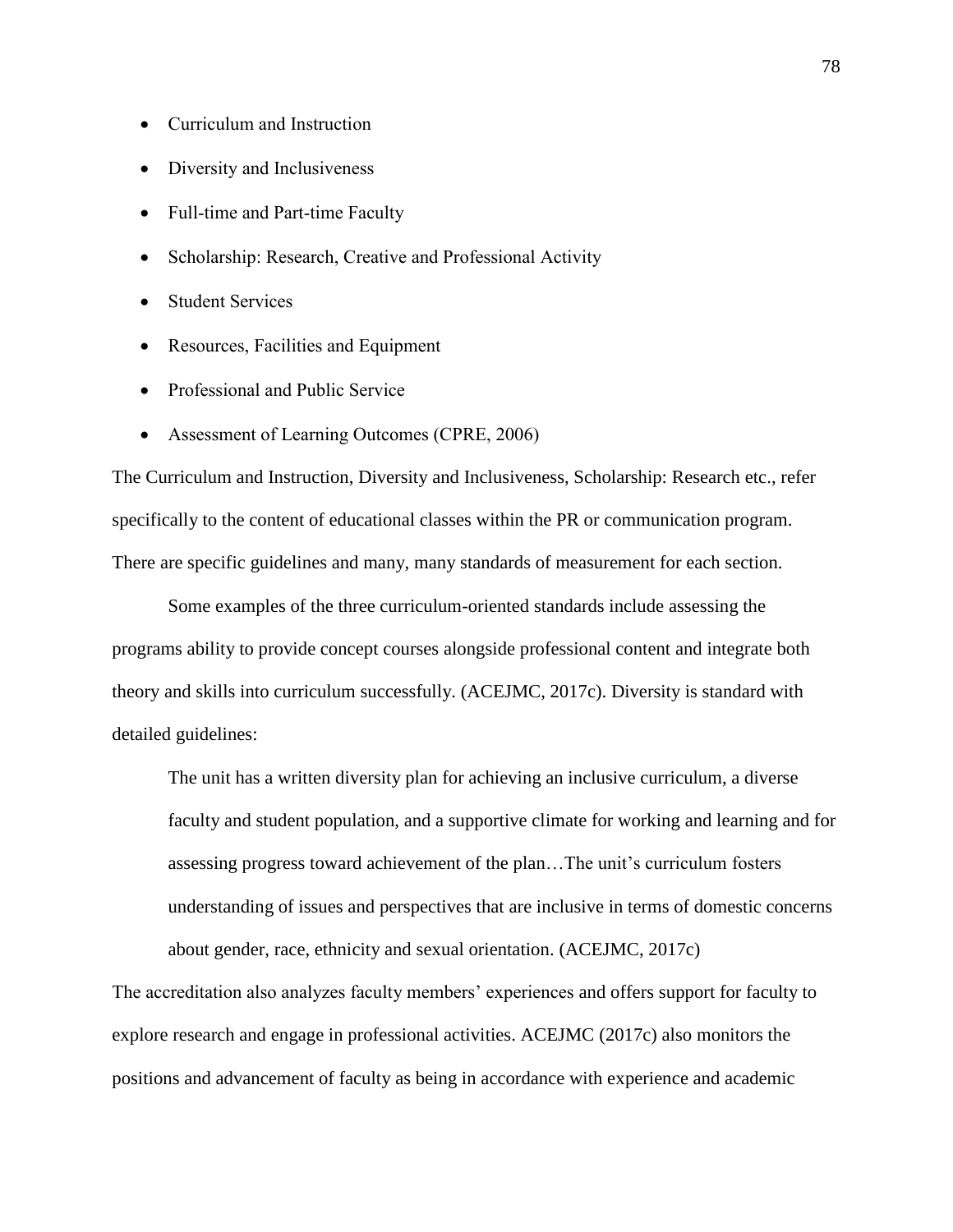- Curriculum and Instruction
- Diversity and Inclusiveness
- Full-time and Part-time Faculty
- Scholarship: Research, Creative and Professional Activity
- Student Services
- Resources, Facilities and Equipment
- Professional and Public Service
- Assessment of Learning Outcomes (CPRE, 2006)

The Curriculum and Instruction, Diversity and Inclusiveness, Scholarship: Research etc., refer specifically to the content of educational classes within the PR or communication program. There are specific guidelines and many, many standards of measurement for each section.

Some examples of the three curriculum-oriented standards include assessing the programs ability to provide concept courses alongside professional content and integrate both theory and skills into curriculum successfully. (ACEJMC, 2017c). Diversity is standard with detailed guidelines:

> The unit has a written diversity plan for achieving an inclusive curriculum, a diverse faculty and student population, and a supportive climate for working and learning and for assessing progress toward achievement of the plan…The unit's curriculum fosters understanding of issues and perspectives that are inclusive in terms of domestic concerns about gender, race, ethnicity and sexual orientation. (ACEJMC, 2017c)

The accreditation also analyzes faculty members' experiences and offers support for faculty to explore research and engage in professional activities. ACEJMC (2017c) also monitors the positions and advancement of faculty as being in accordance with experience and academic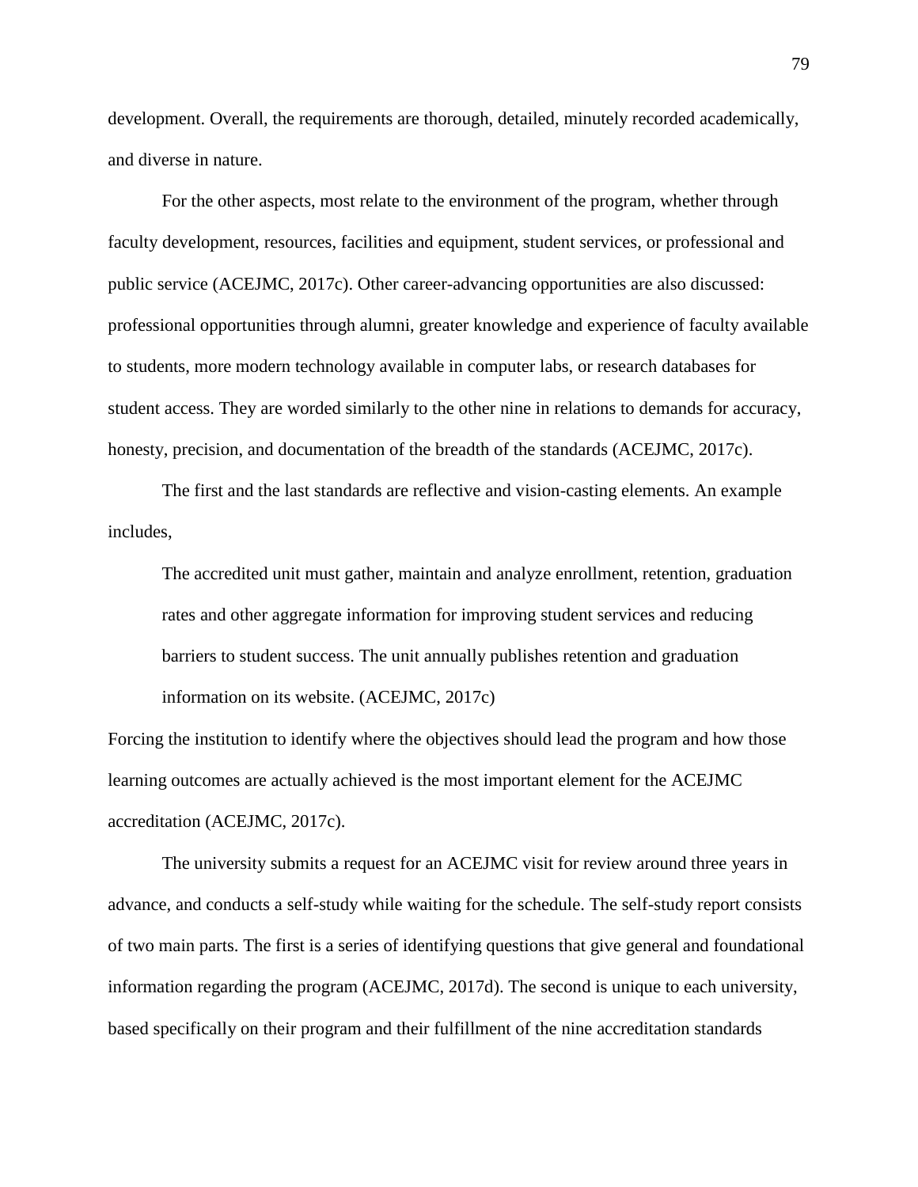development. Overall, the requirements are thorough, detailed, minutely recorded academically, and diverse in nature.

For the other aspects, most relate to the environment of the program, whether through faculty development, resources, facilities and equipment, student services, or professional and public service (ACEJMC, 2017c). Other career-advancing opportunities are also discussed: professional opportunities through alumni, greater knowledge and experience of faculty available to students, more modern technology available in computer labs, or research databases for student access. They are worded similarly to the other nine in relations to demands for accuracy, honesty, precision, and documentation of the breadth of the standards (ACEJMC, 2017c).

The first and the last standards are reflective and vision-casting elements. An example includes,

> The accredited unit must gather, maintain and analyze enrollment, retention, graduation rates and other aggregate information for improving student services and reducing barriers to student success. The unit annually publishes retention and graduation information on its website. (ACEJMC, 2017c)

Forcing the institution to identify where the objectives should lead the program and how those learning outcomes are actually achieved is the most important element for the ACEJMC accreditation (ACEJMC, 2017c).

The university submits a request for an ACEJMC visit for review around three years in advance, and conducts a self-study while waiting for the schedule. The self-study report consists of two main parts. The first is a series of identifying questions that give general and foundational information regarding the program (ACEJMC, 2017d). The second is unique to each university, based specifically on their program and their fulfillment of the nine accreditation standards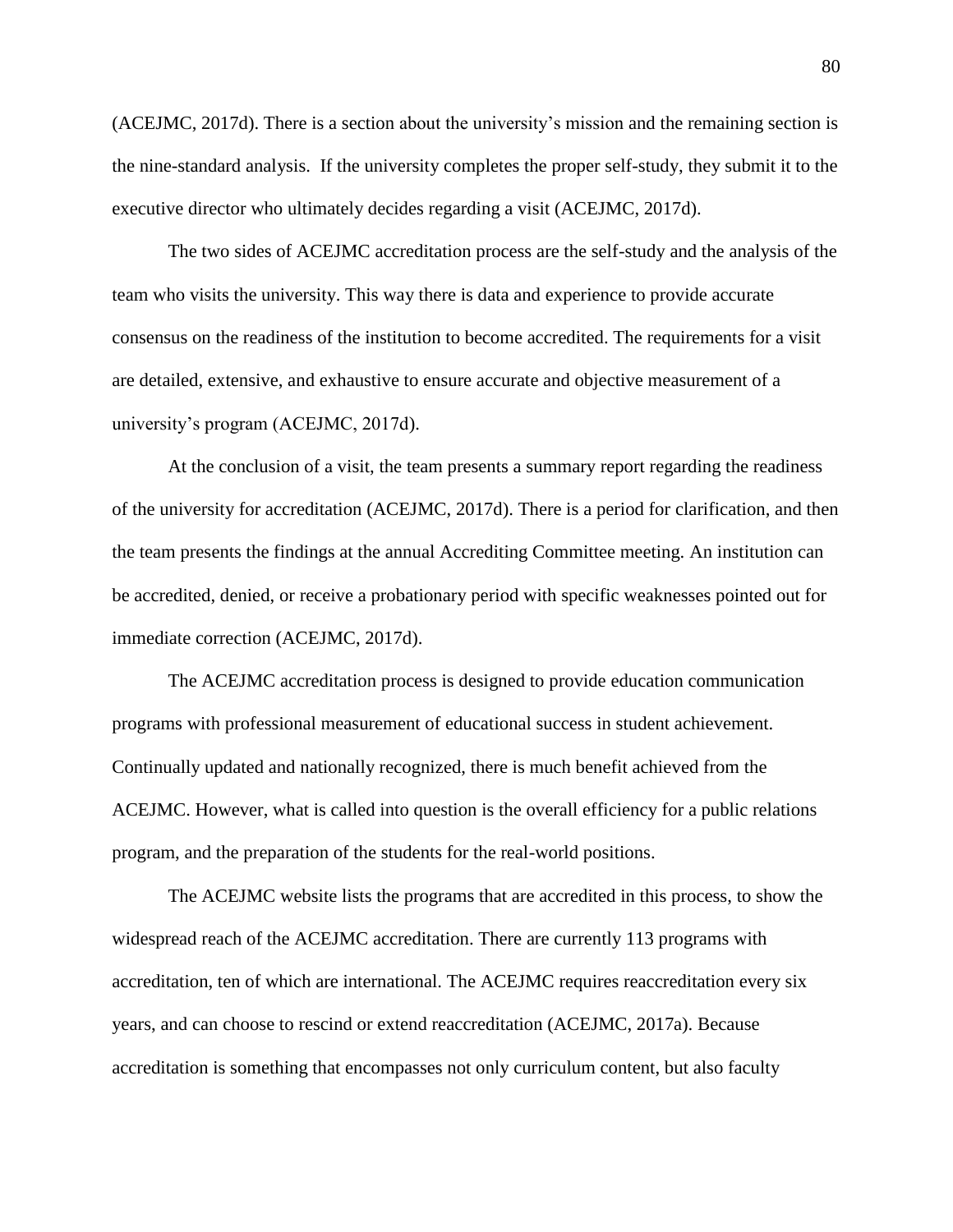(ACEJMC, 2017d). There is a section about the university's mission and the remaining section is the nine-standard analysis.  If the university completes the proper self-study, they submit it to the executive director who ultimately decides regarding a visit (ACEJMC, 2017d).

The two sides of ACEJMC accreditation process are the self-study and the analysis of the team who visits the university. This way there is data and experience to provide accurate consensus on the readiness of the institution to become accredited. The requirements for a visit are detailed, extensive, and exhaustive to ensure accurate and objective measurement of a university's program (ACEJMC, 2017d).

At the conclusion of a visit, the team presents a summary report regarding the readiness of the university for accreditation (ACEJMC, 2017d). There is a period for clarification, and then the team presents the findings at the annual Accrediting Committee meeting. An institution can be accredited, denied, or receive a probationary period with specific weaknesses pointed out for immediate correction (ACEJMC, 2017d).

The ACEJMC accreditation process is designed to provide education communication programs with professional measurement of educational success in student achievement. Continually updated and nationally recognized, there is much benefit achieved from the ACEJMC. However, what is called into question is the overall efficiency for a public relations program, and the preparation of the students for the real-world positions.

The ACEJMC website lists the programs that are accredited in this process, to show the widespread reach of the ACEJMC accreditation. There are currently 113 programs with accreditation, ten of which are international. The ACEJMC requires reaccreditation every six years, and can choose to rescind or extend reaccreditation (ACEJMC, 2017a). Because accreditation is something that encompasses not only curriculum content, but also faculty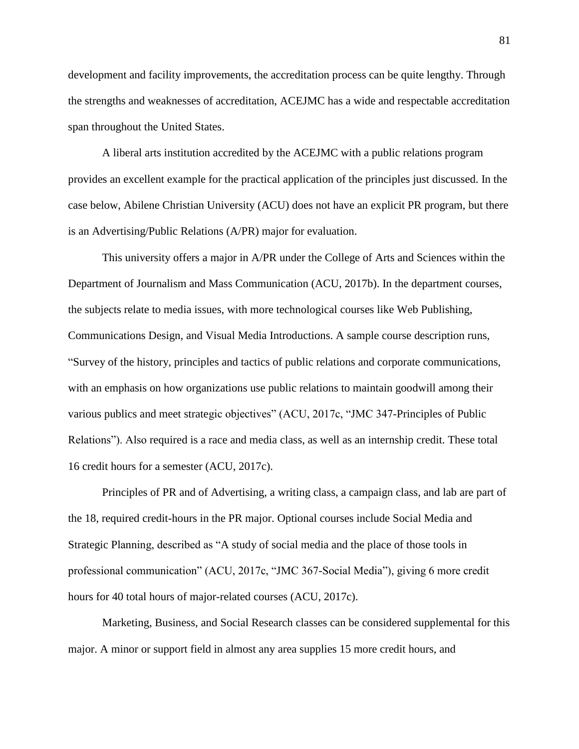development and facility improvements, the accreditation process can be quite lengthy. Through the strengths and weaknesses of accreditation, ACEJMC has a wide and respectable accreditation span throughout the United States.

A liberal arts institution accredited by the ACEJMC with a public relations program provides an excellent example for the practical application of the principles just discussed. In the case below, Abilene Christian University (ACU) does not have an explicit PR program, but there is an Advertising/Public Relations (A/PR) major for evaluation.

This university offers a major in A/PR under the College of Arts and Sciences within the Department of Journalism and Mass Communication (ACU, 2017b). In the department courses, the subjects relate to media issues, with more technological courses like Web Publishing, Communications Design, and Visual Media Introductions. A sample course description runs, "Survey of the history, principles and tactics of public relations and corporate communications, with an emphasis on how organizations use public relations to maintain goodwill among their various publics and meet strategic objectives" (ACU, 2017c, "JMC 347-Principles of Public Relations"). Also required is a race and media class, as well as an internship credit. These total 16 credit hours for a semester (ACU, 2017c).

Principles of PR and of Advertising, a writing class, a campaign class, and lab are part of the 18, required credit-hours in the PR major. Optional courses include Social Media and Strategic Planning, described as "A study of social media and the place of those tools in professional communication" (ACU, 2017c, "JMC 367-Social Media"), giving 6 more credit hours for 40 total hours of major-related courses (ACU, 2017c).

Marketing, Business, and Social Research classes can be considered supplemental for this major. A minor or support field in almost any area supplies 15 more credit hours, and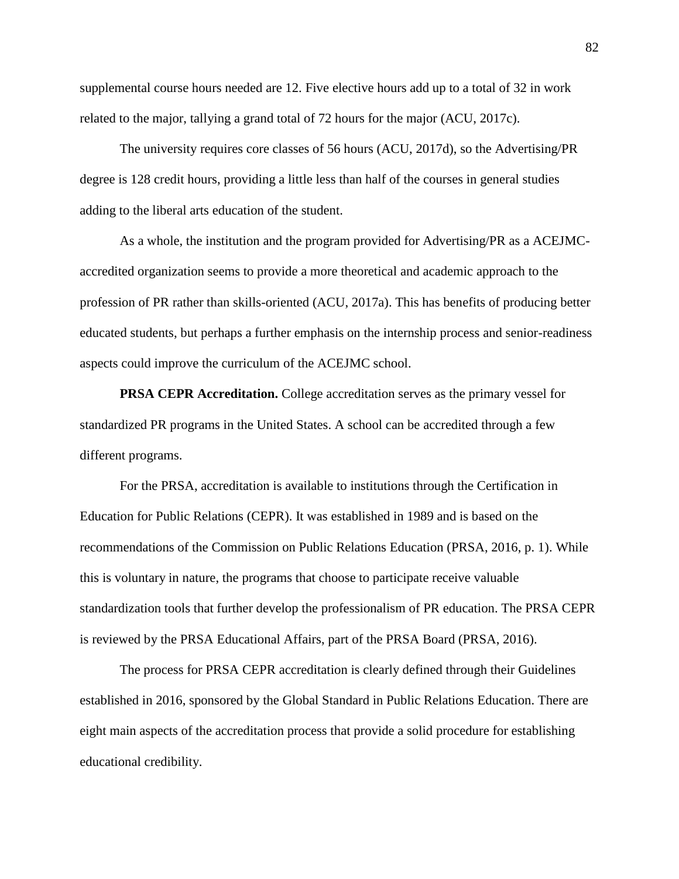supplemental course hours needed are 12. Five elective hours add up to a total of 32 in work related to the major, tallying a grand total of 72 hours for the major (ACU, 2017c).

The university requires core classes of 56 hours (ACU, 2017d), so the Advertising/PR degree is 128 credit hours, providing a little less than half of the courses in general studies adding to the liberal arts education of the student.

As a whole, the institution and the program provided for Advertising/PR as a ACEJMC-accredited organization seems to provide a more theoretical and academic approach to the profession of PR rather than skills-oriented (ACU, 2017a). This has benefits of producing better educated students, but perhaps a further emphasis on the internship process and senior-readiness aspects could improve the curriculum of the ACEJMC school.

**PRSA CEPR Accreditation.** College accreditation serves as the primary vessel for standardized PR programs in the United States. A school can be accredited through a few different programs.

For the PRSA, accreditation is available to institutions through the Certification in Education for Public Relations (CEPR). It was established in 1989 and is based on the recommendations of the Commission on Public Relations Education (PRSA, 2016, p. 1). While this is voluntary in nature, the programs that choose to participate receive valuable standardization tools that further develop the professionalism of PR education. The PRSA CEPR is reviewed by the PRSA Educational Affairs, part of the PRSA Board (PRSA, 2016).

The process for PRSA CEPR accreditation is clearly defined through their Guidelines established in 2016, sponsored by the Global Standard in Public Relations Education. There are eight main aspects of the accreditation process that provide a solid procedure for establishing educational credibility.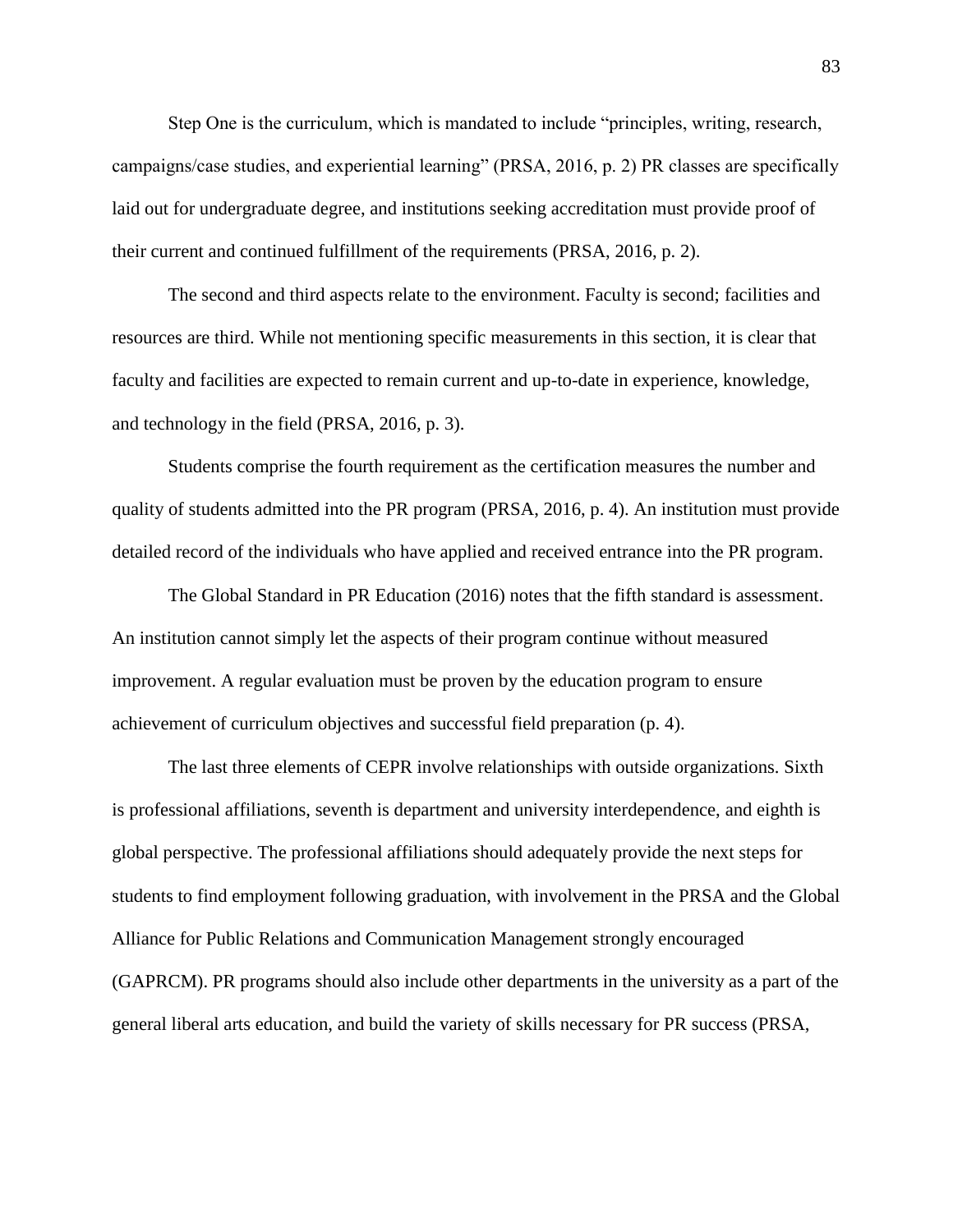Step One is the curriculum, which is mandated to include "principles, writing, research, campaigns/case studies, and experiential learning" (PRSA, 2016, p. 2) PR classes are specifically laid out for undergraduate degree, and institutions seeking accreditation must provide proof of their current and continued fulfillment of the requirements (PRSA, 2016, p. 2).

The second and third aspects relate to the environment. Faculty is second; facilities and resources are third. While not mentioning specific measurements in this section, it is clear that faculty and facilities are expected to remain current and up-to-date in experience, knowledge, and technology in the field (PRSA, 2016, p. 3).

Students comprise the fourth requirement as the certification measures the number and quality of students admitted into the PR program (PRSA, 2016, p. 4). An institution must provide detailed record of the individuals who have applied and received entrance into the PR program.

The Global Standard in PR Education (2016) notes that the fifth standard is assessment. An institution cannot simply let the aspects of their program continue without measured improvement. A regular evaluation must be proven by the education program to ensure achievement of curriculum objectives and successful field preparation (p. 4).

The last three elements of CEPR involve relationships with outside organizations. Sixth is professional affiliations, seventh is department and university interdependence, and eighth is global perspective. The professional affiliations should adequately provide the next steps for students to find employment following graduation, with involvement in the PRSA and the Global Alliance for Public Relations and Communication Management strongly encouraged (GAPRCM). PR programs should also include other departments in the university as a part of the general liberal arts education, and build the variety of skills necessary for PR success (PRSA,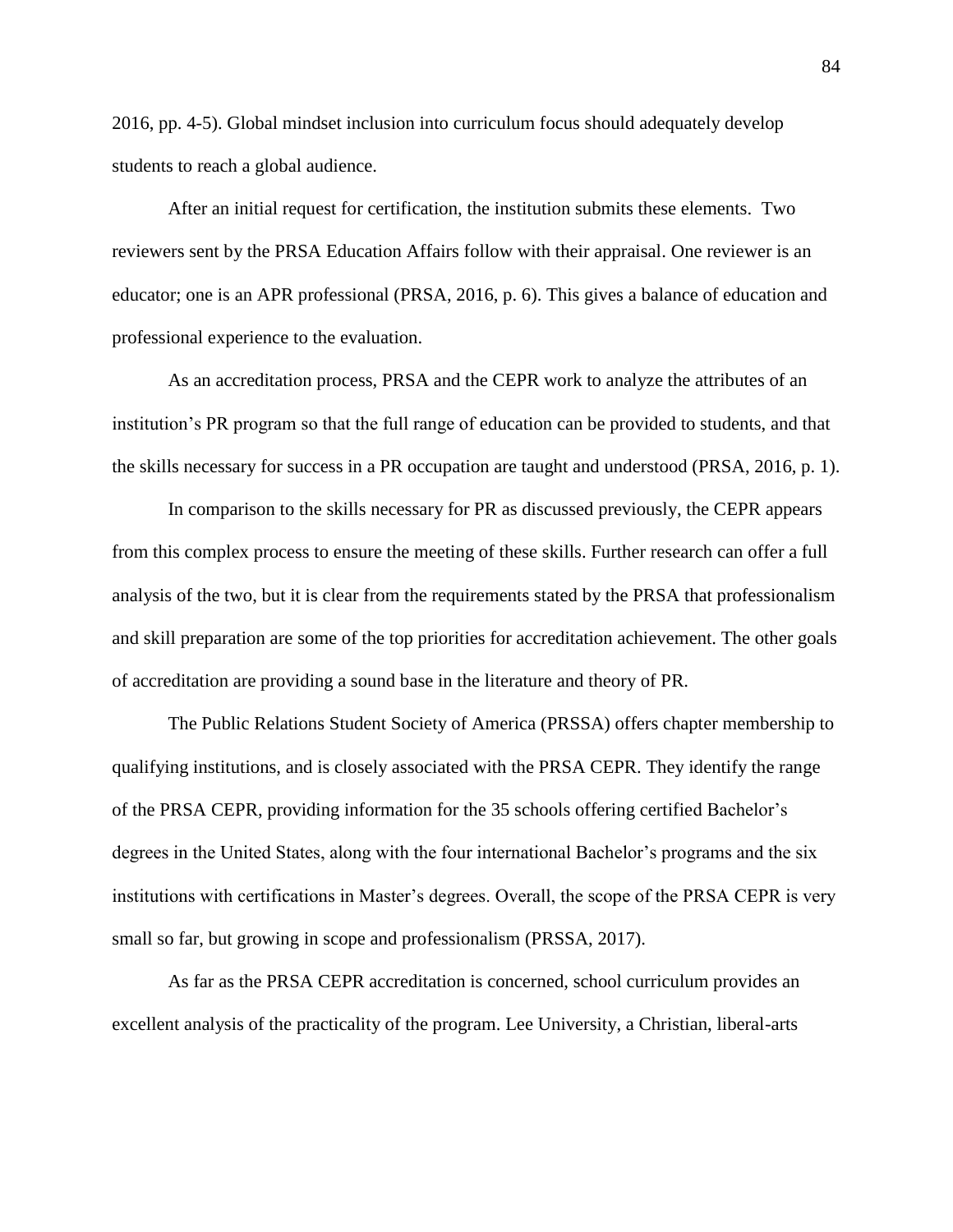2016, pp. 4-5). Global mindset inclusion into curriculum focus should adequately develop students to reach a global audience.

After an initial request for certification, the institution submits these elements. Two reviewers sent by the PRSA Education Affairs follow with their appraisal. One reviewer is an educator; one is an APR professional (PRSA, 2016, p. 6). This gives a balance of education and professional experience to the evaluation.

As an accreditation process, PRSA and the CEPR work to analyze the attributes of an institution's PR program so that the full range of education can be provided to students, and that the skills necessary for success in a PR occupation are taught and understood (PRSA, 2016, p. 1).

In comparison to the skills necessary for PR as discussed previously, the CEPR appears from this complex process to ensure the meeting of these skills. Further research can offer a full analysis of the two, but it is clear from the requirements stated by the PRSA that professionalism and skill preparation are some of the top priorities for accreditation achievement. The other goals of accreditation are providing a sound base in the literature and theory of PR.

The Public Relations Student Society of America (PRSSA) offers chapter membership to qualifying institutions, and is closely associated with the PRSA CEPR. They identify the range of the PRSA CEPR, providing information for the 35 schools offering certified Bachelor's degrees in the United States, along with the four international Bachelor's programs and the six institutions with certifications in Master's degrees. Overall, the scope of the PRSA CEPR is very small so far, but growing in scope and professionalism (PRSSA, 2017).

As far as the PRSA CEPR accreditation is concerned, school curriculum provides an excellent analysis of the practicality of the program. Lee University, a Christian, liberal-arts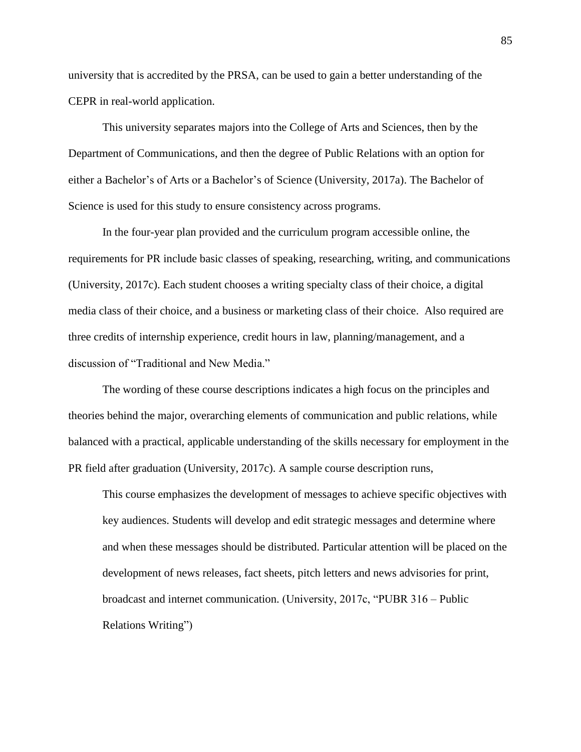university that is accredited by the PRSA, can be used to gain a better understanding of the CEPR in real-world application.

This university separates majors into the College of Arts and Sciences, then by the Department of Communications, and then the degree of Public Relations with an option for either a Bachelor's of Arts or a Bachelor's of Science (University, 2017a). The Bachelor of Science is used for this study to ensure consistency across programs.

In the four-year plan provided and the curriculum program accessible online, the requirements for PR include basic classes of speaking, researching, writing, and communications (University, 2017c). Each student chooses a writing specialty class of their choice, a digital media class of their choice, and a business or marketing class of their choice. Also required are three credits of internship experience, credit hours in law, planning/management, and a discussion of "Traditional and New Media."

The wording of these course descriptions indicates a high focus on the principles and theories behind the major, overarching elements of communication and public relations, while balanced with a practical, applicable understanding of the skills necessary for employment in the PR field after graduation (University, 2017c). A sample course description runs,

> This course emphasizes the development of messages to achieve specific objectives with key audiences. Students will develop and edit strategic messages and determine where and when these messages should be distributed. Particular attention will be placed on the development of news releases, fact sheets, pitch letters and news advisories for print, broadcast and internet communication. (University, 2017c, "PUBR 316 – Public Relations Writing")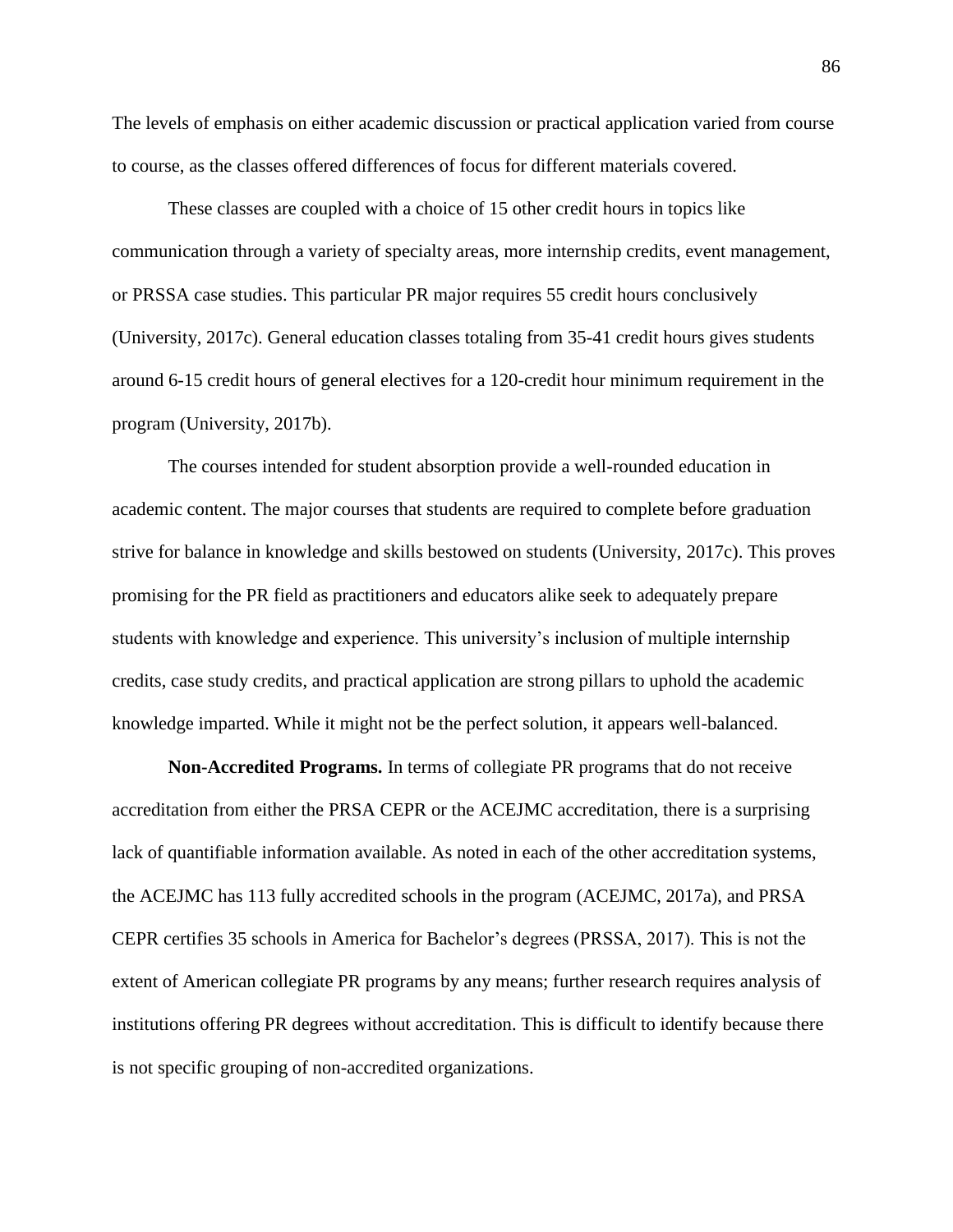The levels of emphasis on either academic discussion or practical application varied from course to course, as the classes offered differences of focus for different materials covered.

These classes are coupled with a choice of 15 other credit hours in topics like communication through a variety of specialty areas, more internship credits, event management, or PRSSA case studies. This particular PR major requires 55 credit hours conclusively (University, 2017c). General education classes totaling from 35-41 credit hours gives students around 6-15 credit hours of general electives for a 120-credit hour minimum requirement in the program (University, 2017b).

The courses intended for student absorption provide a well-rounded education in academic content. The major courses that students are required to complete before graduation strive for balance in knowledge and skills bestowed on students (University, 2017c). This proves promising for the PR field as practitioners and educators alike seek to adequately prepare students with knowledge and experience. This university's inclusion of multiple internship credits, case study credits, and practical application are strong pillars to uphold the academic knowledge imparted. While it might not be the perfect solution, it appears well-balanced.

**Non-Accredited Programs.** In terms of collegiate PR programs that do not receive accreditation from either the PRSA CEPR or the ACEJMC accreditation, there is a surprising lack of quantifiable information available. As noted in each of the other accreditation systems, the ACEJMC has 113 fully accredited schools in the program (ACEJMC, 2017a), and PRSA CEPR certifies 35 schools in America for Bachelor's degrees (PRSSA, 2017). This is not the extent of American collegiate PR programs by any means; further research requires analysis of institutions offering PR degrees without accreditation. This is difficult to identify because there is not specific grouping of non-accredited organizations.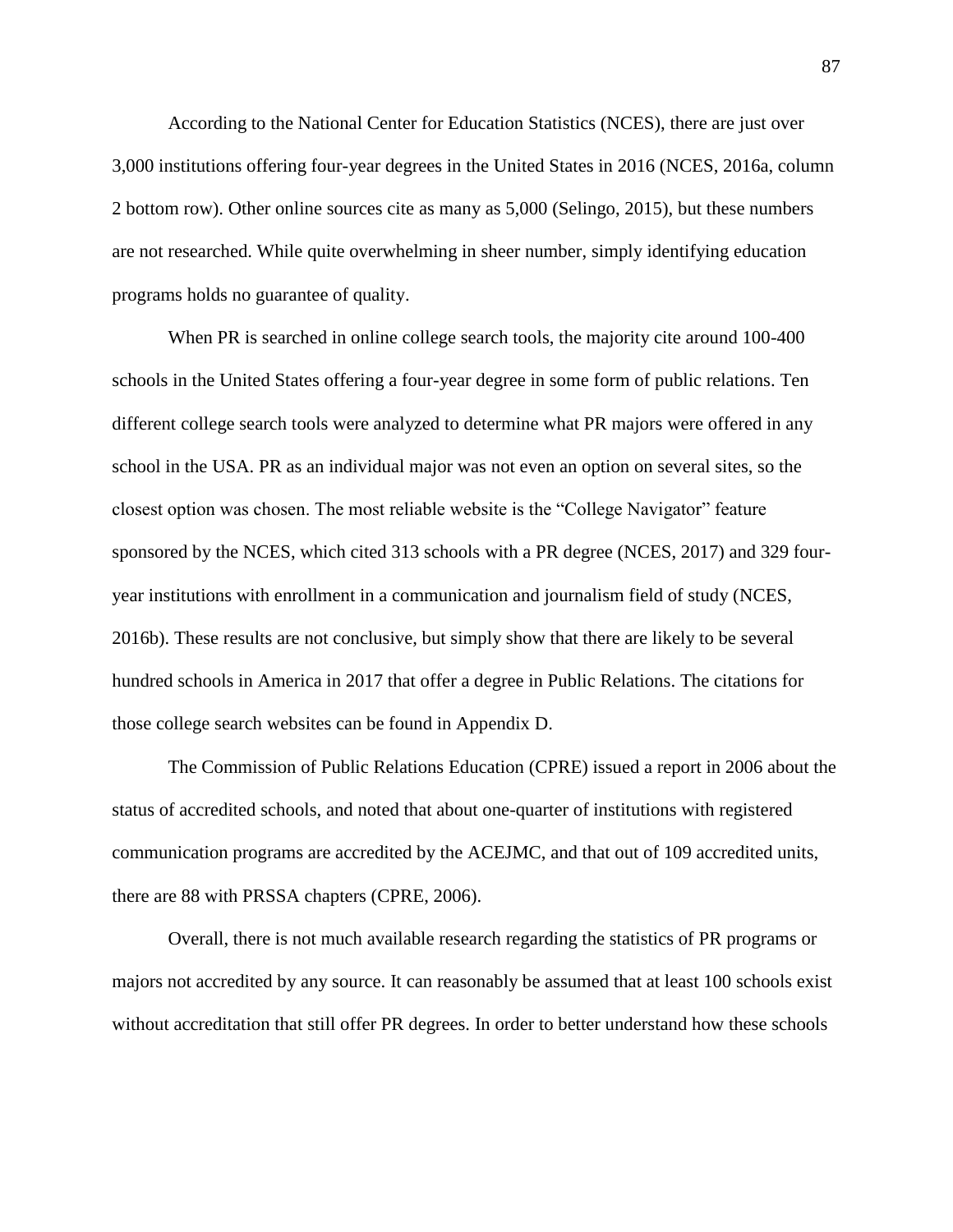According to the National Center for Education Statistics (NCES), there are just over 3,000 institutions offering four-year degrees in the United States in 2016 (NCES, 2016a, column 2 bottom row). Other online sources cite as many as 5,000 (Selingo, 2015), but these numbers are not researched. While quite overwhelming in sheer number, simply identifying education programs holds no guarantee of quality.

When PR is searched in online college search tools, the majority cite around 100-400 schools in the United States offering a four-year degree in some form of public relations. Ten different college search tools were analyzed to determine what PR majors were offered in any school in the USA. PR as an individual major was not even an option on several sites, so the closest option was chosen. The most reliable website is the "College Navigator" feature sponsored by the NCES, which cited 313 schools with a PR degree (NCES, 2017) and 329 four-year institutions with enrollment in a communication and journalism field of study (NCES, 2016b). These results are not conclusive, but simply show that there are likely to be several hundred schools in America in 2017 that offer a degree in Public Relations. The citations for those college search websites can be found in Appendix D.

The Commission of Public Relations Education (CPRE) issued a report in 2006 about the status of accredited schools, and noted that about one-quarter of institutions with registered communication programs are accredited by the ACEJMC, and that out of 109 accredited units, there are 88 with PRSSA chapters (CPRE, 2006).

Overall, there is not much available research regarding the statistics of PR programs or majors not accredited by any source. It can reasonably be assumed that at least 100 schools exist without accreditation that still offer PR degrees. In order to better understand how these schools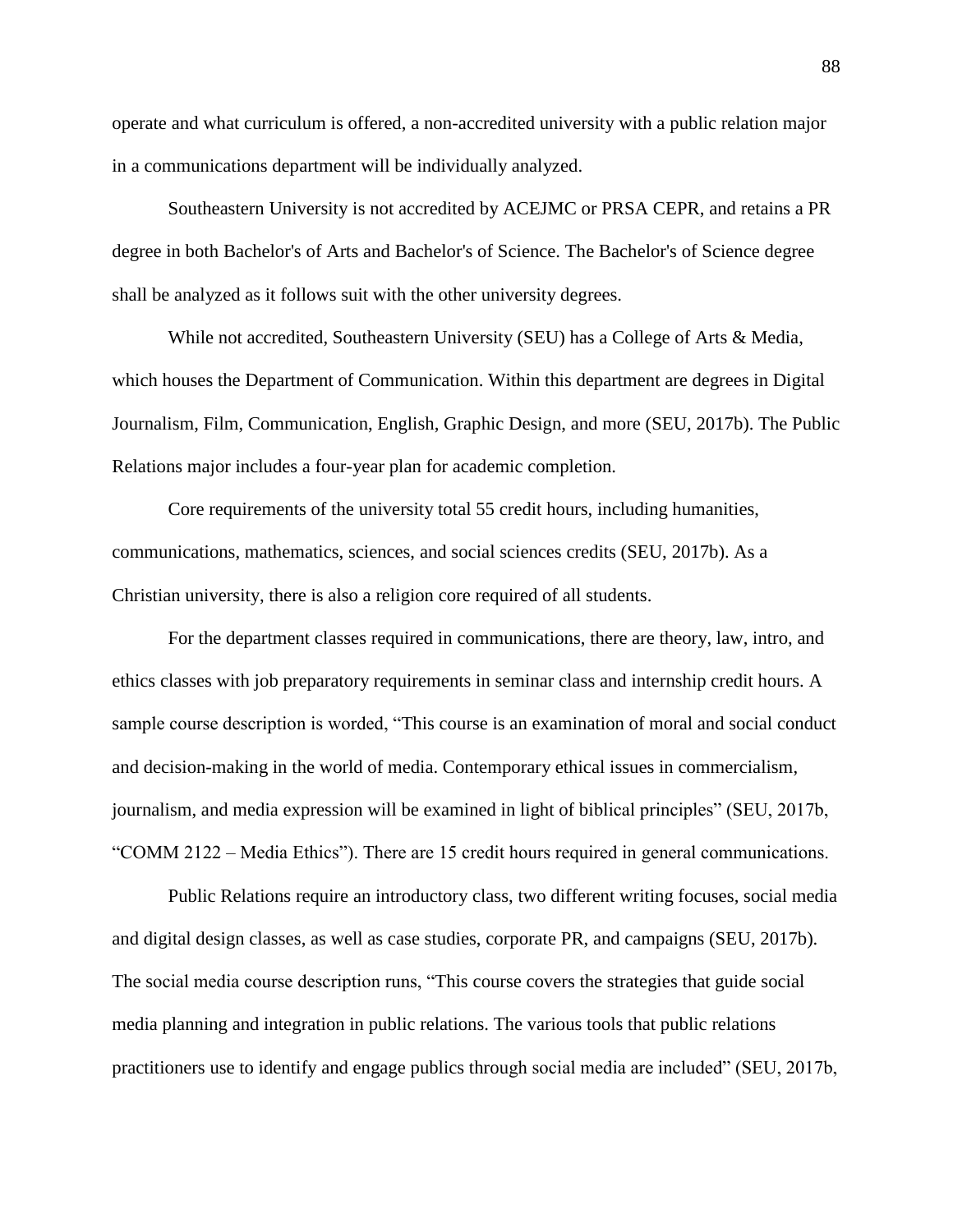operate and what curriculum is offered, a non-accredited university with a public relation major in a communications department will be individually analyzed.

Southeastern University is not accredited by ACEJMC or PRSA CEPR, and retains a PR degree in both Bachelor's of Arts and Bachelor's of Science. The Bachelor's of Science degree shall be analyzed as it follows suit with the other university degrees.

While not accredited, Southeastern University (SEU) has a College of Arts & Media, which houses the Department of Communication. Within this department are degrees in Digital Journalism, Film, Communication, English, Graphic Design, and more (SEU, 2017b). The Public Relations major includes a four-year plan for academic completion.

Core requirements of the university total 55 credit hours, including humanities, communications, mathematics, sciences, and social sciences credits (SEU, 2017b). As a Christian university, there is also a religion core required of all students.

For the department classes required in communications, there are theory, law, intro, and ethics classes with job preparatory requirements in seminar class and internship credit hours. A sample course description is worded, "This course is an examination of moral and social conduct and decision-making in the world of media. Contemporary ethical issues in commercialism, journalism, and media expression will be examined in light of biblical principles" (SEU, 2017b, "COMM 2122 – Media Ethics"). There are 15 credit hours required in general communications.

Public Relations require an introductory class, two different writing focuses, social media and digital design classes, as well as case studies, corporate PR, and campaigns (SEU, 2017b). The social media course description runs, "This course covers the strategies that guide social media planning and integration in public relations. The various tools that public relations practitioners use to identify and engage publics through social media are included" (SEU, 2017b,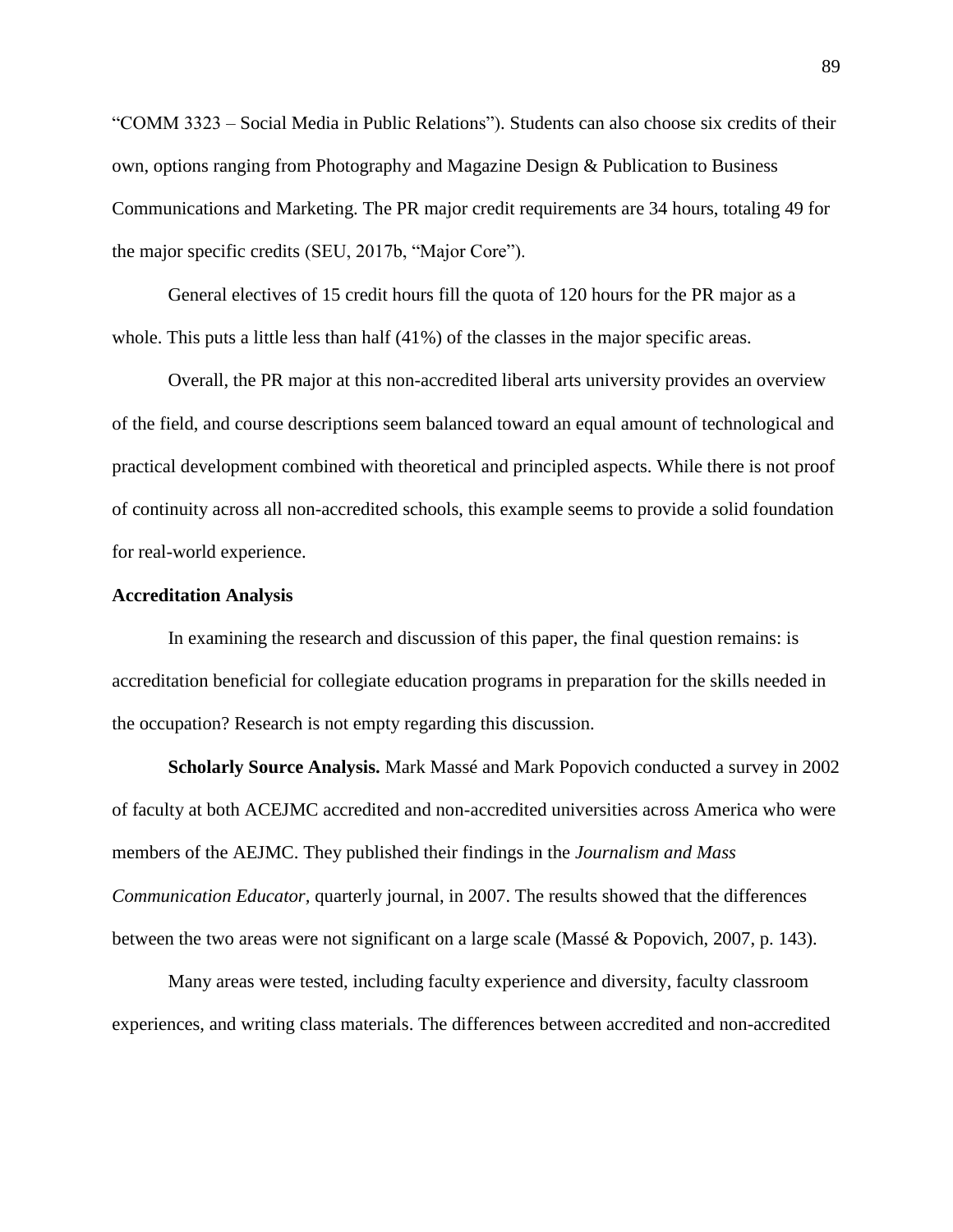"COMM 3323 – Social Media in Public Relations"). Students can also choose six credits of their own, options ranging from Photography and Magazine Design & Publication to Business Communications and Marketing. The PR major credit requirements are 34 hours, totaling 49 for the major specific credits (SEU, 2017b, "Major Core").

General electives of 15 credit hours fill the quota of 120 hours for the PR major as a whole. This puts a little less than half (41%) of the classes in the major specific areas.

Overall, the PR major at this non-accredited liberal arts university provides an overview of the field, and course descriptions seem balanced toward an equal amount of technological and practical development combined with theoretical and principled aspects. While there is not proof of continuity across all non-accredited schools, this example seems to provide a solid foundation for real-world experience.

**Accreditation Analysis**

In examining the research and discussion of this paper, the final question remains: is accreditation beneficial for collegiate education programs in preparation for the skills needed in the occupation? Research is not empty regarding this discussion.

**Scholarly Source Analysis.** Mark Massé and Mark Popovich conducted a survey in 2002 of faculty at both ACEJMC accredited and non-accredited universities across America who were members of the AEJMC. They published their findings in the *Journalism and Mass Communication Educator*, quarterly journal, in 2007. The results showed that the differences between the two areas were not significant on a large scale (Massé & Popovich, 2007, p. 143).

Many areas were tested, including faculty experience and diversity, faculty classroom experiences, and writing class materials. The differences between accredited and non-accredited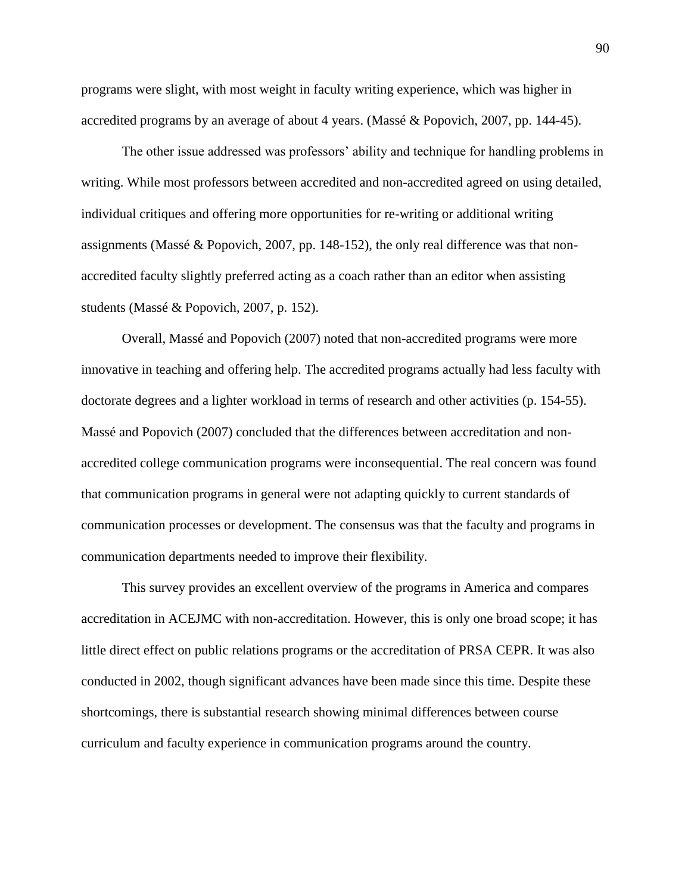programs were slight, with most weight in faculty writing experience, which was higher in accredited programs by an average of about 4 years. (Massé & Popovich, 2007, pp. 144-45).

The other issue addressed was professors' ability and technique for handling problems in writing. While most professors between accredited and non-accredited agreed on using detailed, individual critiques and offering more opportunities for re-writing or additional writing assignments (Massé & Popovich, 2007, pp. 148-152), the only real difference was that non-accredited faculty slightly preferred acting as a coach rather than an editor when assisting students (Massé & Popovich, 2007, p. 152).

Overall, Massé and Popovich (2007) noted that non-accredited programs were more innovative in teaching and offering help. The accredited programs actually had less faculty with doctorate degrees and a lighter workload in terms of research and other activities (p. 154-55). Massé and Popovich (2007) concluded that the differences between accreditation and non-accredited college communication programs were inconsequential. The real concern was found that communication programs in general were not adapting quickly to current standards of communication processes or development. The consensus was that the faculty and programs in communication departments needed to improve their flexibility.

This survey provides an excellent overview of the programs in America and compares accreditation in ACEJMC with non-accreditation. However, this is only one broad scope; it has little direct effect on public relations programs or the accreditation of PRSA CEPR. It was also conducted in 2002, though significant advances have been made since this time. Despite these shortcomings, there is substantial research showing minimal differences between course curriculum and faculty experience in communication programs around the country.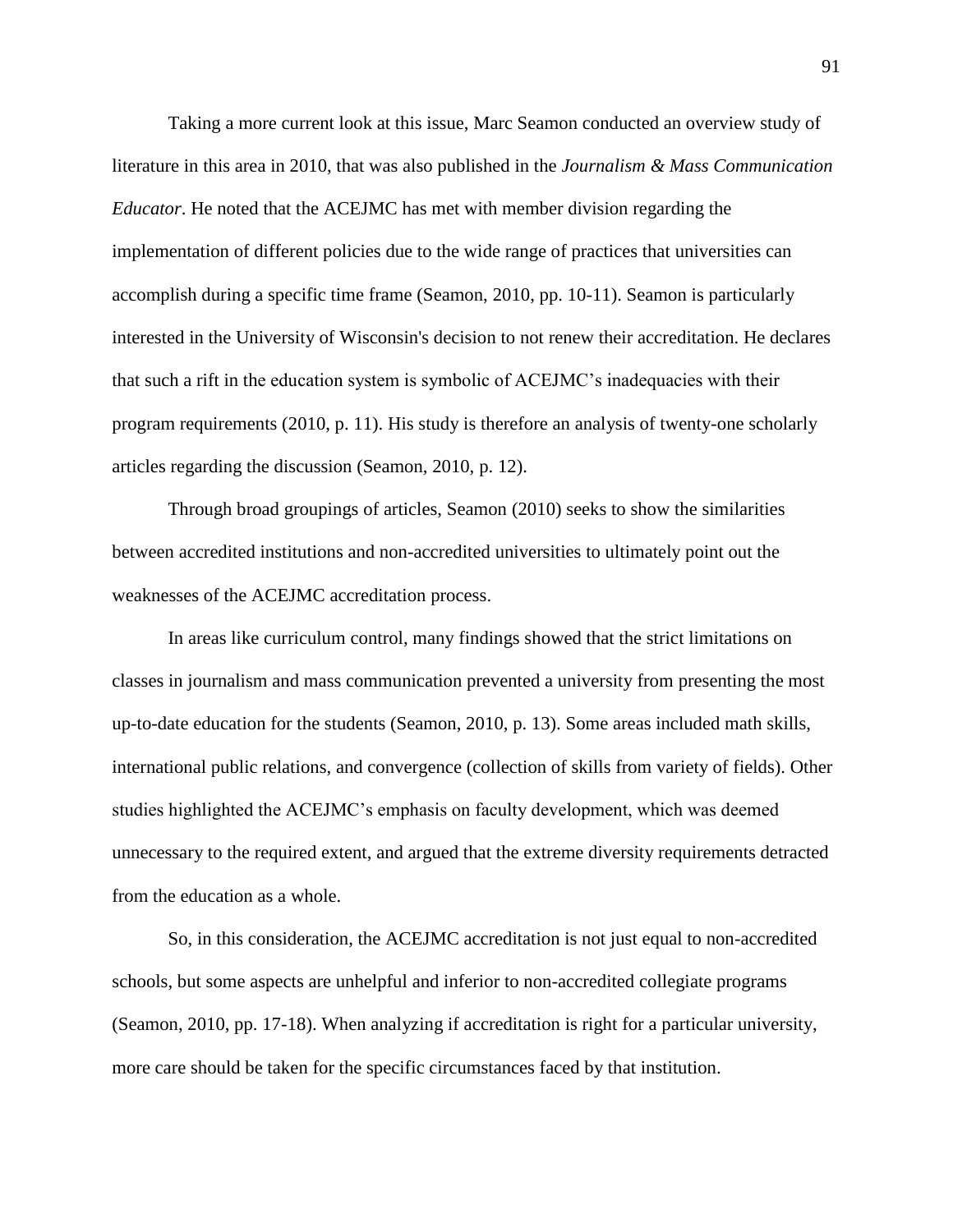Taking a more current look at this issue, Marc Seamon conducted an overview study of literature in this area in 2010, that was also published in the *Journalism & Mass Communication Educator*. He noted that the ACEJMC has met with member division regarding the implementation of different policies due to the wide range of practices that universities can accomplish during a specific time frame (Seamon, 2010, pp. 10-11). Seamon is particularly interested in the University of Wisconsin's decision to not renew their accreditation. He declares that such a rift in the education system is symbolic of ACEJMC's inadequacies with their program requirements (2010, p. 11). His study is therefore an analysis of twenty-one scholarly articles regarding the discussion (Seamon, 2010, p. 12).

Through broad groupings of articles, Seamon (2010) seeks to show the similarities between accredited institutions and non-accredited universities to ultimately point out the weaknesses of the ACEJMC accreditation process.

In areas like curriculum control, many findings showed that the strict limitations on classes in journalism and mass communication prevented a university from presenting the most up-to-date education for the students (Seamon, 2010, p. 13). Some areas included math skills, international public relations, and convergence (collection of skills from variety of fields). Other studies highlighted the ACEJMC's emphasis on faculty development, which was deemed unnecessary to the required extent, and argued that the extreme diversity requirements detracted from the education as a whole.

So, in this consideration, the ACEJMC accreditation is not just equal to non-accredited schools, but some aspects are unhelpful and inferior to non-accredited collegiate programs (Seamon, 2010, pp. 17-18). When analyzing if accreditation is right for a particular university, more care should be taken for the specific circumstances faced by that institution.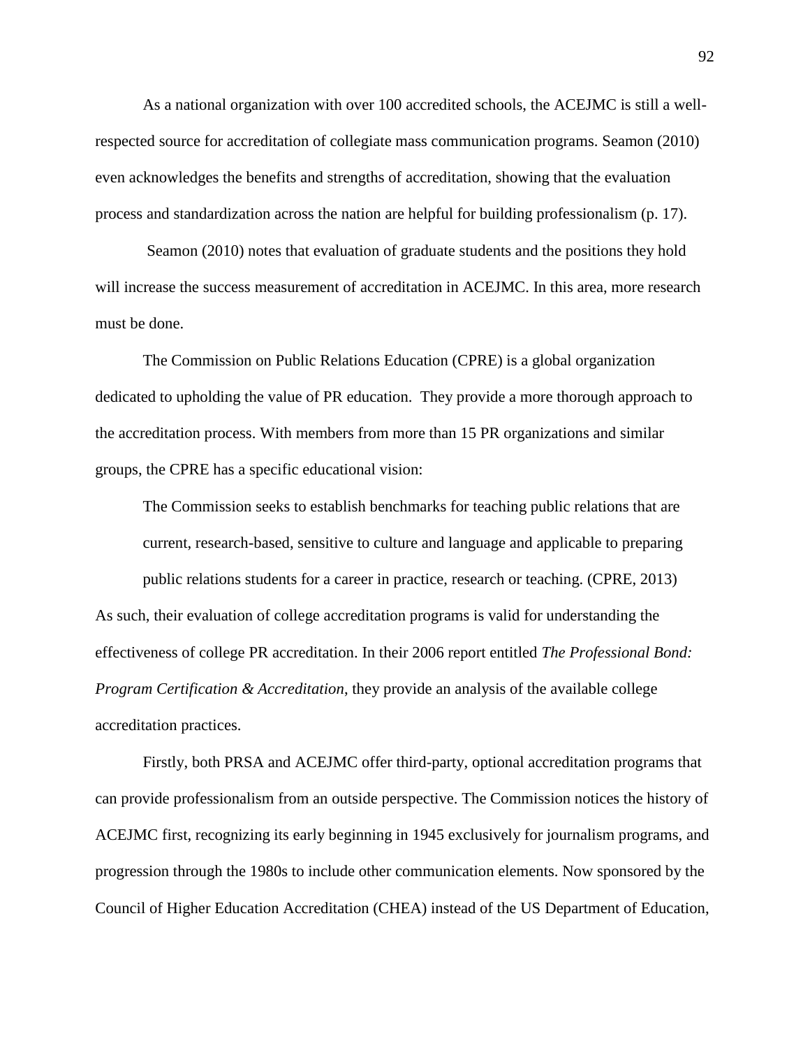As a national organization with over 100 accredited schools, the ACEJMC is still a well-respected source for accreditation of collegiate mass communication programs. Seamon (2010) even acknowledges the benefits and strengths of accreditation, showing that the evaluation process and standardization across the nation are helpful for building professionalism (p. 17).

Seamon (2010) notes that evaluation of graduate students and the positions they hold will increase the success measurement of accreditation in ACEJMC. In this area, more research must be done.

The Commission on Public Relations Education (CPRE) is a global organization dedicated to upholding the value of PR education. They provide a more thorough approach to the accreditation process. With members from more than 15 PR organizations and similar groups, the CPRE has a specific educational vision:

> The Commission seeks to establish benchmarks for teaching public relations that are current, research-based, sensitive to culture and language and applicable to preparing public relations students for a career in practice, research or teaching. (CPRE, 2013)

As such, their evaluation of college accreditation programs is valid for understanding the effectiveness of college PR accreditation. In their 2006 report entitled *The Professional Bond: Program Certification & Accreditation*, they provide an analysis of the available college accreditation practices.

Firstly, both PRSA and ACEJMC offer third-party, optional accreditation programs that can provide professionalism from an outside perspective. The Commission notices the history of ACEJMC first, recognizing its early beginning in 1945 exclusively for journalism programs, and progression through the 1980s to include other communication elements. Now sponsored by the Council of Higher Education Accreditation (CHEA) instead of the US Department of Education,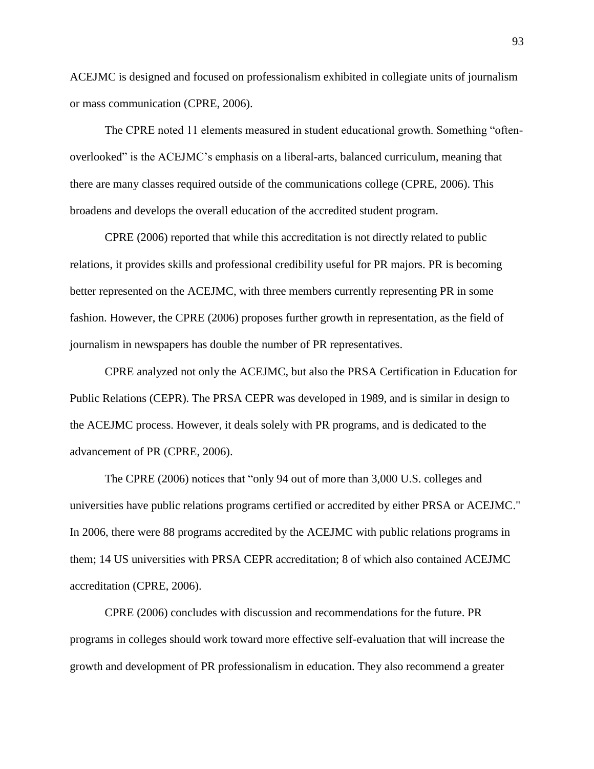ACEJMC is designed and focused on professionalism exhibited in collegiate units of journalism or mass communication (CPRE, 2006).

The CPRE noted 11 elements measured in student educational growth. Something "often-overlooked" is the ACEJMC's emphasis on a liberal-arts, balanced curriculum, meaning that there are many classes required outside of the communications college (CPRE, 2006). This broadens and develops the overall education of the accredited student program.

CPRE (2006) reported that while this accreditation is not directly related to public relations, it provides skills and professional credibility useful for PR majors. PR is becoming better represented on the ACEJMC, with three members currently representing PR in some fashion. However, the CPRE (2006) proposes further growth in representation, as the field of journalism in newspapers has double the number of PR representatives.

CPRE analyzed not only the ACEJMC, but also the PRSA Certification in Education for Public Relations (CEPR). The PRSA CEPR was developed in 1989, and is similar in design to the ACEJMC process. However, it deals solely with PR programs, and is dedicated to the advancement of PR (CPRE, 2006).

The CPRE (2006) notices that "only 94 out of more than 3,000 U.S. colleges and universities have public relations programs certified or accredited by either PRSA or ACEJMC." In 2006, there were 88 programs accredited by the ACEJMC with public relations programs in them; 14 US universities with PRSA CEPR accreditation; 8 of which also contained ACEJMC accreditation (CPRE, 2006).

CPRE (2006) concludes with discussion and recommendations for the future. PR programs in colleges should work toward more effective self-evaluation that will increase the growth and development of PR professionalism in education. They also recommend a greater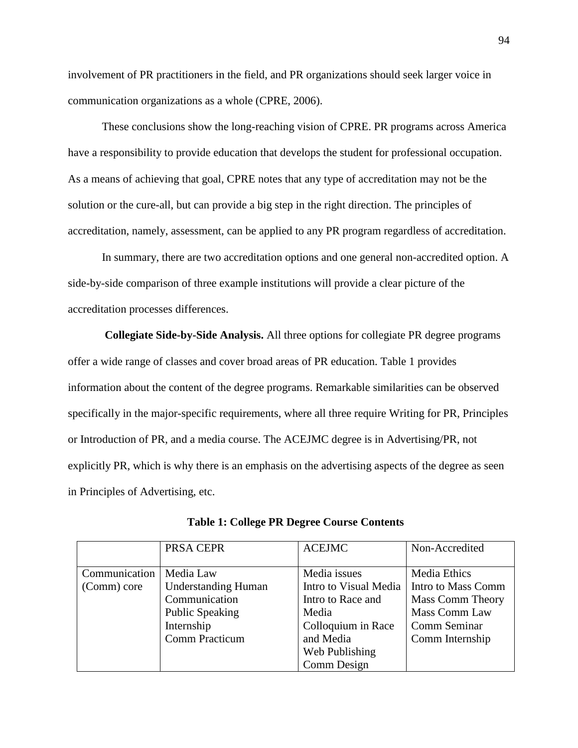involvement of PR practitioners in the field, and PR organizations should seek larger voice in communication organizations as a whole (CPRE, 2006).

These conclusions show the long-reaching vision of CPRE. PR programs across America have a responsibility to provide education that develops the student for professional occupation. As a means of achieving that goal, CPRE notes that any type of accreditation may not be the solution or the cure-all, but can provide a big step in the right direction. The principles of accreditation, namely, assessment, can be applied to any PR program regardless of accreditation.

In summary, there are two accreditation options and one general non-accredited option. A side-by-side comparison of three example institutions will provide a clear picture of the accreditation processes differences.

**Collegiate Side-by-Side Analysis.** All three options for collegiate PR degree programs offer a wide range of classes and cover broad areas of PR education. Table 1 provides information about the content of the degree programs. Remarkable similarities can be observed specifically in the major-specific requirements, where all three require Writing for PR, Principles or Introduction of PR, and a media course. The ACEJMC degree is in Advertising/PR, not explicitly PR, which is why there is an emphasis on the advertising aspects of the degree as seen in Principles of Advertising, etc.

**Table 1: College PR Degree Course Contents**

| | PRSA CEPR | ACEJMC | Non-Accredited |
|---|---|---|---|
| Communication (Comm) core | Media Law<br>Understanding Human Communication<br>Public Speaking<br>Internship<br>Comm Practicum | Media issues<br>Intro to Visual Media<br>Intro to Race and Media<br>Colloquium in Race and Media<br>Web Publishing<br>Comm Design | Media Ethics<br>Intro to Mass Comm<br>Mass Comm Theory<br>Mass Comm Law<br>Comm Seminar<br>Comm Internship |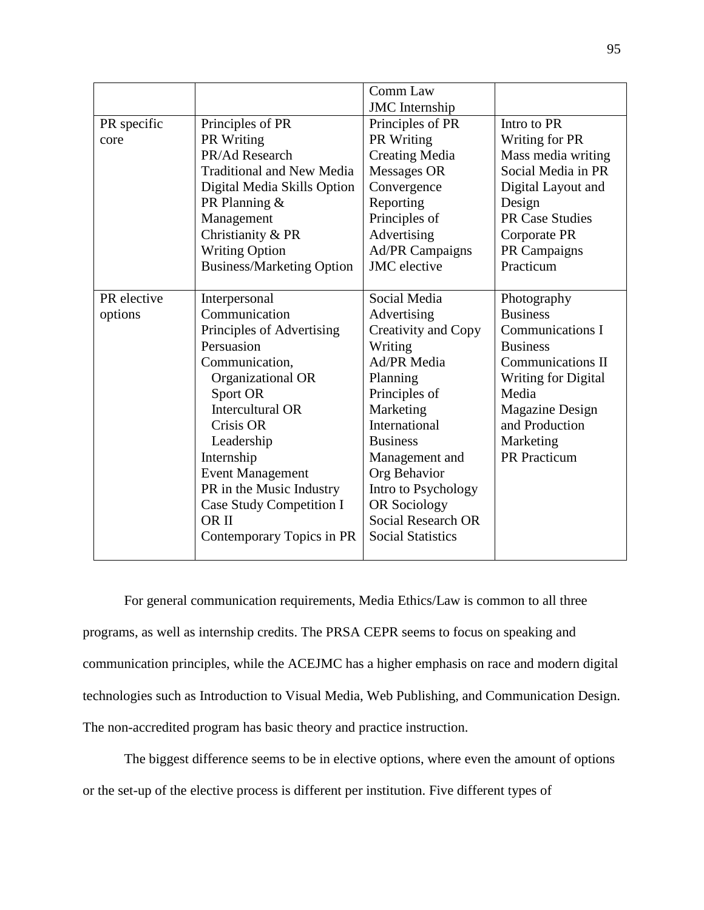| | | | |
|---|---|---|---|
| | | Comm Law<br>JMC Internship | |
| PR specific core | Principles of PR<br>PR Writing<br>PR/Ad Research<br>Traditional and New Media Digital Media Skills Option<br>PR Planning & Management<br>Christianity & PR<br>Writing Option<br>Business/Marketing Option | Principles of PR<br>PR Writing<br>Creating Media Messages OR Convergence Reporting<br>Principles of Advertising<br>Ad/PR Campaigns<br>JMC elective | Intro to PR<br>Writing for PR<br>Mass media writing<br>Social Media in PR<br>Digital Layout and Design<br>PR Case Studies<br>Corporate PR<br>PR Campaigns<br>Practicum |
| PR elective options | Interpersonal Communication<br>Principles of Advertising<br>Persuasion<br>Communication, Organizational OR Sport OR Intercultural OR Crisis OR Leadership<br>Internship<br>Event Management<br>PR in the Music Industry<br>Case Study Competition I OR II<br>Contemporary Topics in PR | Social Media Advertising<br>Creativity and Copy Writing<br>Ad/PR Media Planning<br>Principles of Marketing<br>International Business<br>Management and Org Behavior<br>Intro to Psychology OR Sociology<br>Social Research OR Social Statistics | Photography<br>Business Communications I<br>Business Communications II<br>Writing for Digital Media<br>Magazine Design and Production<br>Marketing<br>PR Practicum |

For general communication requirements, Media Ethics/Law is common to all three programs, as well as internship credits. The PRSA CEPR seems to focus on speaking and communication principles, while the ACEJMC has a higher emphasis on race and modern digital technologies such as Introduction to Visual Media, Web Publishing, and Communication Design. The non-accredited program has basic theory and practice instruction.

The biggest difference seems to be in elective options, where even the amount of options or the set-up of the elective process is different per institution. Five different types of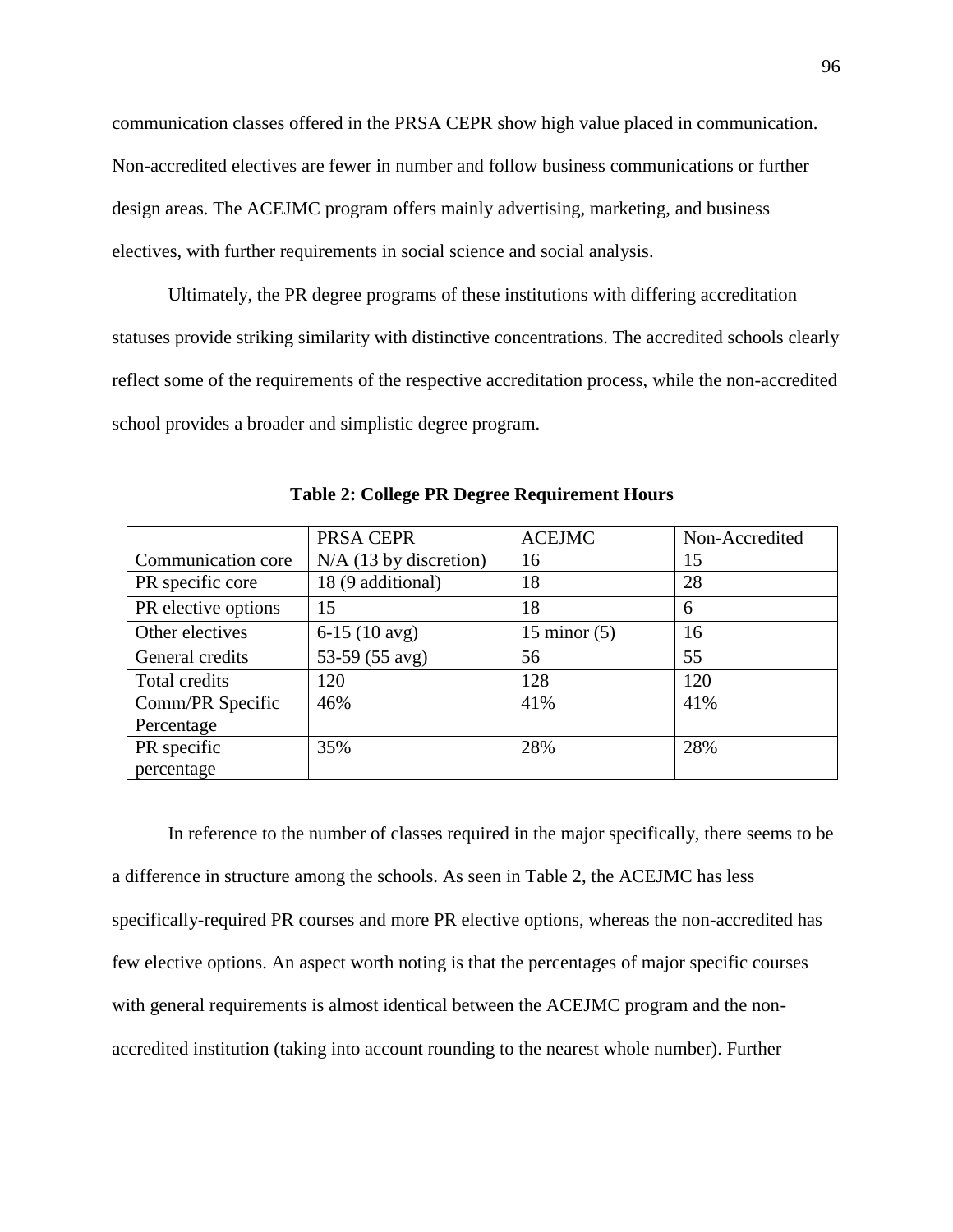communication classes offered in the PRSA CEPR show high value placed in communication. Non-accredited electives are fewer in number and follow business communications or further design areas. The ACEJMC program offers mainly advertising, marketing, and business electives, with further requirements in social science and social analysis.

Ultimately, the PR degree programs of these institutions with differing accreditation statuses provide striking similarity with distinctive concentrations. The accredited schools clearly reflect some of the requirements of the respective accreditation process, while the non-accredited school provides a broader and simplistic degree program.

**Table 2: College PR Degree Requirement Hours**

| | PRSA CEPR | ACEJMC | Non-Accredited |
|---|---|---|---|
| Communication core | N/A (13 by discretion) | 16 | 15 |
| PR specific core | 18 (9 additional) | 18 | 28 |
| PR elective options | 15 | 18 | 6 |
| Other electives | 6-15 (10 avg) | 15 minor (5) | 16 |
| General credits | 53-59 (55 avg) | 56 | 55 |
| Total credits | 120 | 128 | 120 |
| Comm/PR Specific Percentage | 46% | 41% | 41% |
| PR specific percentage | 35% | 28% | 28% |

In reference to the number of classes required in the major specifically, there seems to be a difference in structure among the schools. As seen in Table 2, the ACEJMC has less specifically-required PR courses and more PR elective options, whereas the non-accredited has few elective options. An aspect worth noting is that the percentages of major specific courses with general requirements is almost identical between the ACEJMC program and the non-accredited institution (taking into account rounding to the nearest whole number). Further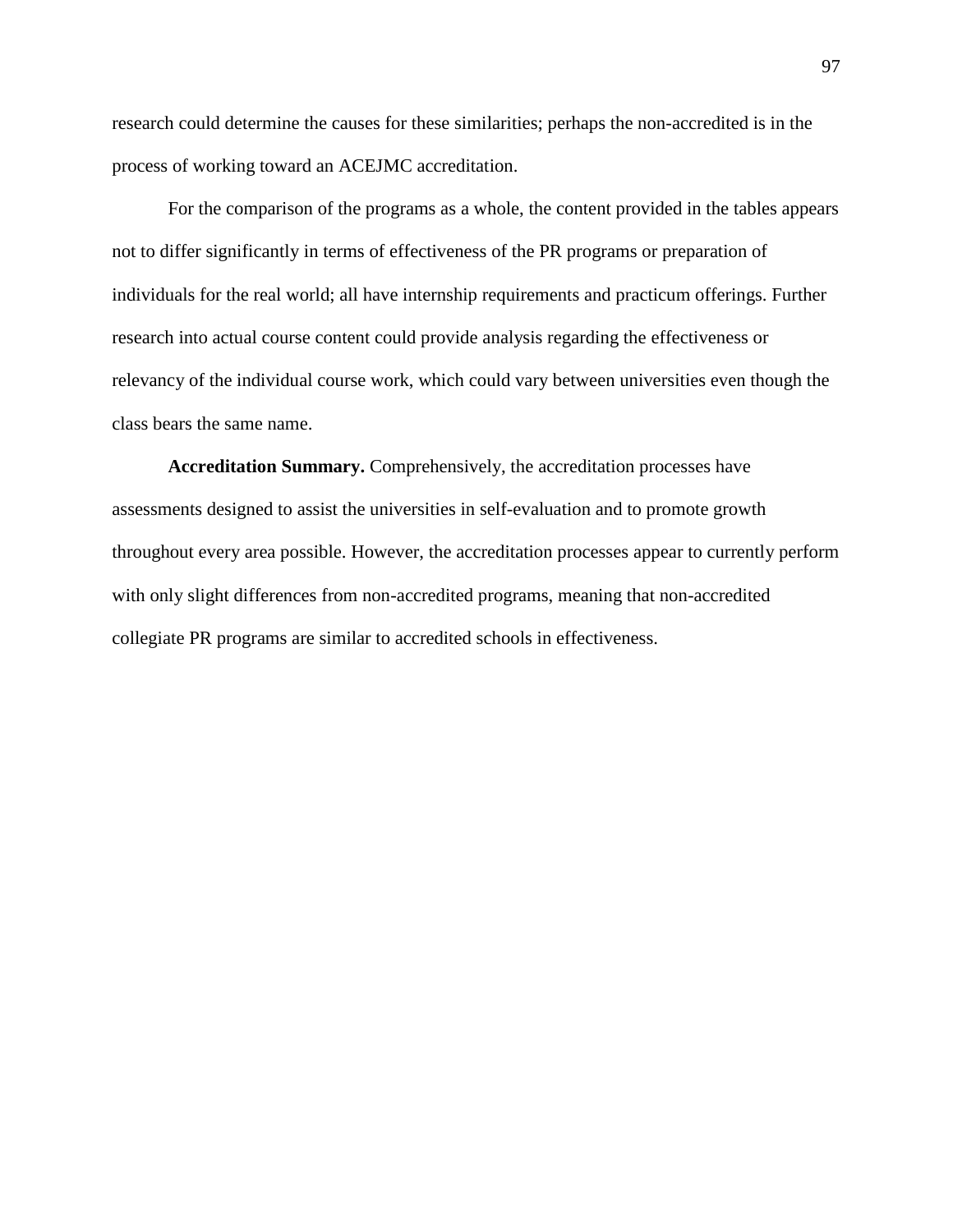research could determine the causes for these similarities; perhaps the non-accredited is in the process of working toward an ACEJMC accreditation.

For the comparison of the programs as a whole, the content provided in the tables appears not to differ significantly in terms of effectiveness of the PR programs or preparation of individuals for the real world; all have internship requirements and practicum offerings. Further research into actual course content could provide analysis regarding the effectiveness or relevancy of the individual course work, which could vary between universities even though the class bears the same name.

**Accreditation Summary.** Comprehensively, the accreditation processes have assessments designed to assist the universities in self-evaluation and to promote growth throughout every area possible. However, the accreditation processes appear to currently perform with only slight differences from non-accredited programs, meaning that non-accredited collegiate PR programs are similar to accredited schools in effectiveness.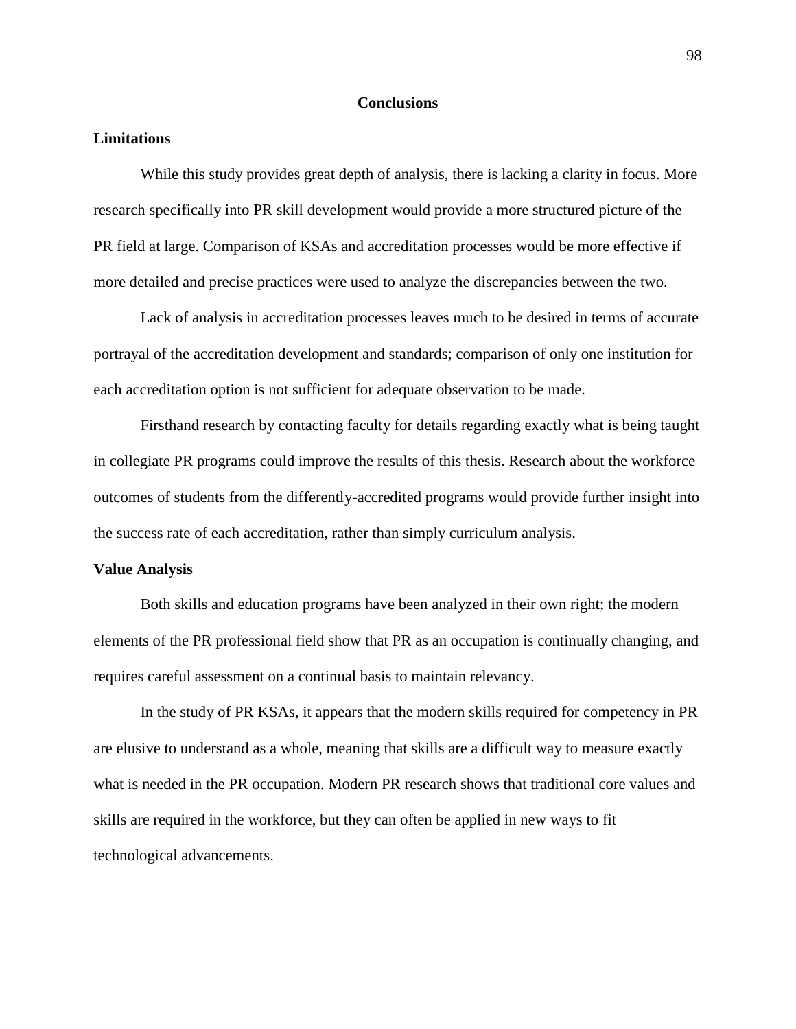# Conclusions

## Limitations

While this study provides great depth of analysis, there is lacking a clarity in focus. More research specifically into PR skill development would provide a more structured picture of the PR field at large. Comparison of KSAs and accreditation processes would be more effective if more detailed and precise practices were used to analyze the discrepancies between the two.

Lack of analysis in accreditation processes leaves much to be desired in terms of accurate portrayal of the accreditation development and standards; comparison of only one institution for each accreditation option is not sufficient for adequate observation to be made.

Firsthand research by contacting faculty for details regarding exactly what is being taught in collegiate PR programs could improve the results of this thesis. Research about the workforce outcomes of students from the differently-accredited programs would provide further insight into the success rate of each accreditation, rather than simply curriculum analysis.

## Value Analysis

Both skills and education programs have been analyzed in their own right; the modern elements of the PR professional field show that PR as an occupation is continually changing, and requires careful assessment on a continual basis to maintain relevancy.

In the study of PR KSAs, it appears that the modern skills required for competency in PR are elusive to understand as a whole, meaning that skills are a difficult way to measure exactly what is needed in the PR occupation. Modern PR research shows that traditional core values and skills are required in the workforce, but they can often be applied in new ways to fit technological advancements.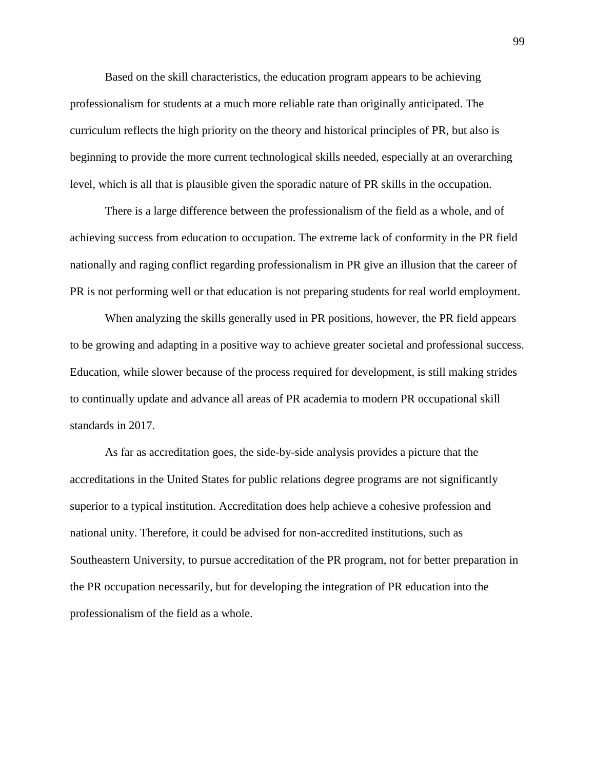Based on the skill characteristics, the education program appears to be achieving professionalism for students at a much more reliable rate than originally anticipated. The curriculum reflects the high priority on the theory and historical principles of PR, but also is beginning to provide the more current technological skills needed, especially at an overarching level, which is all that is plausible given the sporadic nature of PR skills in the occupation.

There is a large difference between the professionalism of the field as a whole, and of achieving success from education to occupation. The extreme lack of conformity in the PR field nationally and raging conflict regarding professionalism in PR give an illusion that the career of PR is not performing well or that education is not preparing students for real world employment.

When analyzing the skills generally used in PR positions, however, the PR field appears to be growing and adapting in a positive way to achieve greater societal and professional success. Education, while slower because of the process required for development, is still making strides to continually update and advance all areas of PR academia to modern PR occupational skill standards in 2017.

As far as accreditation goes, the side-by-side analysis provides a picture that the accreditations in the United States for public relations degree programs are not significantly superior to a typical institution. Accreditation does help achieve a cohesive profession and national unity. Therefore, it could be advised for non-accredited institutions, such as Southeastern University, to pursue accreditation of the PR program, not for better preparation in the PR occupation necessarily, but for developing the integration of PR education into the professionalism of the field as a whole.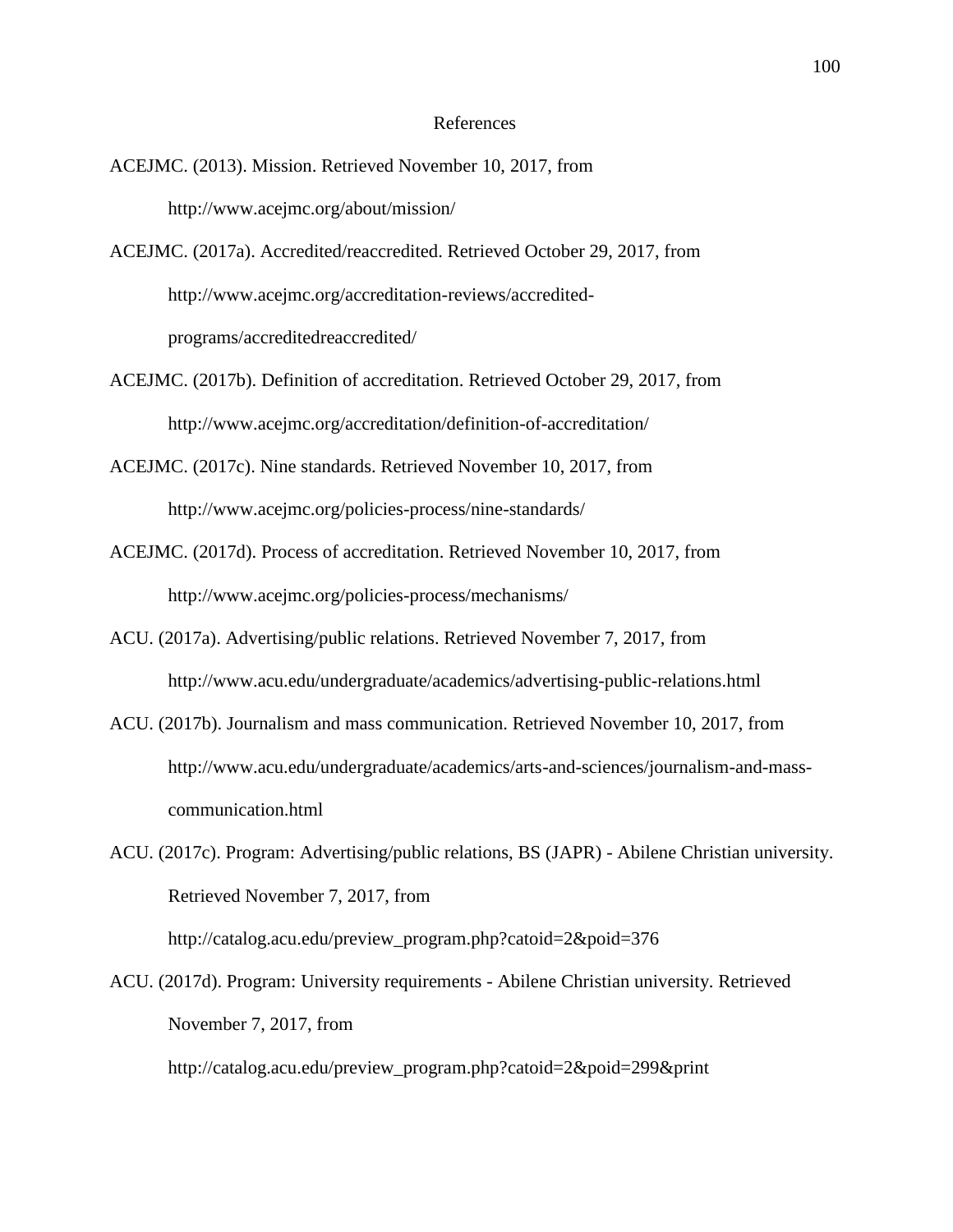# References

ACEJMC. (2013). Mission. Retrieved November 10, 2017, from http://www.acejmc.org/about/mission/

ACEJMC. (2017a). Accredited/reaccredited. Retrieved October 29, 2017, from http://www.acejmc.org/accreditation-reviews/accredited-programs/accreditedreaccredited/

ACEJMC. (2017b). Definition of accreditation. Retrieved October 29, 2017, from http://www.acejmc.org/accreditation/definition-of-accreditation/

ACEJMC. (2017c). Nine standards. Retrieved November 10, 2017, from http://www.acejmc.org/policies-process/nine-standards/

ACEJMC. (2017d). Process of accreditation. Retrieved November 10, 2017, from http://www.acejmc.org/policies-process/mechanisms/

ACU. (2017a). Advertising/public relations. Retrieved November 7, 2017, from http://www.acu.edu/undergraduate/academics/advertising-public-relations.html

ACU. (2017b). Journalism and mass communication. Retrieved November 10, 2017, from http://www.acu.edu/undergraduate/academics/arts-and-sciences/journalism-and-mass-communication.html

ACU. (2017c). Program: Advertising/public relations, BS (JAPR) - Abilene Christian university. Retrieved November 7, 2017, from http://catalog.acu.edu/preview_program.php?catoid=2&poid=376

ACU. (2017d). Program: University requirements - Abilene Christian university. Retrieved November 7, 2017, from http://catalog.acu.edu/preview_program.php?catoid=2&poid=299&print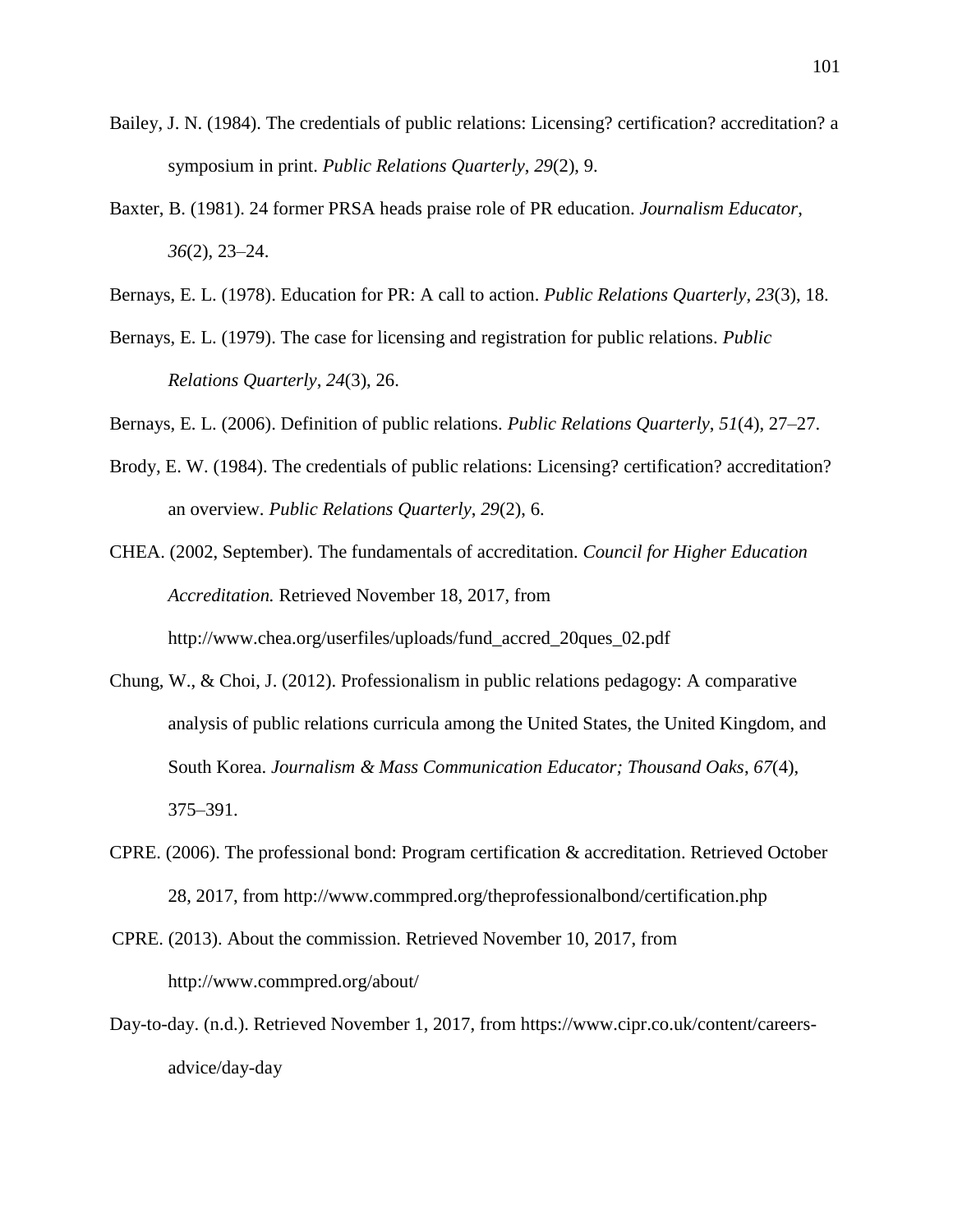Bailey, J. N. (1984). The credentials of public relations: Licensing? certification? accreditation? a symposium in print. *Public Relations Quarterly*, *29*(2), 9.

Baxter, B. (1981). 24 former PRSA heads praise role of PR education. *Journalism Educator*, *36*(2), 23–24.

Bernays, E. L. (1978). Education for PR: A call to action. *Public Relations Quarterly*, *23*(3), 18.

Bernays, E. L. (1979). The case for licensing and registration for public relations. *Public Relations Quarterly*, *24*(3), 26.

Bernays, E. L. (2006). Definition of public relations. *Public Relations Quarterly*, *51*(4), 27–27.

Brody, E. W. (1984). The credentials of public relations: Licensing? certification? accreditation? an overview. *Public Relations Quarterly*, *29*(2), 6.

CHEA. (2002, September). The fundamentals of accreditation. *Council for Higher Education Accreditation.* Retrieved November 18, 2017, from http://www.chea.org/userfiles/uploads/fund_accred_20ques_02.pdf

Chung, W., & Choi, J. (2012). Professionalism in public relations pedagogy: A comparative analysis of public relations curricula among the United States, the United Kingdom, and South Korea. *Journalism & Mass Communication Educator; Thousand Oaks*, *67*(4), 375–391.

CPRE. (2006). The professional bond: Program certification & accreditation. Retrieved October 28, 2017, from http://www.commpred.org/theprofessionalbond/certification.php

CPRE. (2013). About the commission. Retrieved November 10, 2017, from http://www.commpred.org/about/

Day-to-day. (n.d.). Retrieved November 1, 2017, from https://www.cipr.co.uk/content/careers-advice/day-day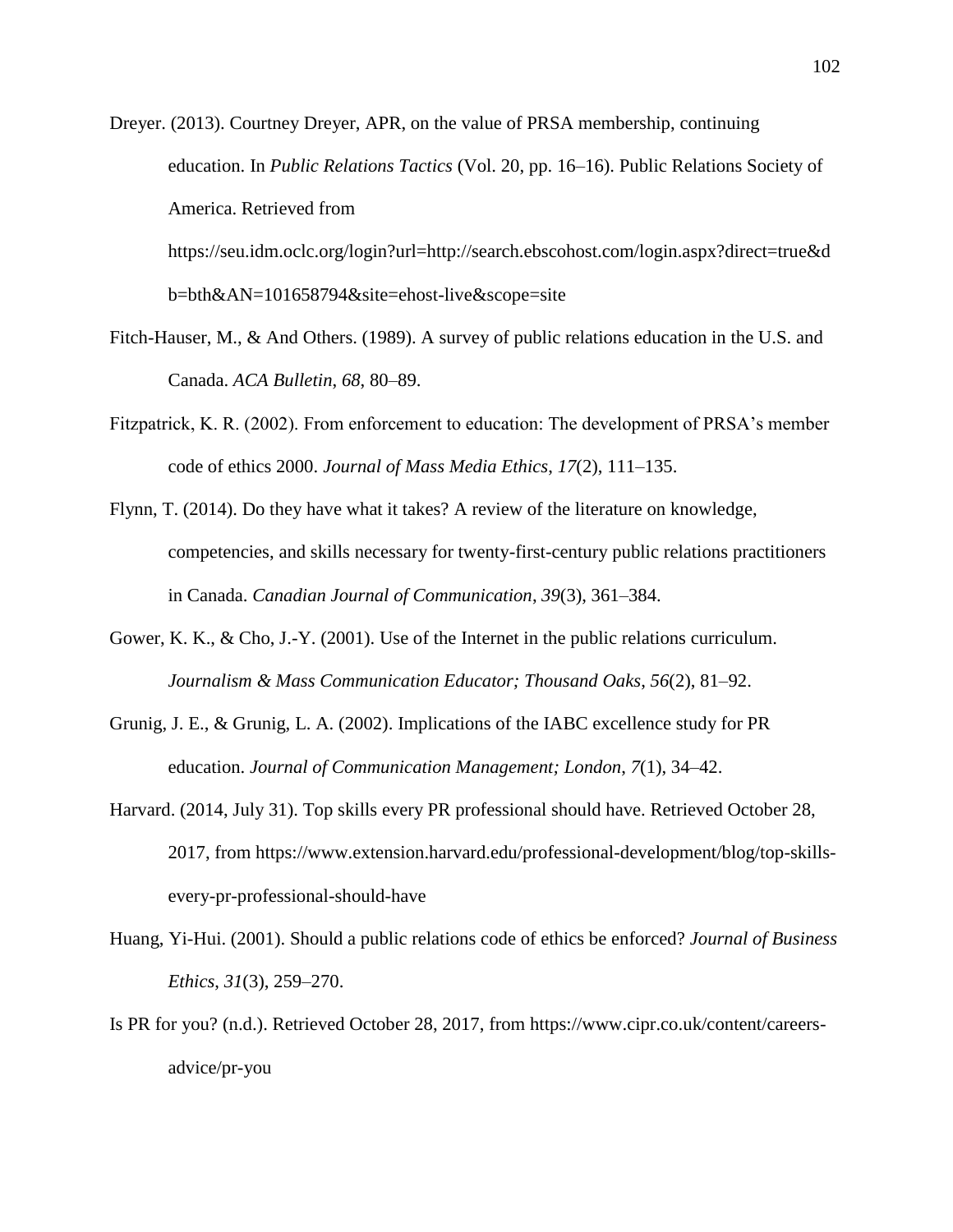Dreyer. (2013). Courtney Dreyer, APR, on the value of PRSA membership, continuing education. In *Public Relations Tactics* (Vol. 20, pp. 16–16). Public Relations Society of America. Retrieved from https://seu.idm.oclc.org/login?url=http://search.ebscohost.com/login.aspx?direct=true&db=bth&AN=101658794&site=ehost-live&scope=site

Fitch-Hauser, M., & And Others. (1989). A survey of public relations education in the U.S. and Canada. *ACA Bulletin*, *68*, 80–89.

Fitzpatrick, K. R. (2002). From enforcement to education: The development of PRSA's member code of ethics 2000. *Journal of Mass Media Ethics*, *17*(2), 111–135.

Flynn, T. (2014). Do they have what it takes? A review of the literature on knowledge, competencies, and skills necessary for twenty-first-century public relations practitioners in Canada. *Canadian Journal of Communication*, *39*(3), 361–384.

Gower, K. K., & Cho, J.-Y. (2001). Use of the Internet in the public relations curriculum. *Journalism & Mass Communication Educator; Thousand Oaks*, *56*(2), 81–92.

Grunig, J. E., & Grunig, L. A. (2002). Implications of the IABC excellence study for PR education. *Journal of Communication Management; London*, *7*(1), 34–42.

Harvard. (2014, July 31). Top skills every PR professional should have. Retrieved October 28, 2017, from https://www.extension.harvard.edu/professional-development/blog/top-skills-every-pr-professional-should-have

Huang, Yi-Hui. (2001). Should a public relations code of ethics be enforced? *Journal of Business Ethics*, *31*(3), 259–270.

Is PR for you? (n.d.). Retrieved October 28, 2017, from https://www.cipr.co.uk/content/careers-advice/pr-you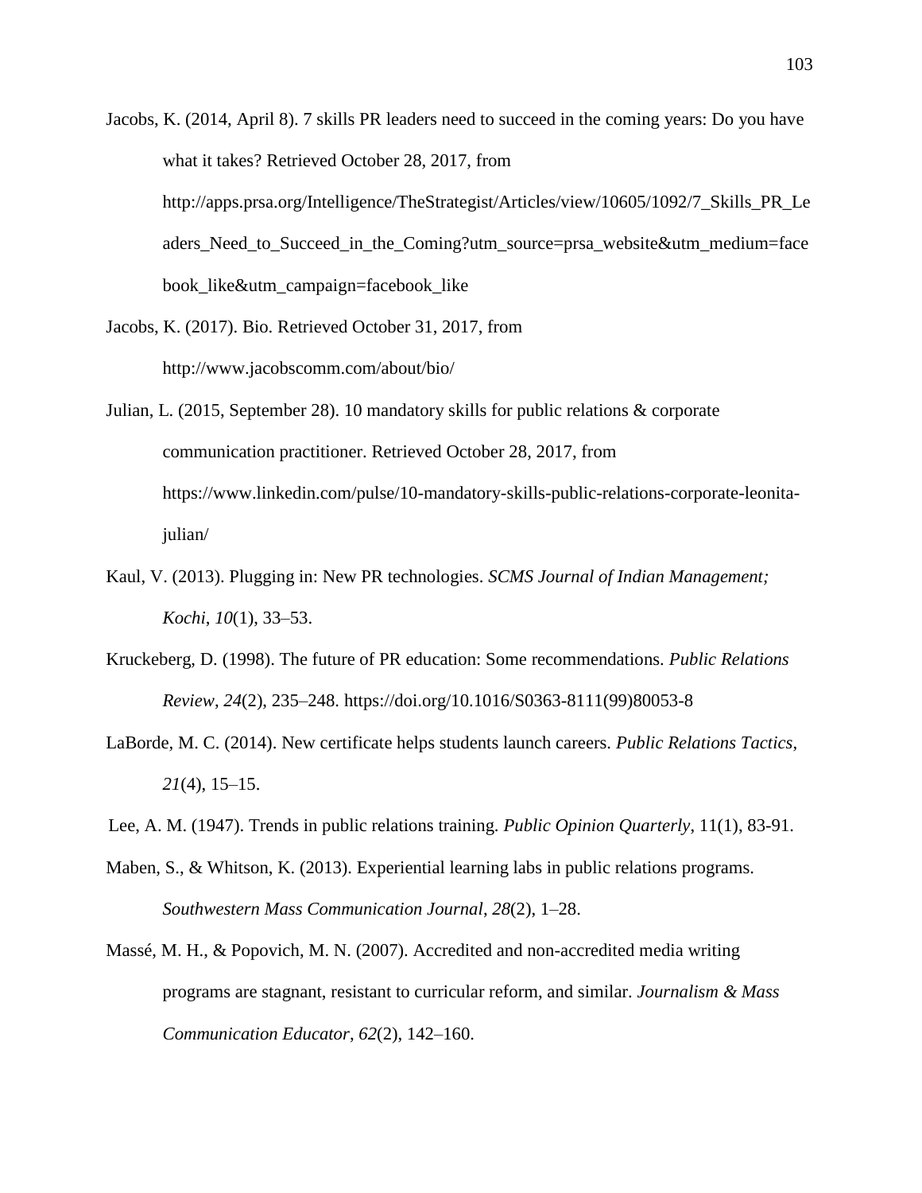Jacobs, K. (2014, April 8). 7 skills PR leaders need to succeed in the coming years: Do you have what it takes? Retrieved October 28, 2017, from http://apps.prsa.org/Intelligence/TheStrategist/Articles/view/10605/1092/7_Skills_PR_Leaders_Need_to_Succeed_in_the_Coming?utm_source=prsa_website&utm_medium=facebook_like&utm_campaign=facebook_like

Jacobs, K. (2017). Bio. Retrieved October 31, 2017, from http://www.jacobscomm.com/about/bio/

Julian, L. (2015, September 28). 10 mandatory skills for public relations & corporate communication practitioner. Retrieved October 28, 2017, from https://www.linkedin.com/pulse/10-mandatory-skills-public-relations-corporate-leonita-julian/

Kaul, V. (2013). Plugging in: New PR technologies. *SCMS Journal of Indian Management; Kochi*, *10*(1), 33–53.

Kruckeberg, D. (1998). The future of PR education: Some recommendations. *Public Relations Review*, *24*(2), 235–248. https://doi.org/10.1016/S0363-8111(99)80053-8

LaBorde, M. C. (2014). New certificate helps students launch careers. *Public Relations Tactics*, *21*(4), 15–15.

Lee, A. M. (1947). Trends in public relations training. *Public Opinion Quarterly*, 11(1), 83-91.

Maben, S., & Whitson, K. (2013). Experiential learning labs in public relations programs. *Southwestern Mass Communication Journal*, *28*(2), 1–28.

Massé, M. H., & Popovich, M. N. (2007). Accredited and non-accredited media writing programs are stagnant, resistant to curricular reform, and similar. *Journalism & Mass Communication Educator*, *62*(2), 142–160.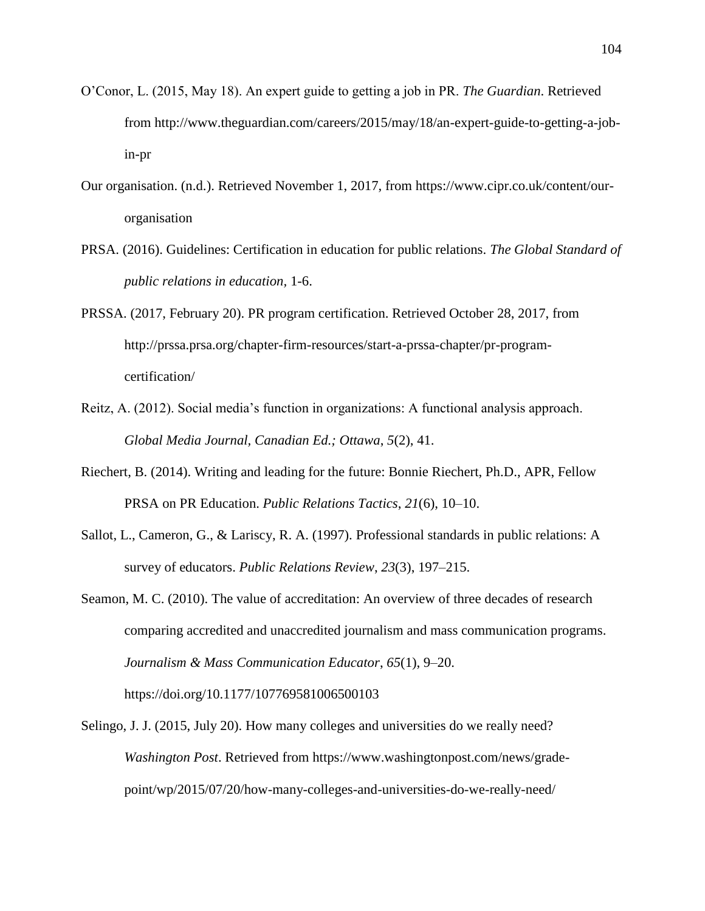O'Conor, L. (2015, May 18). An expert guide to getting a job in PR. *The Guardian*. Retrieved from http://www.theguardian.com/careers/2015/may/18/an-expert-guide-to-getting-a-job-in-pr

Our organisation. (n.d.). Retrieved November 1, 2017, from https://www.cipr.co.uk/content/our-organisation

PRSA. (2016). Guidelines: Certification in education for public relations. *The Global Standard of public relations in education*, 1-6.

PRSSA. (2017, February 20). PR program certification. Retrieved October 28, 2017, from http://prssa.prsa.org/chapter-firm-resources/start-a-prssa-chapter/pr-program-certification/

Reitz, A. (2012). Social media's function in organizations: A functional analysis approach. *Global Media Journal, Canadian Ed.; Ottawa*, *5*(2), 41.

Riechert, B. (2014). Writing and leading for the future: Bonnie Riechert, Ph.D., APR, Fellow PRSA on PR Education. *Public Relations Tactics*, *21*(6), 10–10.

Sallot, L., Cameron, G., & Lariscy, R. A. (1997). Professional standards in public relations: A survey of educators. *Public Relations Review*, *23*(3), 197–215.

Seamon, M. C. (2010). The value of accreditation: An overview of three decades of research comparing accredited and unaccredited journalism and mass communication programs. *Journalism & Mass Communication Educator*, *65*(1), 9–20. https://doi.org/10.1177/107769581006500103

Selingo, J. J. (2015, July 20). How many colleges and universities do we really need? *Washington Post*. Retrieved from https://www.washingtonpost.com/news/grade-point/wp/2015/07/20/how-many-colleges-and-universities-do-we-really-need/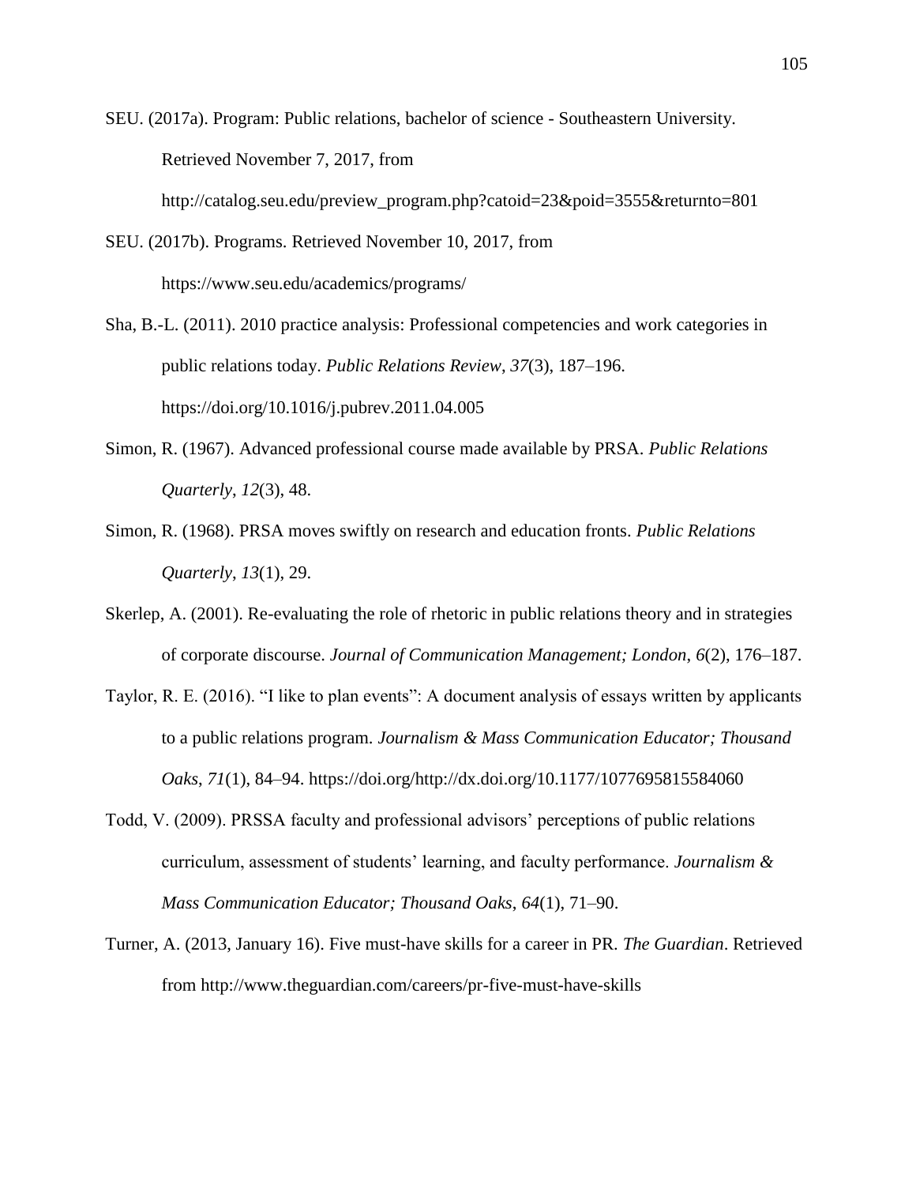SEU. (2017a). Program: Public relations, bachelor of science - Southeastern University. Retrieved November 7, 2017, from http://catalog.seu.edu/preview_program.php?catoid=23&poid=3555&returnto=801

SEU. (2017b). Programs. Retrieved November 10, 2017, from https://www.seu.edu/academics/programs/

Sha, B.-L. (2011). 2010 practice analysis: Professional competencies and work categories in public relations today. *Public Relations Review*, *37*(3), 187–196. https://doi.org/10.1016/j.pubrev.2011.04.005

Simon, R. (1967). Advanced professional course made available by PRSA. *Public Relations Quarterly*, *12*(3), 48.

Simon, R. (1968). PRSA moves swiftly on research and education fronts. *Public Relations Quarterly*, *13*(1), 29.

Skerlep, A. (2001). Re-evaluating the role of rhetoric in public relations theory and in strategies of corporate discourse. *Journal of Communication Management; London*, *6*(2), 176–187.

Taylor, R. E. (2016). "I like to plan events": A document analysis of essays written by applicants to a public relations program. *Journalism & Mass Communication Educator; Thousand Oaks*, *71*(1), 84–94. https://doi.org/http://dx.doi.org/10.1177/1077695815584060

Todd, V. (2009). PRSSA faculty and professional advisors' perceptions of public relations curriculum, assessment of students' learning, and faculty performance. *Journalism & Mass Communication Educator; Thousand Oaks*, *64*(1), 71–90.

Turner, A. (2013, January 16). Five must-have skills for a career in PR. *The Guardian*. Retrieved from http://www.theguardian.com/careers/pr-five-must-have-skills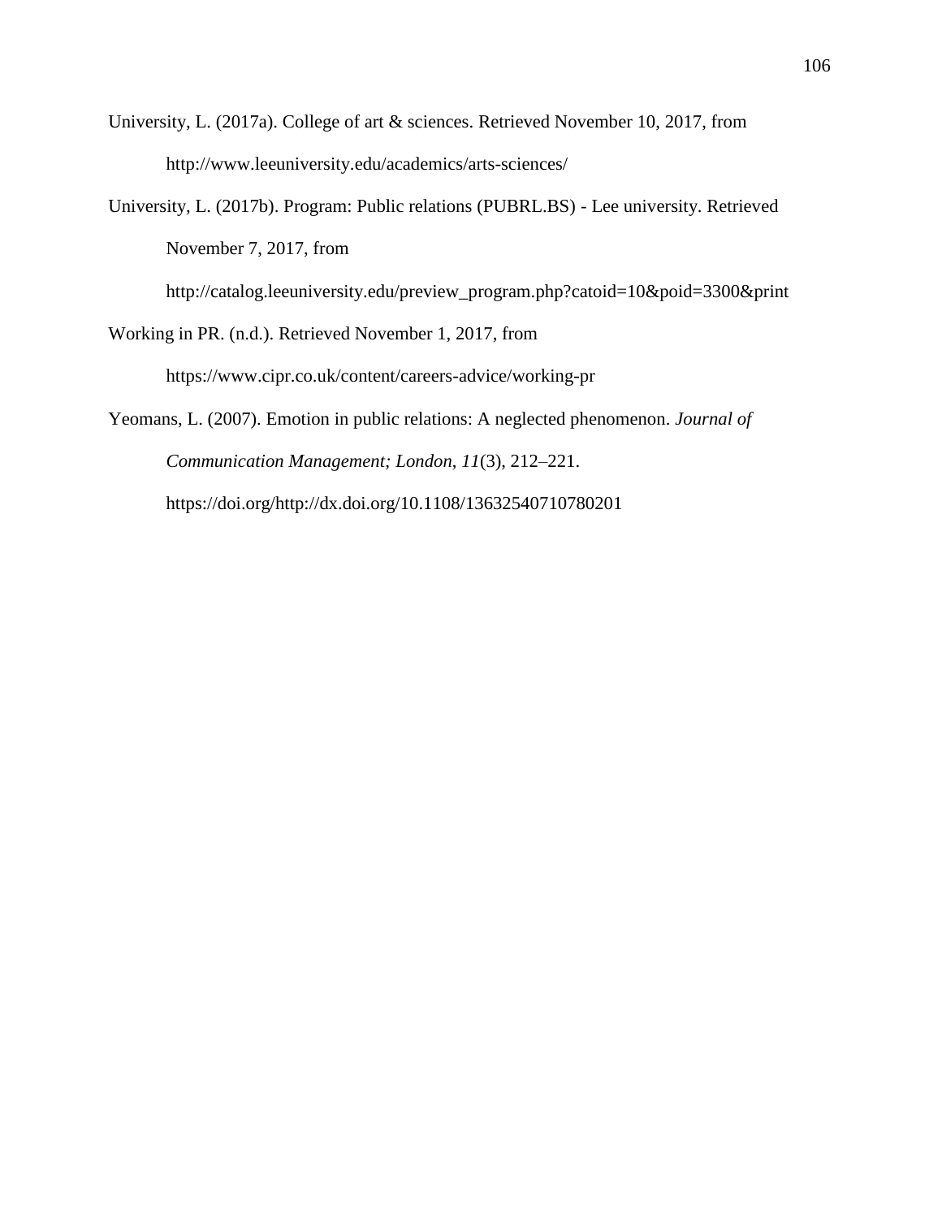University, L. (2017a). College of art & sciences. Retrieved November 10, 2017, from http://www.leeuniversity.edu/academics/arts-sciences/

University, L. (2017b). Program: Public relations (PUBRL.BS) - Lee university. Retrieved November 7, 2017, from http://catalog.leeuniversity.edu/preview_program.php?catoid=10&poid=3300&print

Working in PR. (n.d.). Retrieved November 1, 2017, from https://www.cipr.co.uk/content/careers-advice/working-pr

Yeomans, L. (2007). Emotion in public relations: A neglected phenomenon. *Journal of Communication Management; London*, *11*(3), 212–221. https://doi.org/http://dx.doi.org/10.1108/13632540710780201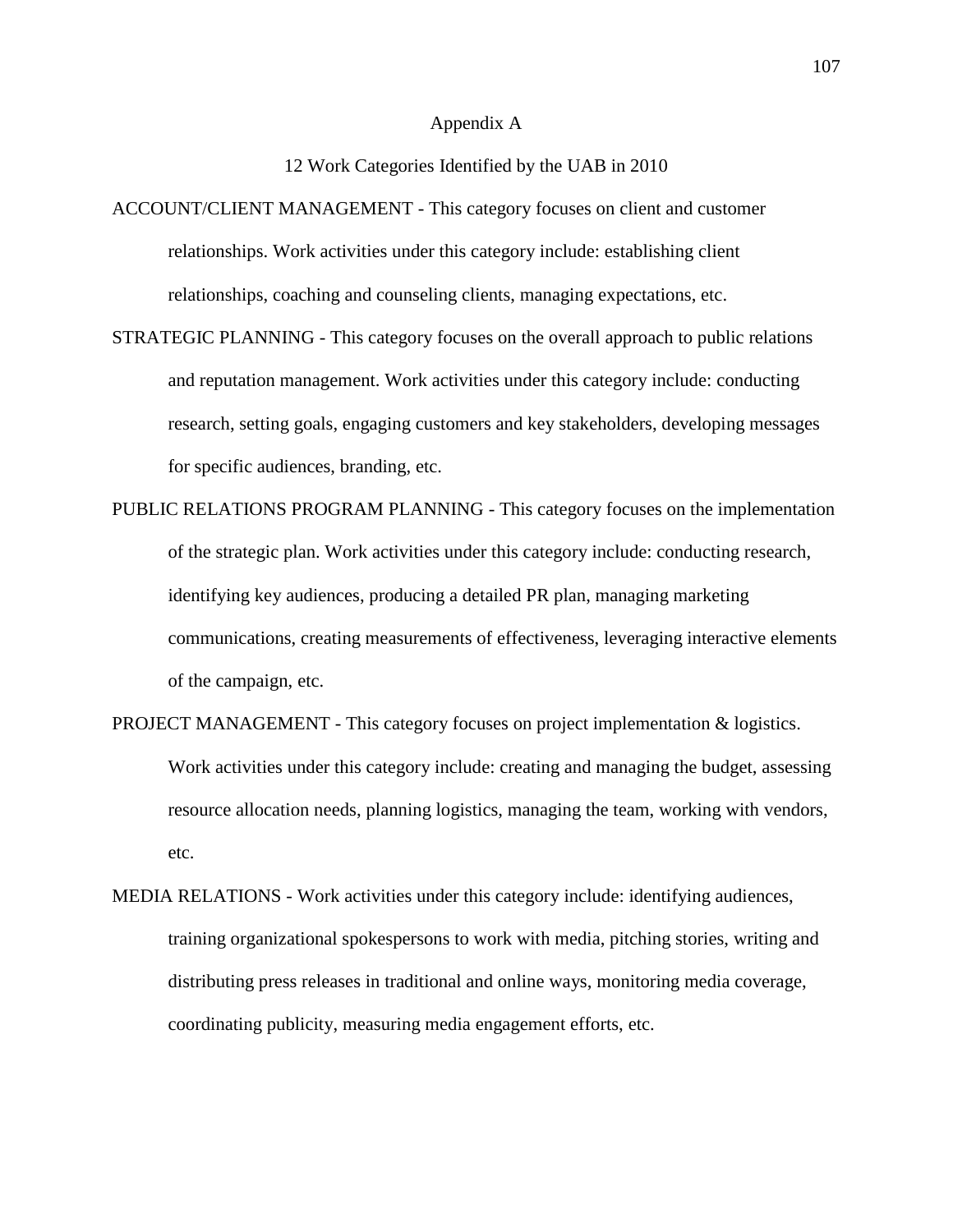# Appendix A

## 12 Work Categories Identified by the UAB in 2010

ACCOUNT/CLIENT MANAGEMENT - This category focuses on client and customer relationships. Work activities under this category include: establishing client relationships, coaching and counseling clients, managing expectations, etc.

STRATEGIC PLANNING - This category focuses on the overall approach to public relations and reputation management. Work activities under this category include: conducting research, setting goals, engaging customers and key stakeholders, developing messages for specific audiences, branding, etc.

PUBLIC RELATIONS PROGRAM PLANNING - This category focuses on the implementation of the strategic plan. Work activities under this category include: conducting research, identifying key audiences, producing a detailed PR plan, managing marketing communications, creating measurements of effectiveness, leveraging interactive elements of the campaign, etc.

PROJECT MANAGEMENT - This category focuses on project implementation & logistics. Work activities under this category include: creating and managing the budget, assessing resource allocation needs, planning logistics, managing the team, working with vendors, etc.

MEDIA RELATIONS - Work activities under this category include: identifying audiences, training organizational spokespersons to work with media, pitching stories, writing and distributing press releases in traditional and online ways, monitoring media coverage, coordinating publicity, measuring media engagement efforts, etc.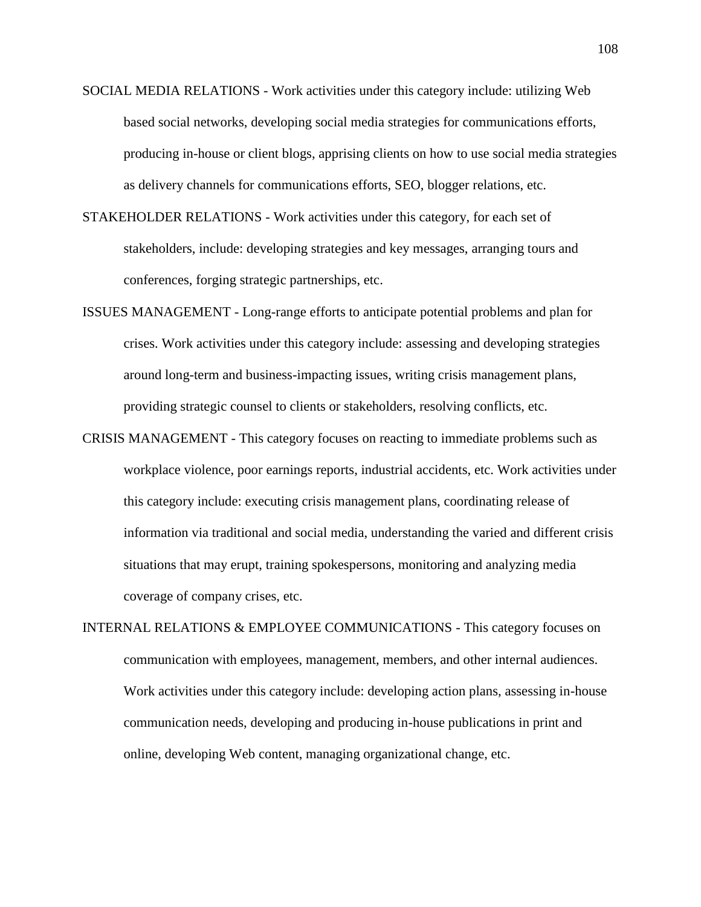SOCIAL MEDIA RELATIONS - Work activities under this category include: utilizing Web based social networks, developing social media strategies for communications efforts, producing in-house or client blogs, apprising clients on how to use social media strategies as delivery channels for communications efforts, SEO, blogger relations, etc.

STAKEHOLDER RELATIONS - Work activities under this category, for each set of stakeholders, include: developing strategies and key messages, arranging tours and conferences, forging strategic partnerships, etc.

ISSUES MANAGEMENT - Long-range efforts to anticipate potential problems and plan for crises. Work activities under this category include: assessing and developing strategies around long-term and business-impacting issues, writing crisis management plans, providing strategic counsel to clients or stakeholders, resolving conflicts, etc.

CRISIS MANAGEMENT - This category focuses on reacting to immediate problems such as workplace violence, poor earnings reports, industrial accidents, etc. Work activities under this category include: executing crisis management plans, coordinating release of information via traditional and social media, understanding the varied and different crisis situations that may erupt, training spokespersons, monitoring and analyzing media coverage of company crises, etc.

INTERNAL RELATIONS & EMPLOYEE COMMUNICATIONS - This category focuses on communication with employees, management, members, and other internal audiences. Work activities under this category include: developing action plans, assessing in-house communication needs, developing and producing in-house publications in print and online, developing Web content, managing organizational change, etc.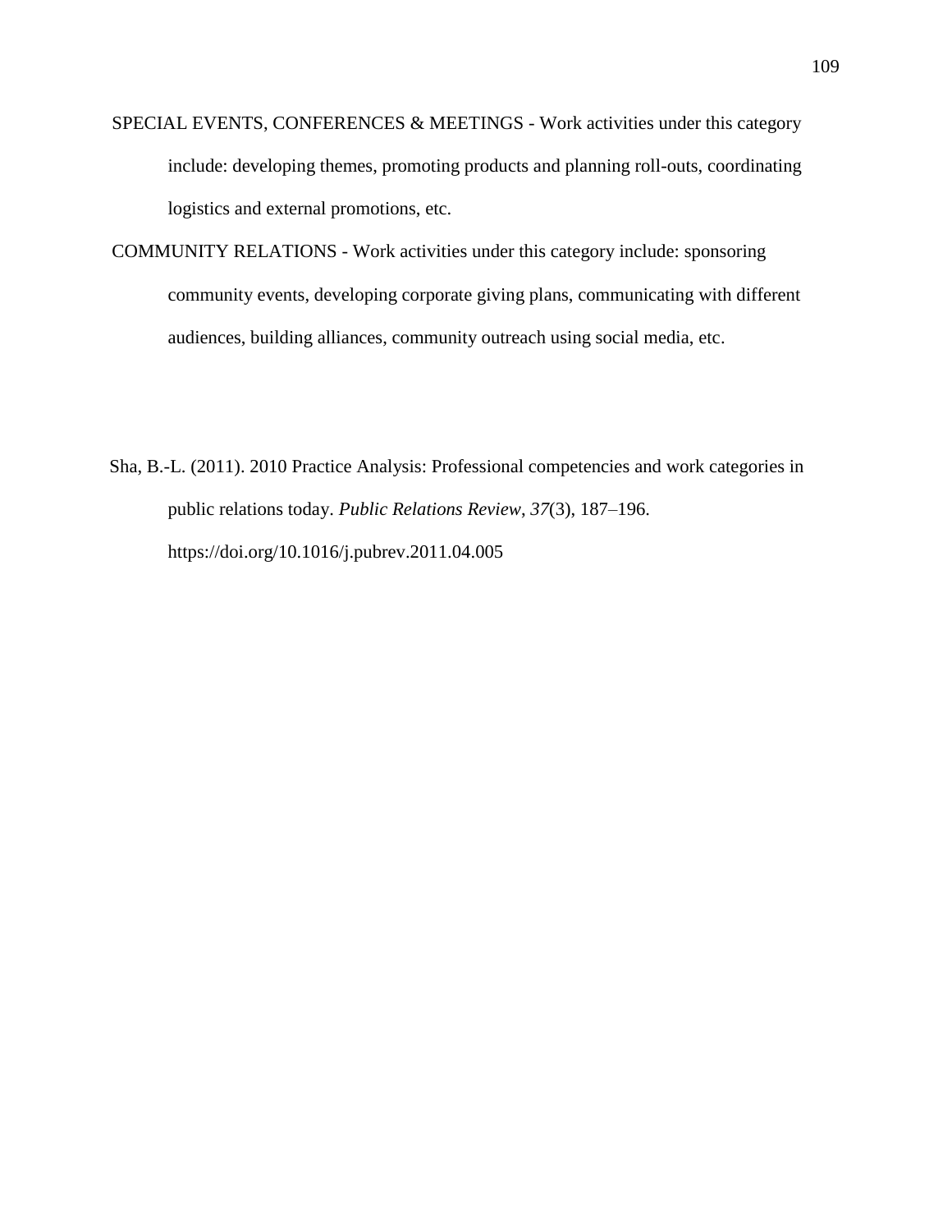SPECIAL EVENTS, CONFERENCES & MEETINGS - Work activities under this category include: developing themes, promoting products and planning roll-outs, coordinating logistics and external promotions, etc.

COMMUNITY RELATIONS - Work activities under this category include: sponsoring community events, developing corporate giving plans, communicating with different audiences, building alliances, community outreach using social media, etc.

Sha, B.-L. (2011). 2010 Practice Analysis: Professional competencies and work categories in public relations today. *Public Relations Review*, *37*(3), 187–196. https://doi.org/10.1016/j.pubrev.2011.04.005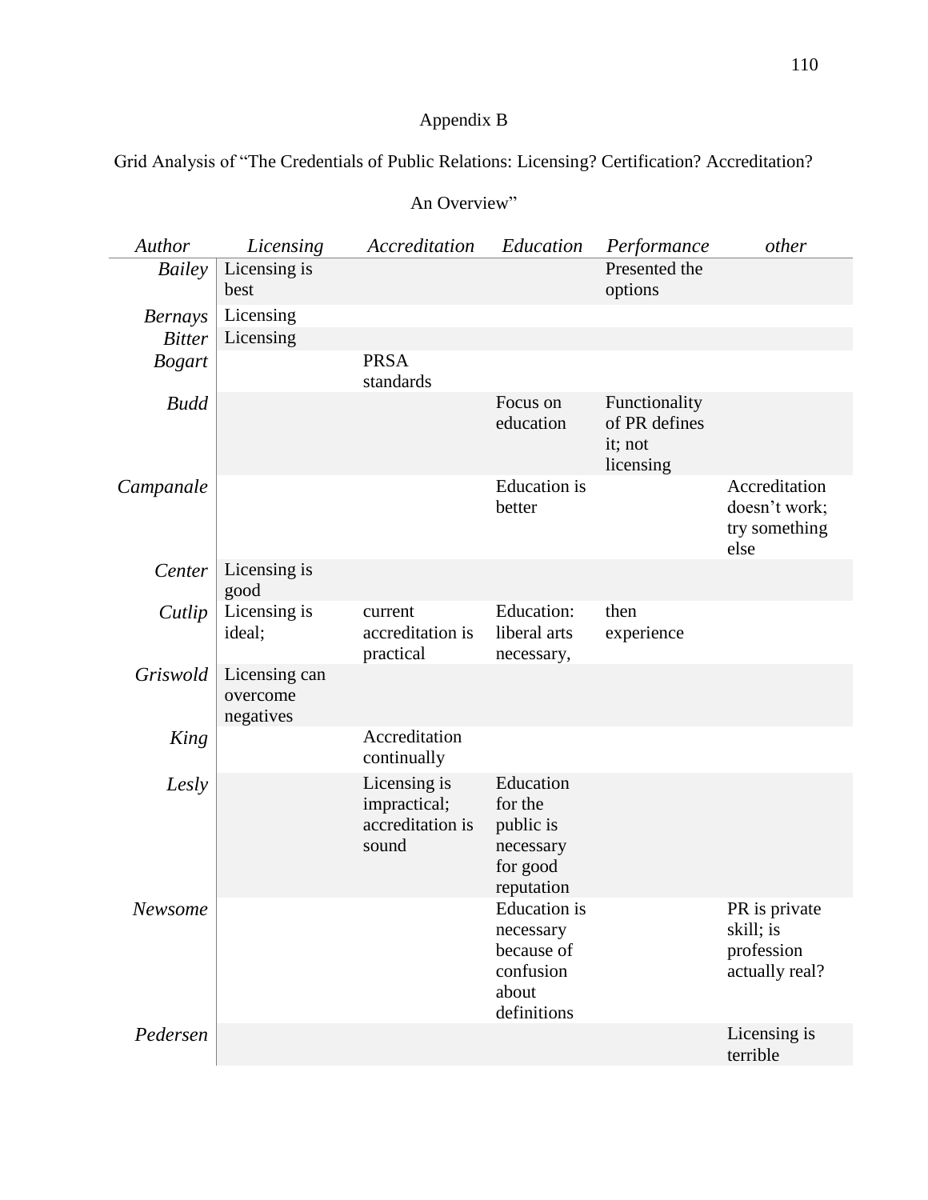Appendix B

Grid Analysis of "The Credentials of Public Relations: Licensing? Certification? Accreditation? An Overview"

| *Author* | *Licensing* | *Accreditation* | *Education* | *Performance* | *other* |
|---|---|---|---|---|---|
| *Bailey* | Licensing is best | | | Presented the options | |
| *Bernays* | Licensing | | | | |
| *Bitter* | Licensing | | | | |
| *Bogart* | | PRSA standards | | | |
| *Budd* | | | Focus on education | Functionality of PR defines it; not licensing | |
| *Campanale* | | | Education is better | | Accreditation doesn't work; try something else |
| *Center* | Licensing is good | | | | |
| *Cutlip* | Licensing is ideal; | current accreditation is practical | Education: liberal arts necessary, | then experience | |
| *Griswold* | Licensing can overcome negatives | | | | |
| *King* | | Accreditation continually | | | |
| *Lesly* | | Licensing is impractical; accreditation is sound | Education for the public is necessary for good reputation | | |
| *Newsome* | | | Education is necessary because of confusion about definitions | | PR is private skill; is profession actually real? |
| *Pedersen* | | | | | Licensing is terrible |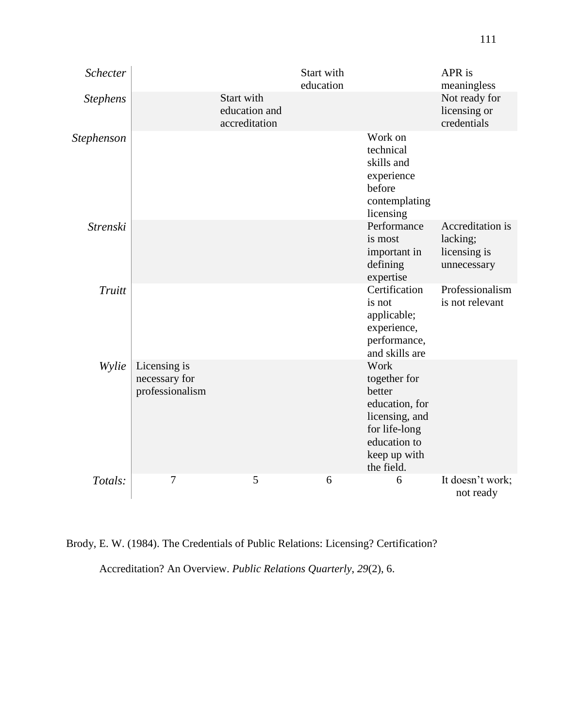| | | | | | |
|---|---|---|---|---|---|
| *Schecter* | | | Start with education | | APR is meaningless |
| *Stephens* | | Start with education and accreditation | | | Not ready for licensing or credentials |
| *Stephenson* | | | | Work on technical skills and experience before contemplating licensing | |
| *Strenski* | | | | Performance is most important in defining expertise | Accreditation is lacking; licensing is unnecessary |
| *Truitt* | | | | Certification is not applicable; experience, performance, and skills are | Professionalism is not relevant |
| *Wylie* | Licensing is necessary for professionalism | | | Work together for better education, for licensing, and for life-long education to keep up with the field. | |
| *Totals:* | 7 | 5 | 6 | 6 | It doesn't work; not ready |

Brody, E. W. (1984). The Credentials of Public Relations: Licensing? Certification? Accreditation? An Overview. *Public Relations Quarterly, 29*(2), 6.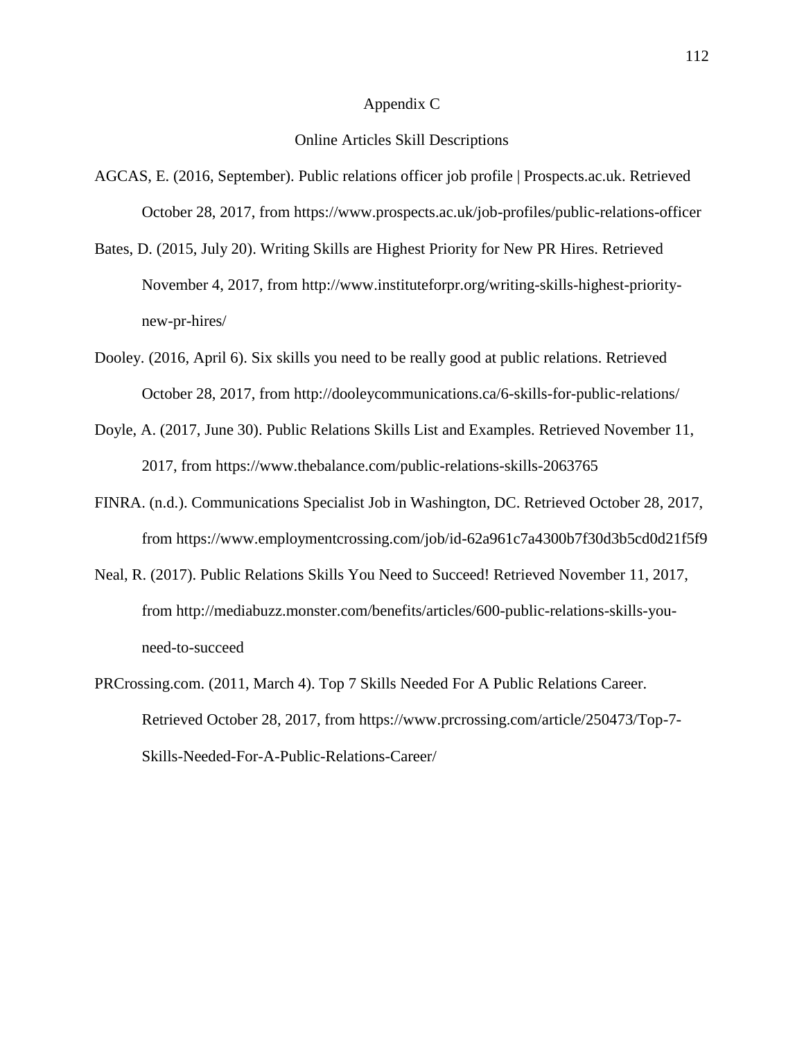## Appendix C

### Online Articles Skill Descriptions

AGCAS, E. (2016, September). Public relations officer job profile | Prospects.ac.uk. Retrieved October 28, 2017, from https://www.prospects.ac.uk/job-profiles/public-relations-officer

Bates, D. (2015, July 20). Writing Skills are Highest Priority for New PR Hires. Retrieved November 4, 2017, from http://www.instituteforpr.org/writing-skills-highest-priority-new-pr-hires/

Dooley. (2016, April 6). Six skills you need to be really good at public relations. Retrieved October 28, 2017, from http://dooleycommunications.ca/6-skills-for-public-relations/

Doyle, A. (2017, June 30). Public Relations Skills List and Examples. Retrieved November 11, 2017, from https://www.thebalance.com/public-relations-skills-2063765

FINRA. (n.d.). Communications Specialist Job in Washington, DC. Retrieved October 28, 2017, from https://www.employmentcrossing.com/job/id-62a961c7a4300b7f30d3b5cd0d21f5f9

Neal, R. (2017). Public Relations Skills You Need to Succeed! Retrieved November 11, 2017, from http://mediabuzz.monster.com/benefits/articles/600-public-relations-skills-you-need-to-succeed

PRCrossing.com. (2011, March 4). Top 7 Skills Needed For A Public Relations Career. Retrieved October 28, 2017, from https://www.prcrossing.com/article/250473/Top-7-Skills-Needed-For-A-Public-Relations-Career/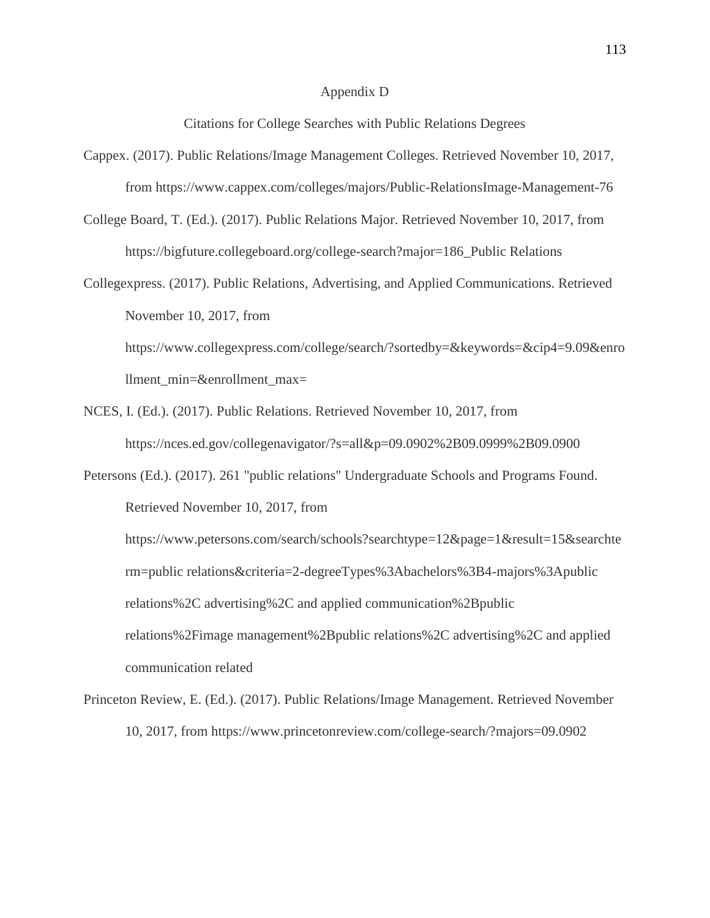# Appendix D

## Citations for College Searches with Public Relations Degrees

Cappex. (2017). Public Relations/Image Management Colleges. Retrieved November 10, 2017, from https://www.cappex.com/colleges/majors/Public-RelationsImage-Management-76

College Board, T. (Ed.). (2017). Public Relations Major. Retrieved November 10, 2017, from https://bigfuture.collegeboard.org/college-search?major=186_Public Relations

Collegexpress. (2017). Public Relations, Advertising, and Applied Communications. Retrieved November 10, 2017, from https://www.collegexpress.com/college/search/?sortedby=&keywords=&cip4=9.09&enrollment_min=&enrollment_max=

NCES, I. (Ed.). (2017). Public Relations. Retrieved November 10, 2017, from https://nces.ed.gov/collegenavigator/?s=all&p=09.0902%2B09.0999%2B09.0900

Petersons (Ed.). (2017). 261 "public relations" Undergraduate Schools and Programs Found. Retrieved November 10, 2017, from https://www.petersons.com/search/schools?searchtype=12&page=1&result=15&searchterm=public relations&criteria=2-degreeTypes%3Abachelors%3B4-majors%3Apublic relations%2C advertising%2C and applied communication%2Bpublic relations%2Fimage management%2Bpublic relations%2C advertising%2C and applied communication related

Princeton Review, E. (Ed.). (2017). Public Relations/Image Management. Retrieved November 10, 2017, from https://www.princetonreview.com/college-search/?majors=09.0902